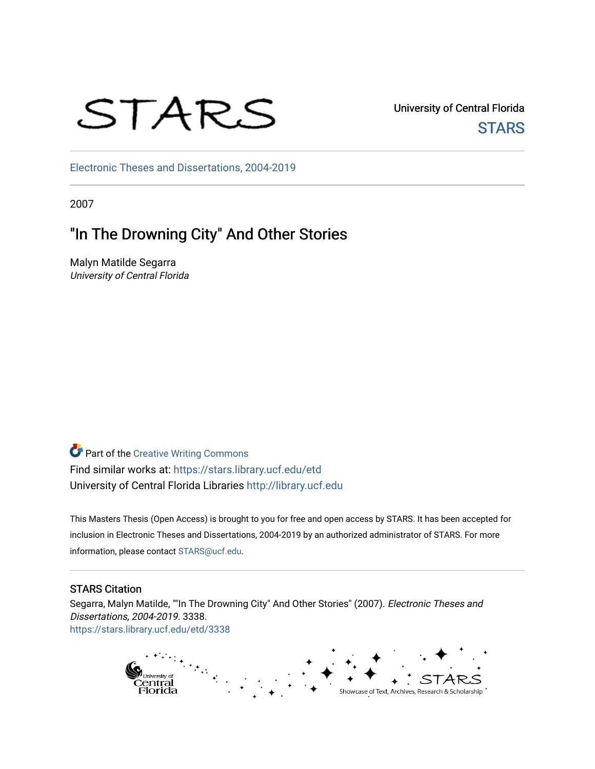STARS

University of Central Florida
STARS

Electronic Theses and Dissertations, 2004-2019

2007

# "In The Drowning City" And Other Stories

Malyn Matilde Segarra
*University of Central Florida*

Part of the Creative Writing Commons
Find similar works at: https://stars.library.ucf.edu/etd
University of Central Florida Libraries http://library.ucf.edu

This Masters Thesis (Open Access) is brought to you for free and open access by STARS. It has been accepted for inclusion in Electronic Theses and Dissertations, 2004-2019 by an authorized administrator of STARS. For more information, please contact STARS@ucf.edu.

## STARS Citation

Segarra, Malyn Matilde, ""In The Drowning City" And Other Stories" (2007). *Electronic Theses and Dissertations, 2004-2019*. 3338.
https://stars.library.ucf.edu/etd/3338

University of Central Florida
STARS
Showcase of Text, Archives, Research & Scholarship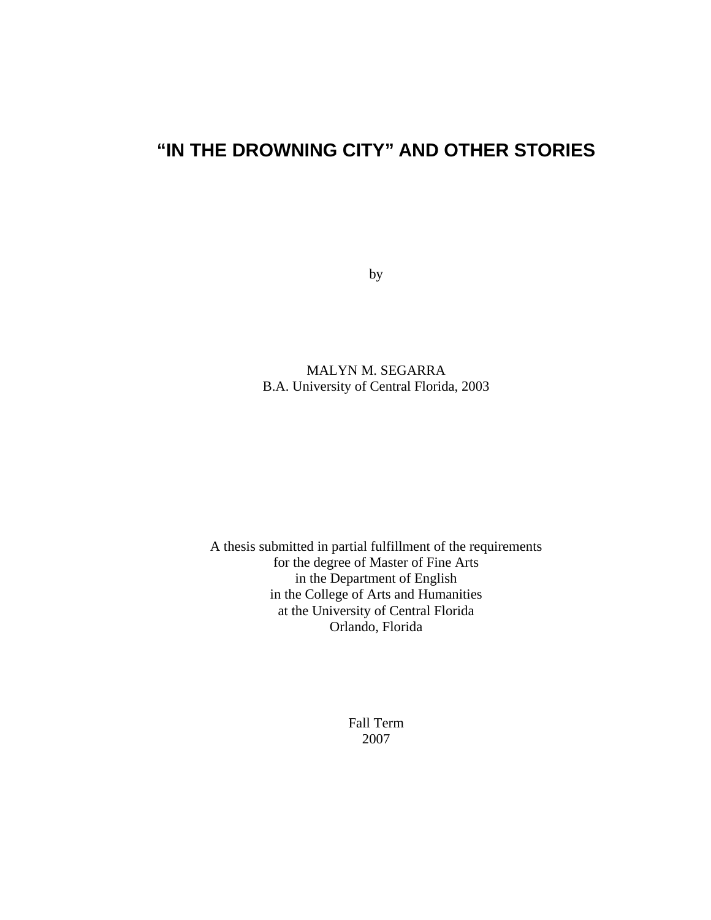# "IN THE DROWNING CITY" AND OTHER STORIES

by

MALYN M. SEGARRA
B.A. University of Central Florida, 2003

A thesis submitted in partial fulfillment of the requirements
for the degree of Master of Fine Arts
in the Department of English
in the College of Arts and Humanities
at the University of Central Florida
Orlando, Florida

Fall Term
2007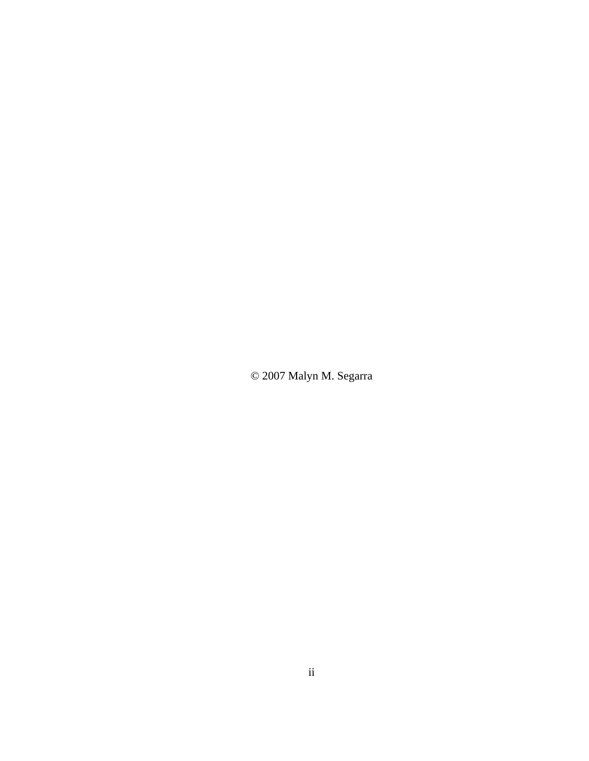© 2007 Malyn M. Segarra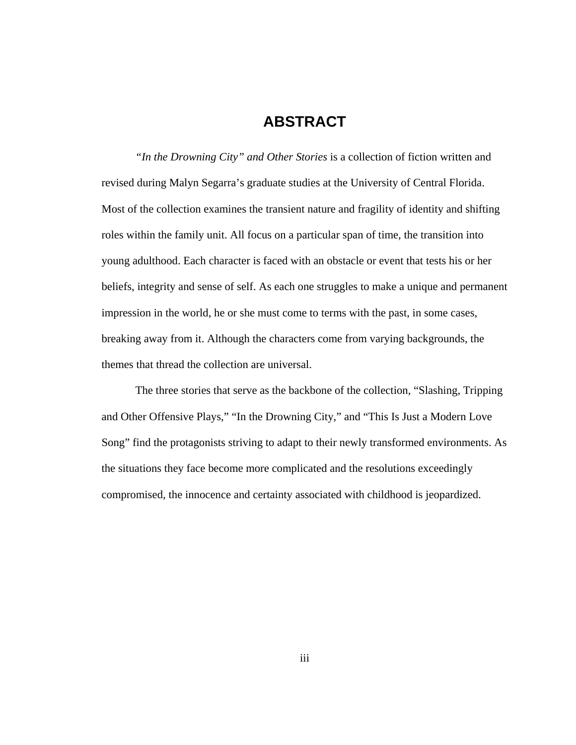# ABSTRACT

*"In the Drowning City" and Other Stories* is a collection of fiction written and revised during Malyn Segarra's graduate studies at the University of Central Florida. Most of the collection examines the transient nature and fragility of identity and shifting roles within the family unit. All focus on a particular span of time, the transition into young adulthood. Each character is faced with an obstacle or event that tests his or her beliefs, integrity and sense of self. As each one struggles to make a unique and permanent impression in the world, he or she must come to terms with the past, in some cases, breaking away from it. Although the characters come from varying backgrounds, the themes that thread the collection are universal.

The three stories that serve as the backbone of the collection, "Slashing, Tripping and Other Offensive Plays," "In the Drowning City," and "This Is Just a Modern Love Song" find the protagonists striving to adapt to their newly transformed environments. As the situations they face become more complicated and the resolutions exceedingly compromised, the innocence and certainty associated with childhood is jeopardized.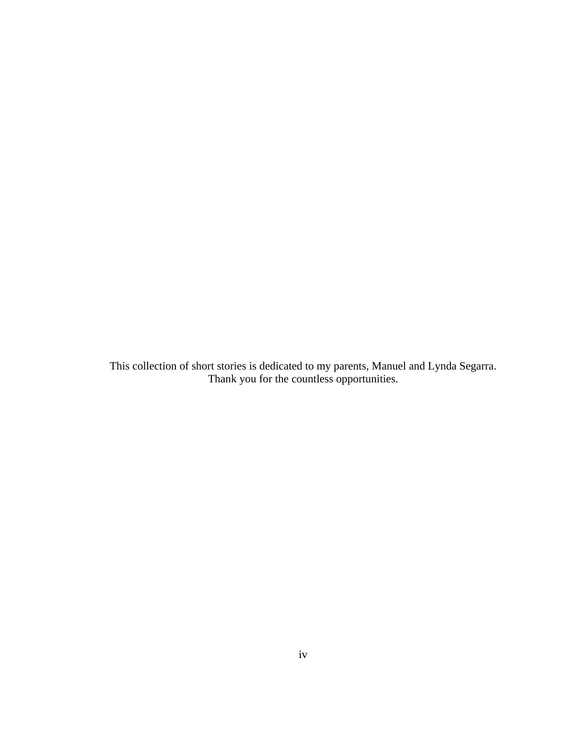This collection of short stories is dedicated to my parents, Manuel and Lynda Segarra.
Thank you for the countless opportunities.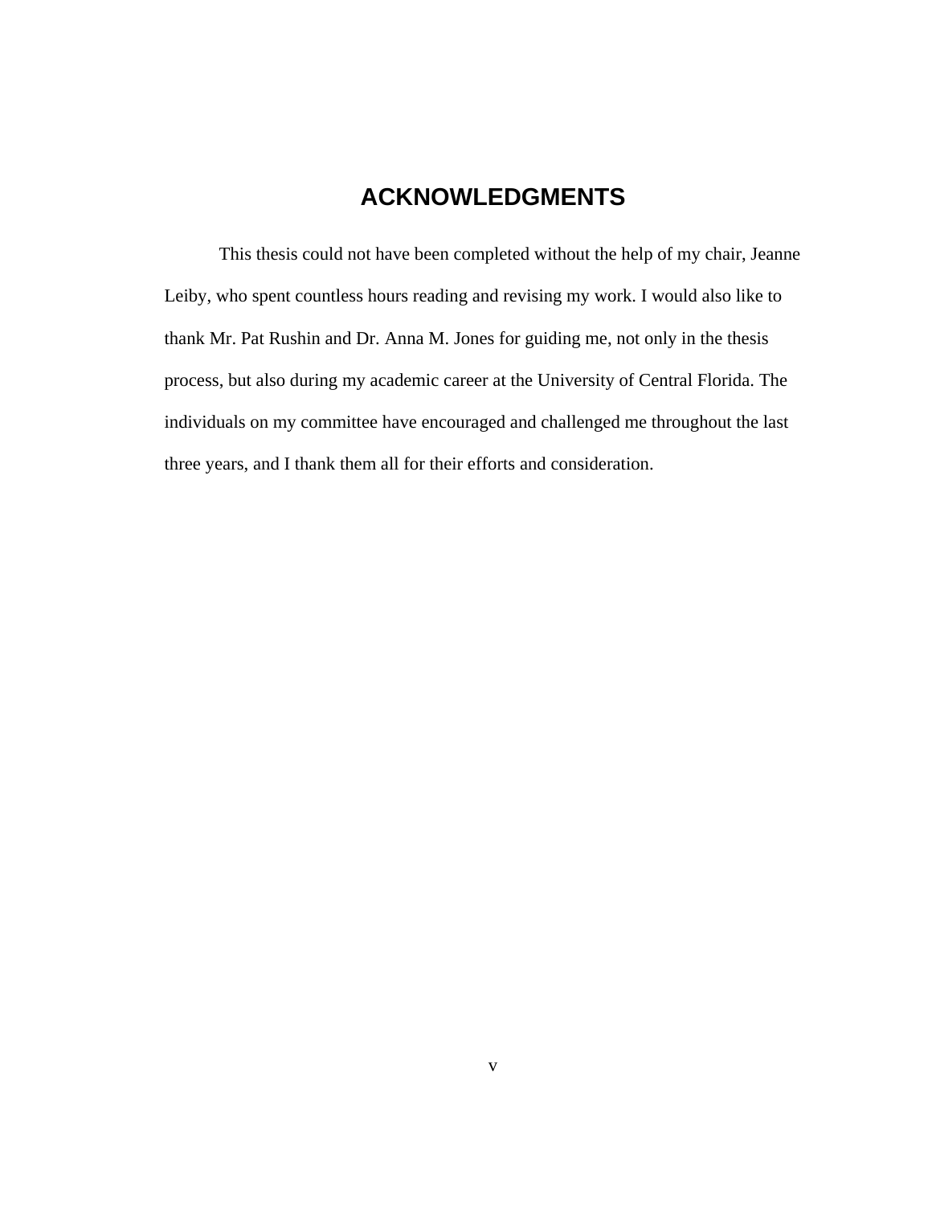# ACKNOWLEDGMENTS

This thesis could not have been completed without the help of my chair, Jeanne Leiby, who spent countless hours reading and revising my work. I would also like to thank Mr. Pat Rushin and Dr. Anna M. Jones for guiding me, not only in the thesis process, but also during my academic career at the University of Central Florida. The individuals on my committee have encouraged and challenged me throughout the last three years, and I thank them all for their efforts and consideration.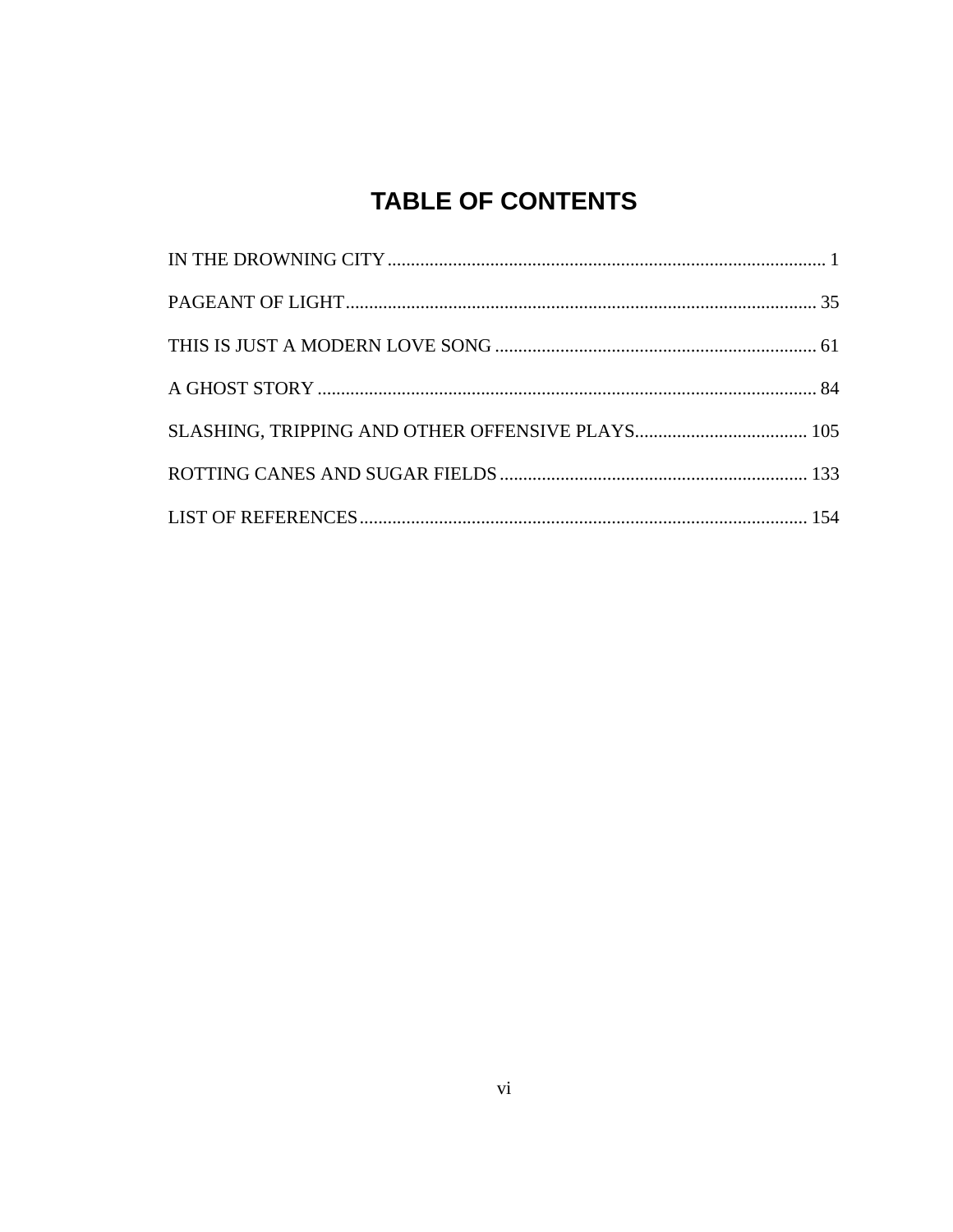# TABLE OF CONTENTS

IN THE DROWNING CITY ........................................................................................... 1

PAGEANT OF LIGHT................................................................................................. 35

THIS IS JUST A MODERN LOVE SONG ................................................................. 61

A GHOST STORY ...................................................................................................... 84

SLASHING, TRIPPING AND OTHER OFFENSIVE PLAYS.................................... 105

ROTTING CANES AND SUGAR FIELDS ............................................................... 133

LIST OF REFERENCES............................................................................................ 154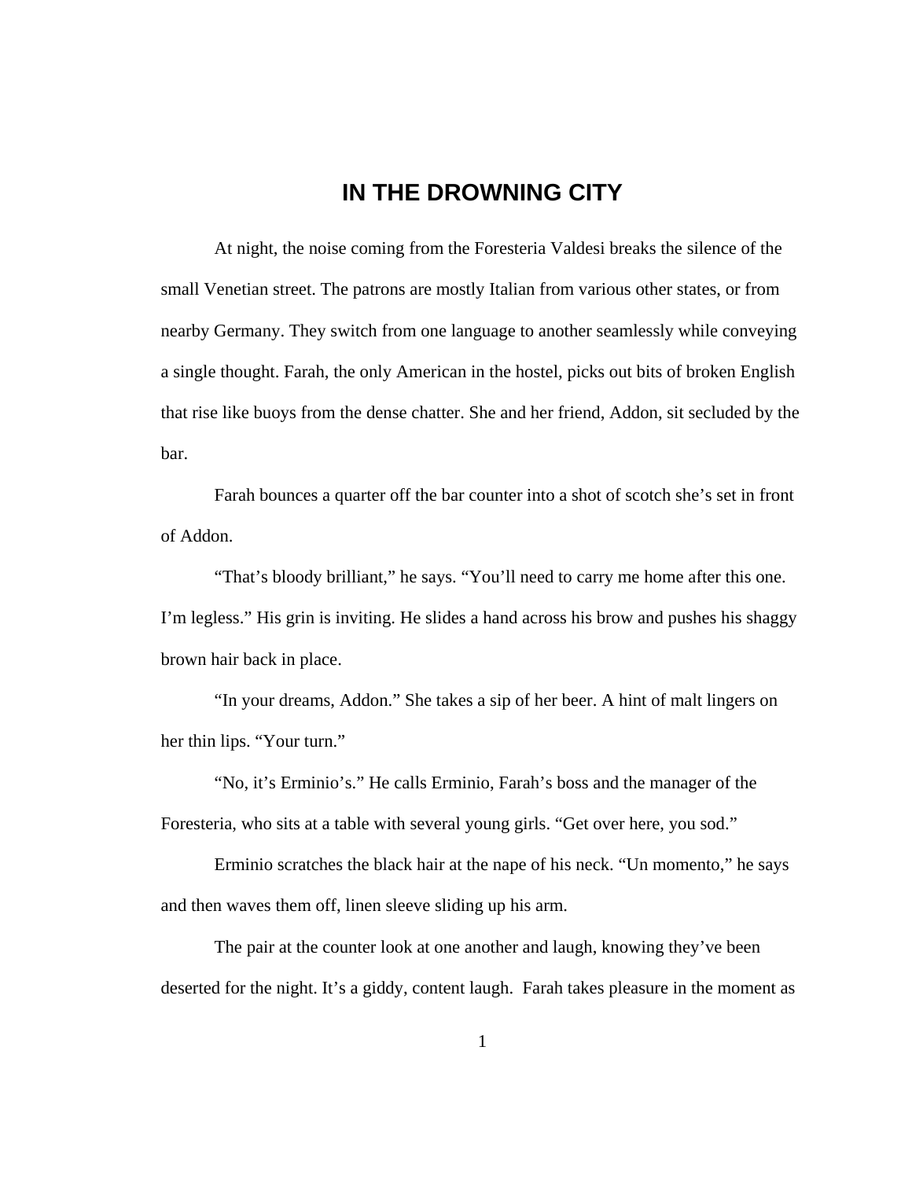# IN THE DROWNING CITY

At night, the noise coming from the Foresteria Valdesi breaks the silence of the small Venetian street. The patrons are mostly Italian from various other states, or from nearby Germany. They switch from one language to another seamlessly while conveying a single thought. Farah, the only American in the hostel, picks out bits of broken English that rise like buoys from the dense chatter. She and her friend, Addon, sit secluded by the bar.

Farah bounces a quarter off the bar counter into a shot of scotch she's set in front of Addon.

"That's bloody brilliant," he says. "You'll need to carry me home after this one. I'm legless." His grin is inviting. He slides a hand across his brow and pushes his shaggy brown hair back in place.

"In your dreams, Addon." She takes a sip of her beer. A hint of malt lingers on her thin lips. "Your turn."

"No, it's Erminio's." He calls Erminio, Farah's boss and the manager of the Foresteria, who sits at a table with several young girls. "Get over here, you sod."

Erminio scratches the black hair at the nape of his neck. "Un momento," he says and then waves them off, linen sleeve sliding up his arm.

The pair at the counter look at one another and laugh, knowing they've been deserted for the night. It's a giddy, content laugh. Farah takes pleasure in the moment as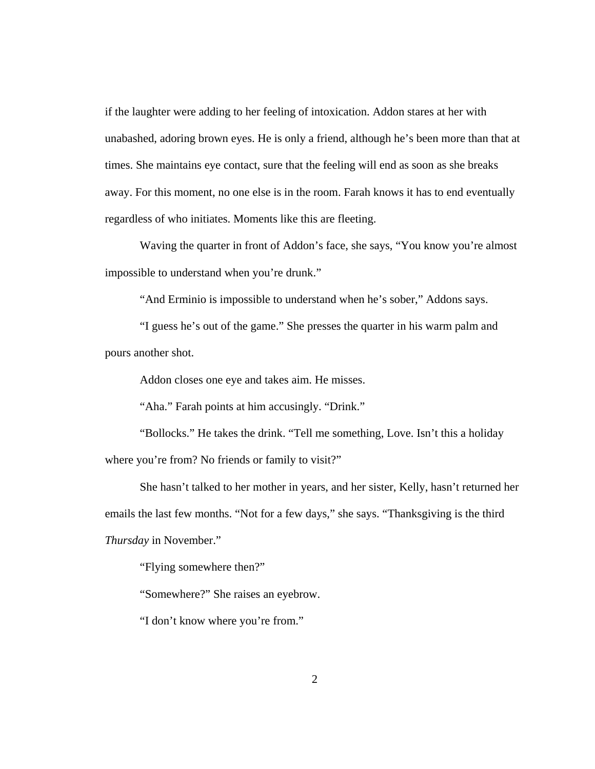if the laughter were adding to her feeling of intoxication. Addon stares at her with unabashed, adoring brown eyes. He is only a friend, although he's been more than that at times. She maintains eye contact, sure that the feeling will end as soon as she breaks away. For this moment, no one else is in the room. Farah knows it has to end eventually regardless of who initiates. Moments like this are fleeting.

Waving the quarter in front of Addon's face, she says, "You know you're almost impossible to understand when you're drunk."

"And Erminio is impossible to understand when he's sober," Addons says.

"I guess he's out of the game." She presses the quarter in his warm palm and pours another shot.

Addon closes one eye and takes aim. He misses.

"Aha." Farah points at him accusingly. "Drink."

"Bollocks." He takes the drink. "Tell me something, Love. Isn't this a holiday where you're from? No friends or family to visit?"

She hasn't talked to her mother in years, and her sister, Kelly, hasn't returned her emails the last few months. "Not for a few days," she says. "Thanksgiving is the third *Thursday* in November."

"Flying somewhere then?"

"Somewhere?" She raises an eyebrow.

"I don't know where you're from."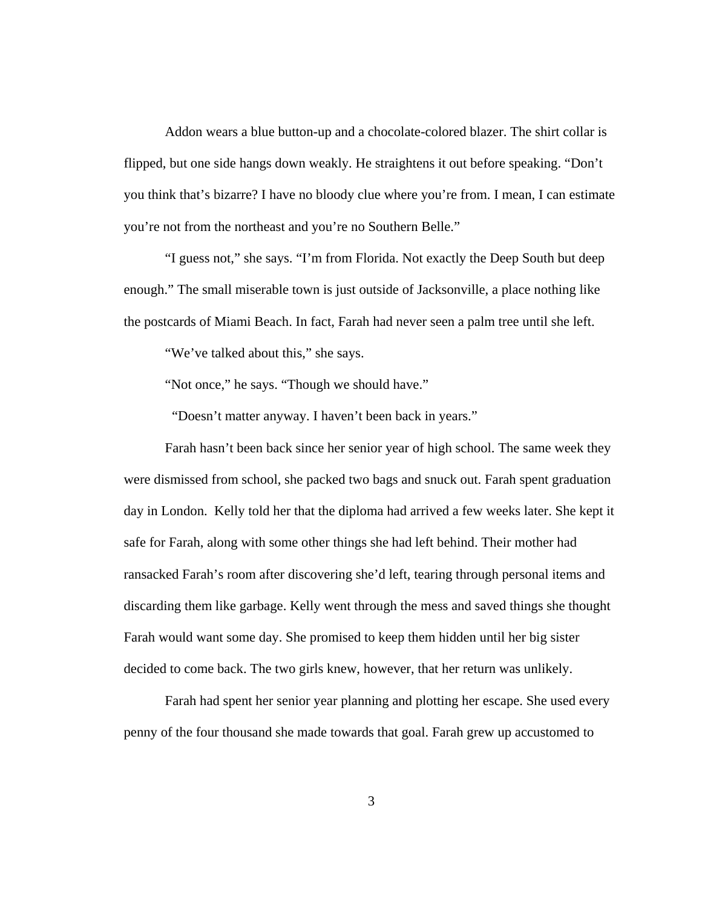Addon wears a blue button-up and a chocolate-colored blazer. The shirt collar is flipped, but one side hangs down weakly. He straightens it out before speaking. "Don't you think that's bizarre? I have no bloody clue where you're from. I mean, I can estimate you're not from the northeast and you're no Southern Belle."

"I guess not," she says. "I'm from Florida. Not exactly the Deep South but deep enough." The small miserable town is just outside of Jacksonville, a place nothing like the postcards of Miami Beach. In fact, Farah had never seen a palm tree until she left.

"We've talked about this," she says.

"Not once," he says. "Though we should have."

"Doesn't matter anyway. I haven't been back in years."

Farah hasn't been back since her senior year of high school. The same week they were dismissed from school, she packed two bags and snuck out. Farah spent graduation day in London. Kelly told her that the diploma had arrived a few weeks later. She kept it safe for Farah, along with some other things she had left behind. Their mother had ransacked Farah's room after discovering she'd left, tearing through personal items and discarding them like garbage. Kelly went through the mess and saved things she thought Farah would want some day. She promised to keep them hidden until her big sister decided to come back. The two girls knew, however, that her return was unlikely.

Farah had spent her senior year planning and plotting her escape. She used every penny of the four thousand she made towards that goal. Farah grew up accustomed to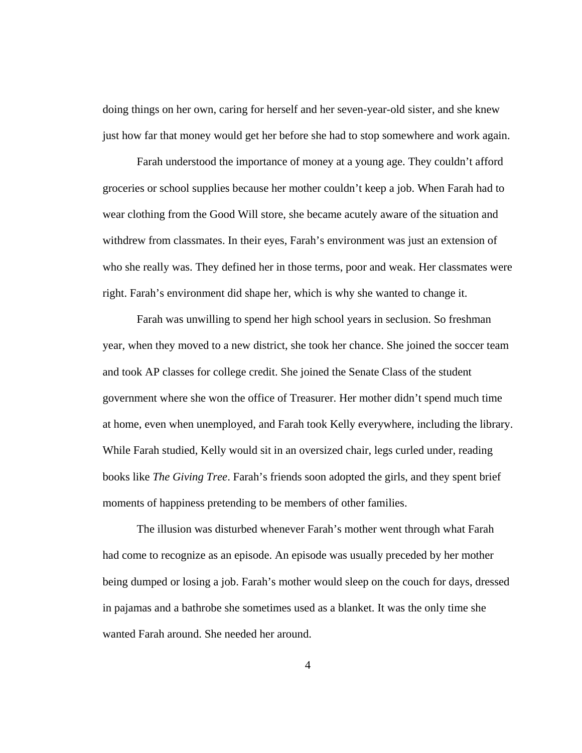doing things on her own, caring for herself and her seven-year-old sister, and she knew just how far that money would get her before she had to stop somewhere and work again.

Farah understood the importance of money at a young age. They couldn't afford groceries or school supplies because her mother couldn't keep a job. When Farah had to wear clothing from the Good Will store, she became acutely aware of the situation and withdrew from classmates. In their eyes, Farah's environment was just an extension of who she really was. They defined her in those terms, poor and weak. Her classmates were right. Farah's environment did shape her, which is why she wanted to change it.

Farah was unwilling to spend her high school years in seclusion. So freshman year, when they moved to a new district, she took her chance. She joined the soccer team and took AP classes for college credit. She joined the Senate Class of the student government where she won the office of Treasurer. Her mother didn't spend much time at home, even when unemployed, and Farah took Kelly everywhere, including the library. While Farah studied, Kelly would sit in an oversized chair, legs curled under, reading books like *The Giving Tree*. Farah's friends soon adopted the girls, and they spent brief moments of happiness pretending to be members of other families.

The illusion was disturbed whenever Farah's mother went through what Farah had come to recognize as an episode. An episode was usually preceded by her mother being dumped or losing a job. Farah's mother would sleep on the couch for days, dressed in pajamas and a bathrobe she sometimes used as a blanket. It was the only time she wanted Farah around. She needed her around.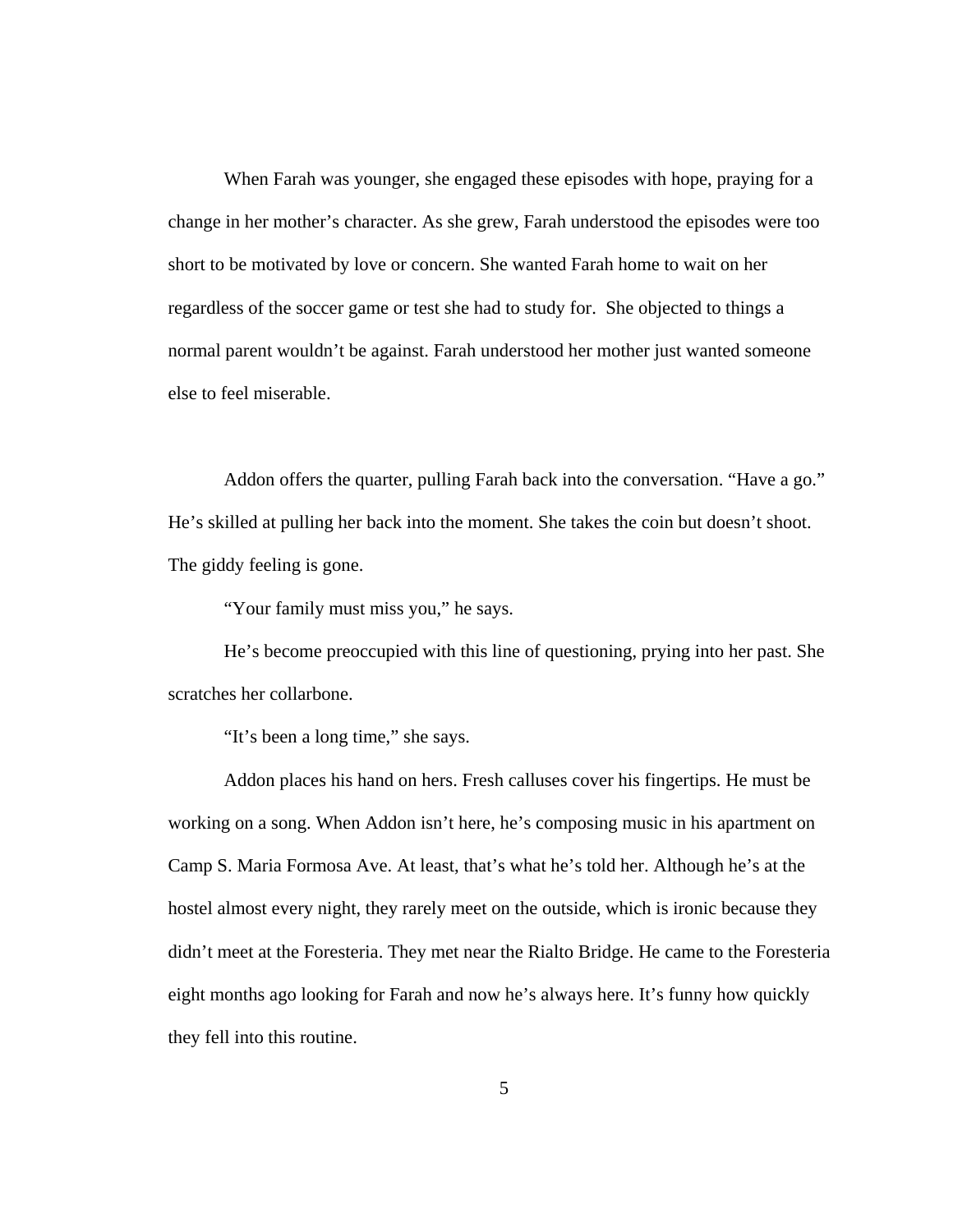When Farah was younger, she engaged these episodes with hope, praying for a change in her mother's character. As she grew, Farah understood the episodes were too short to be motivated by love or concern. She wanted Farah home to wait on her regardless of the soccer game or test she had to study for.  She objected to things a normal parent wouldn't be against. Farah understood her mother just wanted someone else to feel miserable.

Addon offers the quarter, pulling Farah back into the conversation. "Have a go." He's skilled at pulling her back into the moment. She takes the coin but doesn't shoot. The giddy feeling is gone.

"Your family must miss you," he says.

He's become preoccupied with this line of questioning, prying into her past. She scratches her collarbone.

"It's been a long time," she says.

Addon places his hand on hers. Fresh calluses cover his fingertips. He must be working on a song. When Addon isn't here, he's composing music in his apartment on Camp S. Maria Formosa Ave. At least, that's what he's told her. Although he's at the hostel almost every night, they rarely meet on the outside, which is ironic because they didn't meet at the Foresteria. They met near the Rialto Bridge. He came to the Foresteria eight months ago looking for Farah and now he's always here. It's funny how quickly they fell into this routine.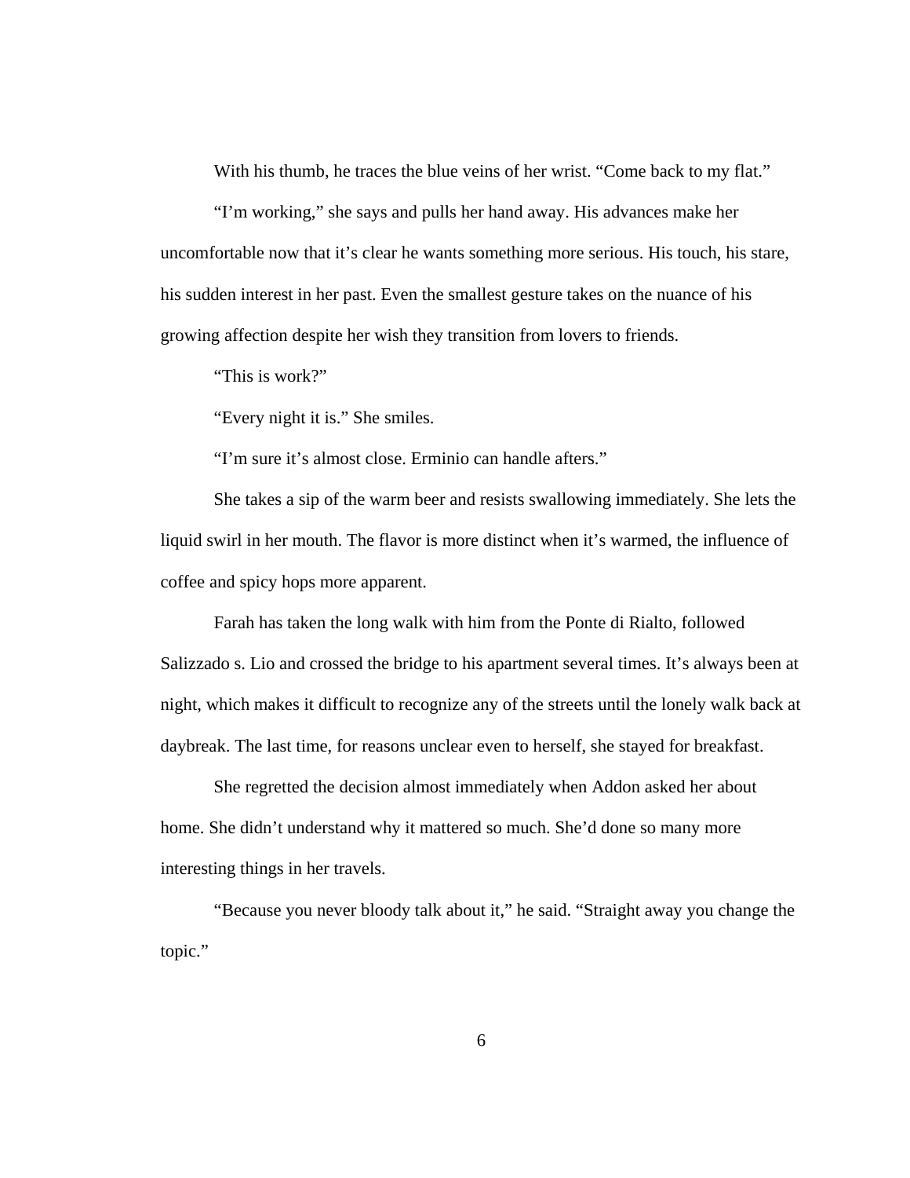With his thumb, he traces the blue veins of her wrist. "Come back to my flat."

"I'm working," she says and pulls her hand away. His advances make her uncomfortable now that it's clear he wants something more serious. His touch, his stare, his sudden interest in her past. Even the smallest gesture takes on the nuance of his growing affection despite her wish they transition from lovers to friends.

"This is work?"

"Every night it is." She smiles.

"I'm sure it's almost close. Erminio can handle afters."

She takes a sip of the warm beer and resists swallowing immediately. She lets the liquid swirl in her mouth. The flavor is more distinct when it's warmed, the influence of coffee and spicy hops more apparent.

Farah has taken the long walk with him from the Ponte di Rialto, followed Salizzado s. Lio and crossed the bridge to his apartment several times. It's always been at night, which makes it difficult to recognize any of the streets until the lonely walk back at daybreak. The last time, for reasons unclear even to herself, she stayed for breakfast.

She regretted the decision almost immediately when Addon asked her about home. She didn't understand why it mattered so much. She'd done so many more interesting things in her travels.

"Because you never bloody talk about it," he said. "Straight away you change the topic."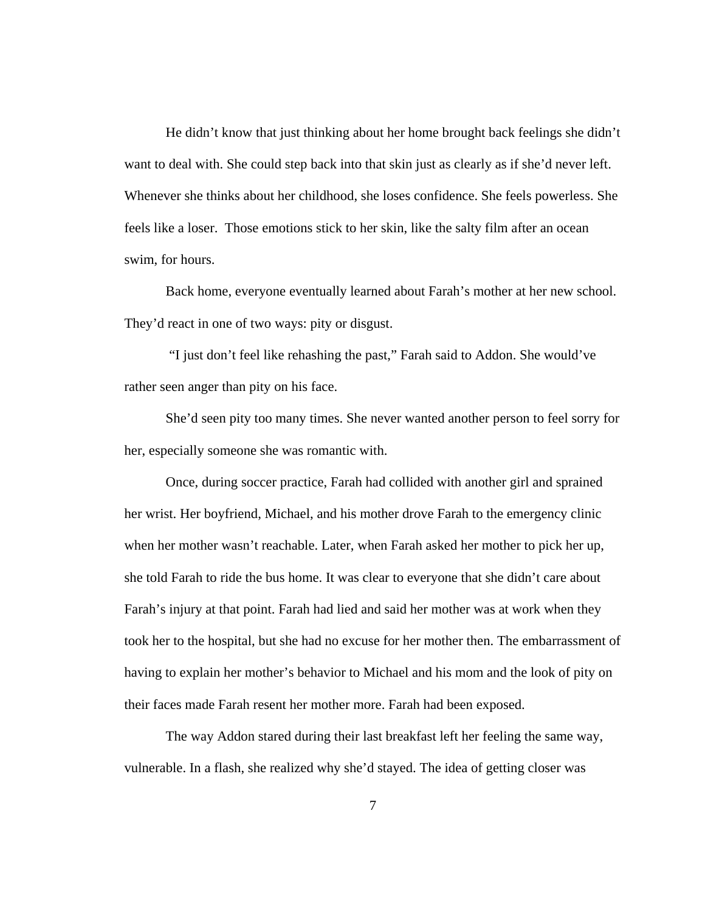He didn't know that just thinking about her home brought back feelings she didn't want to deal with. She could step back into that skin just as clearly as if she'd never left. Whenever she thinks about her childhood, she loses confidence. She feels powerless. She feels like a loser. Those emotions stick to her skin, like the salty film after an ocean swim, for hours.

Back home, everyone eventually learned about Farah's mother at her new school. They'd react in one of two ways: pity or disgust.

"I just don't feel like rehashing the past," Farah said to Addon. She would've rather seen anger than pity on his face.

She'd seen pity too many times. She never wanted another person to feel sorry for her, especially someone she was romantic with.

Once, during soccer practice, Farah had collided with another girl and sprained her wrist. Her boyfriend, Michael, and his mother drove Farah to the emergency clinic when her mother wasn't reachable. Later, when Farah asked her mother to pick her up, she told Farah to ride the bus home. It was clear to everyone that she didn't care about Farah's injury at that point. Farah had lied and said her mother was at work when they took her to the hospital, but she had no excuse for her mother then. The embarrassment of having to explain her mother's behavior to Michael and his mom and the look of pity on their faces made Farah resent her mother more. Farah had been exposed.

The way Addon stared during their last breakfast left her feeling the same way, vulnerable. In a flash, she realized why she'd stayed. The idea of getting closer was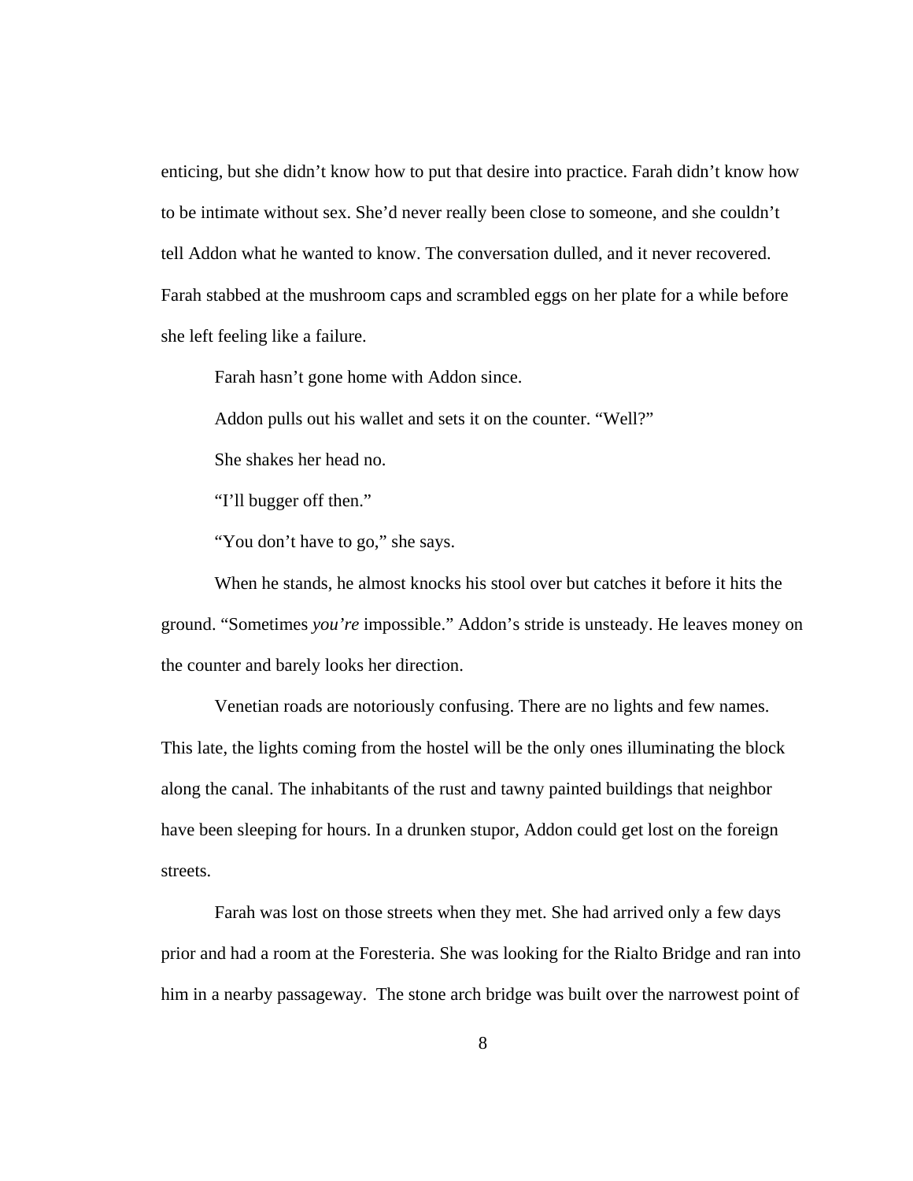enticing, but she didn't know how to put that desire into practice. Farah didn't know how to be intimate without sex. She'd never really been close to someone, and she couldn't tell Addon what he wanted to know. The conversation dulled, and it never recovered. Farah stabbed at the mushroom caps and scrambled eggs on her plate for a while before she left feeling like a failure.

Farah hasn't gone home with Addon since.

Addon pulls out his wallet and sets it on the counter. "Well?"

She shakes her head no.

"I'll bugger off then."

"You don't have to go," she says.

When he stands, he almost knocks his stool over but catches it before it hits the ground. "Sometimes *you're* impossible." Addon's stride is unsteady. He leaves money on the counter and barely looks her direction.

Venetian roads are notoriously confusing. There are no lights and few names. This late, the lights coming from the hostel will be the only ones illuminating the block along the canal. The inhabitants of the rust and tawny painted buildings that neighbor have been sleeping for hours. In a drunken stupor, Addon could get lost on the foreign streets.

Farah was lost on those streets when they met. She had arrived only a few days prior and had a room at the Foresteria. She was looking for the Rialto Bridge and ran into him in a nearby passageway. The stone arch bridge was built over the narrowest point of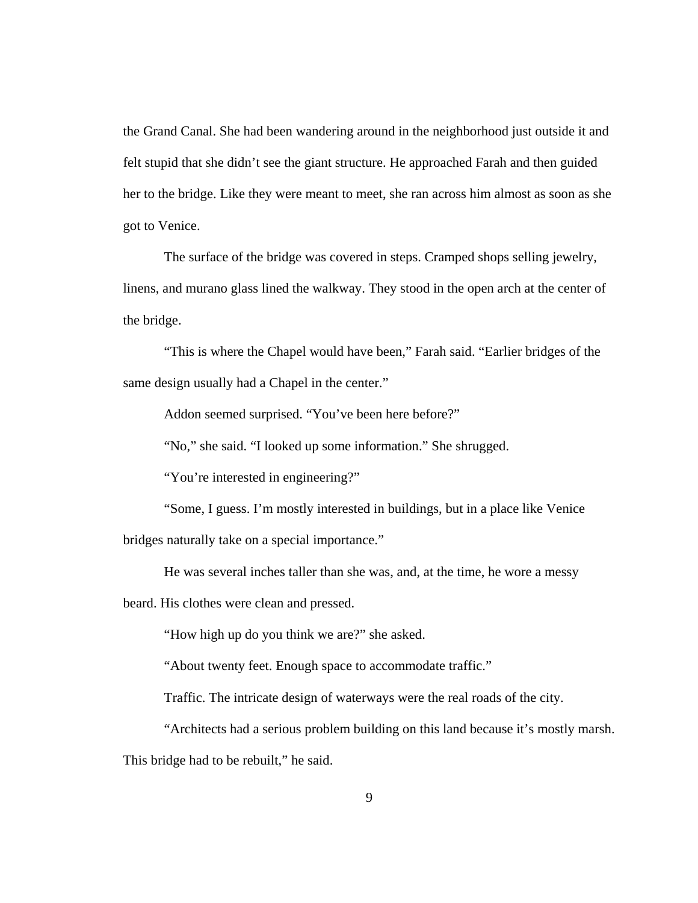the Grand Canal. She had been wandering around in the neighborhood just outside it and felt stupid that she didn't see the giant structure. He approached Farah and then guided her to the bridge. Like they were meant to meet, she ran across him almost as soon as she got to Venice.

The surface of the bridge was covered in steps. Cramped shops selling jewelry, linens, and murano glass lined the walkway. They stood in the open arch at the center of the bridge.

"This is where the Chapel would have been," Farah said. "Earlier bridges of the same design usually had a Chapel in the center."

Addon seemed surprised. "You've been here before?"

"No," she said. "I looked up some information." She shrugged.

"You're interested in engineering?"

"Some, I guess. I'm mostly interested in buildings, but in a place like Venice bridges naturally take on a special importance."

He was several inches taller than she was, and, at the time, he wore a messy beard. His clothes were clean and pressed.

"How high up do you think we are?" she asked.

"About twenty feet. Enough space to accommodate traffic."

Traffic. The intricate design of waterways were the real roads of the city.

"Architects had a serious problem building on this land because it's mostly marsh. This bridge had to be rebuilt," he said.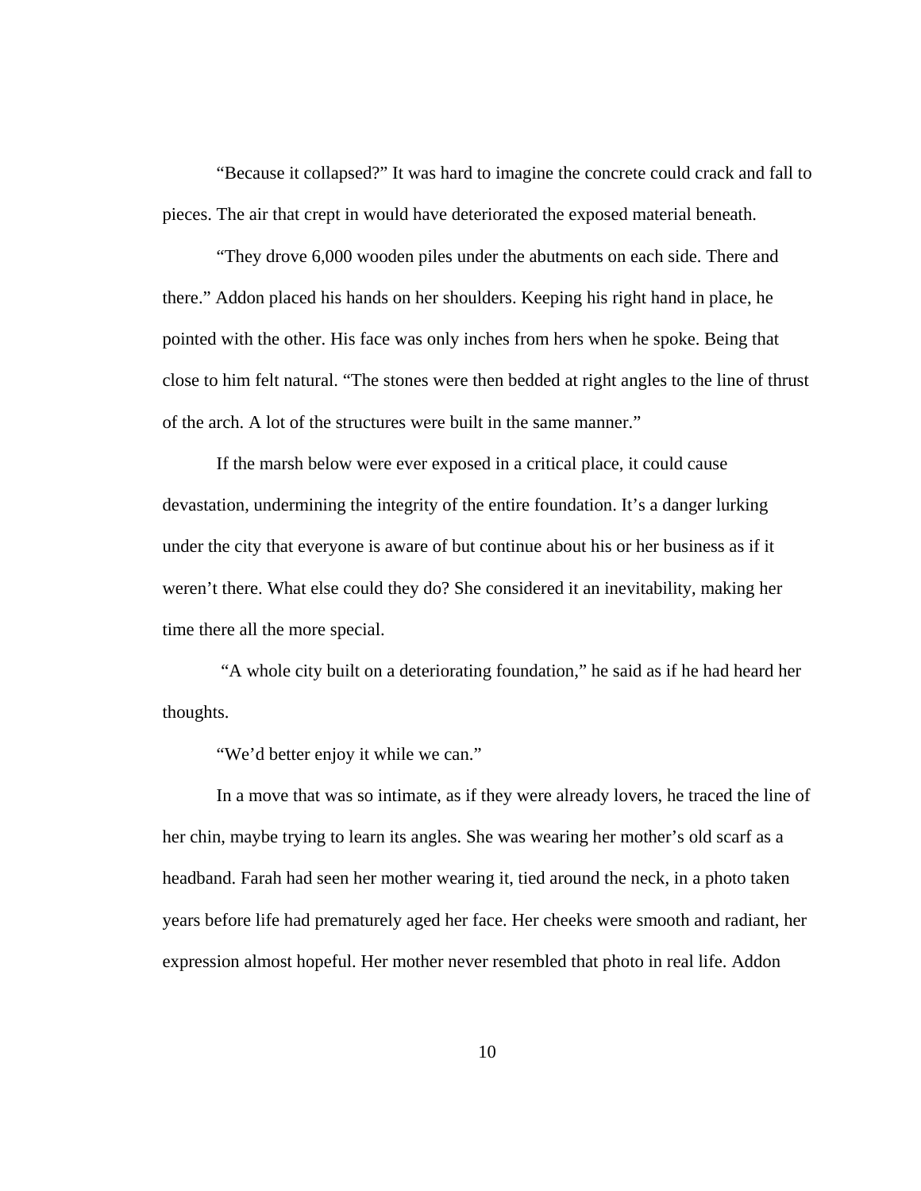"Because it collapsed?" It was hard to imagine the concrete could crack and fall to pieces. The air that crept in would have deteriorated the exposed material beneath.

"They drove 6,000 wooden piles under the abutments on each side. There and there." Addon placed his hands on her shoulders. Keeping his right hand in place, he pointed with the other. His face was only inches from hers when he spoke. Being that close to him felt natural. "The stones were then bedded at right angles to the line of thrust of the arch. A lot of the structures were built in the same manner."

If the marsh below were ever exposed in a critical place, it could cause devastation, undermining the integrity of the entire foundation. It's a danger lurking under the city that everyone is aware of but continue about his or her business as if it weren't there. What else could they do? She considered it an inevitability, making her time there all the more special.

"A whole city built on a deteriorating foundation," he said as if he had heard her thoughts.

"We'd better enjoy it while we can."

In a move that was so intimate, as if they were already lovers, he traced the line of her chin, maybe trying to learn its angles. She was wearing her mother's old scarf as a headband. Farah had seen her mother wearing it, tied around the neck, in a photo taken years before life had prematurely aged her face. Her cheeks were smooth and radiant, her expression almost hopeful. Her mother never resembled that photo in real life. Addon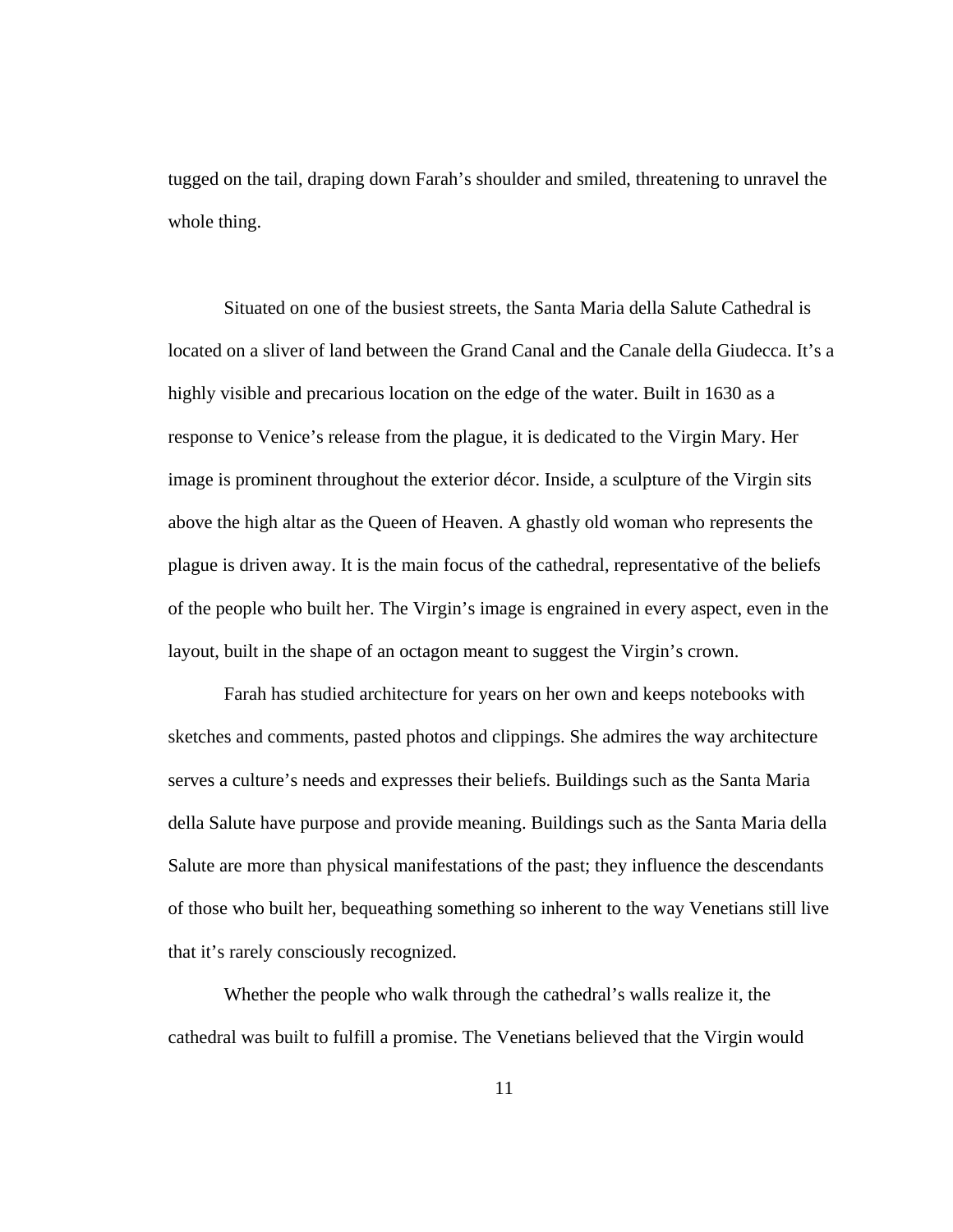tugged on the tail, draping down Farah's shoulder and smiled, threatening to unravel the whole thing.

Situated on one of the busiest streets, the Santa Maria della Salute Cathedral is located on a sliver of land between the Grand Canal and the Canale della Giudecca. It's a highly visible and precarious location on the edge of the water. Built in 1630 as a response to Venice's release from the plague, it is dedicated to the Virgin Mary. Her image is prominent throughout the exterior décor. Inside, a sculpture of the Virgin sits above the high altar as the Queen of Heaven. A ghastly old woman who represents the plague is driven away. It is the main focus of the cathedral, representative of the beliefs of the people who built her. The Virgin's image is engrained in every aspect, even in the layout, built in the shape of an octagon meant to suggest the Virgin's crown.

Farah has studied architecture for years on her own and keeps notebooks with sketches and comments, pasted photos and clippings. She admires the way architecture serves a culture's needs and expresses their beliefs. Buildings such as the Santa Maria della Salute have purpose and provide meaning. Buildings such as the Santa Maria della Salute are more than physical manifestations of the past; they influence the descendants of those who built her, bequeathing something so inherent to the way Venetians still live that it's rarely consciously recognized.

Whether the people who walk through the cathedral's walls realize it, the cathedral was built to fulfill a promise. The Venetians believed that the Virgin would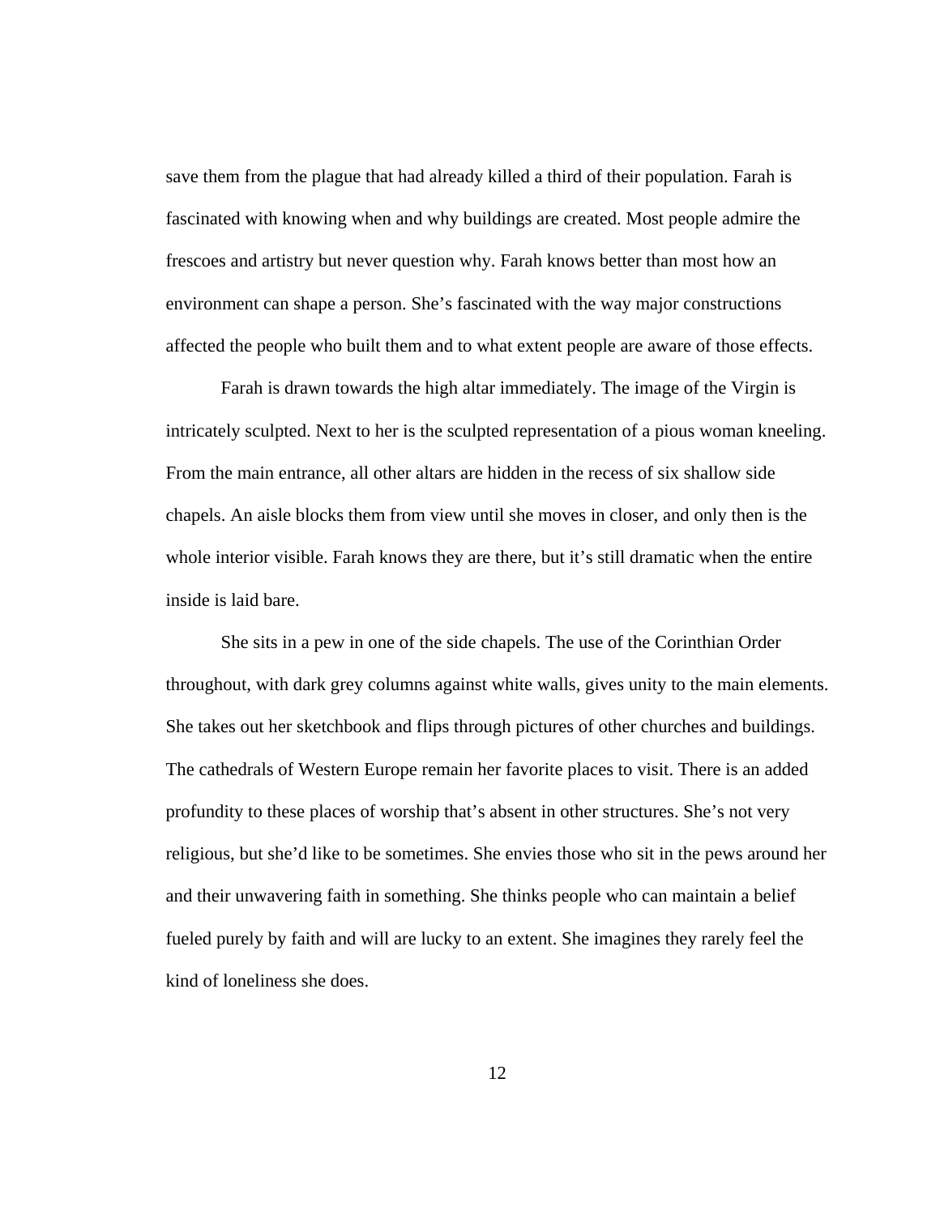save them from the plague that had already killed a third of their population. Farah is fascinated with knowing when and why buildings are created. Most people admire the frescoes and artistry but never question why. Farah knows better than most how an environment can shape a person. She's fascinated with the way major constructions affected the people who built them and to what extent people are aware of those effects.

Farah is drawn towards the high altar immediately. The image of the Virgin is intricately sculpted. Next to her is the sculpted representation of a pious woman kneeling. From the main entrance, all other altars are hidden in the recess of six shallow side chapels. An aisle blocks them from view until she moves in closer, and only then is the whole interior visible. Farah knows they are there, but it's still dramatic when the entire inside is laid bare.

She sits in a pew in one of the side chapels. The use of the Corinthian Order throughout, with dark grey columns against white walls, gives unity to the main elements. She takes out her sketchbook and flips through pictures of other churches and buildings. The cathedrals of Western Europe remain her favorite places to visit. There is an added profundity to these places of worship that's absent in other structures. She's not very religious, but she'd like to be sometimes. She envies those who sit in the pews around her and their unwavering faith in something. She thinks people who can maintain a belief fueled purely by faith and will are lucky to an extent. She imagines they rarely feel the kind of loneliness she does.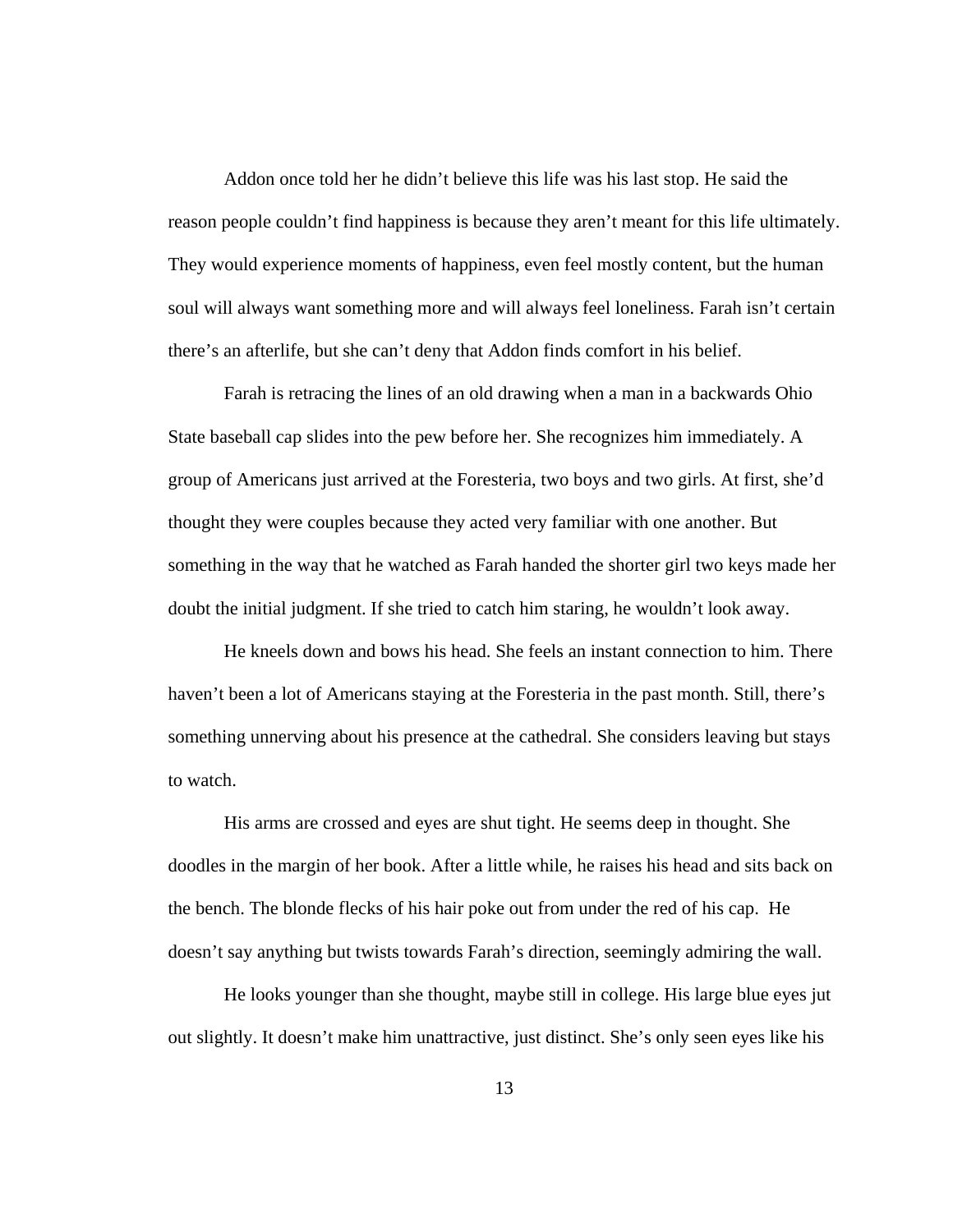Addon once told her he didn't believe this life was his last stop. He said the reason people couldn't find happiness is because they aren't meant for this life ultimately. They would experience moments of happiness, even feel mostly content, but the human soul will always want something more and will always feel loneliness. Farah isn't certain there's an afterlife, but she can't deny that Addon finds comfort in his belief.

Farah is retracing the lines of an old drawing when a man in a backwards Ohio State baseball cap slides into the pew before her. She recognizes him immediately. A group of Americans just arrived at the Foresteria, two boys and two girls. At first, she'd thought they were couples because they acted very familiar with one another. But something in the way that he watched as Farah handed the shorter girl two keys made her doubt the initial judgment. If she tried to catch him staring, he wouldn't look away.

He kneels down and bows his head. She feels an instant connection to him. There haven't been a lot of Americans staying at the Foresteria in the past month. Still, there's something unnerving about his presence at the cathedral. She considers leaving but stays to watch.

His arms are crossed and eyes are shut tight. He seems deep in thought. She doodles in the margin of her book. After a little while, he raises his head and sits back on the bench. The blonde flecks of his hair poke out from under the red of his cap. He doesn't say anything but twists towards Farah's direction, seemingly admiring the wall.

He looks younger than she thought, maybe still in college. His large blue eyes jut out slightly. It doesn't make him unattractive, just distinct. She's only seen eyes like his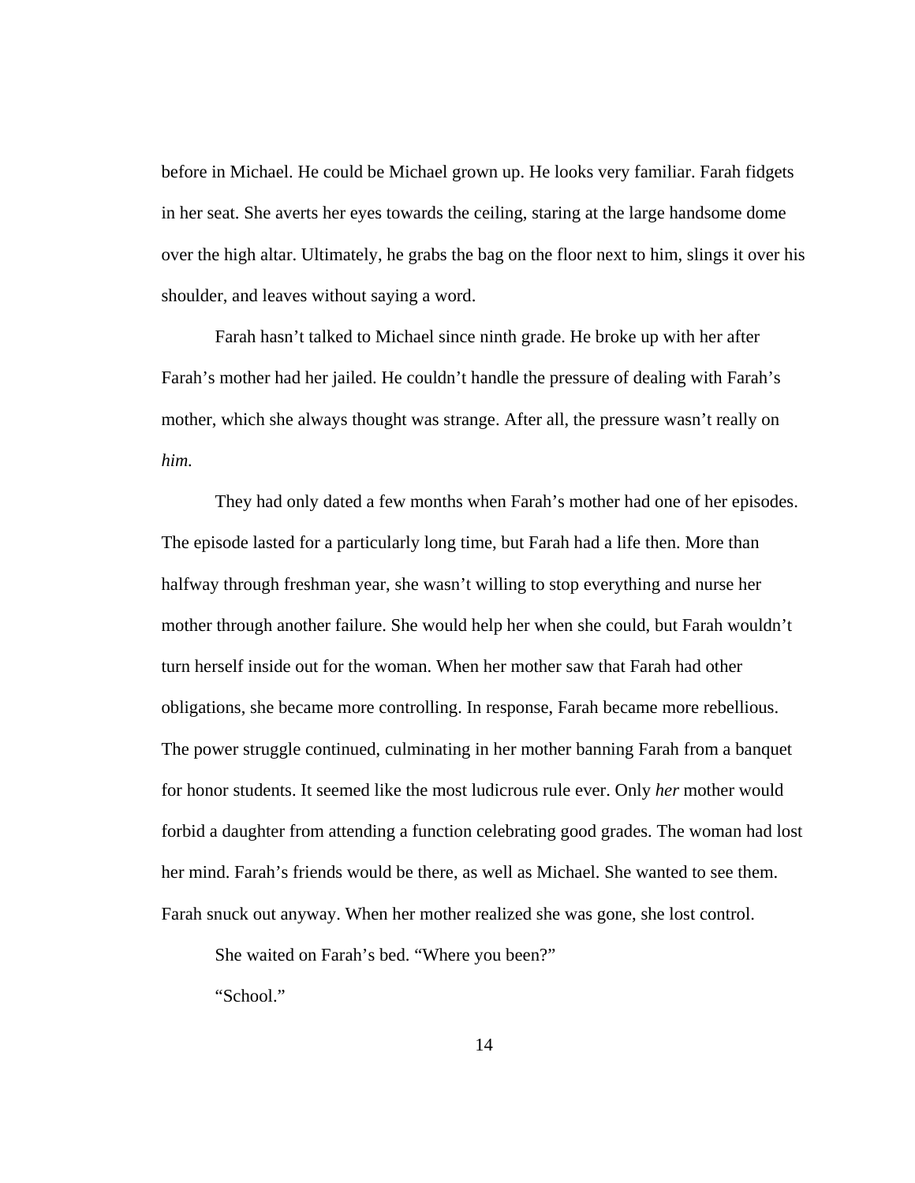before in Michael. He could be Michael grown up. He looks very familiar. Farah fidgets in her seat. She averts her eyes towards the ceiling, staring at the large handsome dome over the high altar. Ultimately, he grabs the bag on the floor next to him, slings it over his shoulder, and leaves without saying a word.

Farah hasn't talked to Michael since ninth grade. He broke up with her after Farah's mother had her jailed. He couldn't handle the pressure of dealing with Farah's mother, which she always thought was strange. After all, the pressure wasn't really on *him*.

They had only dated a few months when Farah's mother had one of her episodes. The episode lasted for a particularly long time, but Farah had a life then. More than halfway through freshman year, she wasn't willing to stop everything and nurse her mother through another failure. She would help her when she could, but Farah wouldn't turn herself inside out for the woman. When her mother saw that Farah had other obligations, she became more controlling. In response, Farah became more rebellious. The power struggle continued, culminating in her mother banning Farah from a banquet for honor students. It seemed like the most ludicrous rule ever. Only *her* mother would forbid a daughter from attending a function celebrating good grades. The woman had lost her mind. Farah's friends would be there, as well as Michael. She wanted to see them. Farah snuck out anyway. When her mother realized she was gone, she lost control.

She waited on Farah's bed. "Where you been?"

"School."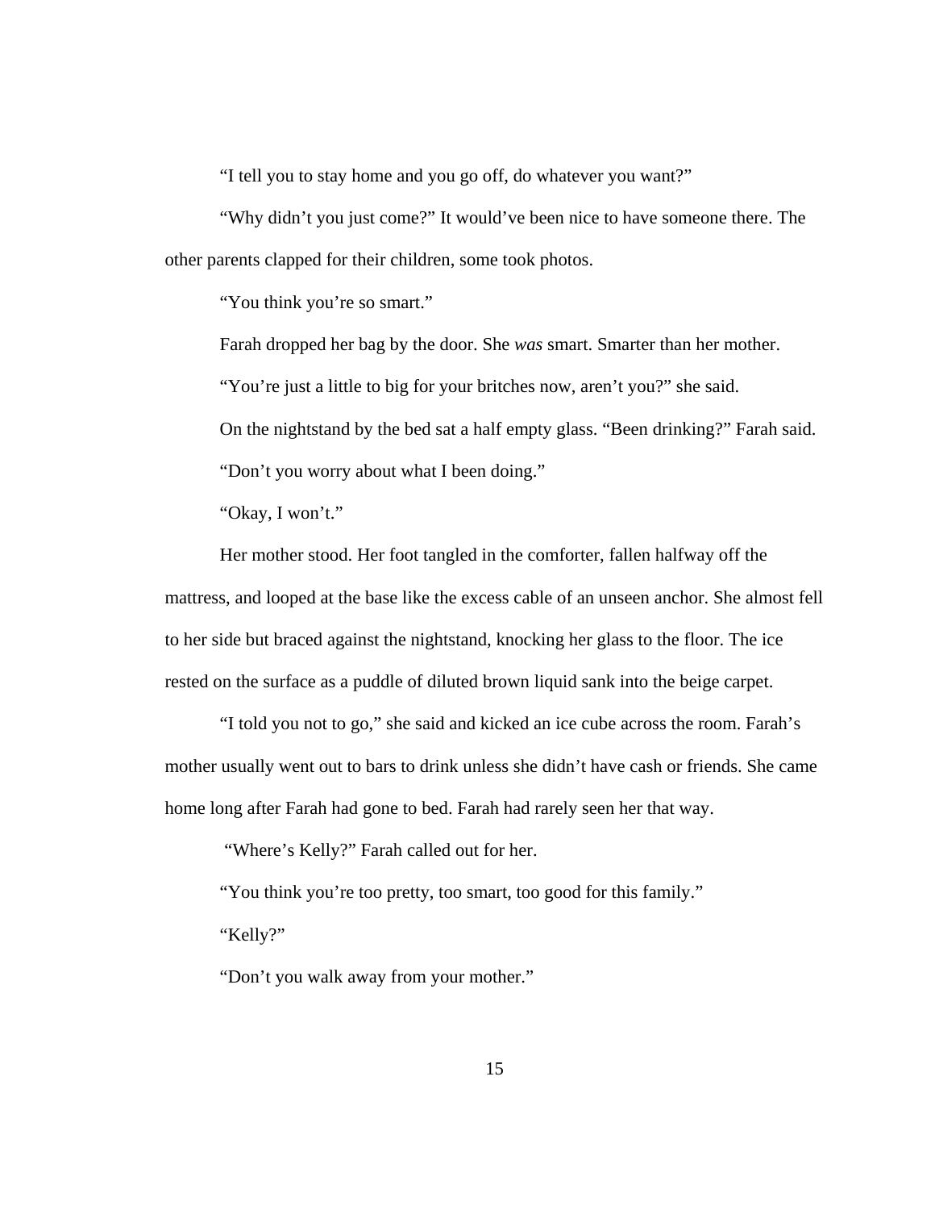"I tell you to stay home and you go off, do whatever you want?"

"Why didn't you just come?" It would've been nice to have someone there. The other parents clapped for their children, some took photos.

"You think you're so smart."

Farah dropped her bag by the door. She *was* smart. Smarter than her mother.

"You're just a little to big for your britches now, aren't you?" she said.

On the nightstand by the bed sat a half empty glass. "Been drinking?" Farah said.

"Don't you worry about what I been doing."

"Okay, I won't."

Her mother stood. Her foot tangled in the comforter, fallen halfway off the mattress, and looped at the base like the excess cable of an unseen anchor. She almost fell to her side but braced against the nightstand, knocking her glass to the floor. The ice rested on the surface as a puddle of diluted brown liquid sank into the beige carpet.

"I told you not to go," she said and kicked an ice cube across the room. Farah's mother usually went out to bars to drink unless she didn't have cash or friends. She came home long after Farah had gone to bed. Farah had rarely seen her that way.

"Where's Kelly?" Farah called out for her.

"You think you're too pretty, too smart, too good for this family."

"Kelly?"

"Don't you walk away from your mother."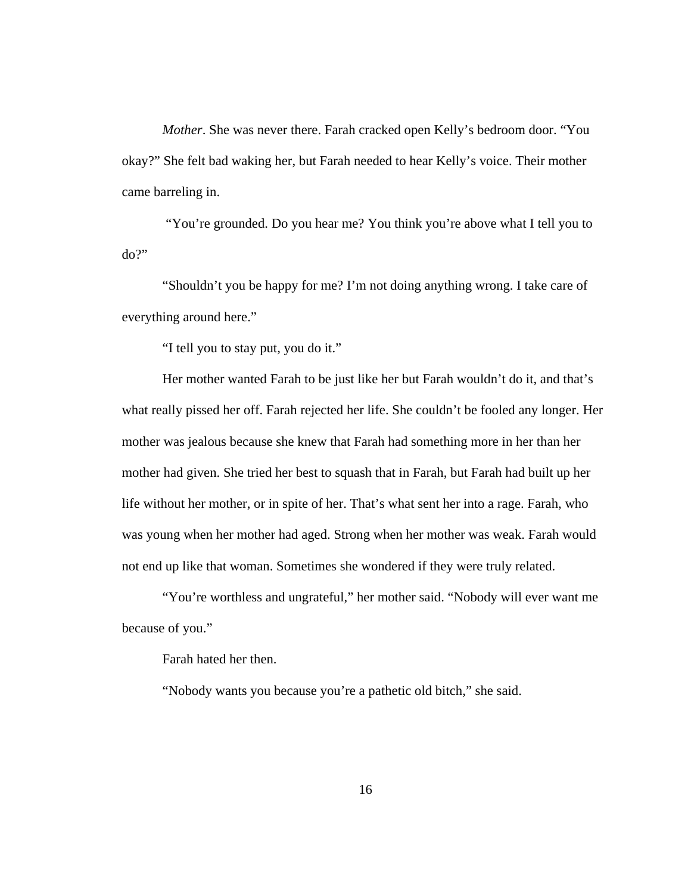*Mother*. She was never there. Farah cracked open Kelly's bedroom door. "You okay?" She felt bad waking her, but Farah needed to hear Kelly's voice. Their mother came barreling in.

"You're grounded. Do you hear me? You think you're above what I tell you to do?"

"Shouldn't you be happy for me? I'm not doing anything wrong. I take care of everything around here."

"I tell you to stay put, you do it."

Her mother wanted Farah to be just like her but Farah wouldn't do it, and that's what really pissed her off. Farah rejected her life. She couldn't be fooled any longer. Her mother was jealous because she knew that Farah had something more in her than her mother had given. She tried her best to squash that in Farah, but Farah had built up her life without her mother, or in spite of her. That's what sent her into a rage. Farah, who was young when her mother had aged. Strong when her mother was weak. Farah would not end up like that woman. Sometimes she wondered if they were truly related.

"You're worthless and ungrateful," her mother said. "Nobody will ever want me because of you."

Farah hated her then.

"Nobody wants you because you're a pathetic old bitch," she said.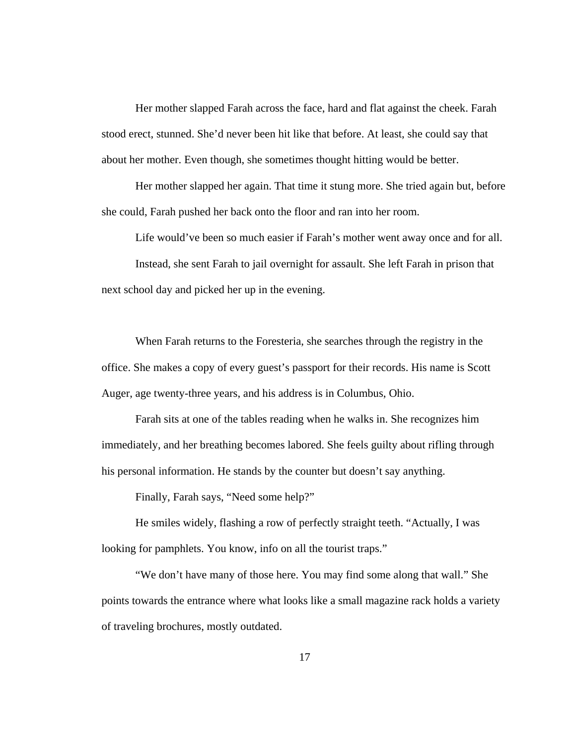Her mother slapped Farah across the face, hard and flat against the cheek. Farah stood erect, stunned. She'd never been hit like that before. At least, she could say that about her mother. Even though, she sometimes thought hitting would be better.

Her mother slapped her again. That time it stung more. She tried again but, before she could, Farah pushed her back onto the floor and ran into her room.

Life would've been so much easier if Farah's mother went away once and for all.

Instead, she sent Farah to jail overnight for assault. She left Farah in prison that next school day and picked her up in the evening.

When Farah returns to the Foresteria, she searches through the registry in the office. She makes a copy of every guest's passport for their records. His name is Scott Auger, age twenty-three years, and his address is in Columbus, Ohio.

Farah sits at one of the tables reading when he walks in. She recognizes him immediately, and her breathing becomes labored. She feels guilty about rifling through his personal information. He stands by the counter but doesn't say anything.

Finally, Farah says, "Need some help?"

He smiles widely, flashing a row of perfectly straight teeth. "Actually, I was looking for pamphlets. You know, info on all the tourist traps."

"We don't have many of those here. You may find some along that wall." She points towards the entrance where what looks like a small magazine rack holds a variety of traveling brochures, mostly outdated.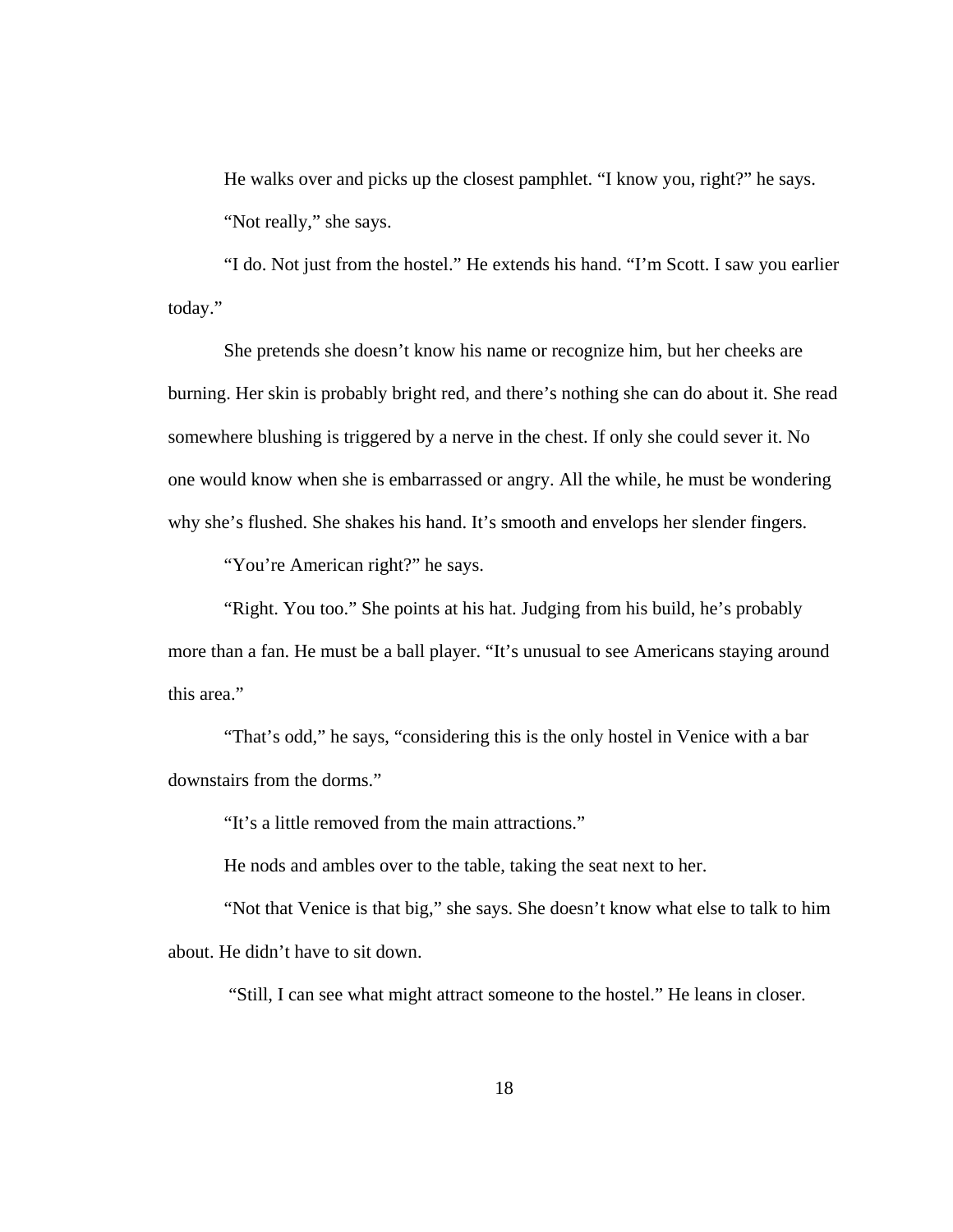He walks over and picks up the closest pamphlet. "I know you, right?" he says.

"Not really," she says.

"I do. Not just from the hostel." He extends his hand. "I'm Scott. I saw you earlier today."

She pretends she doesn't know his name or recognize him, but her cheeks are burning. Her skin is probably bright red, and there's nothing she can do about it. She read somewhere blushing is triggered by a nerve in the chest. If only she could sever it. No one would know when she is embarrassed or angry. All the while, he must be wondering why she's flushed. She shakes his hand. It's smooth and envelops her slender fingers.

"You're American right?" he says.

"Right. You too." She points at his hat. Judging from his build, he's probably more than a fan. He must be a ball player. "It's unusual to see Americans staying around this area."

"That's odd," he says, "considering this is the only hostel in Venice with a bar downstairs from the dorms."

"It's a little removed from the main attractions."

He nods and ambles over to the table, taking the seat next to her.

"Not that Venice is that big," she says. She doesn't know what else to talk to him about. He didn't have to sit down.

"Still, I can see what might attract someone to the hostel." He leans in closer.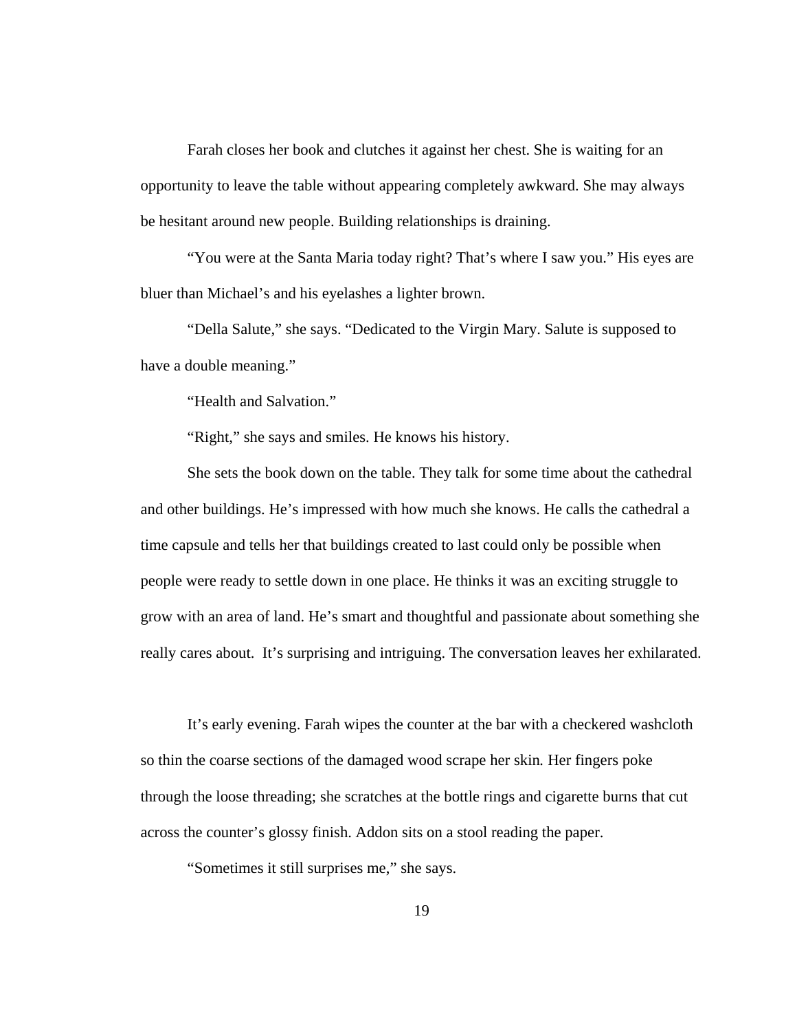Farah closes her book and clutches it against her chest. She is waiting for an opportunity to leave the table without appearing completely awkward. She may always be hesitant around new people. Building relationships is draining.

"You were at the Santa Maria today right? That's where I saw you." His eyes are bluer than Michael's and his eyelashes a lighter brown.

"Della Salute," she says. "Dedicated to the Virgin Mary. Salute is supposed to have a double meaning."

"Health and Salvation."

"Right," she says and smiles. He knows his history.

She sets the book down on the table. They talk for some time about the cathedral and other buildings. He's impressed with how much she knows. He calls the cathedral a time capsule and tells her that buildings created to last could only be possible when people were ready to settle down in one place. He thinks it was an exciting struggle to grow with an area of land. He's smart and thoughtful and passionate about something she really cares about. It's surprising and intriguing. The conversation leaves her exhilarated.

It's early evening. Farah wipes the counter at the bar with a checkered washcloth so thin the coarse sections of the damaged wood scrape her skin. Her fingers poke through the loose threading; she scratches at the bottle rings and cigarette burns that cut across the counter's glossy finish. Addon sits on a stool reading the paper.

"Sometimes it still surprises me," she says.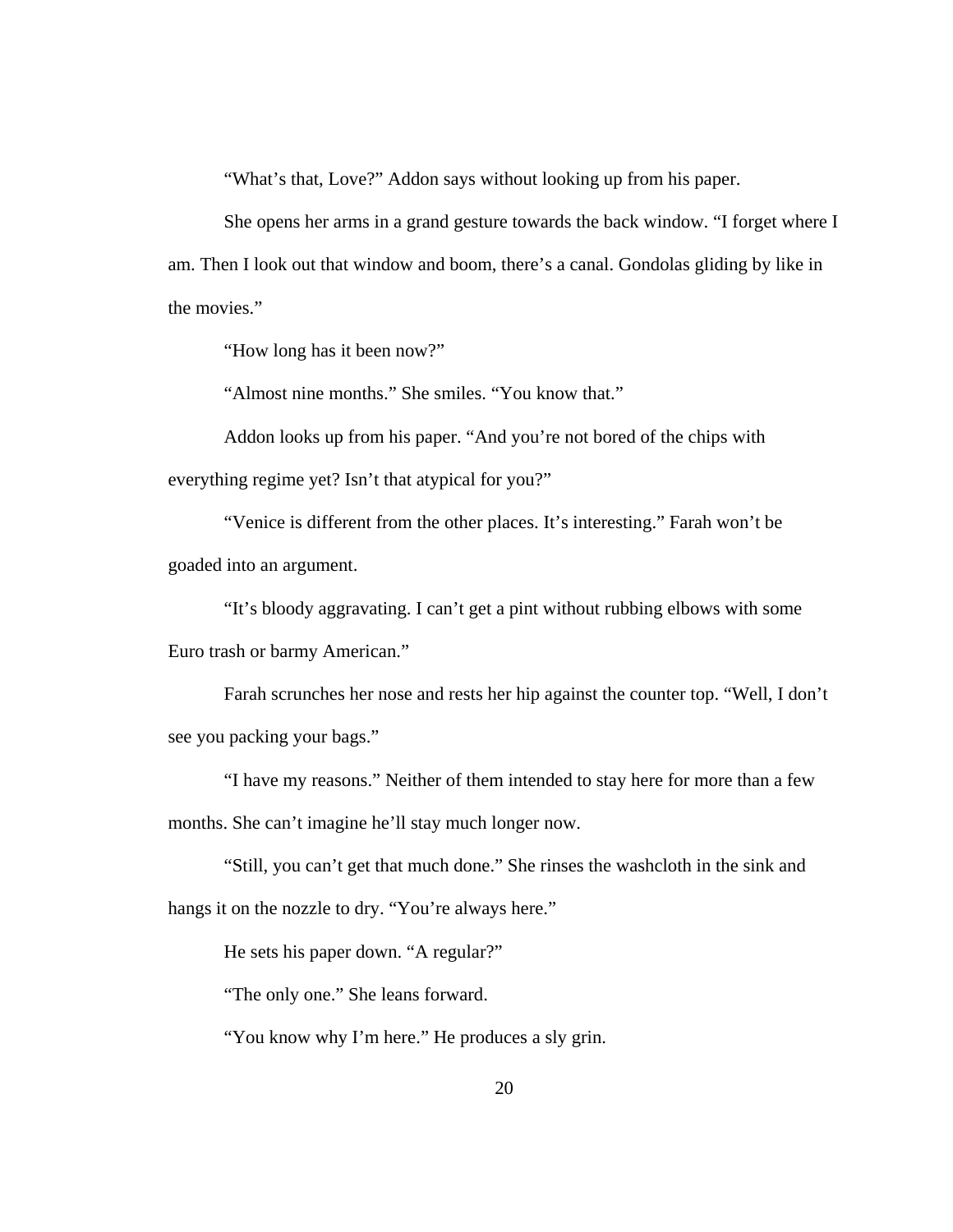“What’s that, Love?” Addon says without looking up from his paper.

She opens her arms in a grand gesture towards the back window. “I forget where I am. Then I look out that window and boom, there’s a canal. Gondolas gliding by like in the movies.”

“How long has it been now?”

“Almost nine months.” She smiles. “You know that.”

Addon looks up from his paper. “And you’re not bored of the chips with everything regime yet? Isn’t that atypical for you?”

“Venice is different from the other places. It’s interesting.” Farah won’t be goaded into an argument.

“It’s bloody aggravating. I can’t get a pint without rubbing elbows with some Euro trash or barmy American.”

Farah scrunches her nose and rests her hip against the counter top. “Well, I don’t see you packing your bags.”

“I have my reasons.” Neither of them intended to stay here for more than a few months. She can’t imagine he’ll stay much longer now.

“Still, you can’t get that much done.” She rinses the washcloth in the sink and hangs it on the nozzle to dry. “You’re always here.”

He sets his paper down. “A regular?”

“The only one.” She leans forward.

“You know why I’m here.” He produces a sly grin.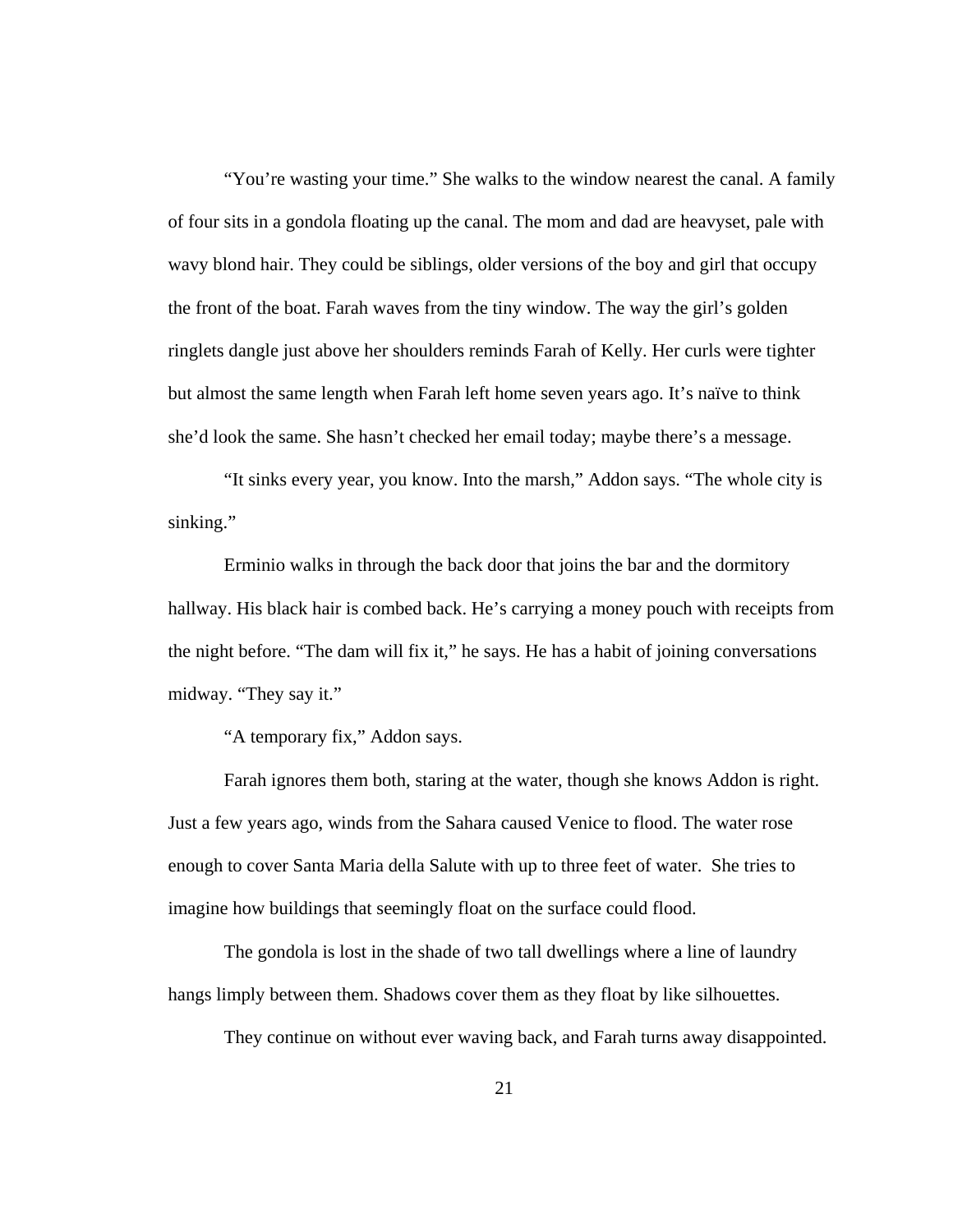"You're wasting your time." She walks to the window nearest the canal. A family of four sits in a gondola floating up the canal. The mom and dad are heavyset, pale with wavy blond hair. They could be siblings, older versions of the boy and girl that occupy the front of the boat. Farah waves from the tiny window. The way the girl's golden ringlets dangle just above her shoulders reminds Farah of Kelly. Her curls were tighter but almost the same length when Farah left home seven years ago. It's naïve to think she'd look the same. She hasn't checked her email today; maybe there's a message.

"It sinks every year, you know. Into the marsh," Addon says. "The whole city is sinking."

Erminio walks in through the back door that joins the bar and the dormitory hallway. His black hair is combed back. He's carrying a money pouch with receipts from the night before. "The dam will fix it," he says. He has a habit of joining conversations midway. "They say it."

"A temporary fix," Addon says.

Farah ignores them both, staring at the water, though she knows Addon is right. Just a few years ago, winds from the Sahara caused Venice to flood. The water rose enough to cover Santa Maria della Salute with up to three feet of water. She tries to imagine how buildings that seemingly float on the surface could flood.

The gondola is lost in the shade of two tall dwellings where a line of laundry hangs limply between them. Shadows cover them as they float by like silhouettes.

They continue on without ever waving back, and Farah turns away disappointed.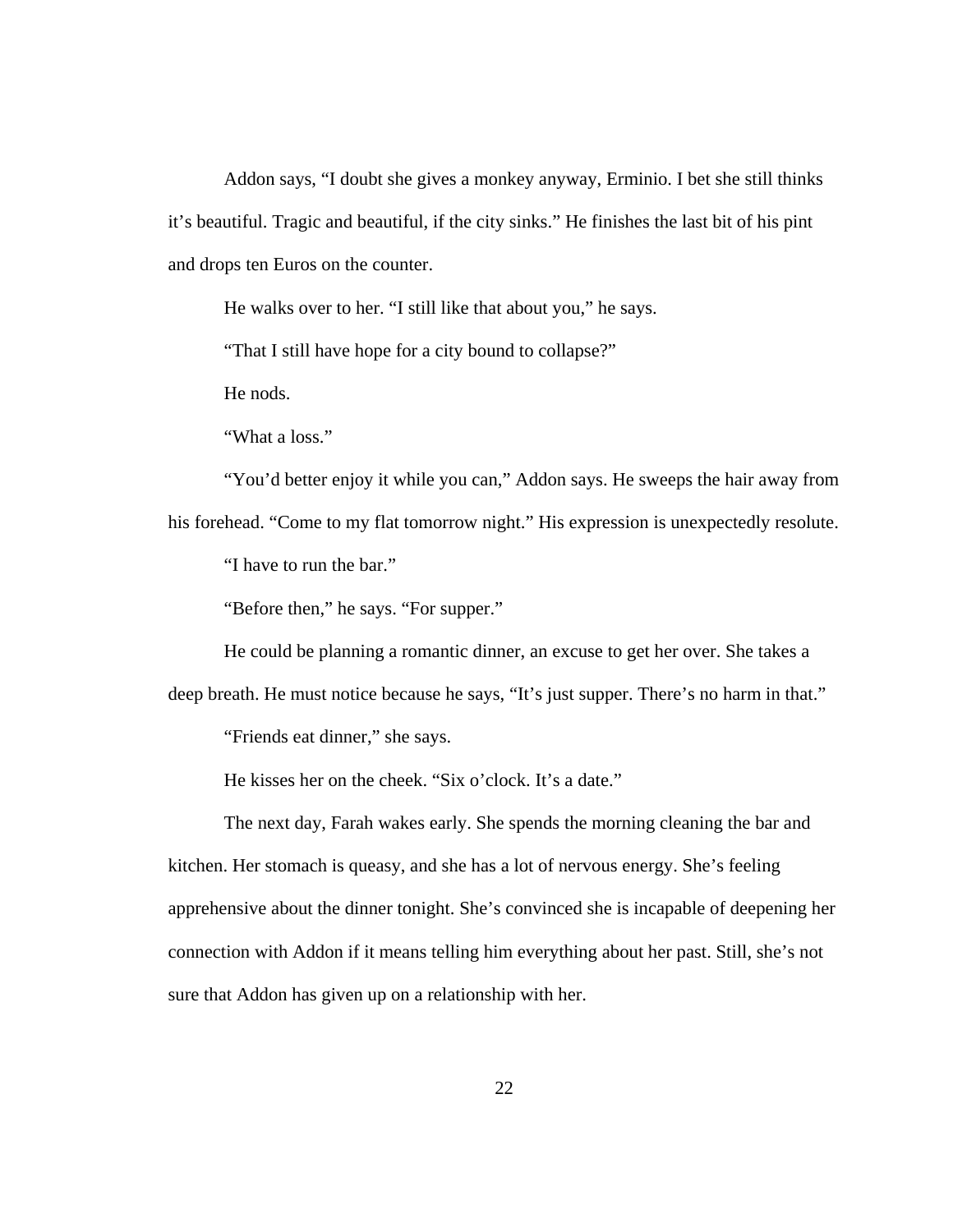Addon says, “I doubt she gives a monkey anyway, Erminio. I bet she still thinks it’s beautiful. Tragic and beautiful, if the city sinks.” He finishes the last bit of his pint and drops ten Euros on the counter.

He walks over to her. “I still like that about you,” he says.

“That I still have hope for a city bound to collapse?”

He nods.

“What a loss.”

“You’d better enjoy it while you can,” Addon says. He sweeps the hair away from his forehead. “Come to my flat tomorrow night.” His expression is unexpectedly resolute.

“I have to run the bar.”

“Before then,” he says. “For supper.”

He could be planning a romantic dinner, an excuse to get her over. She takes a deep breath. He must notice because he says, “It’s just supper. There’s no harm in that.”

“Friends eat dinner,” she says.

He kisses her on the cheek. “Six o’clock. It’s a date.”

The next day, Farah wakes early. She spends the morning cleaning the bar and kitchen. Her stomach is queasy, and she has a lot of nervous energy. She’s feeling apprehensive about the dinner tonight. She’s convinced she is incapable of deepening her connection with Addon if it means telling him everything about her past. Still, she’s not sure that Addon has given up on a relationship with her.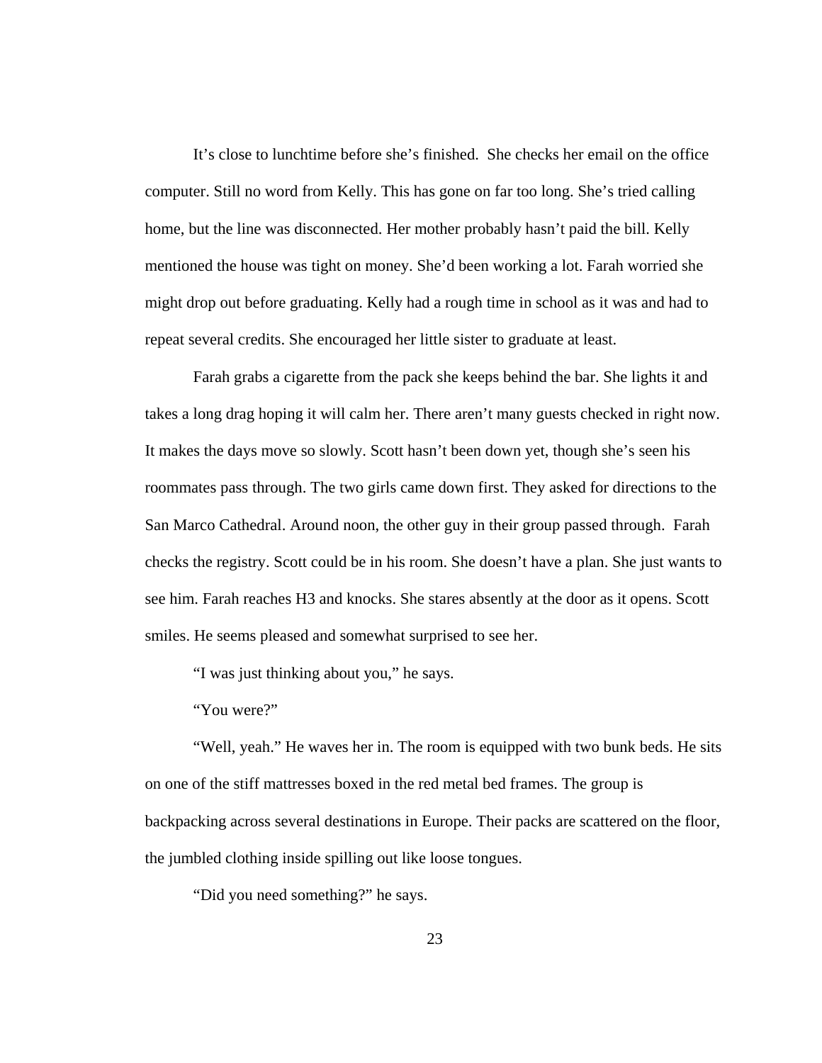It's close to lunchtime before she's finished.  She checks her email on the office computer. Still no word from Kelly. This has gone on far too long. She's tried calling home, but the line was disconnected. Her mother probably hasn't paid the bill. Kelly mentioned the house was tight on money. She'd been working a lot. Farah worried she might drop out before graduating. Kelly had a rough time in school as it was and had to repeat several credits. She encouraged her little sister to graduate at least.

Farah grabs a cigarette from the pack she keeps behind the bar. She lights it and takes a long drag hoping it will calm her. There aren't many guests checked in right now. It makes the days move so slowly. Scott hasn't been down yet, though she's seen his roommates pass through. The two girls came down first. They asked for directions to the San Marco Cathedral. Around noon, the other guy in their group passed through.  Farah checks the registry. Scott could be in his room. She doesn't have a plan. She just wants to see him. Farah reaches H3 and knocks. She stares absently at the door as it opens. Scott smiles. He seems pleased and somewhat surprised to see her.

"I was just thinking about you," he says.

"You were?"

"Well, yeah." He waves her in. The room is equipped with two bunk beds. He sits on one of the stiff mattresses boxed in the red metal bed frames. The group is backpacking across several destinations in Europe. Their packs are scattered on the floor, the jumbled clothing inside spilling out like loose tongues.

"Did you need something?" he says.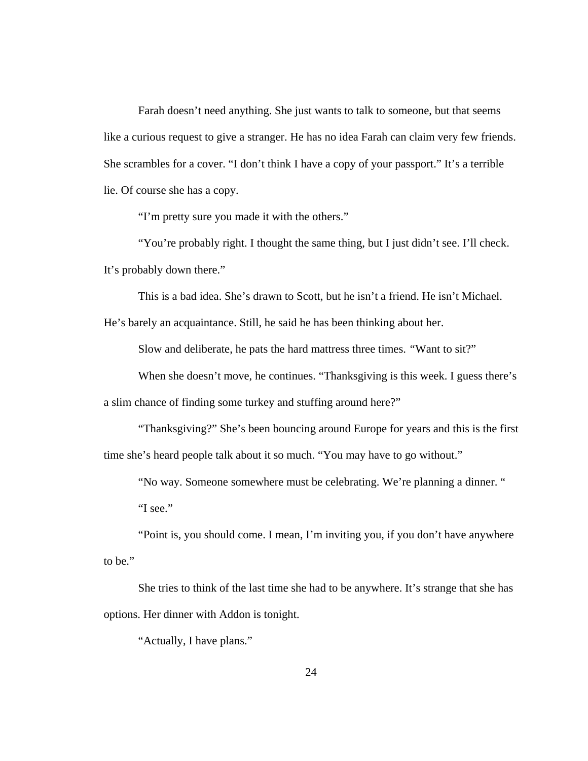Farah doesn't need anything. She just wants to talk to someone, but that seems like a curious request to give a stranger. He has no idea Farah can claim very few friends. She scrambles for a cover. "I don't think I have a copy of your passport." It's a terrible lie. Of course she has a copy.

"I'm pretty sure you made it with the others."

"You're probably right. I thought the same thing, but I just didn't see. I'll check. It's probably down there."

This is a bad idea. She's drawn to Scott, but he isn't a friend. He isn't Michael. He's barely an acquaintance. Still, he said he has been thinking about her.

Slow and deliberate, he pats the hard mattress three times. "Want to sit?"

When she doesn't move, he continues. "Thanksgiving is this week. I guess there's a slim chance of finding some turkey and stuffing around here?"

"Thanksgiving?" She's been bouncing around Europe for years and this is the first time she's heard people talk about it so much. "You may have to go without."

"No way. Someone somewhere must be celebrating. We're planning a dinner. "

"I see."

"Point is, you should come. I mean, I'm inviting you, if you don't have anywhere to be."

She tries to think of the last time she had to be anywhere. It's strange that she has options. Her dinner with Addon is tonight.

"Actually, I have plans."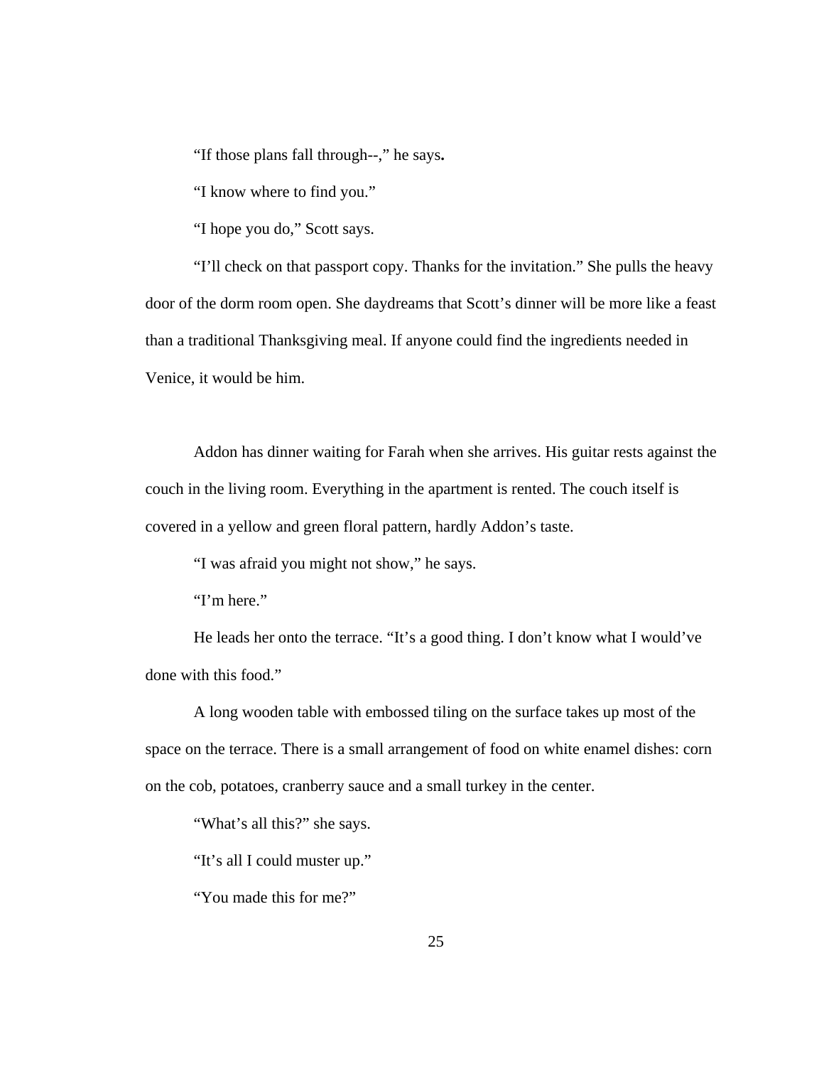"If those plans fall through--," he says.

"I know where to find you."

"I hope you do," Scott says.

"I'll check on that passport copy. Thanks for the invitation." She pulls the heavy door of the dorm room open. She daydreams that Scott's dinner will be more like a feast than a traditional Thanksgiving meal. If anyone could find the ingredients needed in Venice, it would be him.

Addon has dinner waiting for Farah when she arrives. His guitar rests against the couch in the living room. Everything in the apartment is rented. The couch itself is covered in a yellow and green floral pattern, hardly Addon's taste.

"I was afraid you might not show," he says.

"I'm here."

He leads her onto the terrace. "It's a good thing. I don't know what I would've done with this food."

A long wooden table with embossed tiling on the surface takes up most of the space on the terrace. There is a small arrangement of food on white enamel dishes: corn on the cob, potatoes, cranberry sauce and a small turkey in the center.

"What's all this?" she says.

"It's all I could muster up."

"You made this for me?"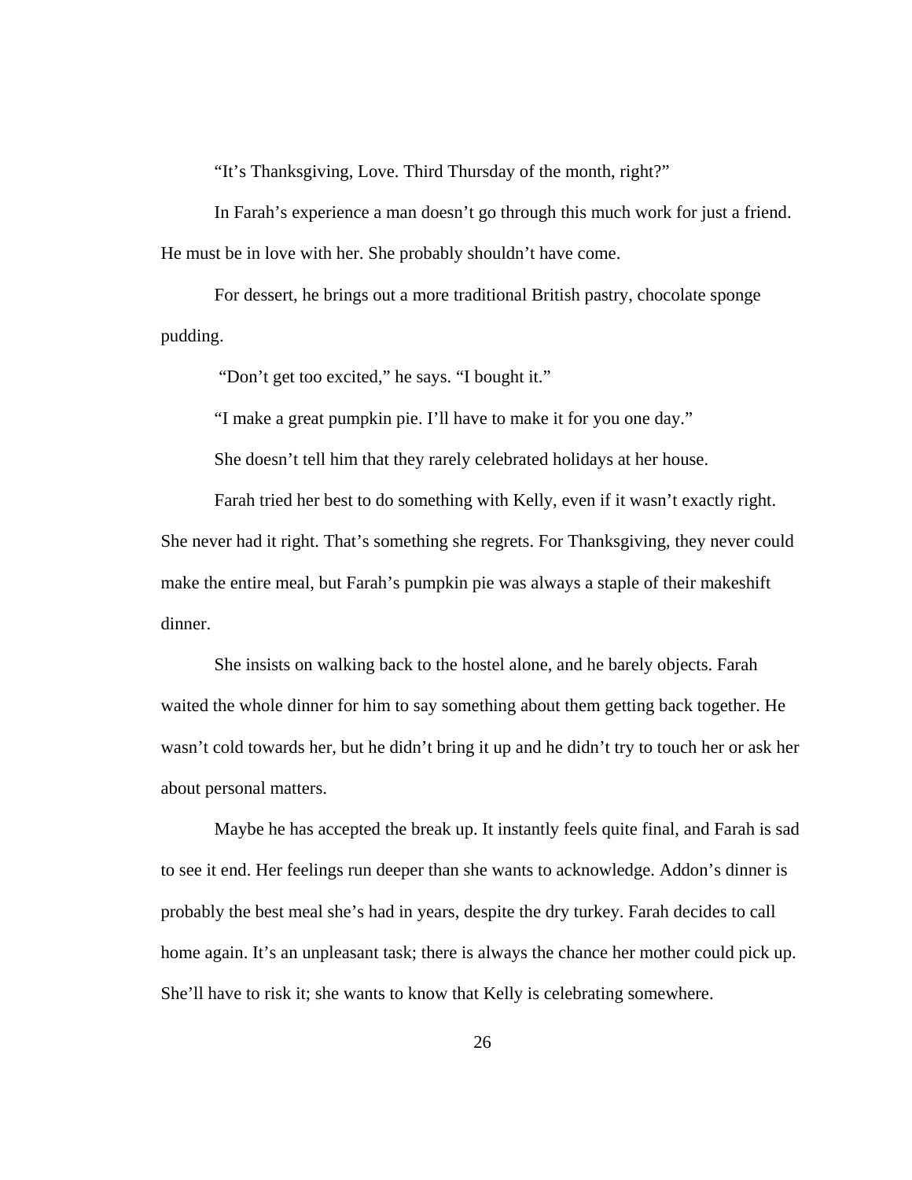"It's Thanksgiving, Love. Third Thursday of the month, right?"

In Farah's experience a man doesn't go through this much work for just a friend. He must be in love with her. She probably shouldn't have come.

For dessert, he brings out a more traditional British pastry, chocolate sponge pudding.

"Don't get too excited," he says. "I bought it."

"I make a great pumpkin pie. I'll have to make it for you one day."

She doesn't tell him that they rarely celebrated holidays at her house.

Farah tried her best to do something with Kelly, even if it wasn't exactly right. She never had it right. That's something she regrets. For Thanksgiving, they never could make the entire meal, but Farah's pumpkin pie was always a staple of their makeshift dinner.

She insists on walking back to the hostel alone, and he barely objects. Farah waited the whole dinner for him to say something about them getting back together. He wasn't cold towards her, but he didn't bring it up and he didn't try to touch her or ask her about personal matters.

Maybe he has accepted the break up. It instantly feels quite final, and Farah is sad to see it end. Her feelings run deeper than she wants to acknowledge. Addon's dinner is probably the best meal she's had in years, despite the dry turkey. Farah decides to call home again. It's an unpleasant task; there is always the chance her mother could pick up. She'll have to risk it; she wants to know that Kelly is celebrating somewhere.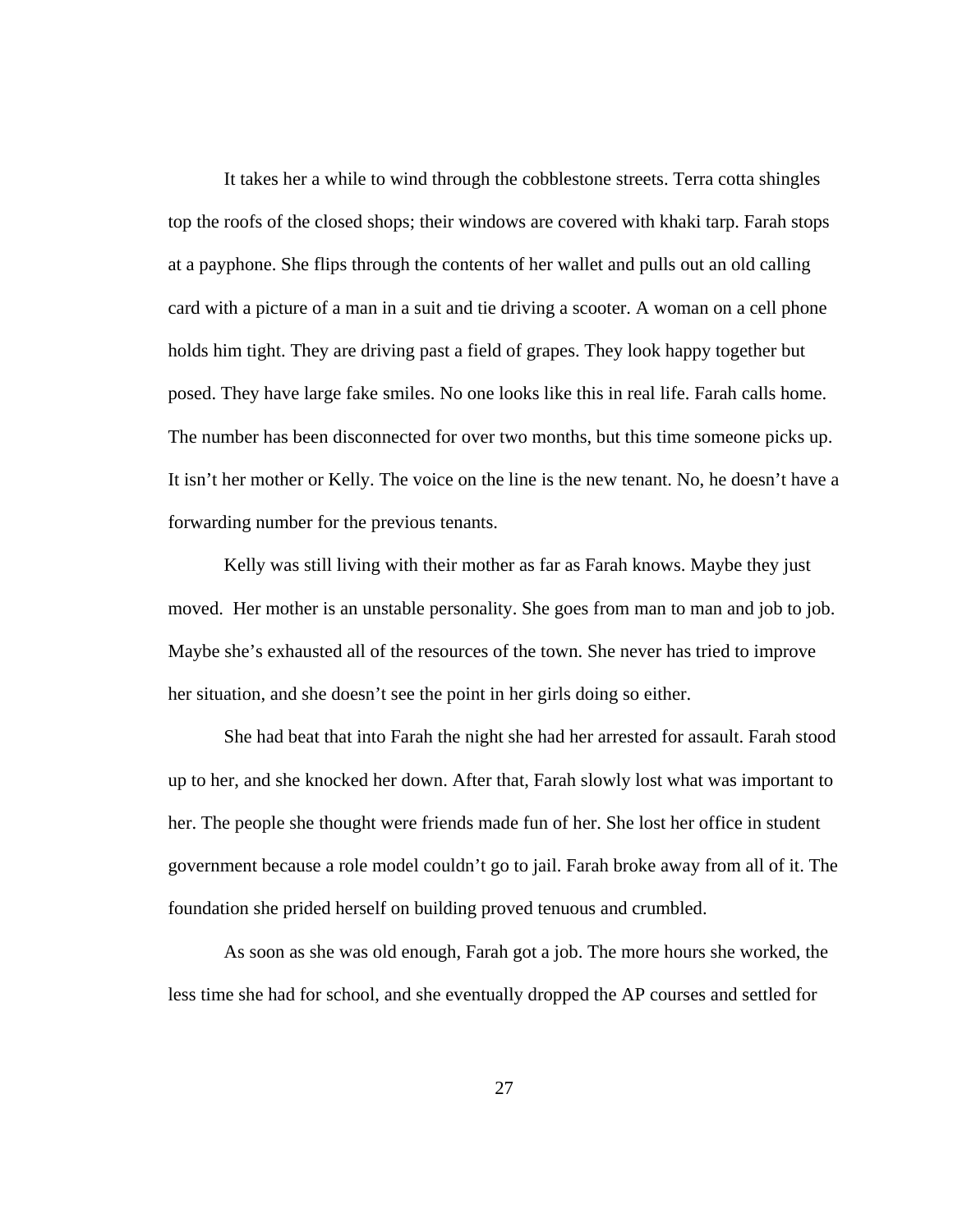It takes her a while to wind through the cobblestone streets. Terra cotta shingles top the roofs of the closed shops; their windows are covered with khaki tarp. Farah stops at a payphone. She flips through the contents of her wallet and pulls out an old calling card with a picture of a man in a suit and tie driving a scooter. A woman on a cell phone holds him tight. They are driving past a field of grapes. They look happy together but posed. They have large fake smiles. No one looks like this in real life. Farah calls home. The number has been disconnected for over two months, but this time someone picks up. It isn't her mother or Kelly. The voice on the line is the new tenant. No, he doesn't have a forwarding number for the previous tenants.

Kelly was still living with their mother as far as Farah knows. Maybe they just moved. Her mother is an unstable personality. She goes from man to man and job to job. Maybe she's exhausted all of the resources of the town. She never has tried to improve her situation, and she doesn't see the point in her girls doing so either.

She had beat that into Farah the night she had her arrested for assault. Farah stood up to her, and she knocked her down. After that, Farah slowly lost what was important to her. The people she thought were friends made fun of her. She lost her office in student government because a role model couldn't go to jail. Farah broke away from all of it. The foundation she prided herself on building proved tenuous and crumbled.

As soon as she was old enough, Farah got a job. The more hours she worked, the less time she had for school, and she eventually dropped the AP courses and settled for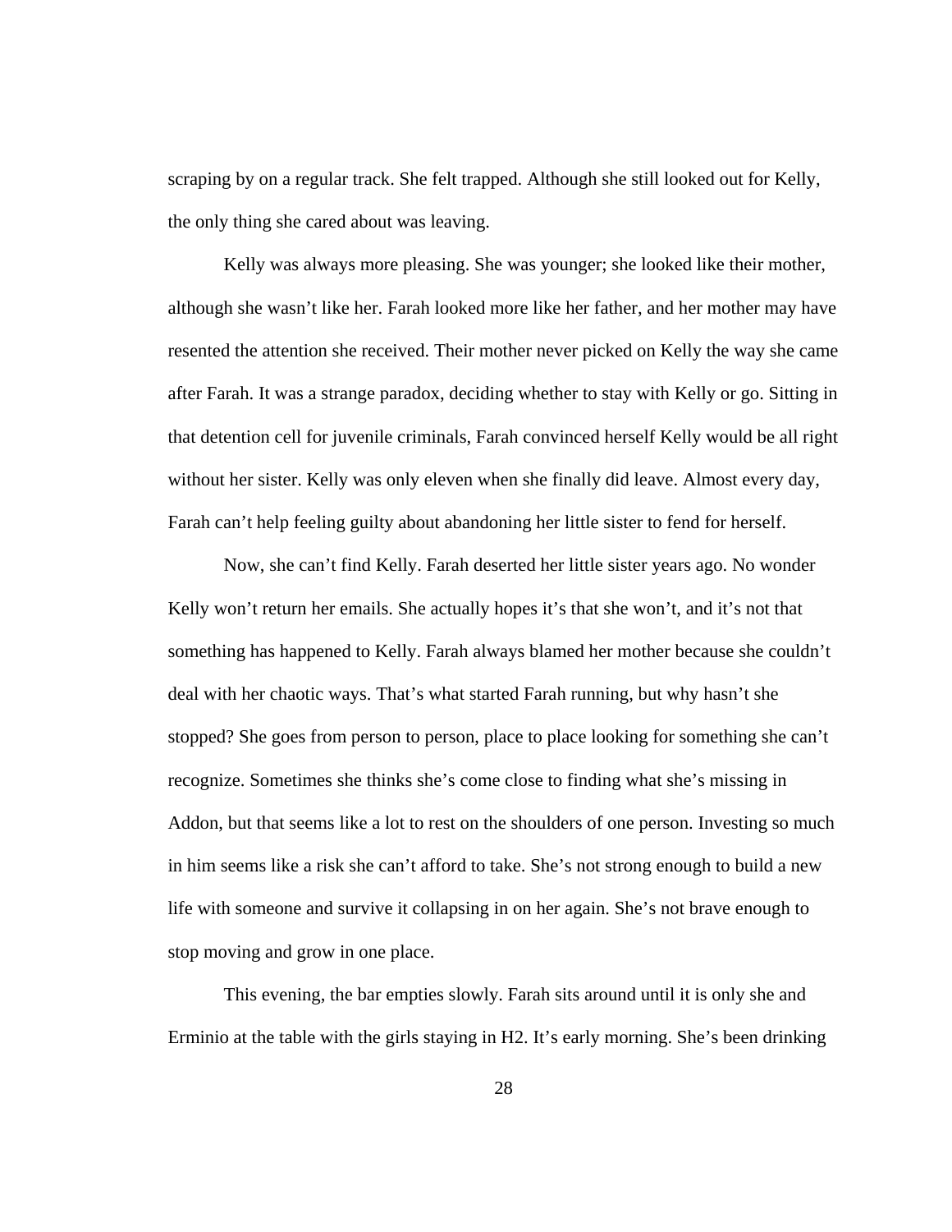scraping by on a regular track. She felt trapped. Although she still looked out for Kelly, the only thing she cared about was leaving.

Kelly was always more pleasing. She was younger; she looked like their mother, although she wasn't like her. Farah looked more like her father, and her mother may have resented the attention she received. Their mother never picked on Kelly the way she came after Farah. It was a strange paradox, deciding whether to stay with Kelly or go. Sitting in that detention cell for juvenile criminals, Farah convinced herself Kelly would be all right without her sister. Kelly was only eleven when she finally did leave. Almost every day, Farah can't help feeling guilty about abandoning her little sister to fend for herself.

Now, she can't find Kelly. Farah deserted her little sister years ago. No wonder Kelly won't return her emails. She actually hopes it's that she won't, and it's not that something has happened to Kelly. Farah always blamed her mother because she couldn't deal with her chaotic ways. That's what started Farah running, but why hasn't she stopped? She goes from person to person, place to place looking for something she can't recognize. Sometimes she thinks she's come close to finding what she's missing in Addon, but that seems like a lot to rest on the shoulders of one person. Investing so much in him seems like a risk she can't afford to take. She's not strong enough to build a new life with someone and survive it collapsing in on her again. She's not brave enough to stop moving and grow in one place.

This evening, the bar empties slowly. Farah sits around until it is only she and Erminio at the table with the girls staying in H2. It's early morning. She's been drinking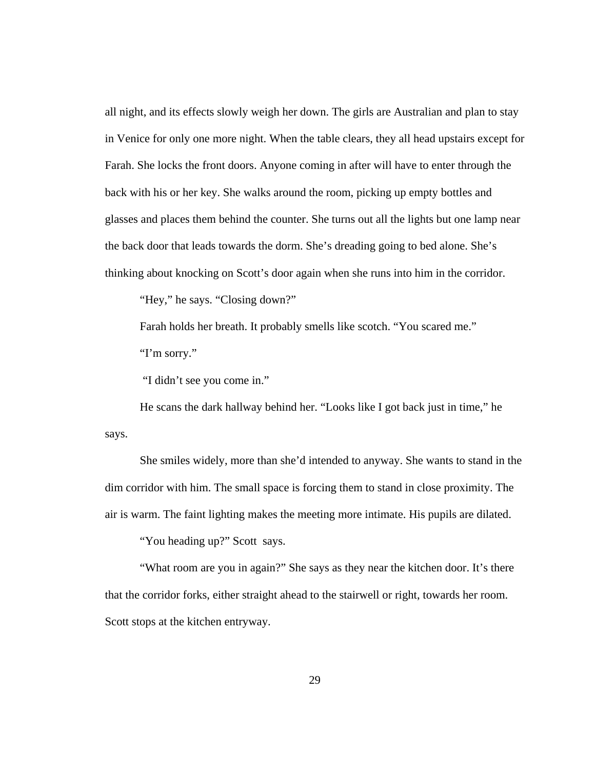all night, and its effects slowly weigh her down. The girls are Australian and plan to stay in Venice for only one more night. When the table clears, they all head upstairs except for Farah. She locks the front doors. Anyone coming in after will have to enter through the back with his or her key. She walks around the room, picking up empty bottles and glasses and places them behind the counter. She turns out all the lights but one lamp near the back door that leads towards the dorm. She's dreading going to bed alone. She's thinking about knocking on Scott's door again when she runs into him in the corridor.

"Hey," he says. "Closing down?"

Farah holds her breath. It probably smells like scotch. "You scared me."

"I'm sorry."

"I didn't see you come in."

He scans the dark hallway behind her. "Looks like I got back just in time," he says.

She smiles widely, more than she'd intended to anyway. She wants to stand in the dim corridor with him. The small space is forcing them to stand in close proximity. The air is warm. The faint lighting makes the meeting more intimate. His pupils are dilated.

"You heading up?" Scott says.

"What room are you in again?" She says as they near the kitchen door. It's there that the corridor forks, either straight ahead to the stairwell or right, towards her room. Scott stops at the kitchen entryway.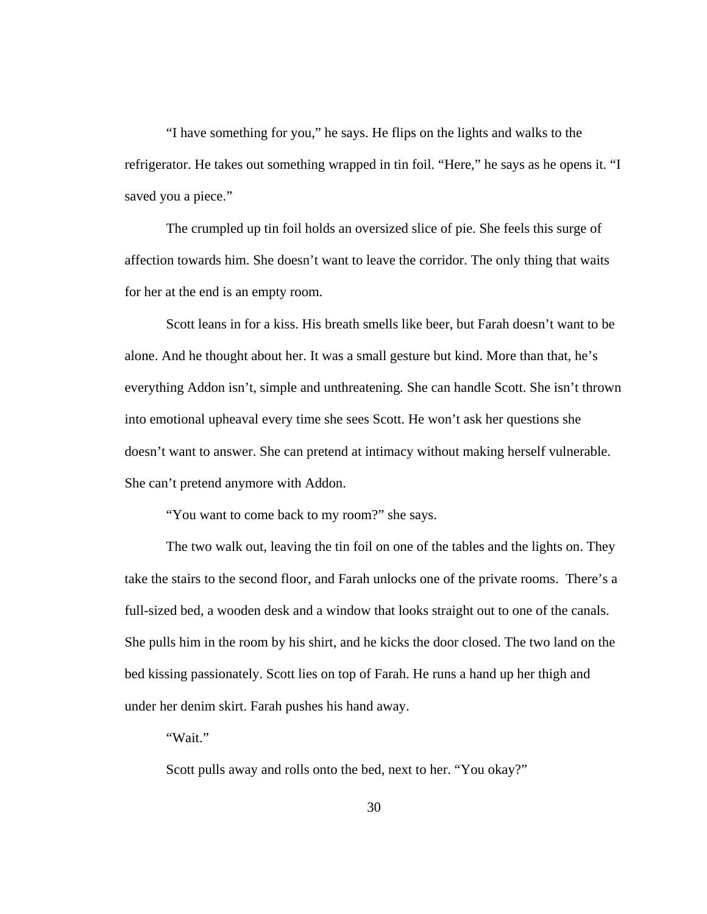"I have something for you," he says. He flips on the lights and walks to the refrigerator. He takes out something wrapped in tin foil. "Here," he says as he opens it. "I saved you a piece."

The crumpled up tin foil holds an oversized slice of pie. She feels this surge of affection towards him. She doesn't want to leave the corridor. The only thing that waits for her at the end is an empty room.

Scott leans in for a kiss. His breath smells like beer, but Farah doesn't want to be alone. And he thought about her. It was a small gesture but kind. More than that, he's everything Addon isn't, simple and unthreatening. She can handle Scott. She isn't thrown into emotional upheaval every time she sees Scott. He won't ask her questions she doesn't want to answer. She can pretend at intimacy without making herself vulnerable. She can't pretend anymore with Addon.

"You want to come back to my room?" she says.

The two walk out, leaving the tin foil on one of the tables and the lights on. They take the stairs to the second floor, and Farah unlocks one of the private rooms. There's a full-sized bed, a wooden desk and a window that looks straight out to one of the canals. She pulls him in the room by his shirt, and he kicks the door closed. The two land on the bed kissing passionately. Scott lies on top of Farah. He runs a hand up her thigh and under her denim skirt. Farah pushes his hand away.

"Wait."

Scott pulls away and rolls onto the bed, next to her. "You okay?"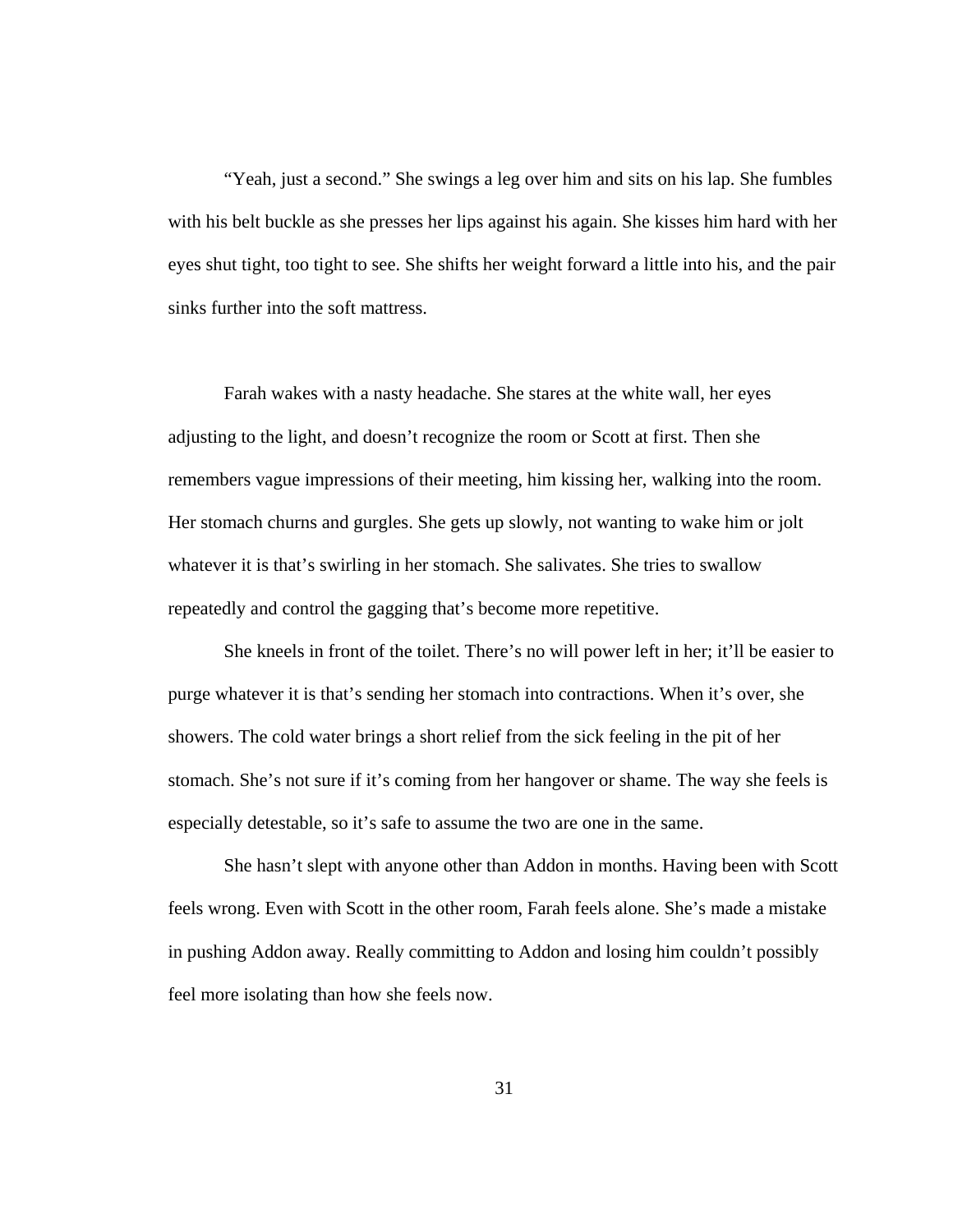"Yeah, just a second." She swings a leg over him and sits on his lap. She fumbles with his belt buckle as she presses her lips against his again. She kisses him hard with her eyes shut tight, too tight to see. She shifts her weight forward a little into his, and the pair sinks further into the soft mattress.

Farah wakes with a nasty headache. She stares at the white wall, her eyes adjusting to the light, and doesn't recognize the room or Scott at first. Then she remembers vague impressions of their meeting, him kissing her, walking into the room. Her stomach churns and gurgles. She gets up slowly, not wanting to wake him or jolt whatever it is that's swirling in her stomach. She salivates. She tries to swallow repeatedly and control the gagging that's become more repetitive.

She kneels in front of the toilet. There's no will power left in her; it'll be easier to purge whatever it is that's sending her stomach into contractions. When it's over, she showers. The cold water brings a short relief from the sick feeling in the pit of her stomach. She's not sure if it's coming from her hangover or shame. The way she feels is especially detestable, so it's safe to assume the two are one in the same.

She hasn't slept with anyone other than Addon in months. Having been with Scott feels wrong. Even with Scott in the other room, Farah feels alone. She's made a mistake in pushing Addon away. Really committing to Addon and losing him couldn't possibly feel more isolating than how she feels now.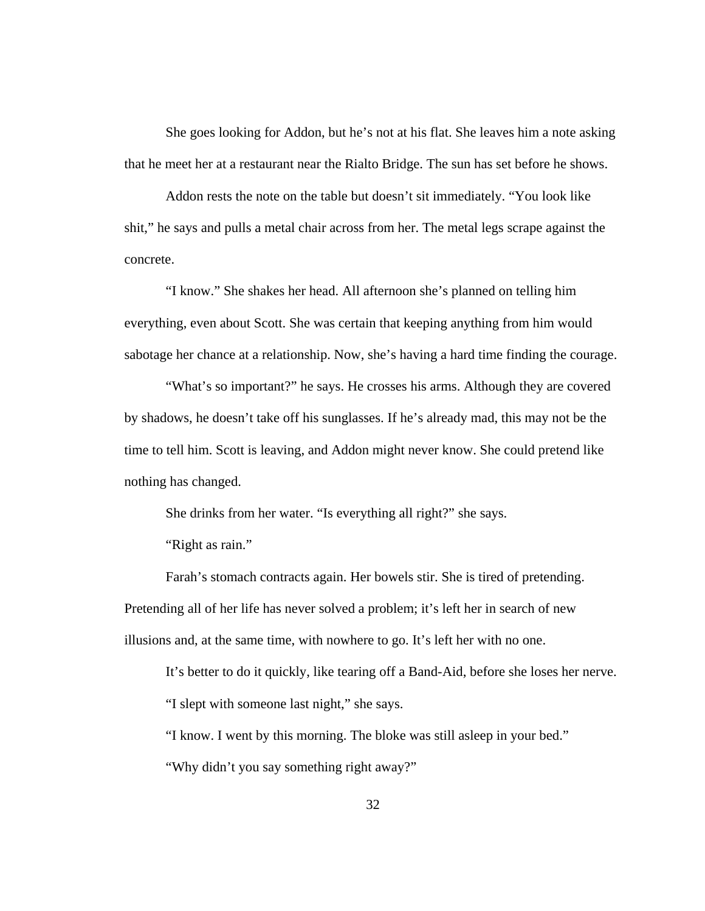She goes looking for Addon, but he's not at his flat. She leaves him a note asking that he meet her at a restaurant near the Rialto Bridge. The sun has set before he shows.

Addon rests the note on the table but doesn't sit immediately. "You look like shit," he says and pulls a metal chair across from her. The metal legs scrape against the concrete.

"I know." She shakes her head. All afternoon she's planned on telling him everything, even about Scott. She was certain that keeping anything from him would sabotage her chance at a relationship. Now, she's having a hard time finding the courage.

"What's so important?" he says. He crosses his arms. Although they are covered by shadows, he doesn't take off his sunglasses. If he's already mad, this may not be the time to tell him. Scott is leaving, and Addon might never know. She could pretend like nothing has changed.

She drinks from her water. "Is everything all right?" she says.

"Right as rain."

Farah's stomach contracts again. Her bowels stir. She is tired of pretending. Pretending all of her life has never solved a problem; it's left her in search of new illusions and, at the same time, with nowhere to go. It's left her with no one.

It's better to do it quickly, like tearing off a Band-Aid, before she loses her nerve.

"I slept with someone last night," she says.

"I know. I went by this morning. The bloke was still asleep in your bed."

"Why didn't you say something right away?"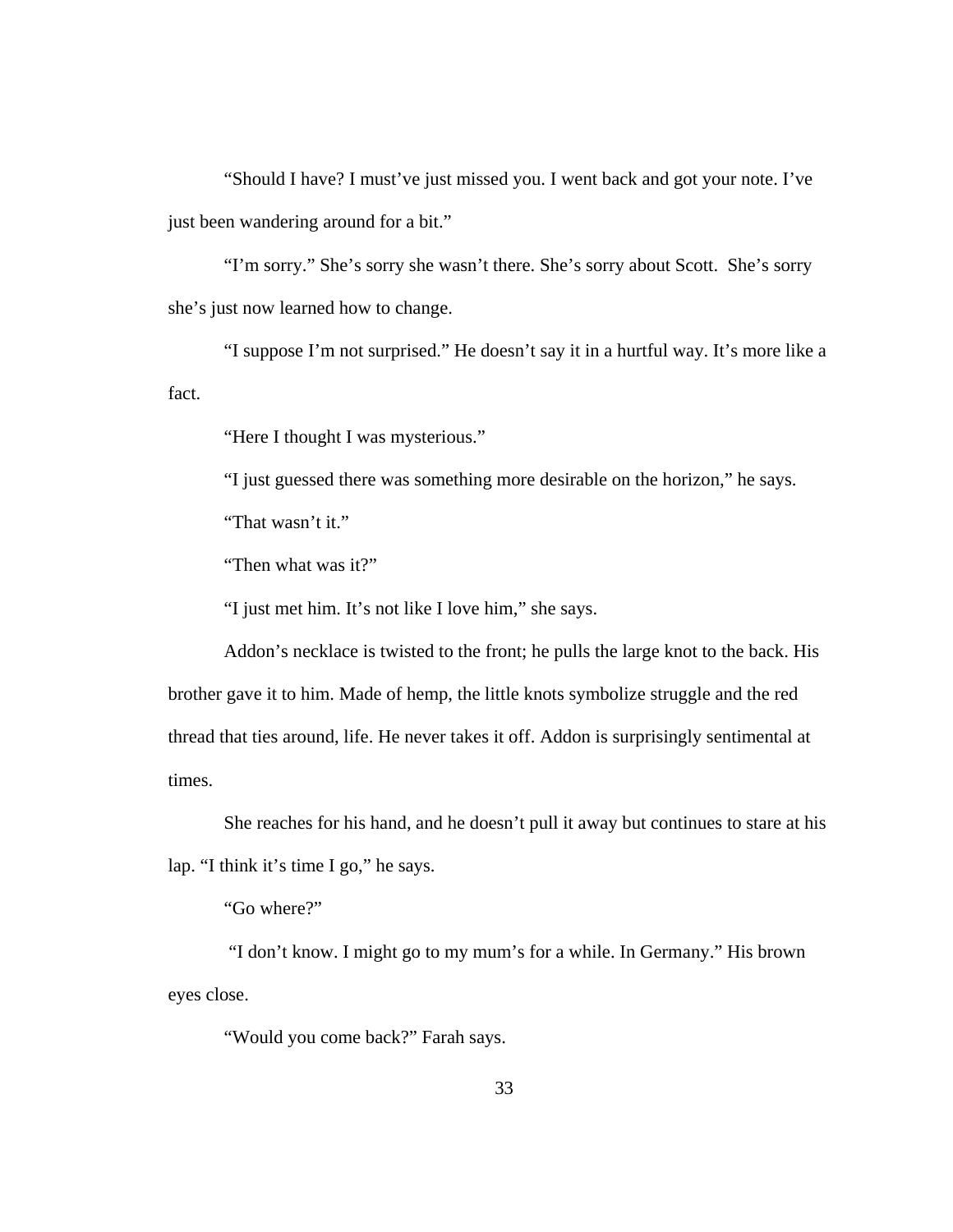“Should I have? I must’ve just missed you. I went back and got your note. I’ve just been wandering around for a bit.”

“I’m sorry.” She’s sorry she wasn’t there. She’s sorry about Scott. She’s sorry she’s just now learned how to change.

“I suppose I’m not surprised.” He doesn’t say it in a hurtful way. It’s more like a fact.

“Here I thought I was mysterious.”

“I just guessed there was something more desirable on the horizon,” he says.

“That wasn’t it.”

“Then what was it?”

“I just met him. It’s not like I love him,” she says.

Addon’s necklace is twisted to the front; he pulls the large knot to the back. His brother gave it to him. Made of hemp, the little knots symbolize struggle and the red thread that ties around, life. He never takes it off. Addon is surprisingly sentimental at times.

She reaches for his hand, and he doesn’t pull it away but continues to stare at his lap. “I think it’s time I go,” he says.

“Go where?”

“I don’t know. I might go to my mum’s for a while. In Germany.” His brown eyes close.

“Would you come back?” Farah says.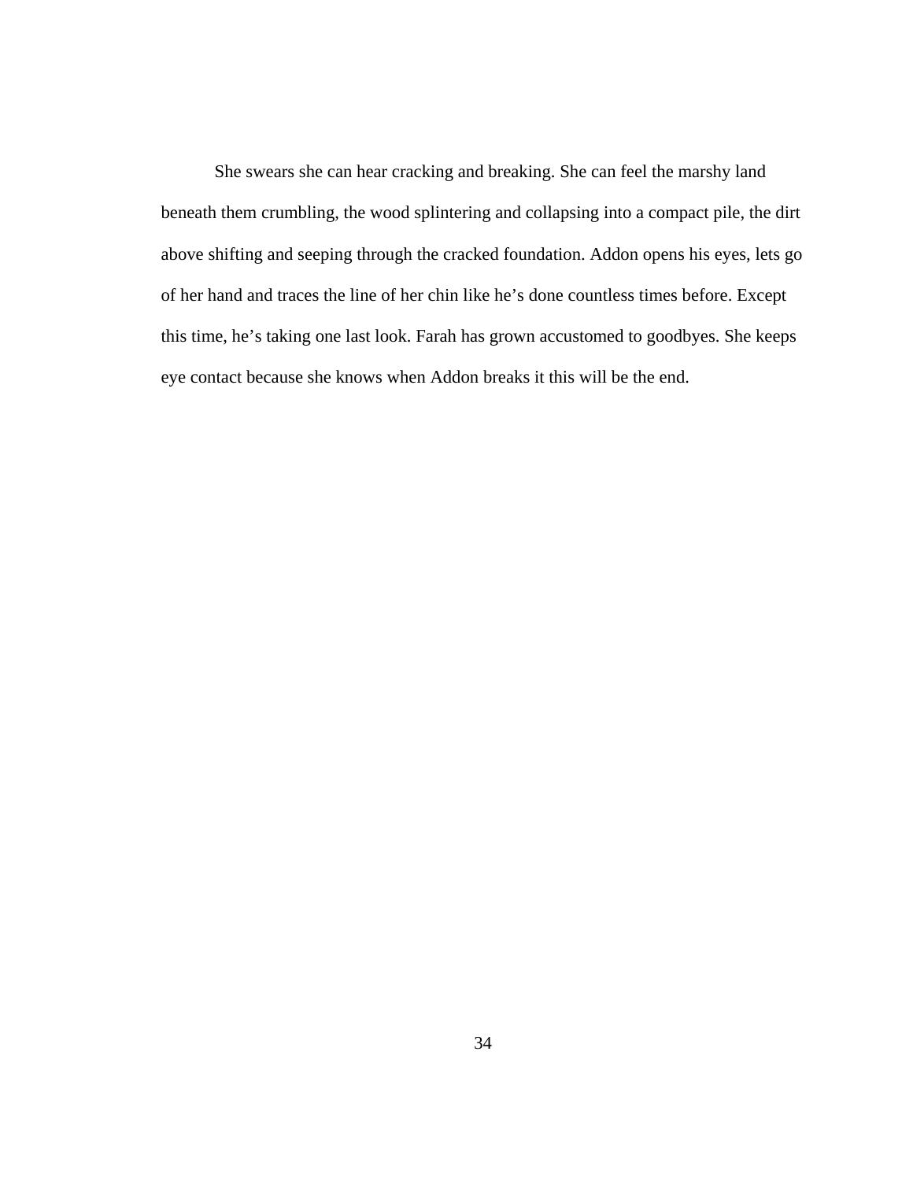She swears she can hear cracking and breaking. She can feel the marshy land beneath them crumbling, the wood splintering and collapsing into a compact pile, the dirt above shifting and seeping through the cracked foundation. Addon opens his eyes, lets go of her hand and traces the line of her chin like he's done countless times before. Except this time, he's taking one last look. Farah has grown accustomed to goodbyes. She keeps eye contact because she knows when Addon breaks it this will be the end.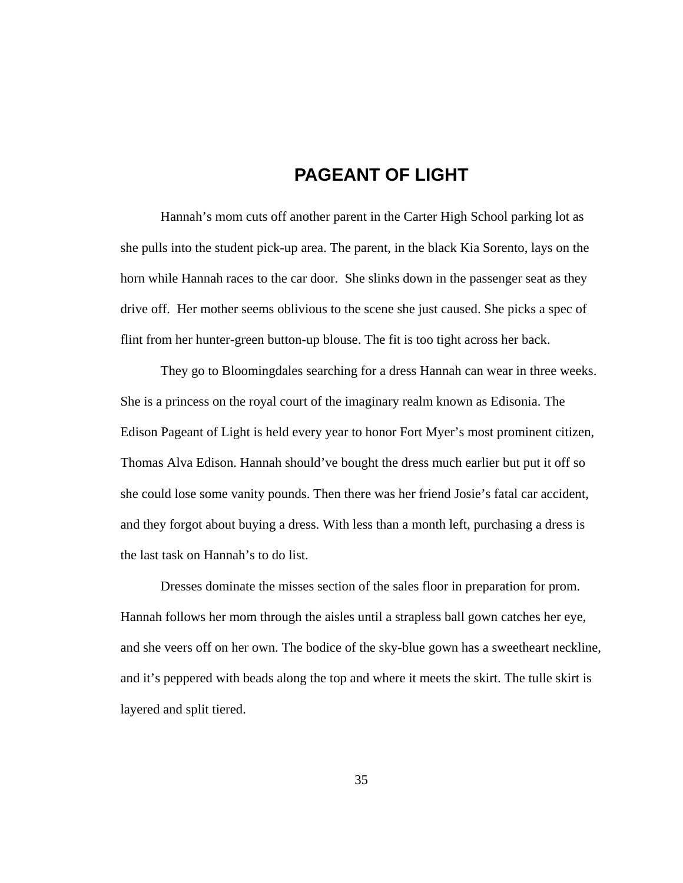# PAGEANT OF LIGHT

Hannah’s mom cuts off another parent in the Carter High School parking lot as she pulls into the student pick-up area. The parent, in the black Kia Sorento, lays on the horn while Hannah races to the car door.  She slinks down in the passenger seat as they drive off.  Her mother seems oblivious to the scene she just caused. She picks a spec of flint from her hunter-green button-up blouse. The fit is too tight across her back.

They go to Bloomingdales searching for a dress Hannah can wear in three weeks. She is a princess on the royal court of the imaginary realm known as Edisonia. The Edison Pageant of Light is held every year to honor Fort Myer’s most prominent citizen, Thomas Alva Edison. Hannah should’ve bought the dress much earlier but put it off so she could lose some vanity pounds. Then there was her friend Josie’s fatal car accident, and they forgot about buying a dress. With less than a month left, purchasing a dress is the last task on Hannah’s to do list.

Dresses dominate the misses section of the sales floor in preparation for prom. Hannah follows her mom through the aisles until a strapless ball gown catches her eye, and she veers off on her own. The bodice of the sky-blue gown has a sweetheart neckline, and it’s peppered with beads along the top and where it meets the skirt. The tulle skirt is layered and split tiered.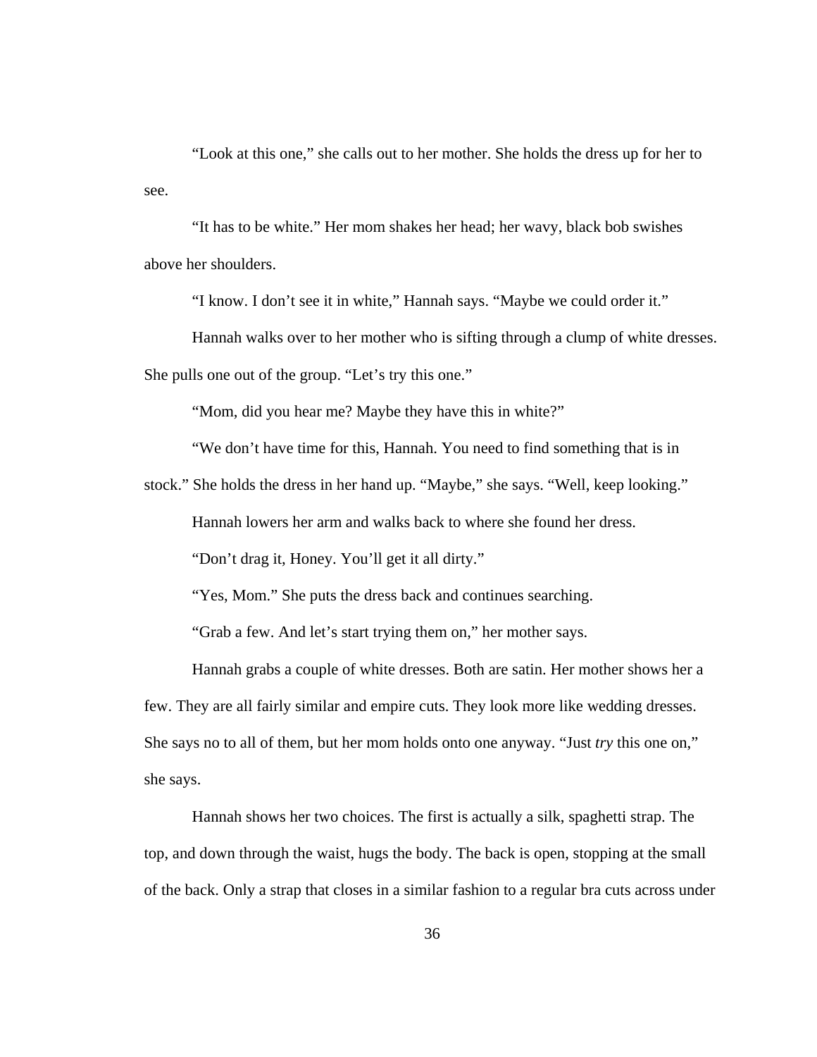"Look at this one," she calls out to her mother. She holds the dress up for her to see.

"It has to be white." Her mom shakes her head; her wavy, black bob swishes above her shoulders.

"I know. I don't see it in white," Hannah says. "Maybe we could order it."

Hannah walks over to her mother who is sifting through a clump of white dresses. She pulls one out of the group. "Let's try this one."

"Mom, did you hear me? Maybe they have this in white?"

"We don't have time for this, Hannah. You need to find something that is in stock." She holds the dress in her hand up. "Maybe," she says. "Well, keep looking."

Hannah lowers her arm and walks back to where she found her dress.

"Don't drag it, Honey. You'll get it all dirty."

"Yes, Mom." She puts the dress back and continues searching.

"Grab a few. And let's start trying them on," her mother says.

Hannah grabs a couple of white dresses. Both are satin. Her mother shows her a few. They are all fairly similar and empire cuts. They look more like wedding dresses. She says no to all of them, but her mom holds onto one anyway. "Just *try* this one on," she says.

Hannah shows her two choices. The first is actually a silk, spaghetti strap. The top, and down through the waist, hugs the body. The back is open, stopping at the small of the back. Only a strap that closes in a similar fashion to a regular bra cuts across under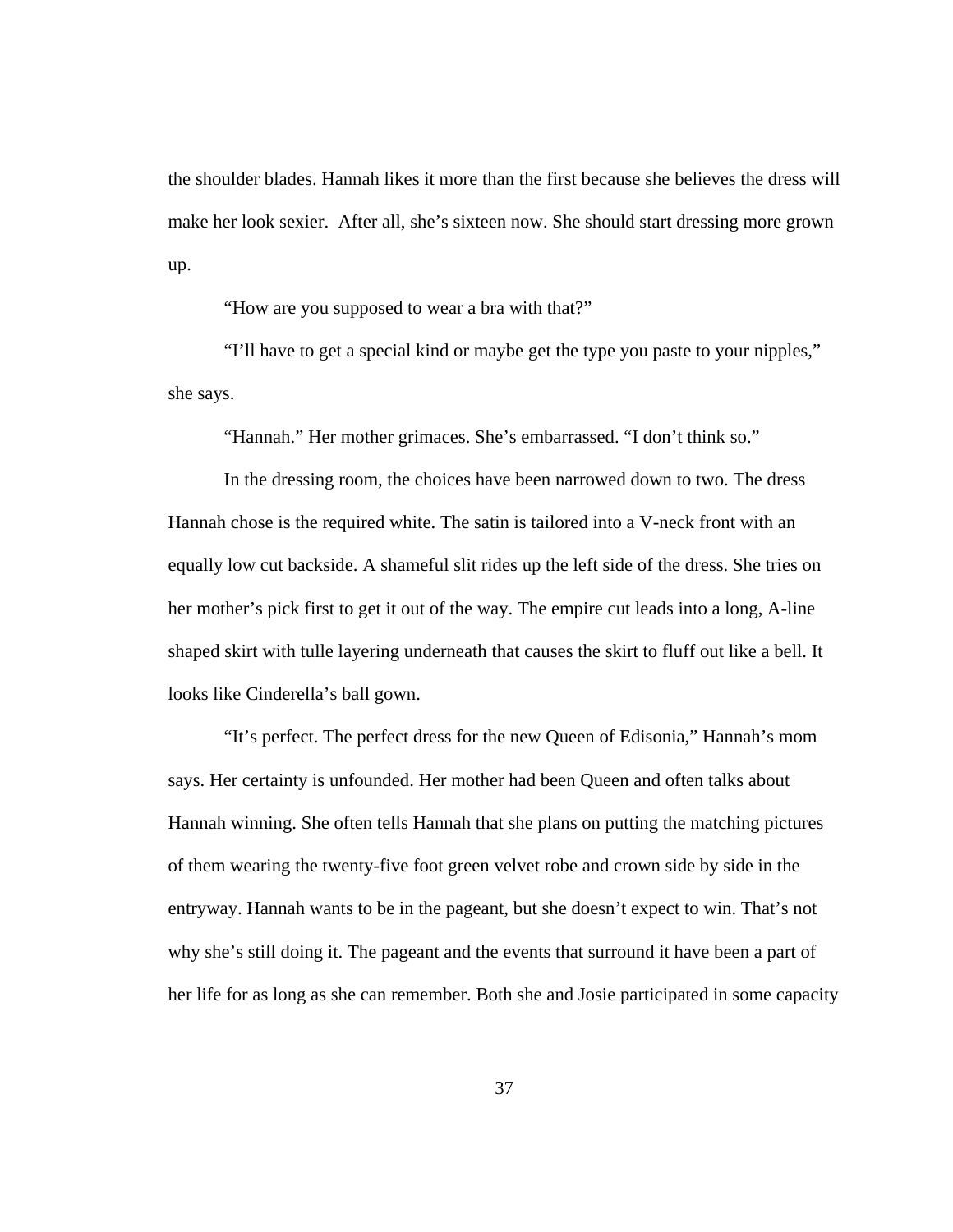the shoulder blades. Hannah likes it more than the first because she believes the dress will make her look sexier.  After all, she's sixteen now. She should start dressing more grown up.

"How are you supposed to wear a bra with that?"

"I'll have to get a special kind or maybe get the type you paste to your nipples," she says.

"Hannah." Her mother grimaces. She's embarrassed. "I don't think so."

In the dressing room, the choices have been narrowed down to two. The dress Hannah chose is the required white. The satin is tailored into a V-neck front with an equally low cut backside. A shameful slit rides up the left side of the dress. She tries on her mother's pick first to get it out of the way. The empire cut leads into a long, A-line shaped skirt with tulle layering underneath that causes the skirt to fluff out like a bell. It looks like Cinderella's ball gown.

"It's perfect. The perfect dress for the new Queen of Edisonia," Hannah's mom says. Her certainty is unfounded. Her mother had been Queen and often talks about Hannah winning. She often tells Hannah that she plans on putting the matching pictures of them wearing the twenty-five foot green velvet robe and crown side by side in the entryway. Hannah wants to be in the pageant, but she doesn't expect to win. That's not why she's still doing it. The pageant and the events that surround it have been a part of her life for as long as she can remember. Both she and Josie participated in some capacity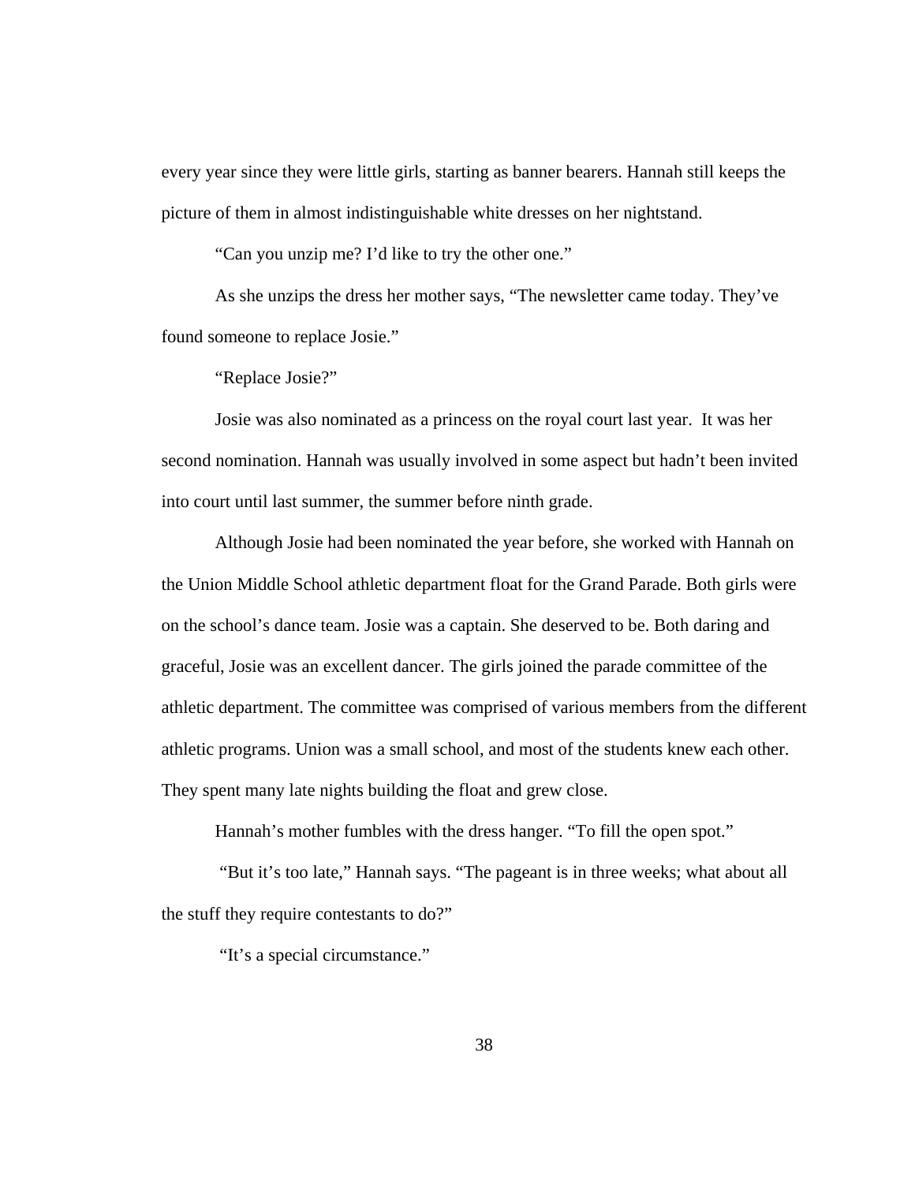every year since they were little girls, starting as banner bearers. Hannah still keeps the picture of them in almost indistinguishable white dresses on her nightstand.

"Can you unzip me? I'd like to try the other one."

As she unzips the dress her mother says, "The newsletter came today. They've found someone to replace Josie."

"Replace Josie?"

Josie was also nominated as a princess on the royal court last year. It was her second nomination. Hannah was usually involved in some aspect but hadn't been invited into court until last summer, the summer before ninth grade.

Although Josie had been nominated the year before, she worked with Hannah on the Union Middle School athletic department float for the Grand Parade. Both girls were on the school's dance team. Josie was a captain. She deserved to be. Both daring and graceful, Josie was an excellent dancer. The girls joined the parade committee of the athletic department. The committee was comprised of various members from the different athletic programs. Union was a small school, and most of the students knew each other. They spent many late nights building the float and grew close.

Hannah's mother fumbles with the dress hanger. "To fill the open spot."

"But it's too late," Hannah says. "The pageant is in three weeks; what about all the stuff they require contestants to do?"

"It's a special circumstance."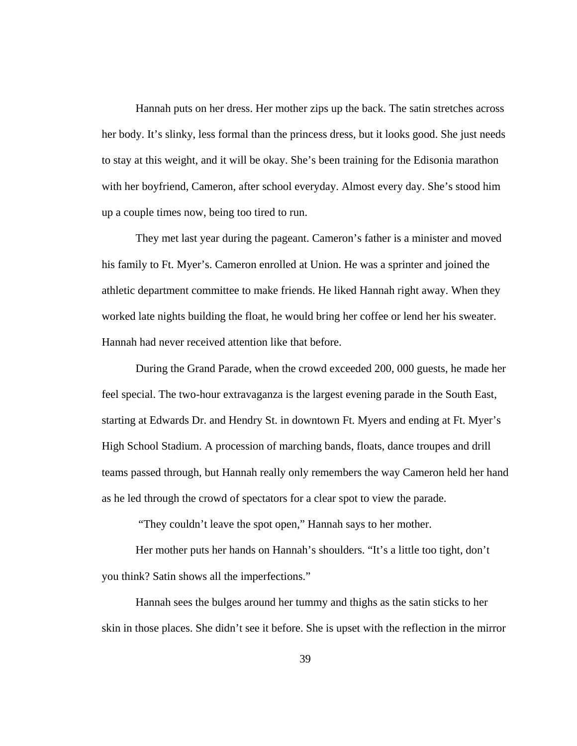Hannah puts on her dress. Her mother zips up the back. The satin stretches across her body. It's slinky, less formal than the princess dress, but it looks good. She just needs to stay at this weight, and it will be okay. She's been training for the Edisonia marathon with her boyfriend, Cameron, after school everyday. Almost every day. She's stood him up a couple times now, being too tired to run.

They met last year during the pageant. Cameron's father is a minister and moved his family to Ft. Myer's. Cameron enrolled at Union. He was a sprinter and joined the athletic department committee to make friends. He liked Hannah right away. When they worked late nights building the float, he would bring her coffee or lend her his sweater. Hannah had never received attention like that before.

During the Grand Parade, when the crowd exceeded 200, 000 guests, he made her feel special. The two-hour extravaganza is the largest evening parade in the South East, starting at Edwards Dr. and Hendry St. in downtown Ft. Myers and ending at Ft. Myer's High School Stadium. A procession of marching bands, floats, dance troupes and drill teams passed through, but Hannah really only remembers the way Cameron held her hand as he led through the crowd of spectators for a clear spot to view the parade.

"They couldn't leave the spot open," Hannah says to her mother.

Her mother puts her hands on Hannah's shoulders. "It's a little too tight, don't you think? Satin shows all the imperfections."

Hannah sees the bulges around her tummy and thighs as the satin sticks to her skin in those places. She didn't see it before. She is upset with the reflection in the mirror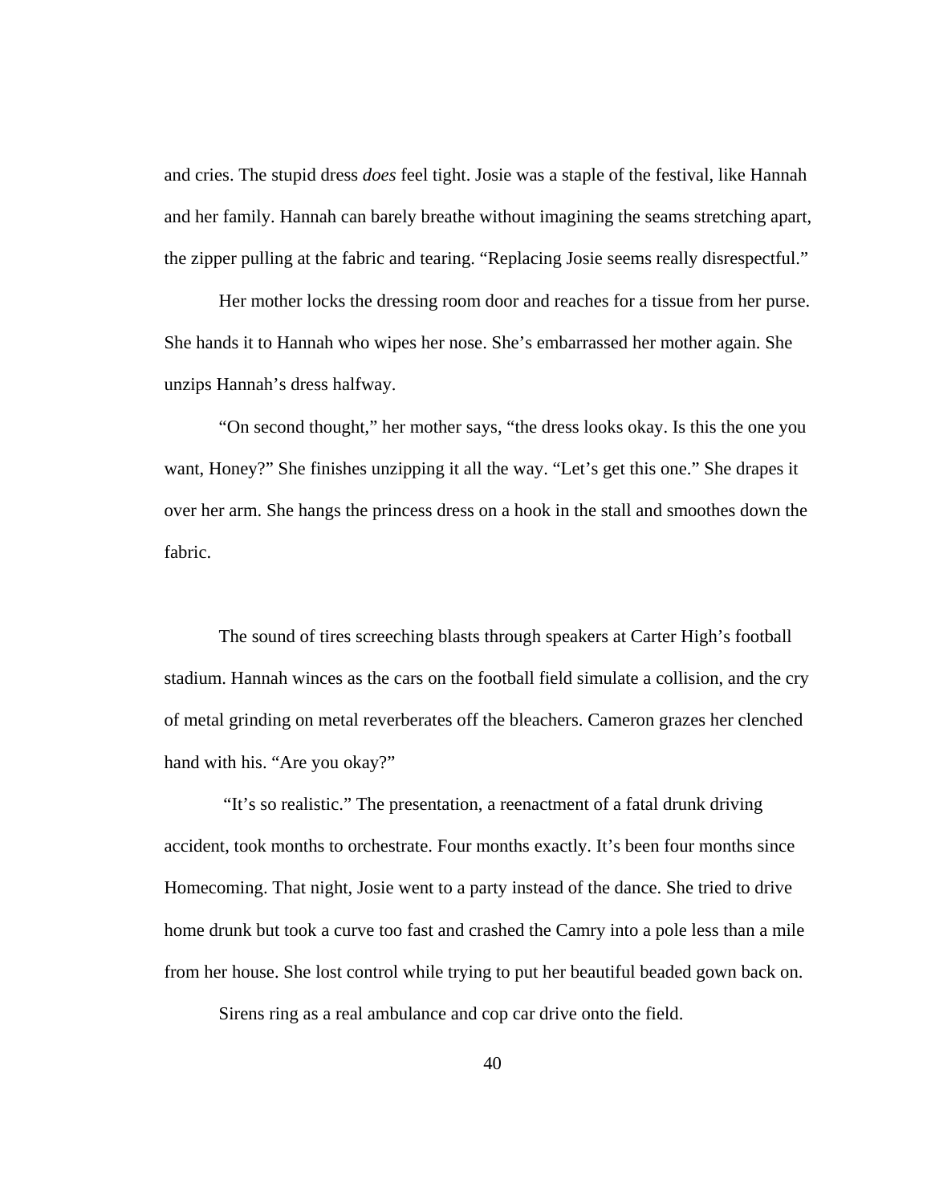and cries. The stupid dress *does* feel tight. Josie was a staple of the festival, like Hannah and her family. Hannah can barely breathe without imagining the seams stretching apart, the zipper pulling at the fabric and tearing. "Replacing Josie seems really disrespectful."

Her mother locks the dressing room door and reaches for a tissue from her purse. She hands it to Hannah who wipes her nose. She's embarrassed her mother again. She unzips Hannah's dress halfway.

"On second thought," her mother says, "the dress looks okay. Is this the one you want, Honey?" She finishes unzipping it all the way. "Let's get this one." She drapes it over her arm. She hangs the princess dress on a hook in the stall and smoothes down the fabric.

The sound of tires screeching blasts through speakers at Carter High's football stadium. Hannah winces as the cars on the football field simulate a collision, and the cry of metal grinding on metal reverberates off the bleachers. Cameron grazes her clenched hand with his. "Are you okay?"

"It's so realistic." The presentation, a reenactment of a fatal drunk driving accident, took months to orchestrate. Four months exactly. It's been four months since Homecoming. That night, Josie went to a party instead of the dance. She tried to drive home drunk but took a curve too fast and crashed the Camry into a pole less than a mile from her house. She lost control while trying to put her beautiful beaded gown back on.

Sirens ring as a real ambulance and cop car drive onto the field.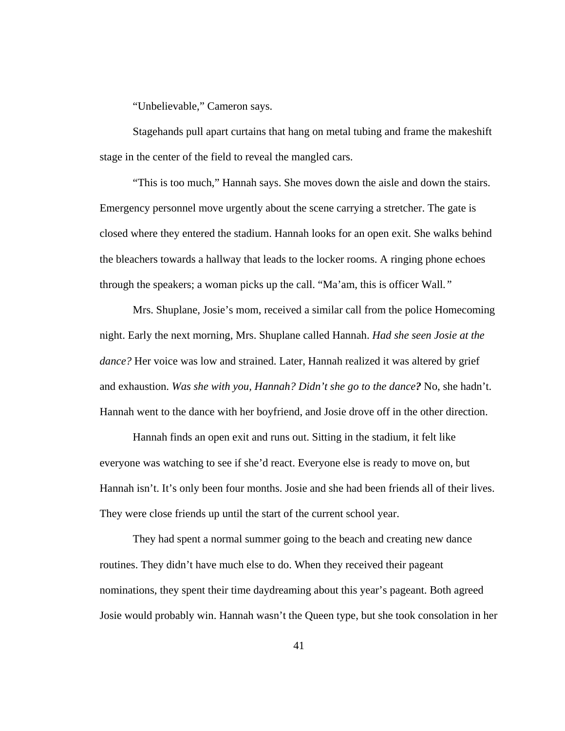"Unbelievable," Cameron says.

Stagehands pull apart curtains that hang on metal tubing and frame the makeshift stage in the center of the field to reveal the mangled cars.

"This is too much," Hannah says. She moves down the aisle and down the stairs. Emergency personnel move urgently about the scene carrying a stretcher. The gate is closed where they entered the stadium. Hannah looks for an open exit. She walks behind the bleachers towards a hallway that leads to the locker rooms. A ringing phone echoes through the speakers; a woman picks up the call. "Ma'am, this is officer Wall*."*

Mrs. Shuplane, Josie's mom, received a similar call from the police Homecoming night. Early the next morning, Mrs. Shuplane called Hannah. *Had she seen Josie at the dance?* Her voice was low and strained. Later, Hannah realized it was altered by grief and exhaustion. *Was she with you, Hannah? Didn't she go to the dance**?*** No, she hadn't. Hannah went to the dance with her boyfriend, and Josie drove off in the other direction.

Hannah finds an open exit and runs out. Sitting in the stadium, it felt like everyone was watching to see if she'd react. Everyone else is ready to move on, but Hannah isn't. It's only been four months. Josie and she had been friends all of their lives. They were close friends up until the start of the current school year.

They had spent a normal summer going to the beach and creating new dance routines. They didn't have much else to do. When they received their pageant nominations, they spent their time daydreaming about this year's pageant. Both agreed Josie would probably win. Hannah wasn't the Queen type, but she took consolation in her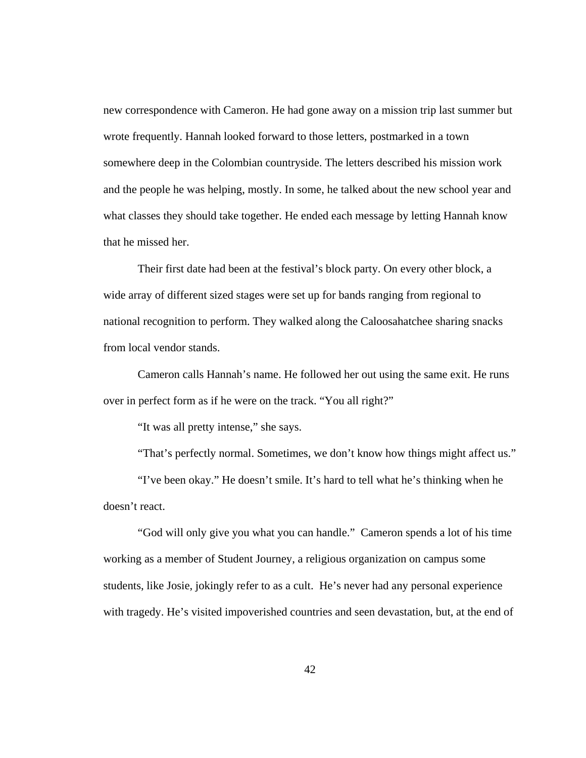new correspondence with Cameron. He had gone away on a mission trip last summer but wrote frequently. Hannah looked forward to those letters, postmarked in a town somewhere deep in the Colombian countryside. The letters described his mission work and the people he was helping, mostly. In some, he talked about the new school year and what classes they should take together. He ended each message by letting Hannah know that he missed her.

Their first date had been at the festival's block party. On every other block, a wide array of different sized stages were set up for bands ranging from regional to national recognition to perform. They walked along the Caloosahatchee sharing snacks from local vendor stands.

Cameron calls Hannah's name. He followed her out using the same exit. He runs over in perfect form as if he were on the track. "You all right?"

"It was all pretty intense," she says.

"That's perfectly normal. Sometimes, we don't know how things might affect us."

"I've been okay." He doesn't smile. It's hard to tell what he's thinking when he doesn't react.

"God will only give you what you can handle." Cameron spends a lot of his time working as a member of Student Journey, a religious organization on campus some students, like Josie, jokingly refer to as a cult. He's never had any personal experience with tragedy. He's visited impoverished countries and seen devastation, but, at the end of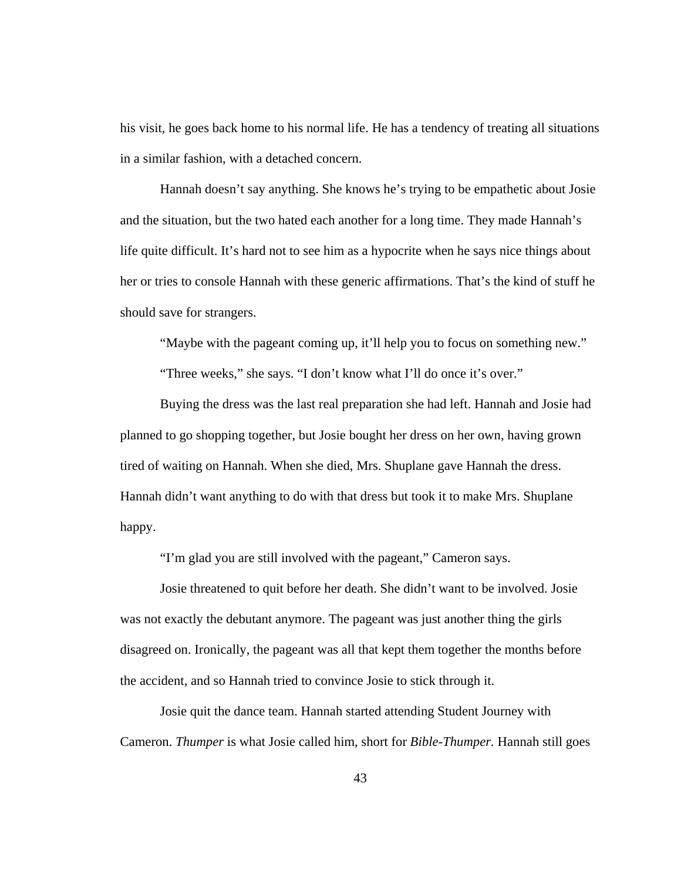his visit, he goes back home to his normal life. He has a tendency of treating all situations in a similar fashion, with a detached concern.

Hannah doesn't say anything. She knows he's trying to be empathetic about Josie and the situation, but the two hated each another for a long time. They made Hannah's life quite difficult. It's hard not to see him as a hypocrite when he says nice things about her or tries to console Hannah with these generic affirmations. That's the kind of stuff he should save for strangers.

"Maybe with the pageant coming up, it'll help you to focus on something new."

"Three weeks," she says. "I don't know what I'll do once it's over."

Buying the dress was the last real preparation she had left. Hannah and Josie had planned to go shopping together, but Josie bought her dress on her own, having grown tired of waiting on Hannah. When she died, Mrs. Shuplane gave Hannah the dress. Hannah didn't want anything to do with that dress but took it to make Mrs. Shuplane happy.

"I'm glad you are still involved with the pageant," Cameron says.

Josie threatened to quit before her death. She didn't want to be involved. Josie was not exactly the debutant anymore. The pageant was just another thing the girls disagreed on. Ironically, the pageant was all that kept them together the months before the accident, and so Hannah tried to convince Josie to stick through it.

Josie quit the dance team. Hannah started attending Student Journey with Cameron. *Thumper* is what Josie called him, short for *Bible-Thumper*. Hannah still goes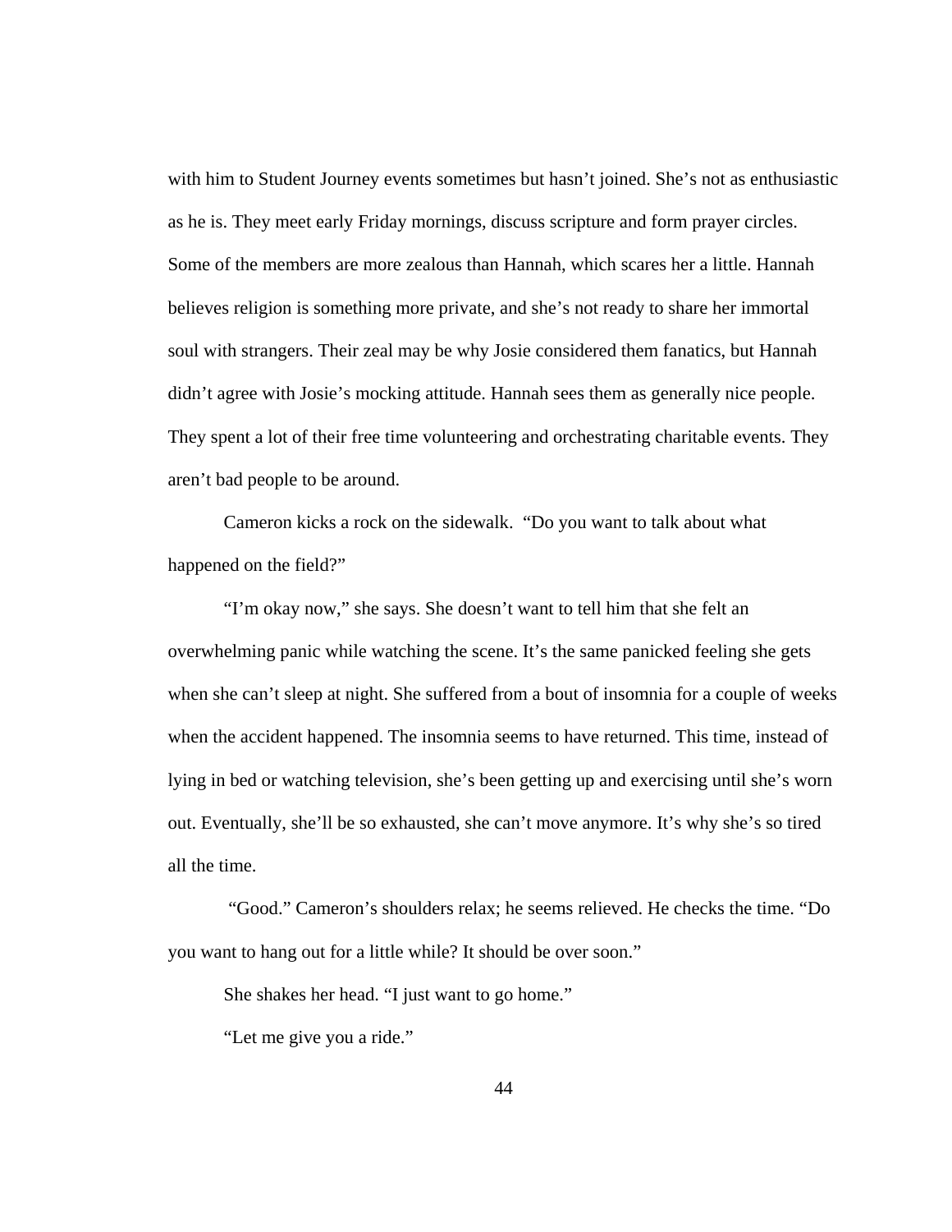with him to Student Journey events sometimes but hasn't joined. She's not as enthusiastic as he is. They meet early Friday mornings, discuss scripture and form prayer circles. Some of the members are more zealous than Hannah, which scares her a little. Hannah believes religion is something more private, and she's not ready to share her immortal soul with strangers. Their zeal may be why Josie considered them fanatics, but Hannah didn't agree with Josie's mocking attitude. Hannah sees them as generally nice people. They spent a lot of their free time volunteering and orchestrating charitable events. They aren't bad people to be around.

Cameron kicks a rock on the sidewalk. "Do you want to talk about what happened on the field?"

"I'm okay now," she says. She doesn't want to tell him that she felt an overwhelming panic while watching the scene. It's the same panicked feeling she gets when she can't sleep at night. She suffered from a bout of insomnia for a couple of weeks when the accident happened. The insomnia seems to have returned. This time, instead of lying in bed or watching television, she's been getting up and exercising until she's worn out. Eventually, she'll be so exhausted, she can't move anymore. It's why she's so tired all the time.

"Good." Cameron's shoulders relax; he seems relieved. He checks the time. "Do you want to hang out for a little while? It should be over soon."

She shakes her head. "I just want to go home."

"Let me give you a ride."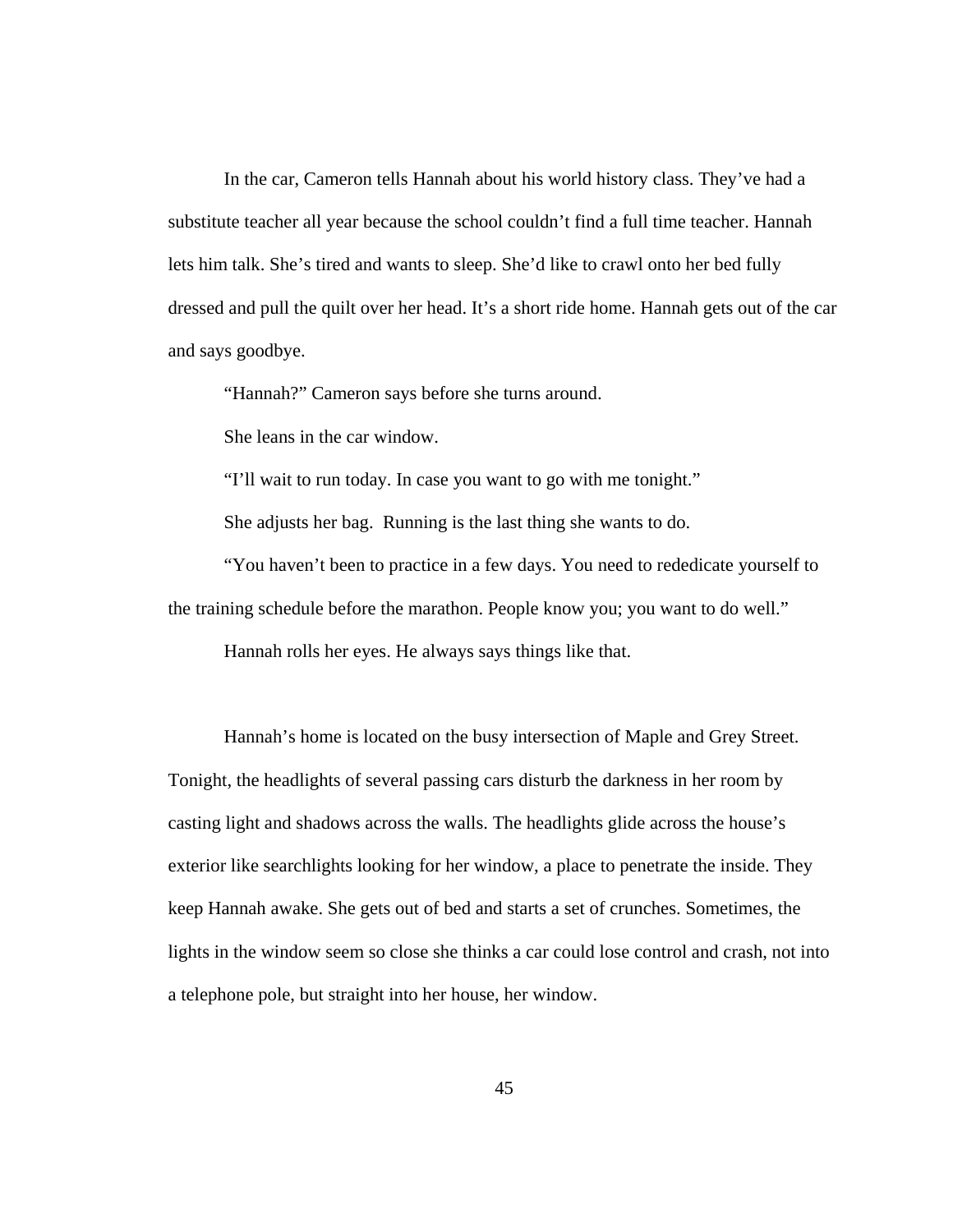In the car, Cameron tells Hannah about his world history class. They've had a substitute teacher all year because the school couldn't find a full time teacher. Hannah lets him talk. She's tired and wants to sleep. She'd like to crawl onto her bed fully dressed and pull the quilt over her head. It's a short ride home. Hannah gets out of the car and says goodbye.

"Hannah?" Cameron says before she turns around.

She leans in the car window.

"I'll wait to run today. In case you want to go with me tonight."

She adjusts her bag.  Running is the last thing she wants to do.

"You haven't been to practice in a few days. You need to rededicate yourself to the training schedule before the marathon. People know you; you want to do well."

Hannah rolls her eyes. He always says things like that.

Hannah's home is located on the busy intersection of Maple and Grey Street. Tonight, the headlights of several passing cars disturb the darkness in her room by casting light and shadows across the walls. The headlights glide across the house's exterior like searchlights looking for her window, a place to penetrate the inside. They keep Hannah awake. She gets out of bed and starts a set of crunches. Sometimes, the lights in the window seem so close she thinks a car could lose control and crash, not into a telephone pole, but straight into her house, her window.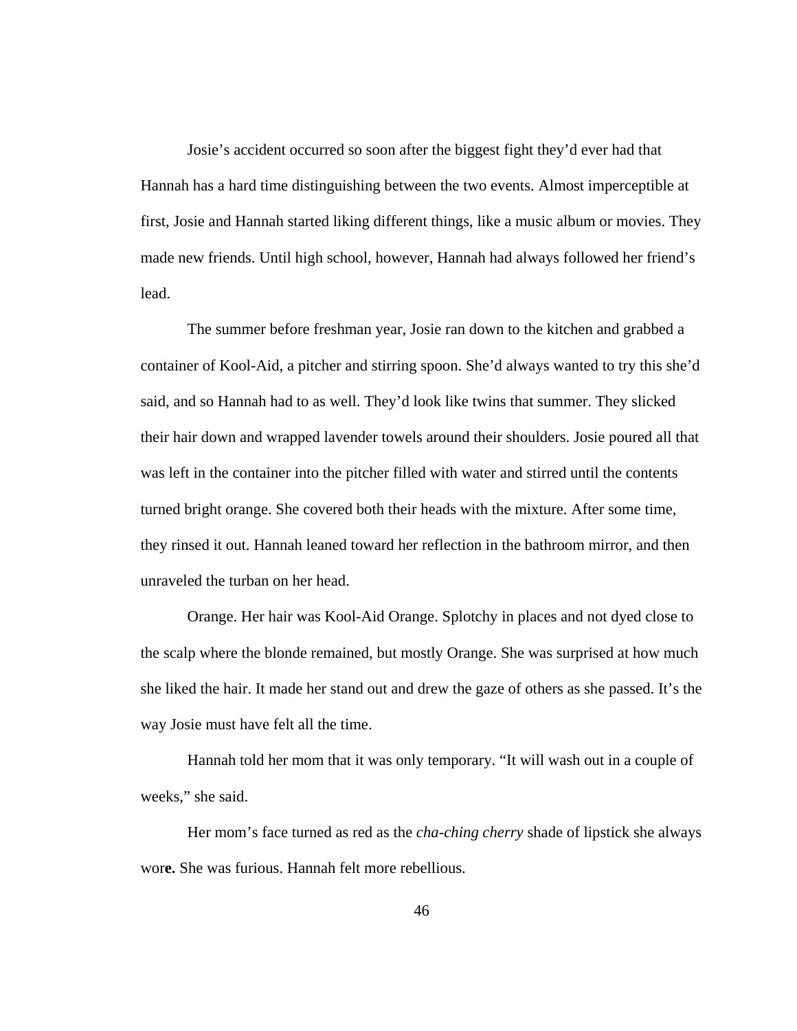Josie's accident occurred so soon after the biggest fight they'd ever had that Hannah has a hard time distinguishing between the two events. Almost imperceptible at first, Josie and Hannah started liking different things, like a music album or movies. They made new friends. Until high school, however, Hannah had always followed her friend's lead.

The summer before freshman year, Josie ran down to the kitchen and grabbed a container of Kool-Aid, a pitcher and stirring spoon. She'd always wanted to try this she'd said, and so Hannah had to as well. They'd look like twins that summer. They slicked their hair down and wrapped lavender towels around their shoulders. Josie poured all that was left in the container into the pitcher filled with water and stirred until the contents turned bright orange. She covered both their heads with the mixture. After some time, they rinsed it out. Hannah leaned toward her reflection in the bathroom mirror, and then unraveled the turban on her head.

Orange. Her hair was Kool-Aid Orange. Splotchy in places and not dyed close to the scalp where the blonde remained, but mostly Orange. She was surprised at how much she liked the hair. It made her stand out and drew the gaze of others as she passed. It's the way Josie must have felt all the time.

Hannah told her mom that it was only temporary. "It will wash out in a couple of weeks," she said.

Her mom's face turned as red as the *cha-ching cherry* shade of lipstick she always wor**e.** She was furious. Hannah felt more rebellious.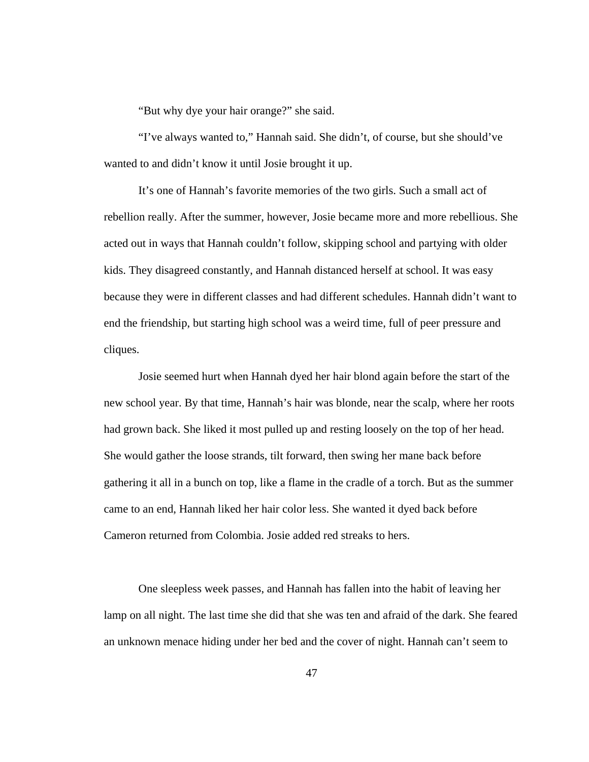"But why dye your hair orange?" she said.

"I've always wanted to," Hannah said. She didn't, of course, but she should've wanted to and didn't know it until Josie brought it up.

It's one of Hannah's favorite memories of the two girls. Such a small act of rebellion really. After the summer, however, Josie became more and more rebellious. She acted out in ways that Hannah couldn't follow, skipping school and partying with older kids. They disagreed constantly, and Hannah distanced herself at school. It was easy because they were in different classes and had different schedules. Hannah didn't want to end the friendship, but starting high school was a weird time, full of peer pressure and cliques.

Josie seemed hurt when Hannah dyed her hair blond again before the start of the new school year. By that time, Hannah's hair was blonde, near the scalp, where her roots had grown back. She liked it most pulled up and resting loosely on the top of her head. She would gather the loose strands, tilt forward, then swing her mane back before gathering it all in a bunch on top, like a flame in the cradle of a torch. But as the summer came to an end, Hannah liked her hair color less. She wanted it dyed back before Cameron returned from Colombia. Josie added red streaks to hers.

One sleepless week passes, and Hannah has fallen into the habit of leaving her lamp on all night. The last time she did that she was ten and afraid of the dark. She feared an unknown menace hiding under her bed and the cover of night. Hannah can't seem to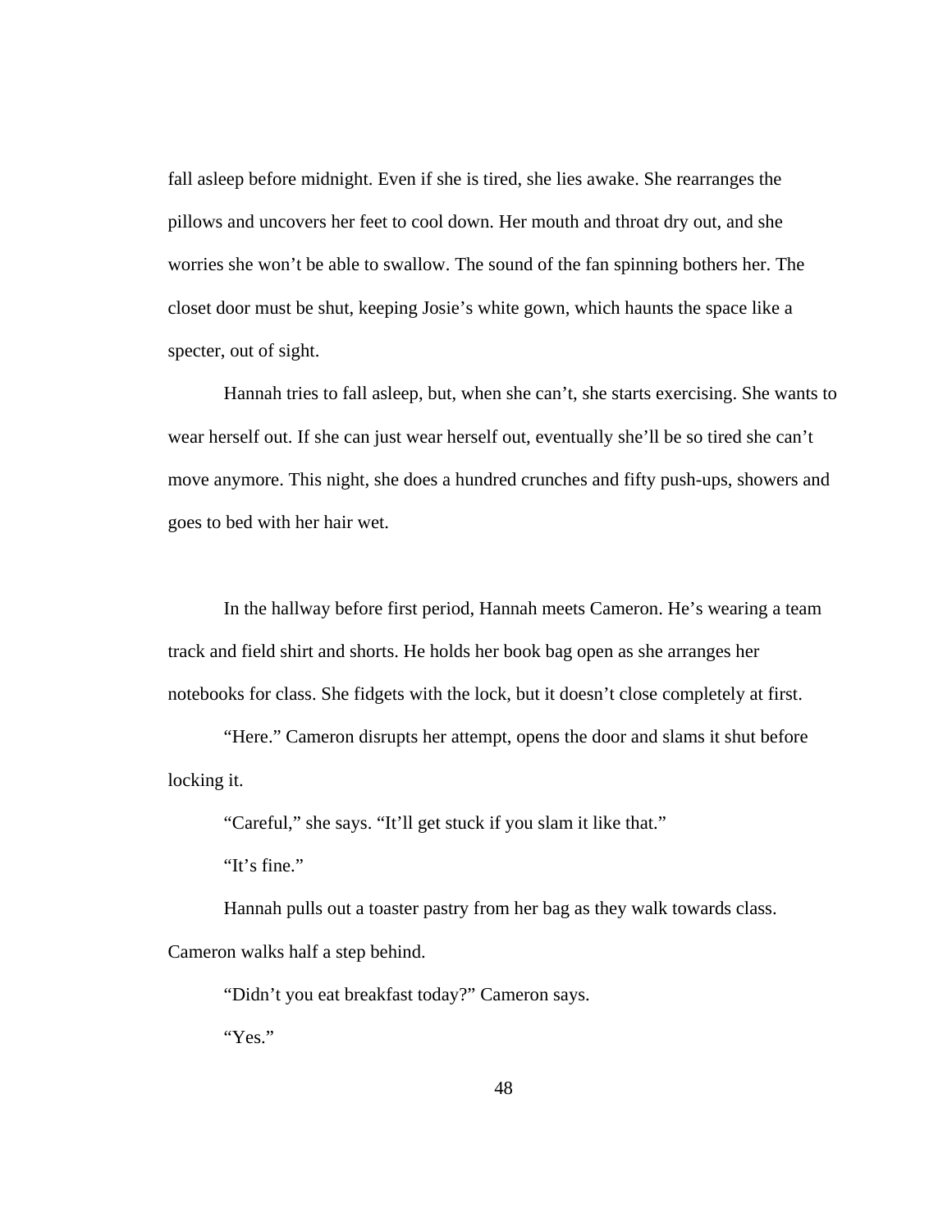fall asleep before midnight. Even if she is tired, she lies awake. She rearranges the pillows and uncovers her feet to cool down. Her mouth and throat dry out, and she worries she won't be able to swallow. The sound of the fan spinning bothers her. The closet door must be shut, keeping Josie's white gown, which haunts the space like a specter, out of sight.

Hannah tries to fall asleep, but, when she can't, she starts exercising. She wants to wear herself out. If she can just wear herself out, eventually she'll be so tired she can't move anymore. This night, she does a hundred crunches and fifty push-ups, showers and goes to bed with her hair wet.

In the hallway before first period, Hannah meets Cameron. He's wearing a team track and field shirt and shorts. He holds her book bag open as she arranges her notebooks for class. She fidgets with the lock, but it doesn't close completely at first.

"Here." Cameron disrupts her attempt, opens the door and slams it shut before locking it.

"Careful," she says. "It'll get stuck if you slam it like that."

"It's fine."

Hannah pulls out a toaster pastry from her bag as they walk towards class. Cameron walks half a step behind.

"Didn't you eat breakfast today?" Cameron says.

"Yes."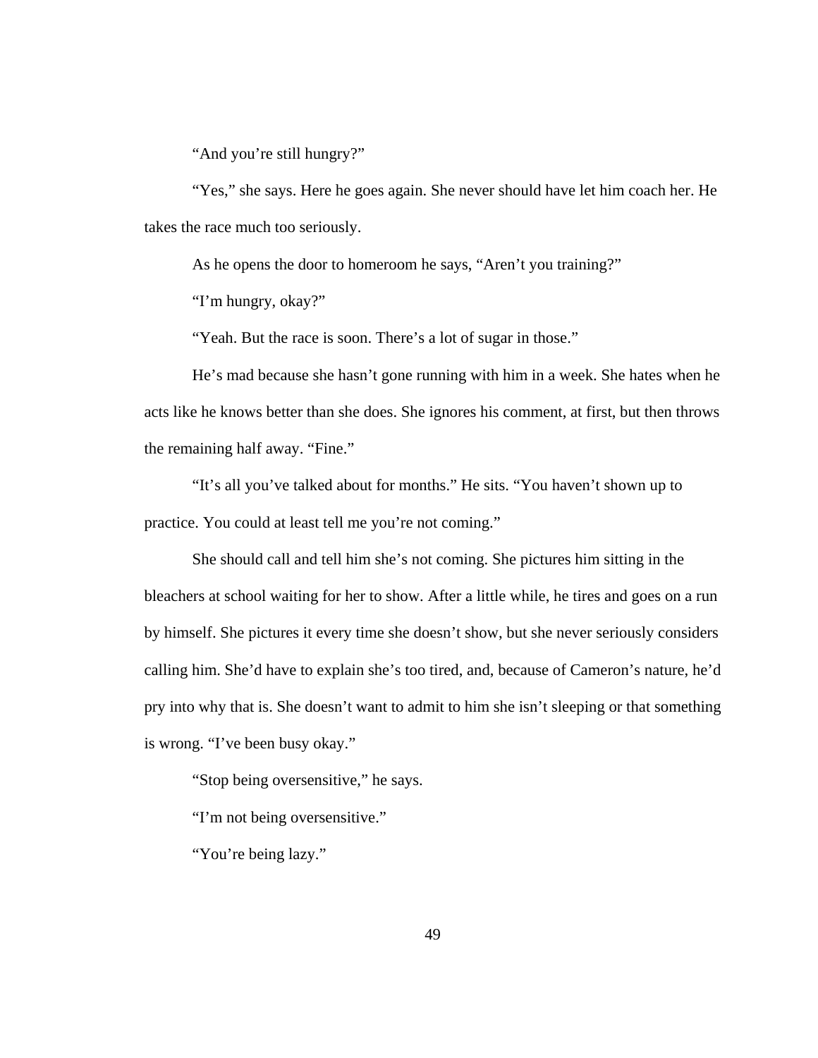"And you're still hungry?"

"Yes," she says. Here he goes again. She never should have let him coach her. He takes the race much too seriously.

As he opens the door to homeroom he says, "Aren't you training?"

"I'm hungry, okay?"

"Yeah. But the race is soon. There's a lot of sugar in those."

He's mad because she hasn't gone running with him in a week. She hates when he acts like he knows better than she does. She ignores his comment, at first, but then throws the remaining half away. "Fine."

"It's all you've talked about for months." He sits. "You haven't shown up to practice. You could at least tell me you're not coming."

She should call and tell him she's not coming. She pictures him sitting in the bleachers at school waiting for her to show. After a little while, he tires and goes on a run by himself. She pictures it every time she doesn't show, but she never seriously considers calling him. She'd have to explain she's too tired, and, because of Cameron's nature, he'd pry into why that is. She doesn't want to admit to him she isn't sleeping or that something is wrong. "I've been busy okay."

"Stop being oversensitive," he says.

"I'm not being oversensitive."

"You're being lazy."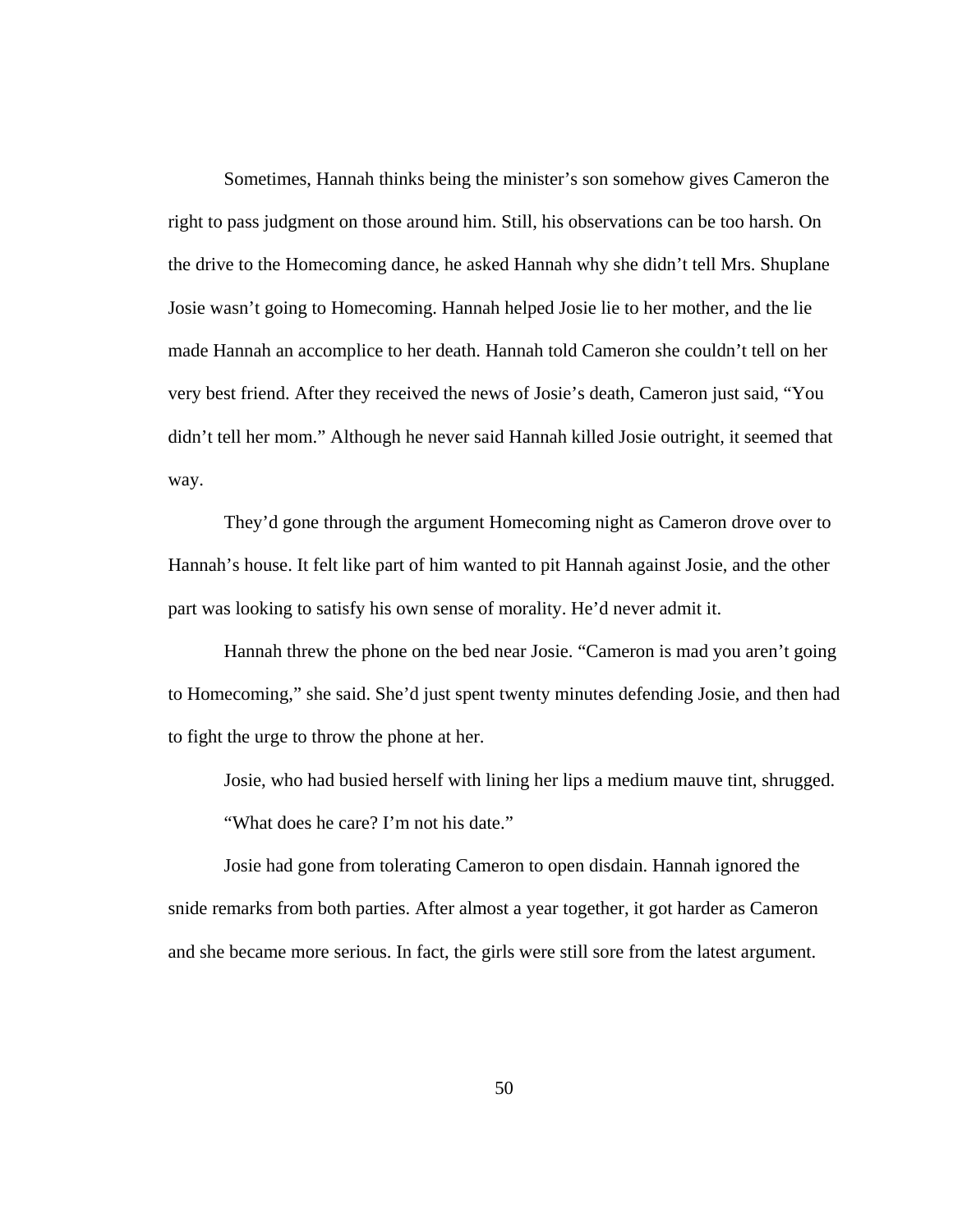Sometimes, Hannah thinks being the minister's son somehow gives Cameron the right to pass judgment on those around him. Still, his observations can be too harsh. On the drive to the Homecoming dance, he asked Hannah why she didn't tell Mrs. Shuplane Josie wasn't going to Homecoming. Hannah helped Josie lie to her mother, and the lie made Hannah an accomplice to her death. Hannah told Cameron she couldn't tell on her very best friend. After they received the news of Josie's death, Cameron just said, "You didn't tell her mom." Although he never said Hannah killed Josie outright, it seemed that way.

They'd gone through the argument Homecoming night as Cameron drove over to Hannah's house. It felt like part of him wanted to pit Hannah against Josie, and the other part was looking to satisfy his own sense of morality. He'd never admit it.

Hannah threw the phone on the bed near Josie. "Cameron is mad you aren't going to Homecoming," she said. She'd just spent twenty minutes defending Josie, and then had to fight the urge to throw the phone at her.

Josie, who had busied herself with lining her lips a medium mauve tint, shrugged. "What does he care? I'm not his date."

Josie had gone from tolerating Cameron to open disdain. Hannah ignored the snide remarks from both parties. After almost a year together, it got harder as Cameron and she became more serious. In fact, the girls were still sore from the latest argument.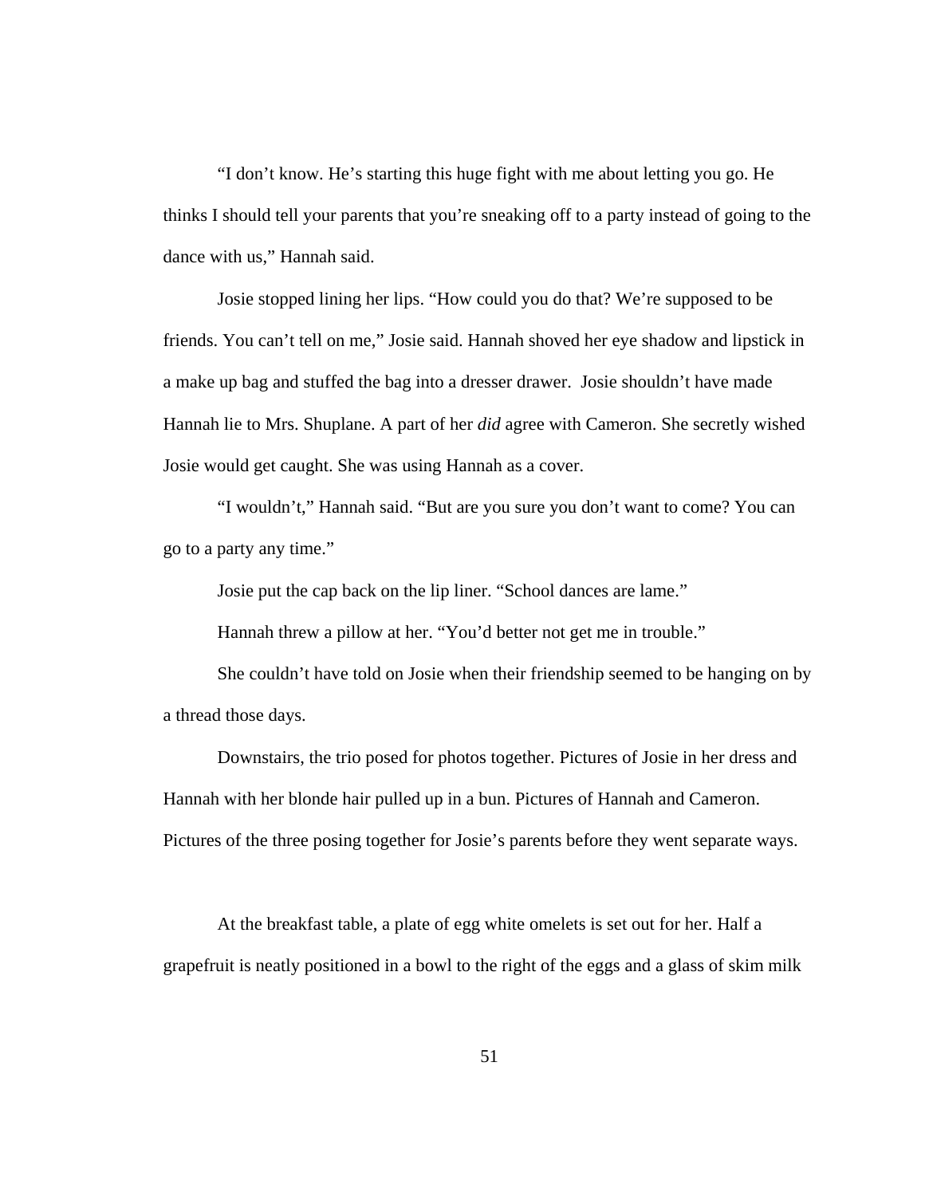“I don’t know. He’s starting this huge fight with me about letting you go. He thinks I should tell your parents that you’re sneaking off to a party instead of going to the dance with us,” Hannah said.

Josie stopped lining her lips. “How could you do that? We’re supposed to be friends. You can’t tell on me,” Josie said. Hannah shoved her eye shadow and lipstick in a make up bag and stuffed the bag into a dresser drawer. Josie shouldn’t have made Hannah lie to Mrs. Shuplane. A part of her *did* agree with Cameron. She secretly wished Josie would get caught. She was using Hannah as a cover.

“I wouldn’t,” Hannah said. “But are you sure you don’t want to come? You can go to a party any time.”

Josie put the cap back on the lip liner. “School dances are lame.”

Hannah threw a pillow at her. “You’d better not get me in trouble.”

She couldn’t have told on Josie when their friendship seemed to be hanging on by a thread those days.

Downstairs, the trio posed for photos together. Pictures of Josie in her dress and Hannah with her blonde hair pulled up in a bun. Pictures of Hannah and Cameron. Pictures of the three posing together for Josie’s parents before they went separate ways.

At the breakfast table, a plate of egg white omelets is set out for her. Half a grapefruit is neatly positioned in a bowl to the right of the eggs and a glass of skim milk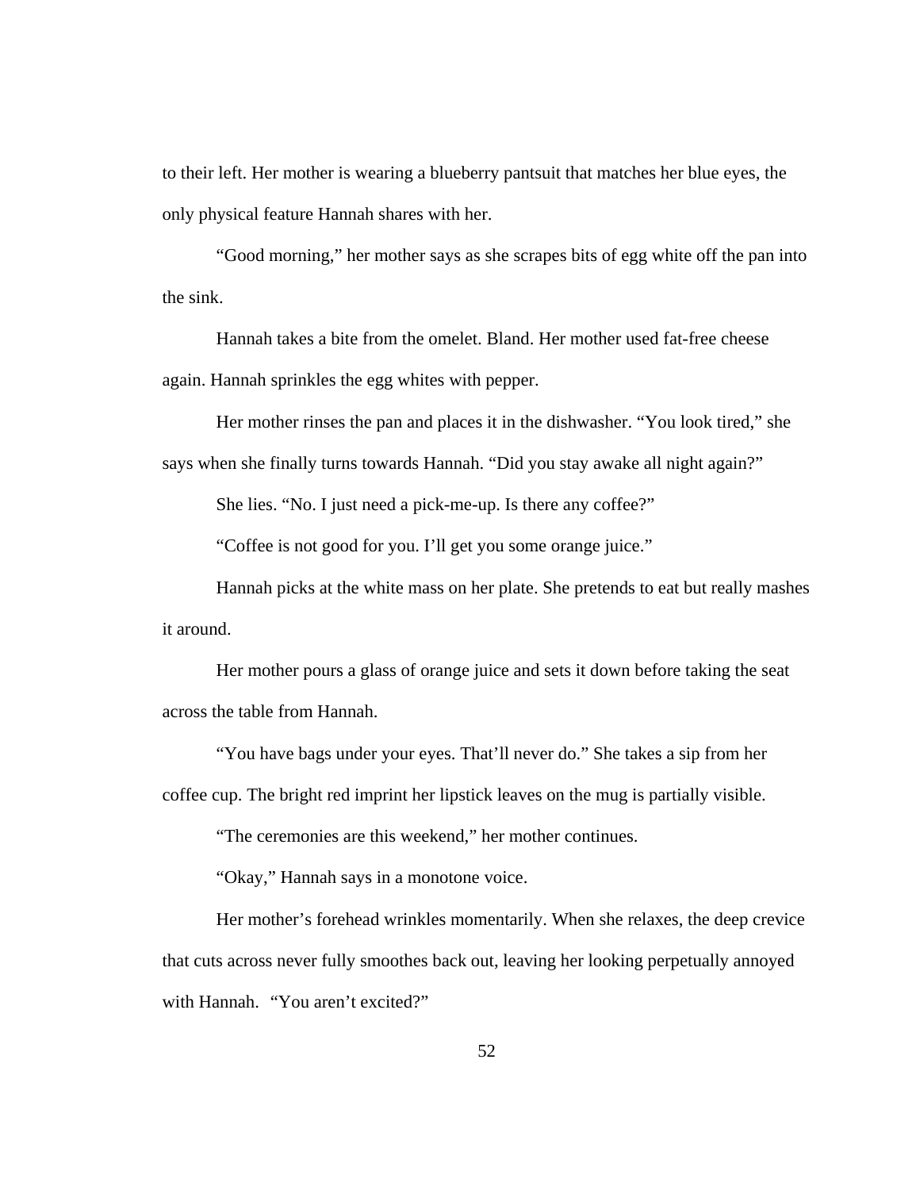to their left. Her mother is wearing a blueberry pantsuit that matches her blue eyes, the only physical feature Hannah shares with her.

"Good morning," her mother says as she scrapes bits of egg white off the pan into the sink.

Hannah takes a bite from the omelet. Bland. Her mother used fat-free cheese again. Hannah sprinkles the egg whites with pepper.

Her mother rinses the pan and places it in the dishwasher. "You look tired," she says when she finally turns towards Hannah. "Did you stay awake all night again?"

She lies. "No. I just need a pick-me-up. Is there any coffee?"

"Coffee is not good for you. I'll get you some orange juice."

Hannah picks at the white mass on her plate. She pretends to eat but really mashes it around.

Her mother pours a glass of orange juice and sets it down before taking the seat across the table from Hannah.

"You have bags under your eyes. That'll never do." She takes a sip from her coffee cup. The bright red imprint her lipstick leaves on the mug is partially visible.

"The ceremonies are this weekend," her mother continues.

"Okay," Hannah says in a monotone voice.

Her mother's forehead wrinkles momentarily. When she relaxes, the deep crevice that cuts across never fully smoothes back out, leaving her looking perpetually annoyed with Hannah. "You aren't excited?"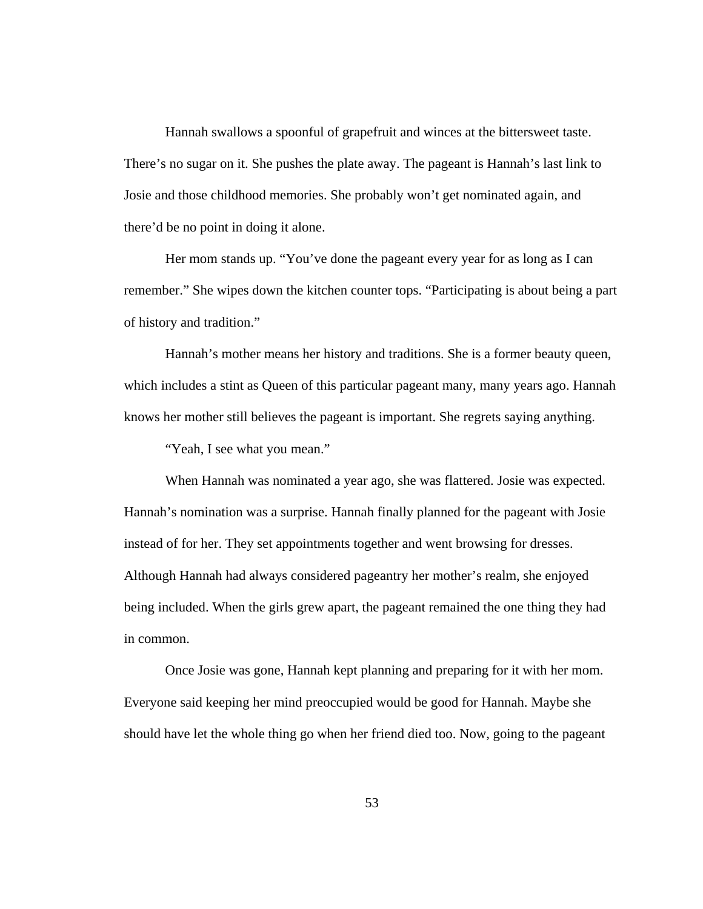Hannah swallows a spoonful of grapefruit and winces at the bittersweet taste. There's no sugar on it. She pushes the plate away. The pageant is Hannah's last link to Josie and those childhood memories. She probably won't get nominated again, and there'd be no point in doing it alone.

Her mom stands up. "You've done the pageant every year for as long as I can remember." She wipes down the kitchen counter tops. "Participating is about being a part of history and tradition."

Hannah's mother means her history and traditions. She is a former beauty queen, which includes a stint as Queen of this particular pageant many, many years ago. Hannah knows her mother still believes the pageant is important. She regrets saying anything.

"Yeah, I see what you mean."

When Hannah was nominated a year ago, she was flattered. Josie was expected. Hannah's nomination was a surprise. Hannah finally planned for the pageant with Josie instead of for her. They set appointments together and went browsing for dresses. Although Hannah had always considered pageantry her mother's realm, she enjoyed being included. When the girls grew apart, the pageant remained the one thing they had in common.

Once Josie was gone, Hannah kept planning and preparing for it with her mom. Everyone said keeping her mind preoccupied would be good for Hannah. Maybe she should have let the whole thing go when her friend died too. Now, going to the pageant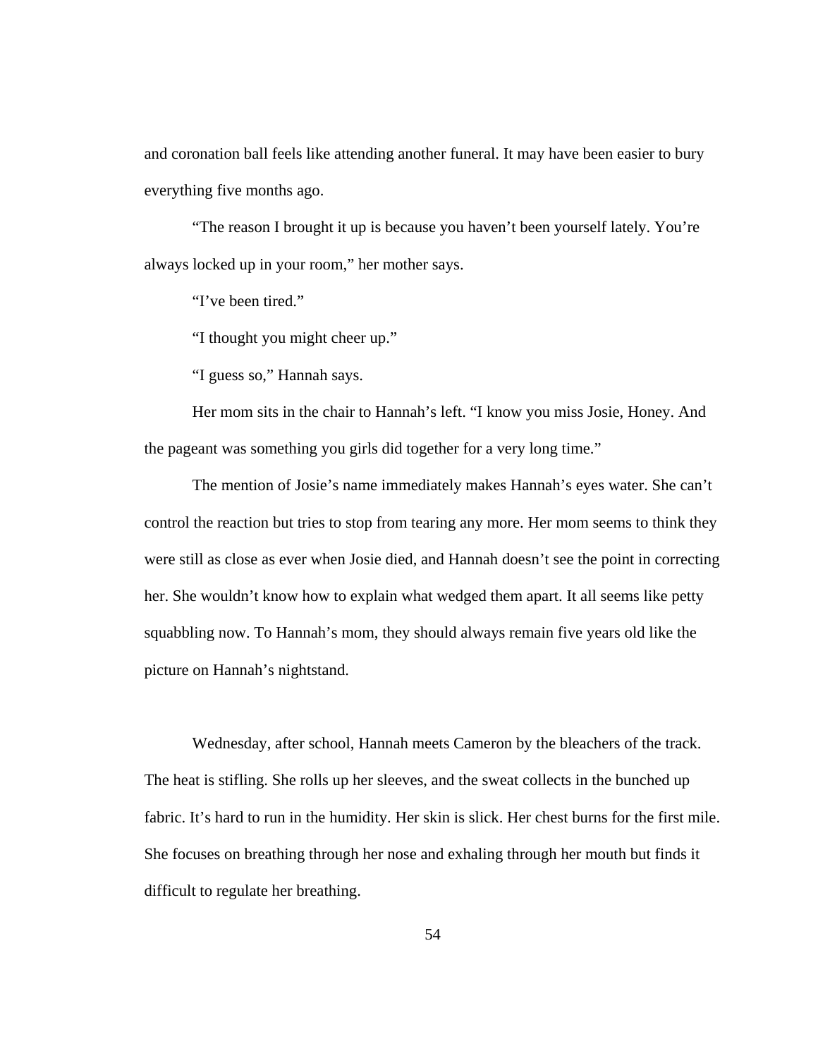and coronation ball feels like attending another funeral. It may have been easier to bury everything five months ago.

"The reason I brought it up is because you haven't been yourself lately. You're always locked up in your room," her mother says.

"I've been tired."

"I thought you might cheer up."

"I guess so," Hannah says.

Her mom sits in the chair to Hannah's left. "I know you miss Josie, Honey. And the pageant was something you girls did together for a very long time."

The mention of Josie's name immediately makes Hannah's eyes water. She can't control the reaction but tries to stop from tearing any more. Her mom seems to think they were still as close as ever when Josie died, and Hannah doesn't see the point in correcting her. She wouldn't know how to explain what wedged them apart. It all seems like petty squabbling now. To Hannah's mom, they should always remain five years old like the picture on Hannah's nightstand.

Wednesday, after school, Hannah meets Cameron by the bleachers of the track. The heat is stifling. She rolls up her sleeves, and the sweat collects in the bunched up fabric. It's hard to run in the humidity. Her skin is slick. Her chest burns for the first mile. She focuses on breathing through her nose and exhaling through her mouth but finds it difficult to regulate her breathing.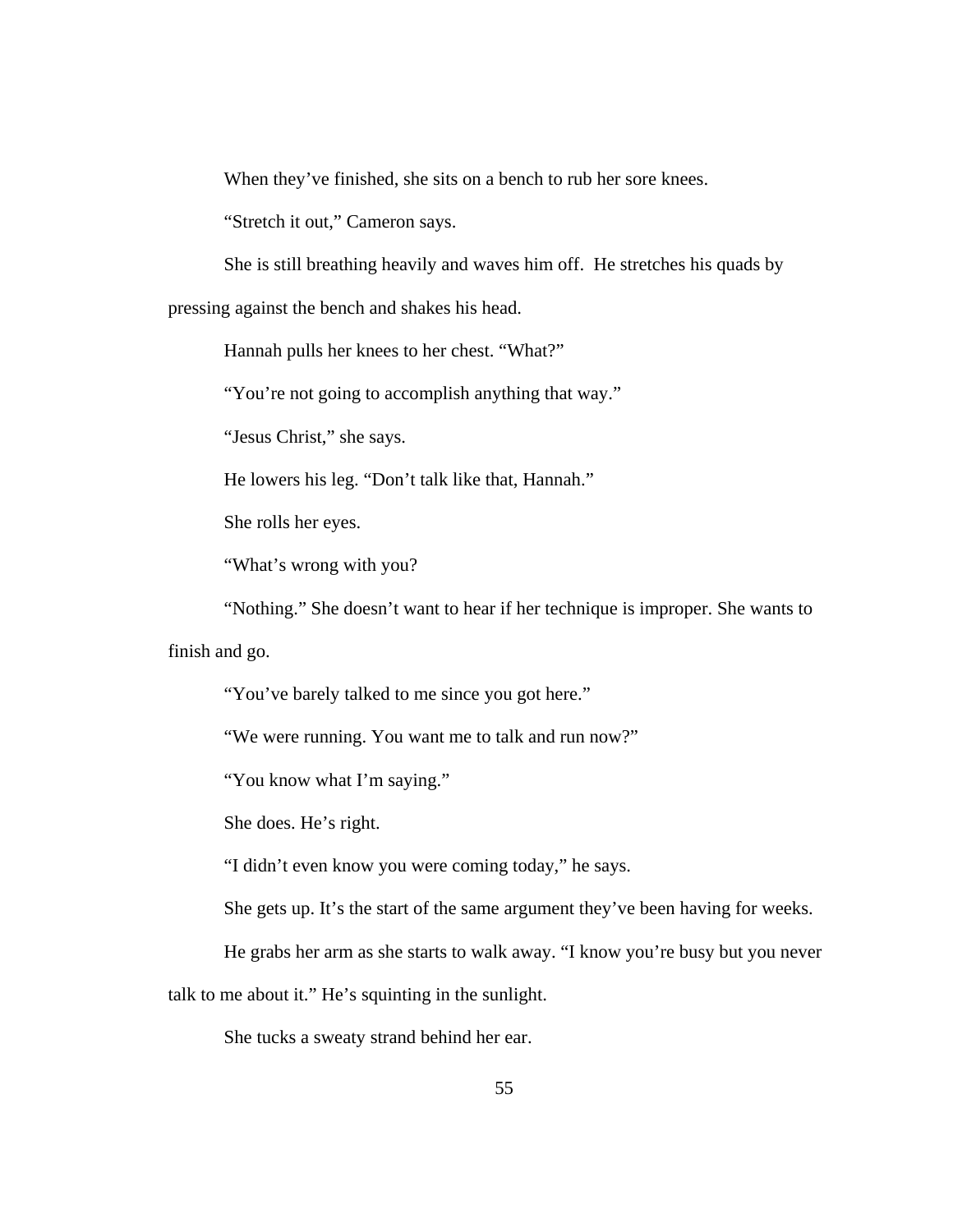When they've finished, she sits on a bench to rub her sore knees.

"Stretch it out," Cameron says.

She is still breathing heavily and waves him off. He stretches his quads by pressing against the bench and shakes his head.

Hannah pulls her knees to her chest. "What?"

"You're not going to accomplish anything that way."

"Jesus Christ," she says.

He lowers his leg. "Don't talk like that, Hannah."

She rolls her eyes.

"What's wrong with you?

"Nothing." She doesn't want to hear if her technique is improper. She wants to finish and go.

"You've barely talked to me since you got here."

"We were running. You want me to talk and run now?"

"You know what I'm saying."

She does. He's right.

"I didn't even know you were coming today," he says.

She gets up. It's the start of the same argument they've been having for weeks.

He grabs her arm as she starts to walk away. "I know you're busy but you never talk to me about it." He's squinting in the sunlight.

She tucks a sweaty strand behind her ear.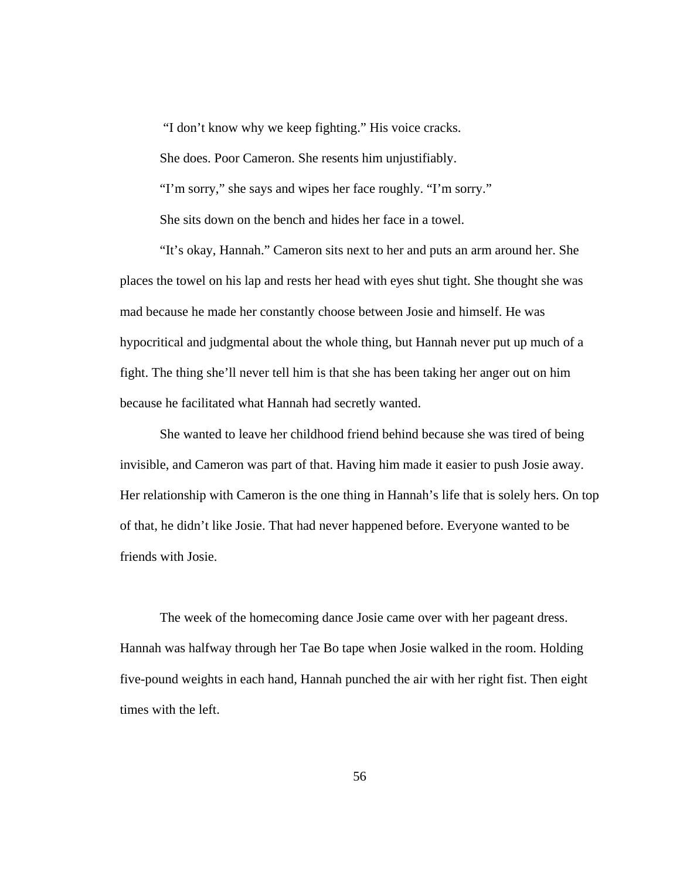"I don't know why we keep fighting." His voice cracks.

She does. Poor Cameron. She resents him unjustifiably.

"I'm sorry," she says and wipes her face roughly. "I'm sorry."

She sits down on the bench and hides her face in a towel.

"It's okay, Hannah." Cameron sits next to her and puts an arm around her. She places the towel on his lap and rests her head with eyes shut tight. She thought she was mad because he made her constantly choose between Josie and himself. He was hypocritical and judgmental about the whole thing, but Hannah never put up much of a fight. The thing she'll never tell him is that she has been taking her anger out on him because he facilitated what Hannah had secretly wanted.

She wanted to leave her childhood friend behind because she was tired of being invisible, and Cameron was part of that. Having him made it easier to push Josie away. Her relationship with Cameron is the one thing in Hannah's life that is solely hers. On top of that, he didn't like Josie. That had never happened before. Everyone wanted to be friends with Josie.

The week of the homecoming dance Josie came over with her pageant dress. Hannah was halfway through her Tae Bo tape when Josie walked in the room. Holding five-pound weights in each hand, Hannah punched the air with her right fist. Then eight times with the left.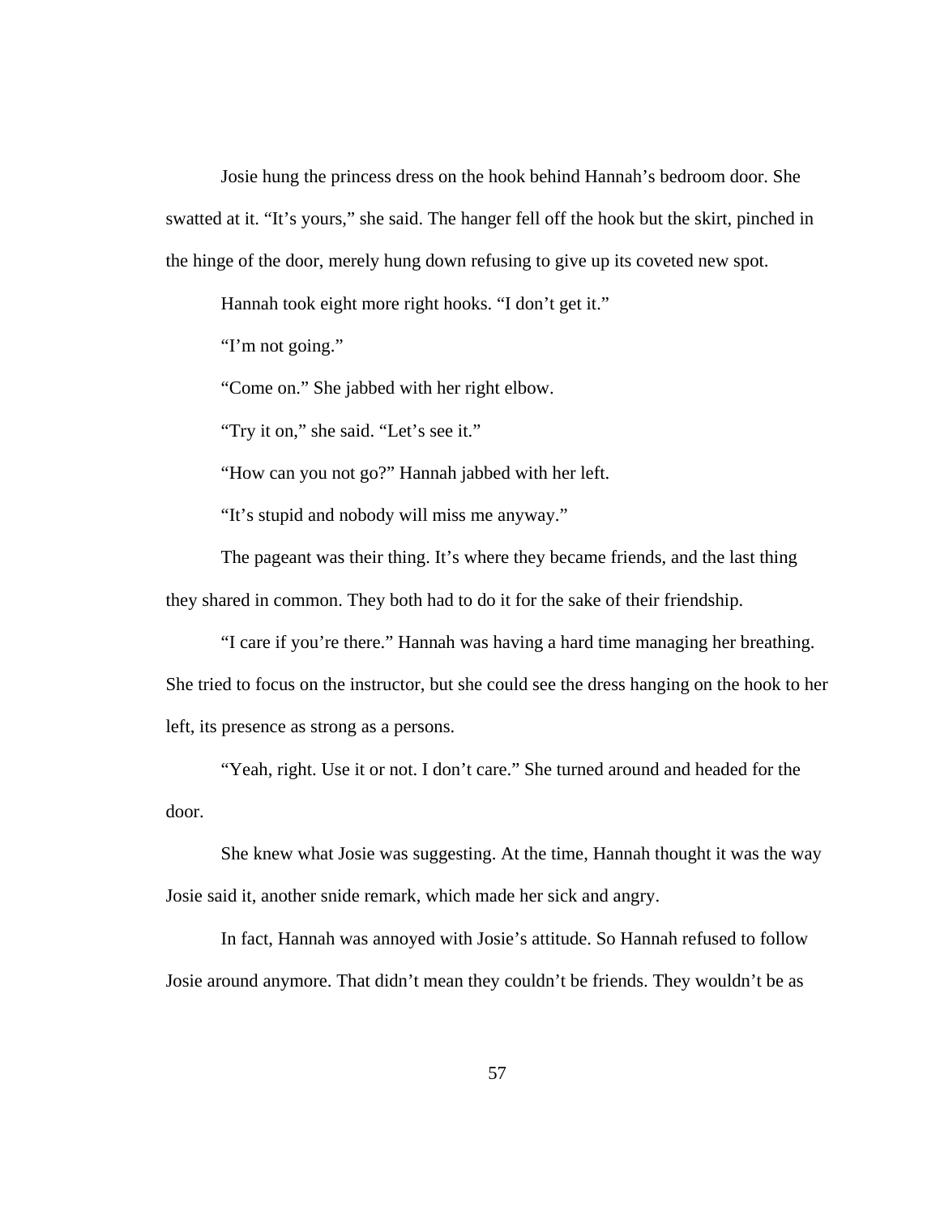Josie hung the princess dress on the hook behind Hannah's bedroom door. She swatted at it. "It's yours," she said. The hanger fell off the hook but the skirt, pinched in the hinge of the door, merely hung down refusing to give up its coveted new spot.

Hannah took eight more right hooks. "I don't get it."

"I'm not going."

"Come on." She jabbed with her right elbow.

"Try it on," she said. "Let's see it."

"How can you not go?" Hannah jabbed with her left.

"It's stupid and nobody will miss me anyway."

The pageant was their thing. It's where they became friends, and the last thing they shared in common. They both had to do it for the sake of their friendship.

"I care if you're there." Hannah was having a hard time managing her breathing. She tried to focus on the instructor, but she could see the dress hanging on the hook to her left, its presence as strong as a persons.

"Yeah, right. Use it or not. I don't care." She turned around and headed for the door.

She knew what Josie was suggesting. At the time, Hannah thought it was the way Josie said it, another snide remark, which made her sick and angry.

In fact, Hannah was annoyed with Josie's attitude. So Hannah refused to follow Josie around anymore. That didn't mean they couldn't be friends. They wouldn't be as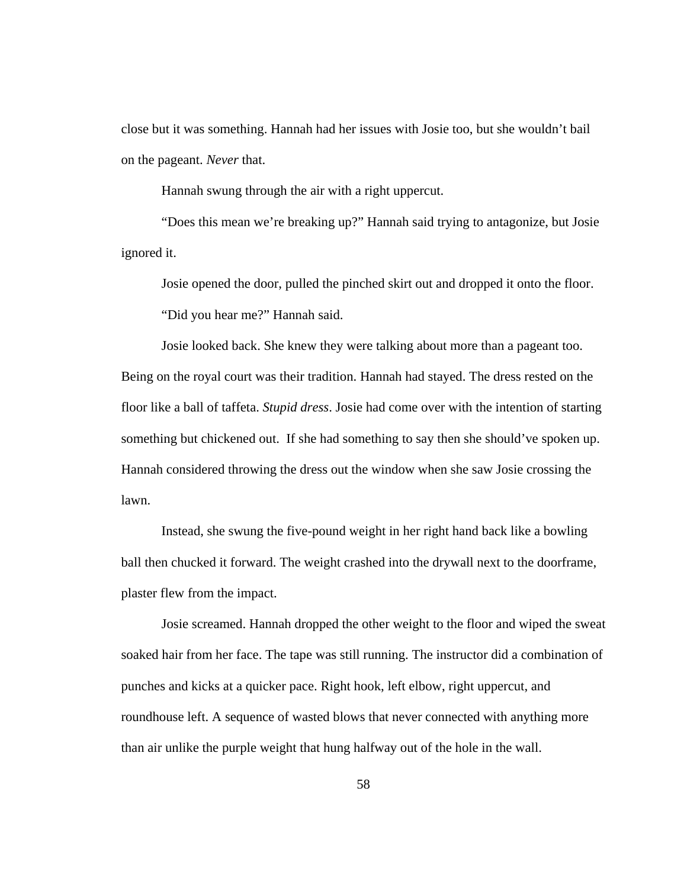close but it was something. Hannah had her issues with Josie too, but she wouldn't bail on the pageant. *Never* that.

Hannah swung through the air with a right uppercut.

"Does this mean we're breaking up?" Hannah said trying to antagonize, but Josie ignored it.

Josie opened the door, pulled the pinched skirt out and dropped it onto the floor.

"Did you hear me?" Hannah said.

Josie looked back. She knew they were talking about more than a pageant too. Being on the royal court was their tradition. Hannah had stayed. The dress rested on the floor like a ball of taffeta. *Stupid dress*. Josie had come over with the intention of starting something but chickened out. If she had something to say then she should've spoken up. Hannah considered throwing the dress out the window when she saw Josie crossing the lawn.

Instead, she swung the five-pound weight in her right hand back like a bowling ball then chucked it forward. The weight crashed into the drywall next to the doorframe, plaster flew from the impact.

Josie screamed. Hannah dropped the other weight to the floor and wiped the sweat soaked hair from her face. The tape was still running. The instructor did a combination of punches and kicks at a quicker pace. Right hook, left elbow, right uppercut, and roundhouse left. A sequence of wasted blows that never connected with anything more than air unlike the purple weight that hung halfway out of the hole in the wall.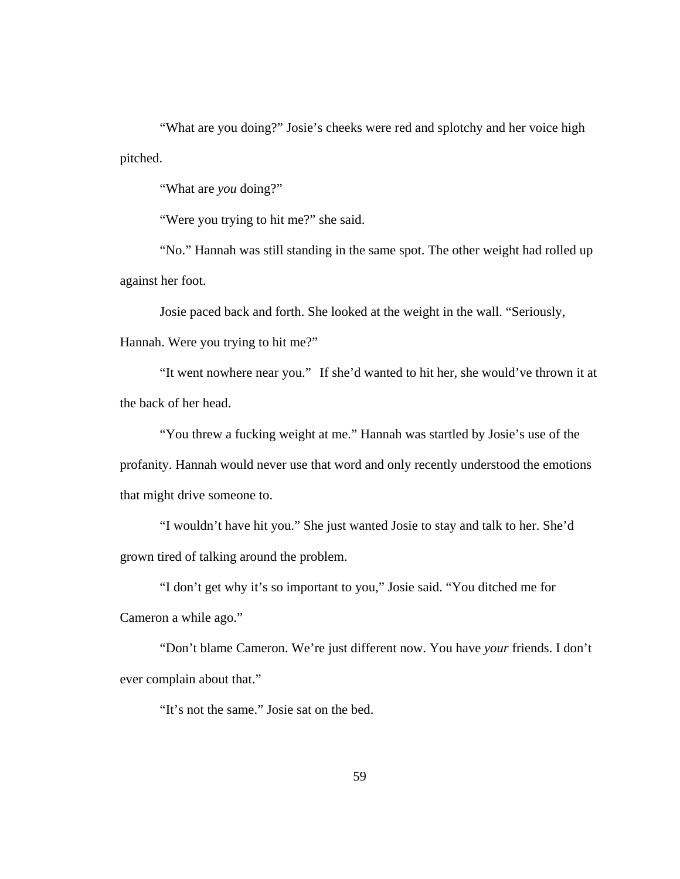"What are you doing?" Josie's cheeks were red and splotchy and her voice high pitched.

"What are *you* doing?"

"Were you trying to hit me?" she said.

"No." Hannah was still standing in the same spot. The other weight had rolled up against her foot.

Josie paced back and forth. She looked at the weight in the wall. "Seriously, Hannah. Were you trying to hit me?"

"It went nowhere near you." If she'd wanted to hit her, she would've thrown it at the back of her head.

"You threw a fucking weight at me." Hannah was startled by Josie's use of the profanity. Hannah would never use that word and only recently understood the emotions that might drive someone to.

"I wouldn't have hit you." She just wanted Josie to stay and talk to her. She'd grown tired of talking around the problem.

"I don't get why it's so important to you," Josie said. "You ditched me for Cameron a while ago."

"Don't blame Cameron. We're just different now. You have *your* friends. I don't ever complain about that."

"It's not the same." Josie sat on the bed.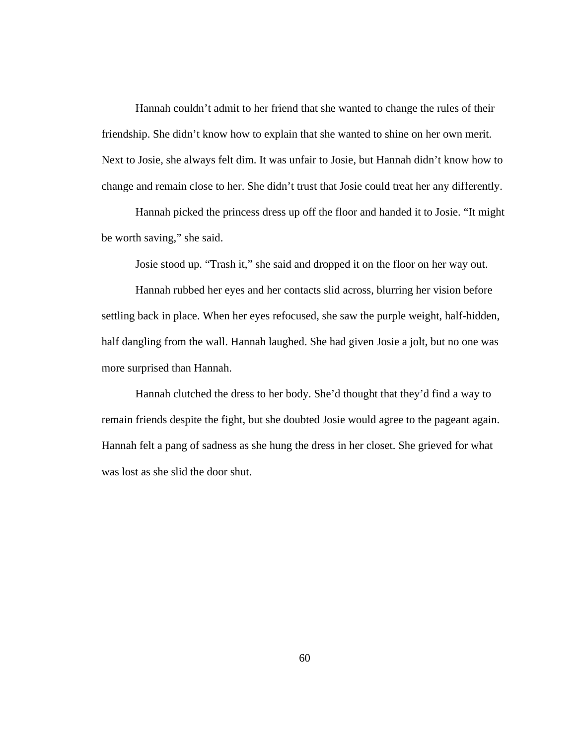Hannah couldn't admit to her friend that she wanted to change the rules of their friendship. She didn't know how to explain that she wanted to shine on her own merit. Next to Josie, she always felt dim. It was unfair to Josie, but Hannah didn't know how to change and remain close to her. She didn't trust that Josie could treat her any differently.

Hannah picked the princess dress up off the floor and handed it to Josie. "It might be worth saving," she said.

Josie stood up. "Trash it," she said and dropped it on the floor on her way out.

Hannah rubbed her eyes and her contacts slid across, blurring her vision before settling back in place. When her eyes refocused, she saw the purple weight, half-hidden, half dangling from the wall. Hannah laughed. She had given Josie a jolt, but no one was more surprised than Hannah.

Hannah clutched the dress to her body. She'd thought that they'd find a way to remain friends despite the fight, but she doubted Josie would agree to the pageant again. Hannah felt a pang of sadness as she hung the dress in her closet. She grieved for what was lost as she slid the door shut.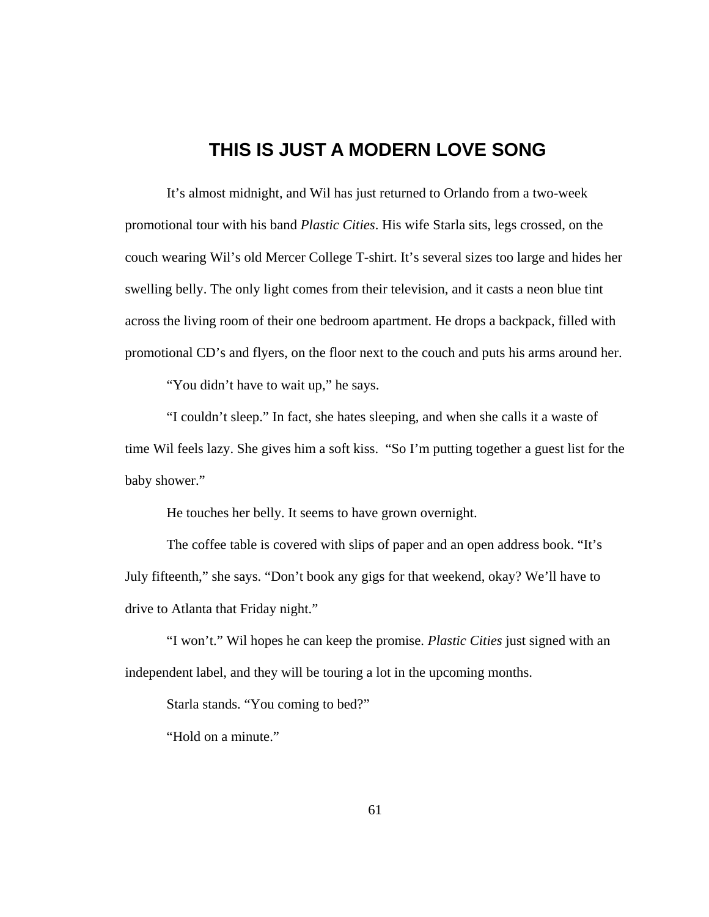# THIS IS JUST A MODERN LOVE SONG

It's almost midnight, and Wil has just returned to Orlando from a two-week promotional tour with his band *Plastic Cities*. His wife Starla sits, legs crossed, on the couch wearing Wil's old Mercer College T-shirt. It's several sizes too large and hides her swelling belly. The only light comes from their television, and it casts a neon blue tint across the living room of their one bedroom apartment. He drops a backpack, filled with promotional CD's and flyers, on the floor next to the couch and puts his arms around her.

"You didn't have to wait up," he says.

"I couldn't sleep." In fact, she hates sleeping, and when she calls it a waste of time Wil feels lazy. She gives him a soft kiss. "So I'm putting together a guest list for the baby shower."

He touches her belly. It seems to have grown overnight.

The coffee table is covered with slips of paper and an open address book. "It's July fifteenth," she says. "Don't book any gigs for that weekend, okay? We'll have to drive to Atlanta that Friday night."

"I won't." Wil hopes he can keep the promise. *Plastic Cities* just signed with an independent label, and they will be touring a lot in the upcoming months.

Starla stands. "You coming to bed?"

"Hold on a minute."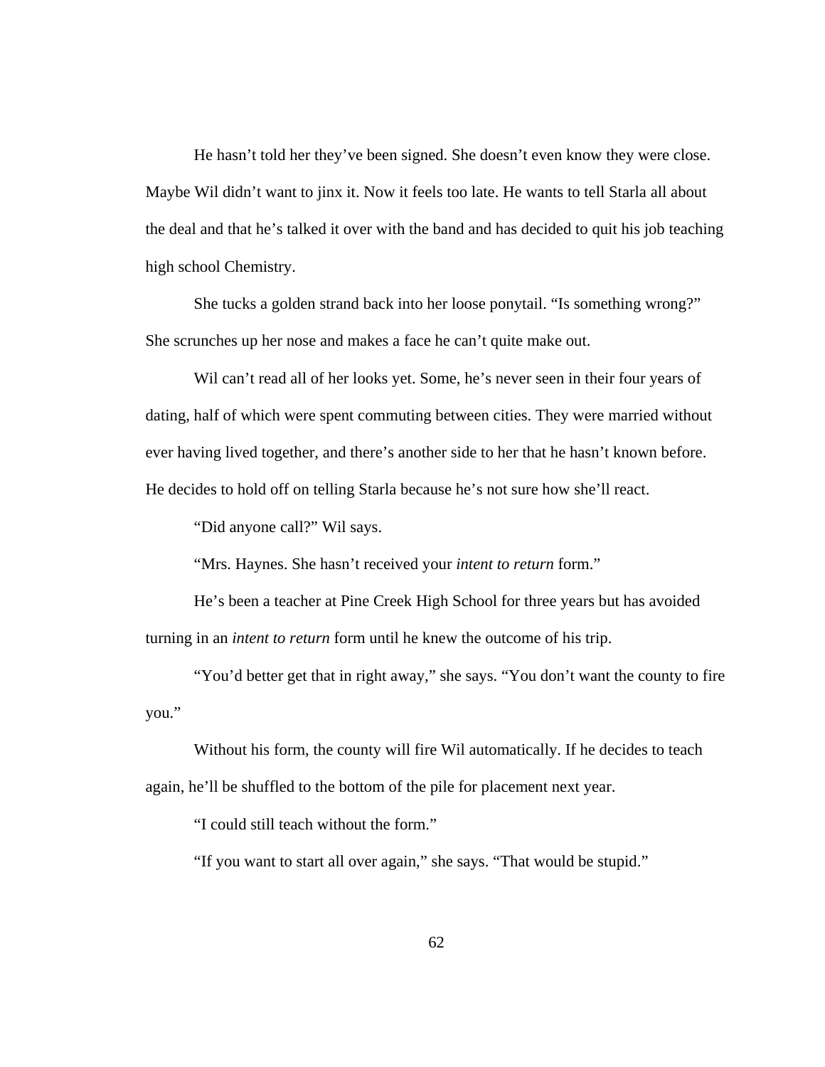He hasn't told her they've been signed. She doesn't even know they were close. Maybe Wil didn't want to jinx it. Now it feels too late. He wants to tell Starla all about the deal and that he's talked it over with the band and has decided to quit his job teaching high school Chemistry.

She tucks a golden strand back into her loose ponytail. "Is something wrong?" She scrunches up her nose and makes a face he can't quite make out.

Wil can't read all of her looks yet. Some, he's never seen in their four years of dating, half of which were spent commuting between cities. They were married without ever having lived together, and there's another side to her that he hasn't known before. He decides to hold off on telling Starla because he's not sure how she'll react.

"Did anyone call?" Wil says.

"Mrs. Haynes. She hasn't received your *intent to return* form."

He's been a teacher at Pine Creek High School for three years but has avoided turning in an *intent to return* form until he knew the outcome of his trip.

"You'd better get that in right away," she says. "You don't want the county to fire you."

Without his form, the county will fire Wil automatically. If he decides to teach again, he'll be shuffled to the bottom of the pile for placement next year.

"I could still teach without the form."

"If you want to start all over again," she says. "That would be stupid."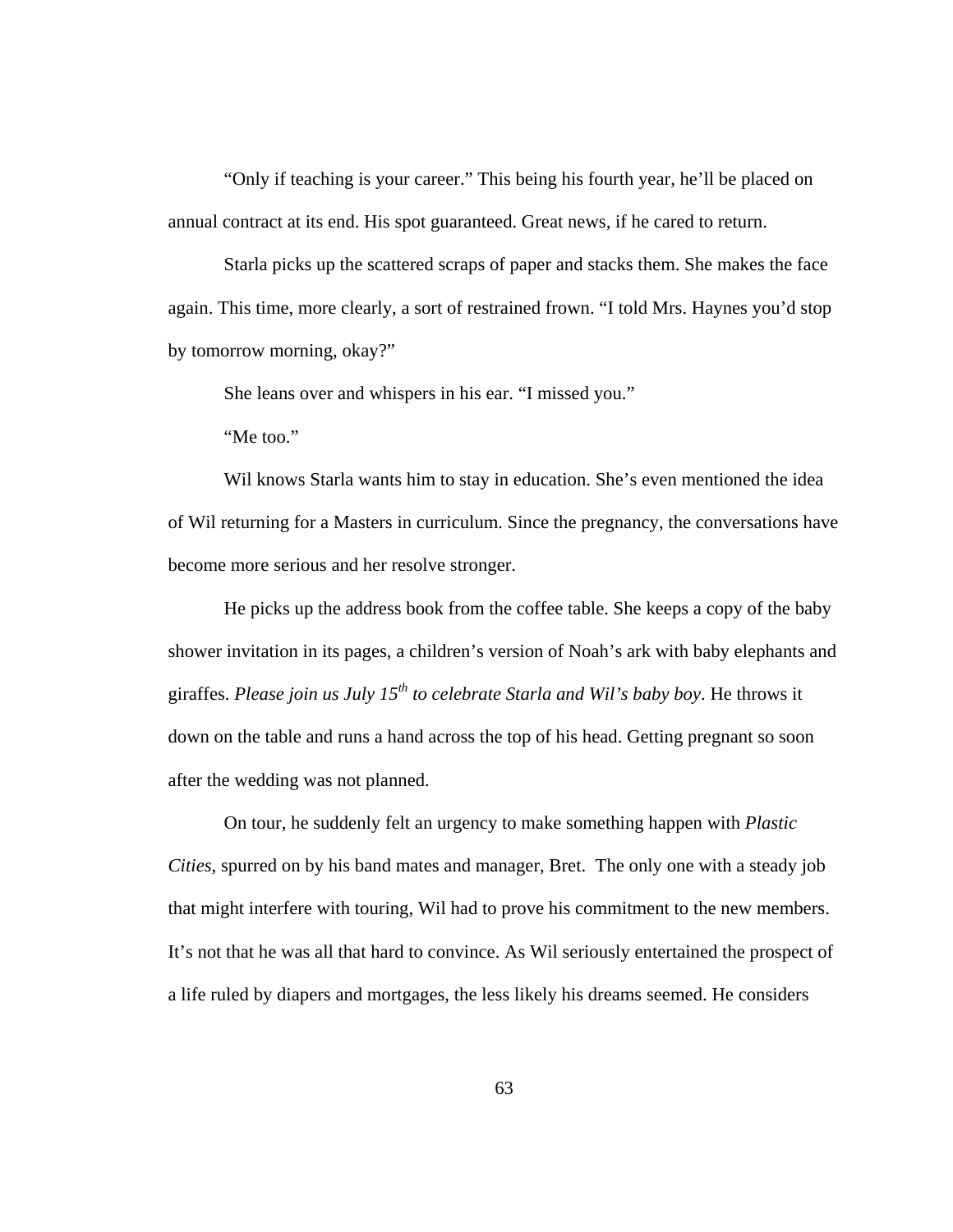"Only if teaching is your career." This being his fourth year, he'll be placed on annual contract at its end. His spot guaranteed. Great news, if he cared to return.

Starla picks up the scattered scraps of paper and stacks them. She makes the face again. This time, more clearly, a sort of restrained frown. "I told Mrs. Haynes you'd stop by tomorrow morning, okay?"

She leans over and whispers in his ear. "I missed you."

"Me too."

Wil knows Starla wants him to stay in education. She's even mentioned the idea of Wil returning for a Masters in curriculum. Since the pregnancy, the conversations have become more serious and her resolve stronger.

He picks up the address book from the coffee table. She keeps a copy of the baby shower invitation in its pages, a children's version of Noah's ark with baby elephants and giraffes. *Please join us July 15th to celebrate Starla and Wil's baby boy*. He throws it down on the table and runs a hand across the top of his head. Getting pregnant so soon after the wedding was not planned.

On tour, he suddenly felt an urgency to make something happen with *Plastic Cities*, spurred on by his band mates and manager, Bret. The only one with a steady job that might interfere with touring, Wil had to prove his commitment to the new members. It's not that he was all that hard to convince. As Wil seriously entertained the prospect of a life ruled by diapers and mortgages, the less likely his dreams seemed. He considers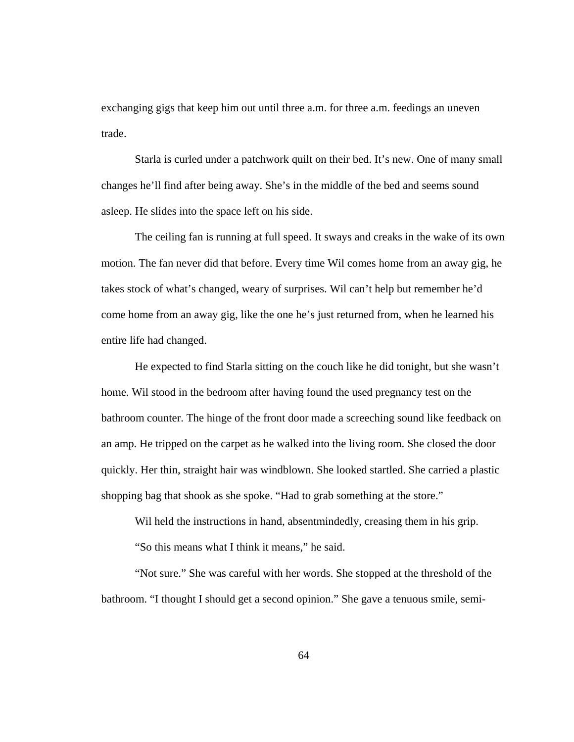exchanging gigs that keep him out until three a.m. for three a.m. feedings an uneven trade.

Starla is curled under a patchwork quilt on their bed. It's new. One of many small changes he'll find after being away. She's in the middle of the bed and seems sound asleep. He slides into the space left on his side.

The ceiling fan is running at full speed. It sways and creaks in the wake of its own motion. The fan never did that before. Every time Wil comes home from an away gig, he takes stock of what's changed, weary of surprises. Wil can't help but remember he'd come home from an away gig, like the one he's just returned from, when he learned his entire life had changed.

He expected to find Starla sitting on the couch like he did tonight, but she wasn't home. Wil stood in the bedroom after having found the used pregnancy test on the bathroom counter. The hinge of the front door made a screeching sound like feedback on an amp. He tripped on the carpet as he walked into the living room. She closed the door quickly. Her thin, straight hair was windblown. She looked startled. She carried a plastic shopping bag that shook as she spoke. "Had to grab something at the store."

Wil held the instructions in hand, absentmindedly, creasing them in his grip.

"So this means what I think it means," he said.

"Not sure." She was careful with her words. She stopped at the threshold of the bathroom. "I thought I should get a second opinion." She gave a tenuous smile, semi-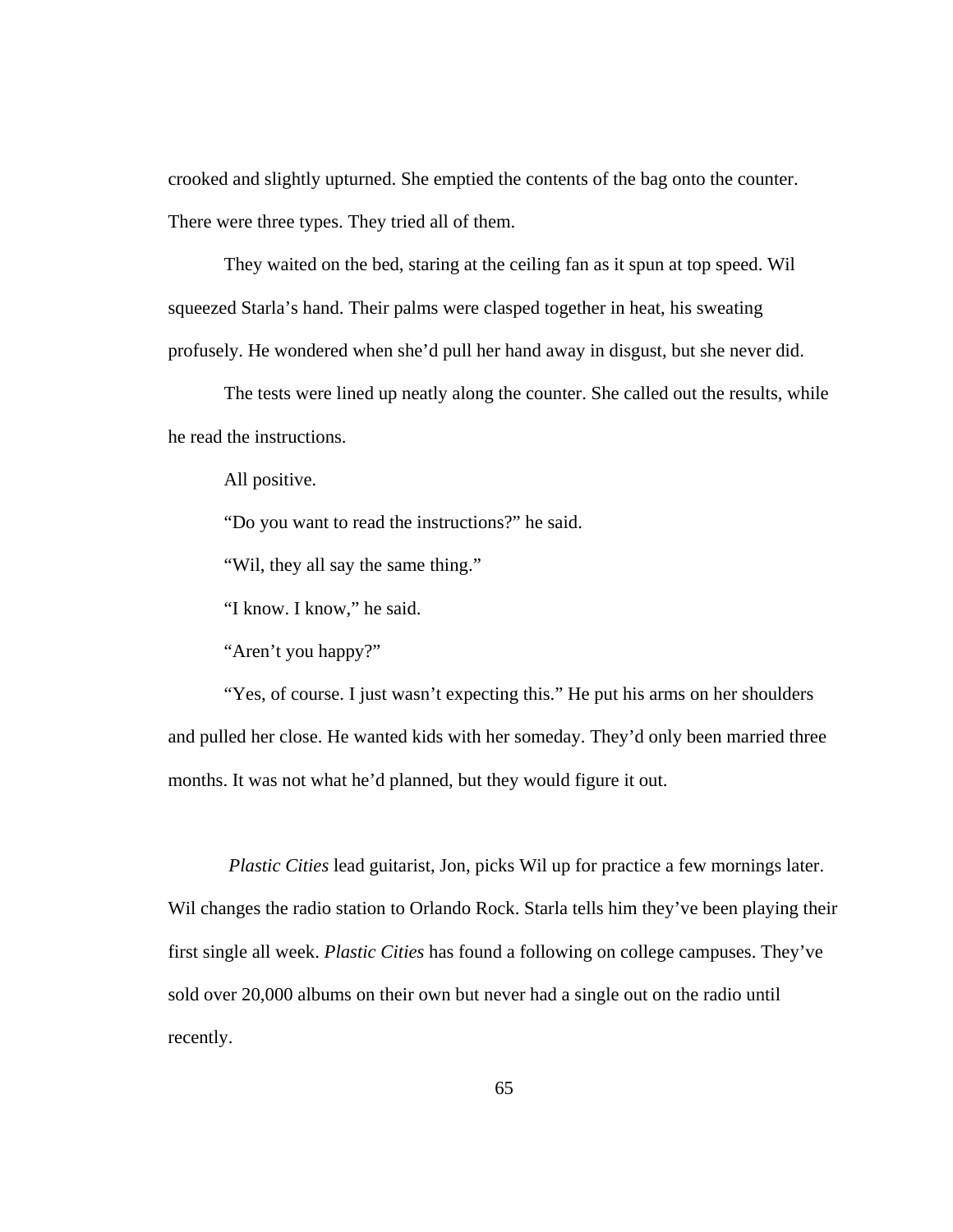crooked and slightly upturned. She emptied the contents of the bag onto the counter. There were three types. They tried all of them.

They waited on the bed, staring at the ceiling fan as it spun at top speed. Wil squeezed Starla's hand. Their palms were clasped together in heat, his sweating profusely. He wondered when she'd pull her hand away in disgust, but she never did.

The tests were lined up neatly along the counter. She called out the results, while he read the instructions.

All positive.

"Do you want to read the instructions?" he said.

"Wil, they all say the same thing."

"I know. I know," he said.

"Aren't you happy?"

"Yes, of course. I just wasn't expecting this." He put his arms on her shoulders and pulled her close. He wanted kids with her someday. They'd only been married three months. It was not what he'd planned, but they would figure it out.

*Plastic Cities* lead guitarist, Jon, picks Wil up for practice a few mornings later. Wil changes the radio station to Orlando Rock. Starla tells him they've been playing their first single all week. *Plastic Cities* has found a following on college campuses. They've sold over 20,000 albums on their own but never had a single out on the radio until recently.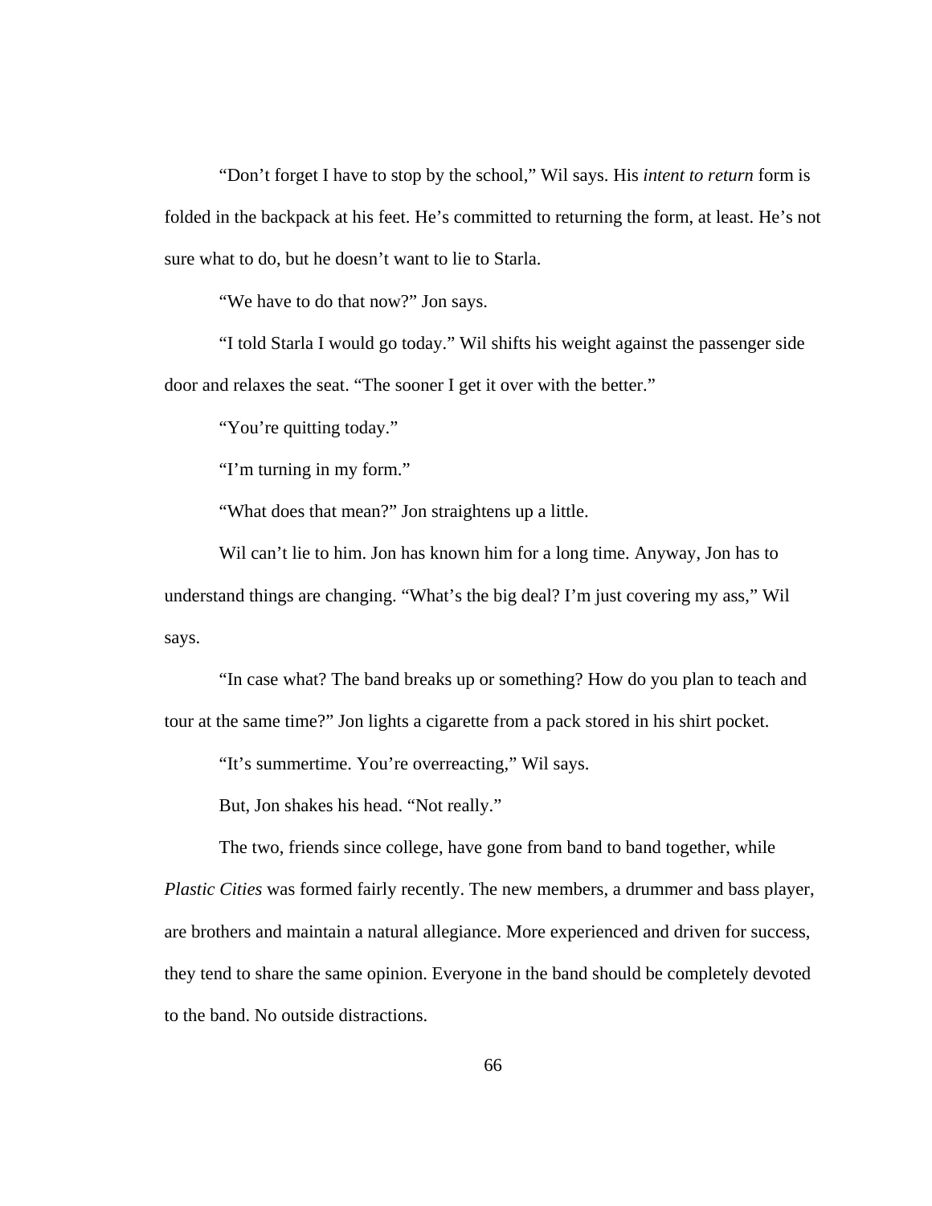"Don't forget I have to stop by the school," Wil says. His *intent to return* form is folded in the backpack at his feet. He's committed to returning the form, at least. He's not sure what to do, but he doesn't want to lie to Starla.

"We have to do that now?" Jon says.

"I told Starla I would go today." Wil shifts his weight against the passenger side door and relaxes the seat. "The sooner I get it over with the better."

"You're quitting today."

"I'm turning in my form."

"What does that mean?" Jon straightens up a little.

Wil can't lie to him. Jon has known him for a long time. Anyway, Jon has to understand things are changing. "What's the big deal? I'm just covering my ass," Wil says.

"In case what? The band breaks up or something? How do you plan to teach and tour at the same time?" Jon lights a cigarette from a pack stored in his shirt pocket.

"It's summertime. You're overreacting," Wil says.

But, Jon shakes his head. "Not really."

The two, friends since college, have gone from band to band together, while *Plastic Cities* was formed fairly recently. The new members, a drummer and bass player, are brothers and maintain a natural allegiance. More experienced and driven for success, they tend to share the same opinion. Everyone in the band should be completely devoted to the band. No outside distractions.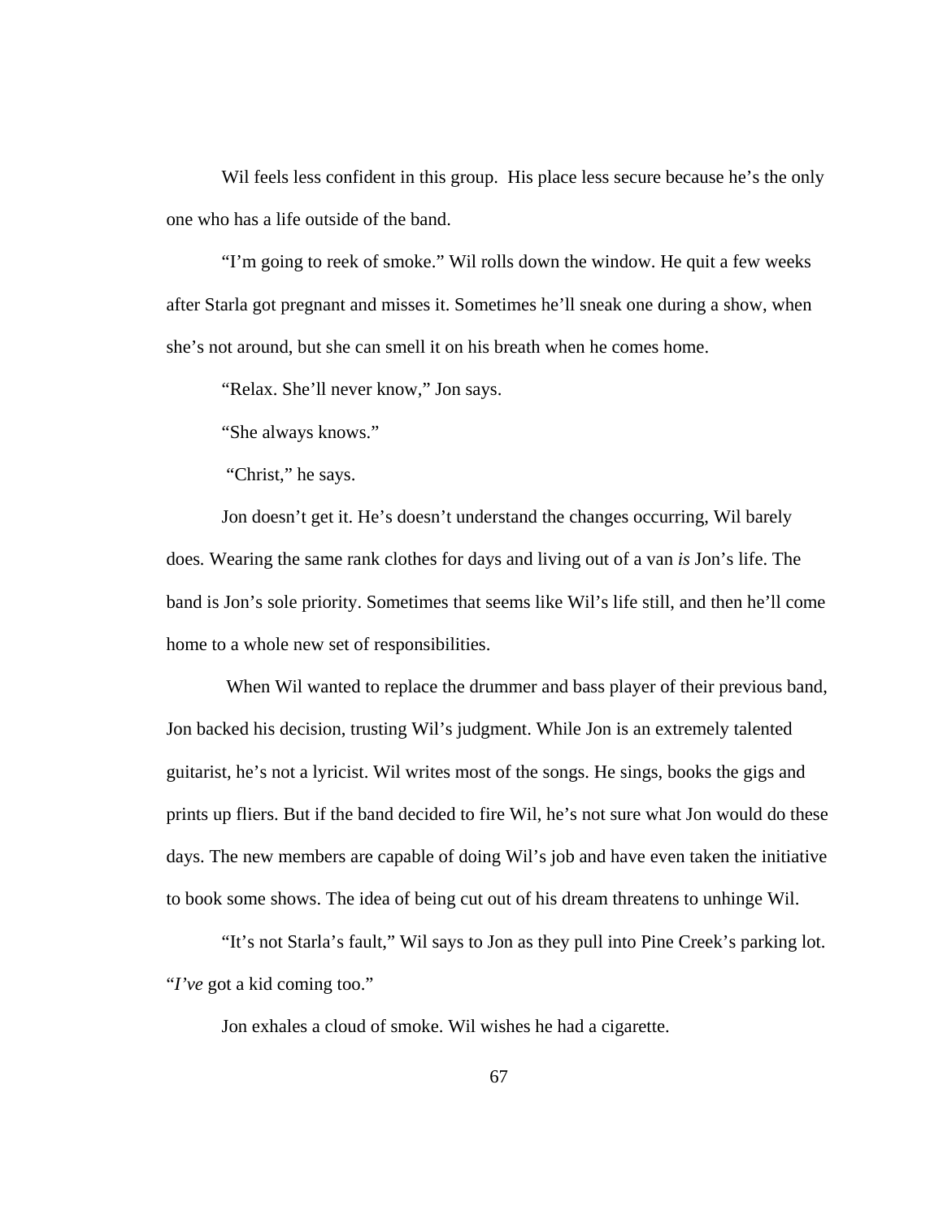Wil feels less confident in this group. His place less secure because he's the only one who has a life outside of the band.

"I'm going to reek of smoke." Wil rolls down the window. He quit a few weeks after Starla got pregnant and misses it. Sometimes he'll sneak one during a show, when she's not around, but she can smell it on his breath when he comes home.

"Relax. She'll never know," Jon says.

"She always knows."

"Christ," he says.

Jon doesn't get it. He's doesn't understand the changes occurring, Wil barely does. Wearing the same rank clothes for days and living out of a van *is* Jon's life. The band is Jon's sole priority. Sometimes that seems like Wil's life still, and then he'll come home to a whole new set of responsibilities.

When Wil wanted to replace the drummer and bass player of their previous band, Jon backed his decision, trusting Wil's judgment. While Jon is an extremely talented guitarist, he's not a lyricist. Wil writes most of the songs. He sings, books the gigs and prints up fliers. But if the band decided to fire Wil, he's not sure what Jon would do these days. The new members are capable of doing Wil's job and have even taken the initiative to book some shows. The idea of being cut out of his dream threatens to unhinge Wil.

"It's not Starla's fault," Wil says to Jon as they pull into Pine Creek's parking lot. "*I've* got a kid coming too."

Jon exhales a cloud of smoke. Wil wishes he had a cigarette.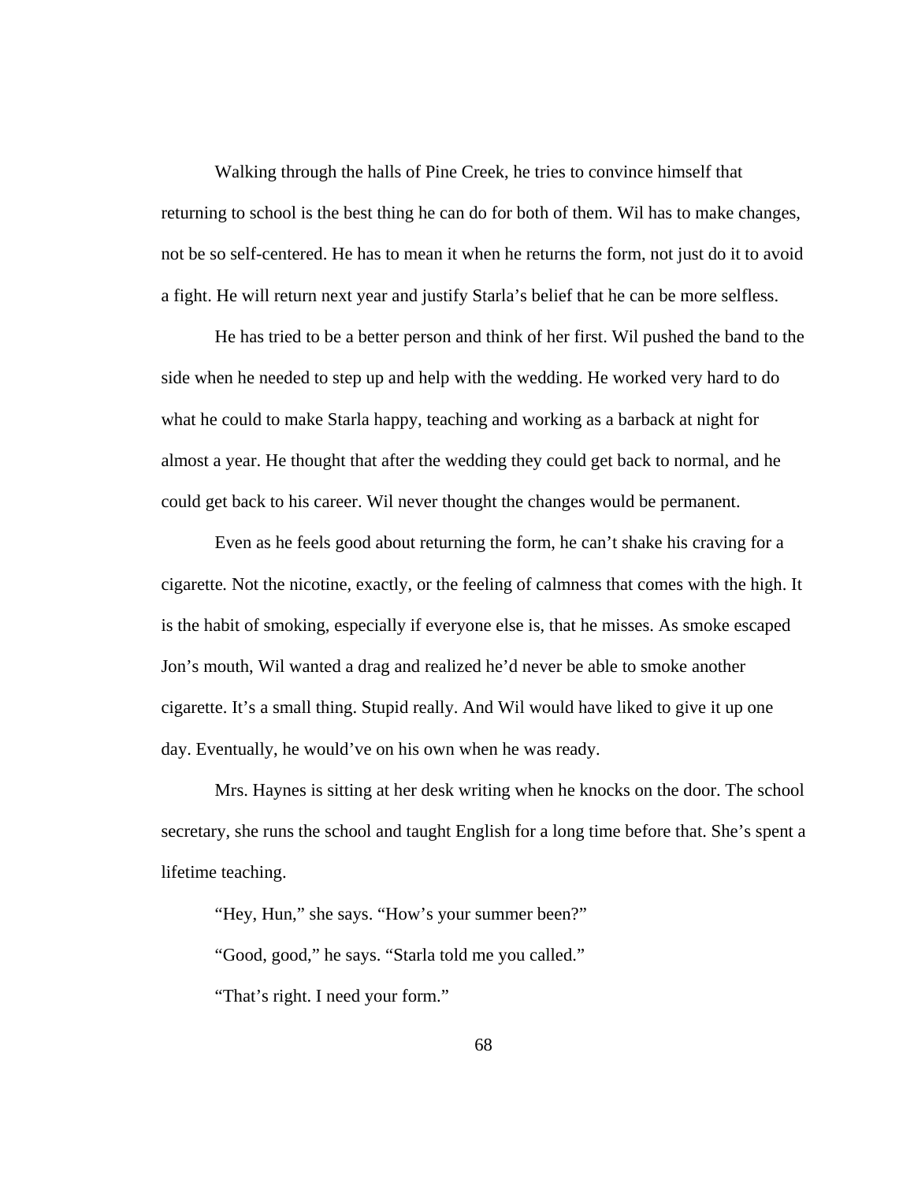Walking through the halls of Pine Creek, he tries to convince himself that returning to school is the best thing he can do for both of them. Wil has to make changes, not be so self-centered. He has to mean it when he returns the form, not just do it to avoid a fight. He will return next year and justify Starla's belief that he can be more selfless.

He has tried to be a better person and think of her first. Wil pushed the band to the side when he needed to step up and help with the wedding. He worked very hard to do what he could to make Starla happy, teaching and working as a barback at night for almost a year. He thought that after the wedding they could get back to normal, and he could get back to his career. Wil never thought the changes would be permanent.

Even as he feels good about returning the form, he can't shake his craving for a cigarette. Not the nicotine, exactly, or the feeling of calmness that comes with the high. It is the habit of smoking, especially if everyone else is, that he misses. As smoke escaped Jon's mouth, Wil wanted a drag and realized he'd never be able to smoke another cigarette. It's a small thing. Stupid really. And Wil would have liked to give it up one day. Eventually, he would've on his own when he was ready.

Mrs. Haynes is sitting at her desk writing when he knocks on the door. The school secretary, she runs the school and taught English for a long time before that. She's spent a lifetime teaching.

"Hey, Hun," she says. "How's your summer been?"

"Good, good," he says. "Starla told me you called."

"That's right. I need your form."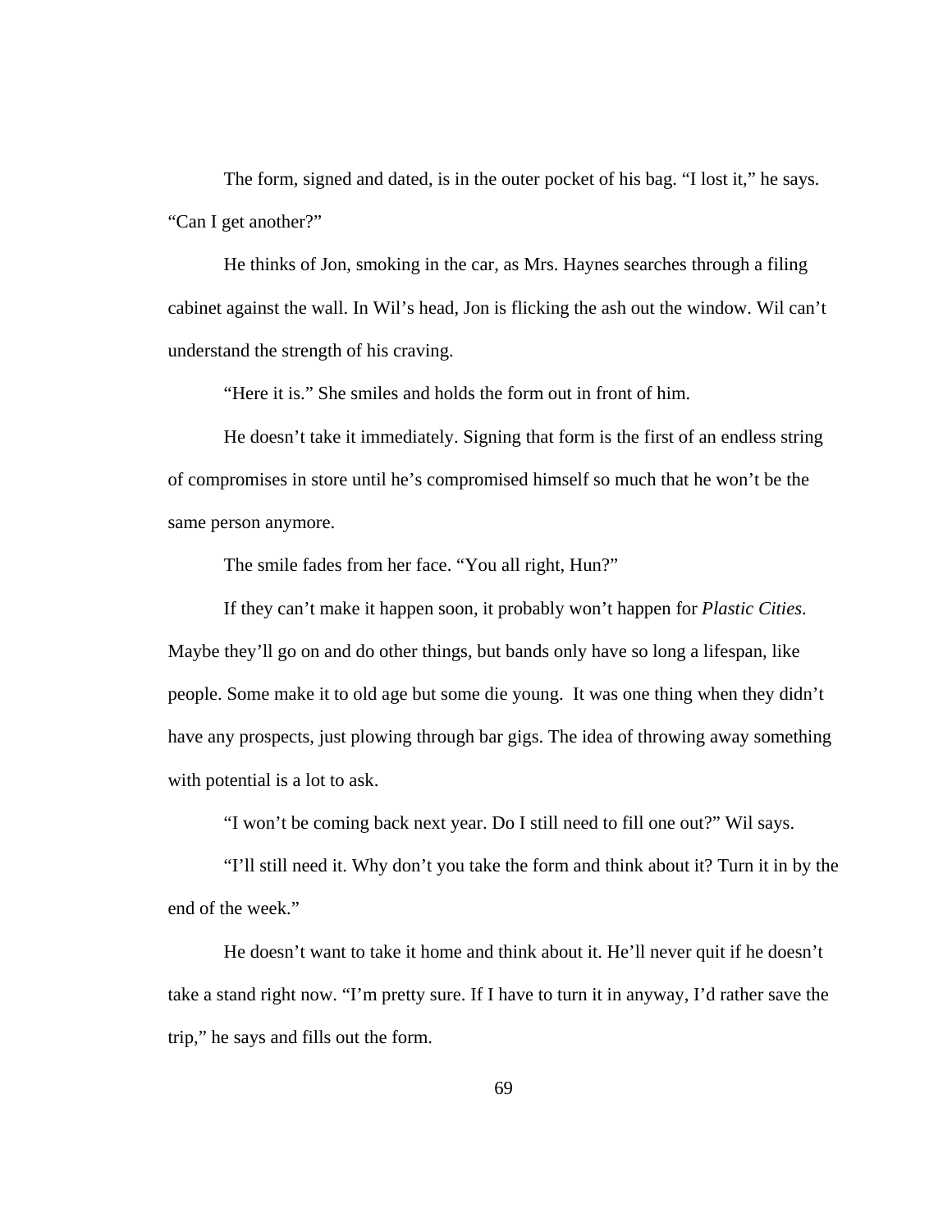The form, signed and dated, is in the outer pocket of his bag. “I lost it,” he says. “Can I get another?”

He thinks of Jon, smoking in the car, as Mrs. Haynes searches through a filing cabinet against the wall. In Wil’s head, Jon is flicking the ash out the window. Wil can’t understand the strength of his craving.

“Here it is.” She smiles and holds the form out in front of him.

He doesn’t take it immediately. Signing that form is the first of an endless string of compromises in store until he’s compromised himself so much that he won’t be the same person anymore.

The smile fades from her face. “You all right, Hun?”

If they can’t make it happen soon, it probably won’t happen for *Plastic Cities*. Maybe they’ll go on and do other things, but bands only have so long a lifespan, like people. Some make it to old age but some die young. It was one thing when they didn’t have any prospects, just plowing through bar gigs. The idea of throwing away something with potential is a lot to ask.

“I won’t be coming back next year. Do I still need to fill one out?” Wil says.

“I’ll still need it. Why don’t you take the form and think about it? Turn it in by the end of the week.”

He doesn’t want to take it home and think about it. He’ll never quit if he doesn’t take a stand right now. “I’m pretty sure. If I have to turn it in anyway, I’d rather save the trip,” he says and fills out the form.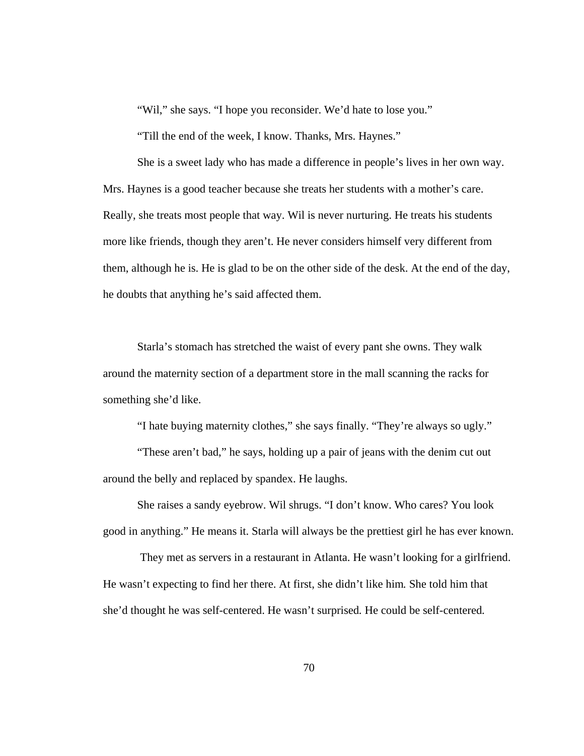"Wil," she says. "I hope you reconsider. We'd hate to lose you."

"Till the end of the week, I know. Thanks, Mrs. Haynes."

She is a sweet lady who has made a difference in people's lives in her own way. Mrs. Haynes is a good teacher because she treats her students with a mother's care. Really, she treats most people that way. Wil is never nurturing. He treats his students more like friends, though they aren't. He never considers himself very different from them, although he is. He is glad to be on the other side of the desk. At the end of the day, he doubts that anything he's said affected them.

Starla's stomach has stretched the waist of every pant she owns. They walk around the maternity section of a department store in the mall scanning the racks for something she'd like.

"I hate buying maternity clothes," she says finally. "They're always so ugly."

"These aren't bad," he says, holding up a pair of jeans with the denim cut out around the belly and replaced by spandex. He laughs.

She raises a sandy eyebrow. Wil shrugs. "I don't know. Who cares? You look good in anything." He means it. Starla will always be the prettiest girl he has ever known.

They met as servers in a restaurant in Atlanta. He wasn't looking for a girlfriend. He wasn't expecting to find her there. At first, she didn't like him. She told him that she'd thought he was self-centered. He wasn't surprised. He could be self-centered.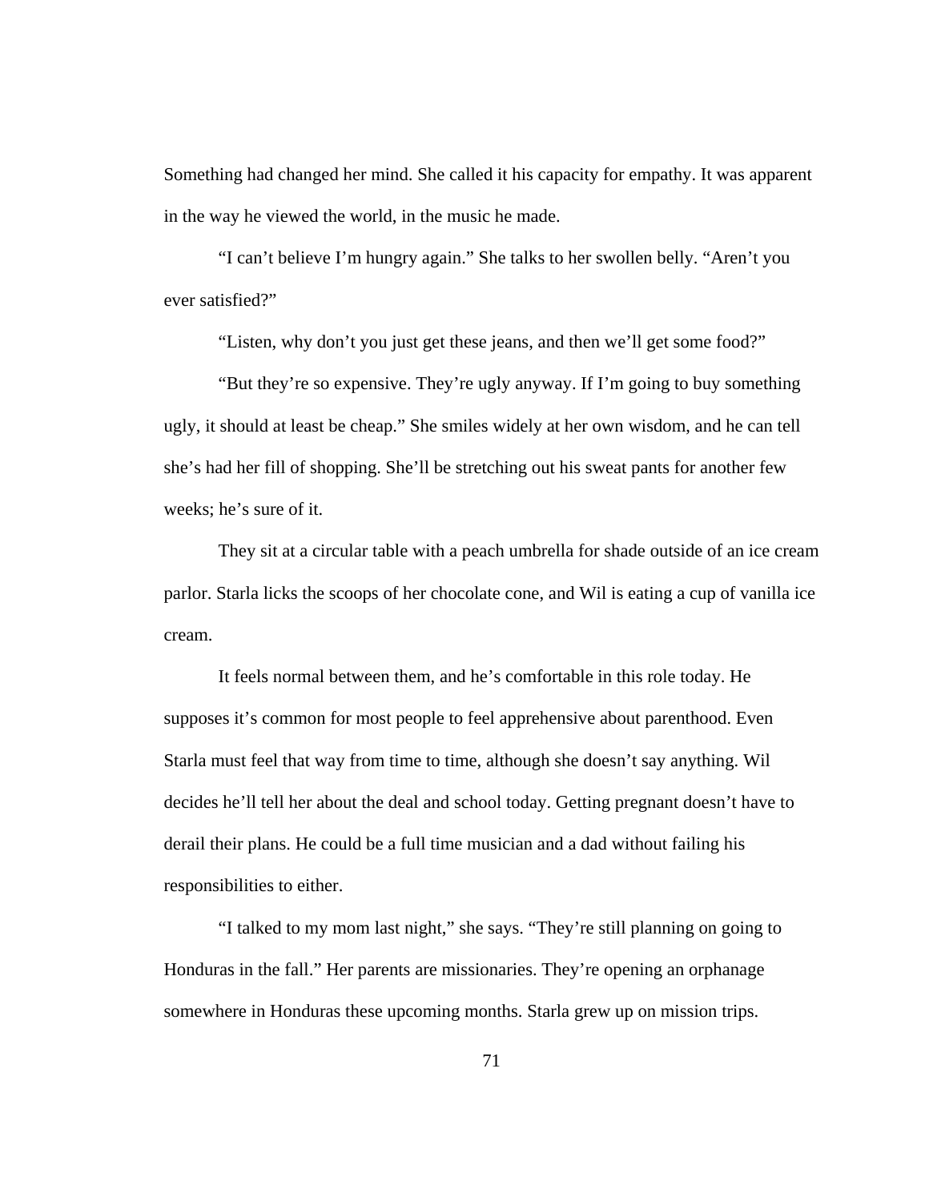Something had changed her mind. She called it his capacity for empathy. It was apparent in the way he viewed the world, in the music he made.

"I can't believe I'm hungry again." She talks to her swollen belly. "Aren't you ever satisfied?"

"Listen, why don't you just get these jeans, and then we'll get some food?"

"But they're so expensive. They're ugly anyway. If I'm going to buy something ugly, it should at least be cheap." She smiles widely at her own wisdom, and he can tell she's had her fill of shopping. She'll be stretching out his sweat pants for another few weeks; he's sure of it.

They sit at a circular table with a peach umbrella for shade outside of an ice cream parlor. Starla licks the scoops of her chocolate cone, and Wil is eating a cup of vanilla ice cream.

It feels normal between them, and he's comfortable in this role today. He supposes it's common for most people to feel apprehensive about parenthood. Even Starla must feel that way from time to time, although she doesn't say anything. Wil decides he'll tell her about the deal and school today. Getting pregnant doesn't have to derail their plans. He could be a full time musician and a dad without failing his responsibilities to either.

"I talked to my mom last night," she says. "They're still planning on going to Honduras in the fall." Her parents are missionaries. They're opening an orphanage somewhere in Honduras these upcoming months. Starla grew up on mission trips.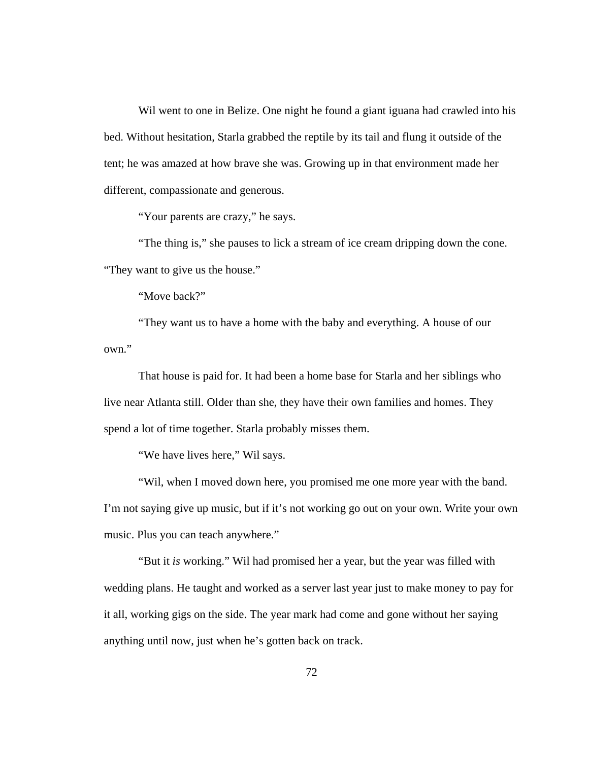Wil went to one in Belize. One night he found a giant iguana had crawled into his bed. Without hesitation, Starla grabbed the reptile by its tail and flung it outside of the tent; he was amazed at how brave she was. Growing up in that environment made her different, compassionate and generous.

"Your parents are crazy," he says.

"The thing is," she pauses to lick a stream of ice cream dripping down the cone. "They want to give us the house."

"Move back?"

"They want us to have a home with the baby and everything. A house of our own."

That house is paid for. It had been a home base for Starla and her siblings who live near Atlanta still. Older than she, they have their own families and homes. They spend a lot of time together. Starla probably misses them.

"We have lives here," Wil says.

"Wil, when I moved down here, you promised me one more year with the band. I'm not saying give up music, but if it's not working go out on your own. Write your own music. Plus you can teach anywhere."

"But it *is* working." Wil had promised her a year, but the year was filled with wedding plans. He taught and worked as a server last year just to make money to pay for it all, working gigs on the side. The year mark had come and gone without her saying anything until now, just when he's gotten back on track.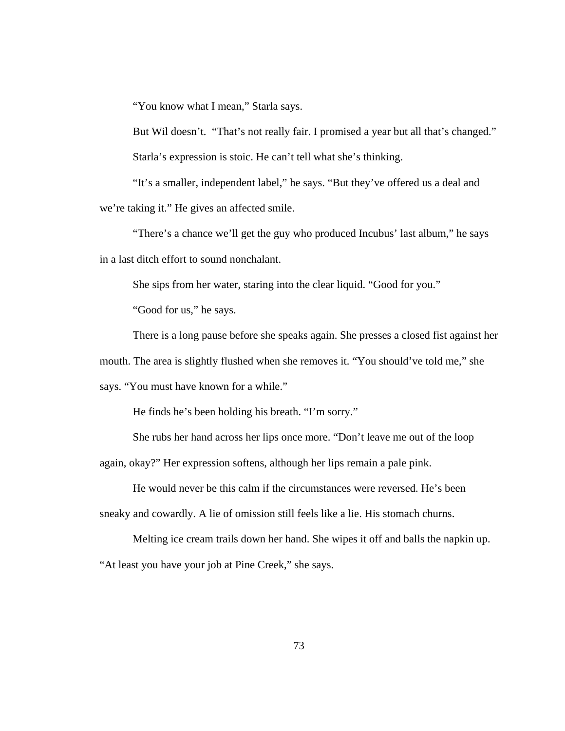"You know what I mean," Starla says.

But Wil doesn't.  "That's not really fair. I promised a year but all that's changed."

Starla's expression is stoic. He can't tell what she's thinking.

"It's a smaller, independent label," he says. "But they've offered us a deal and we're taking it." He gives an affected smile.

"There's a chance we'll get the guy who produced Incubus' last album," he says in a last ditch effort to sound nonchalant.

She sips from her water, staring into the clear liquid. "Good for you."

"Good for us," he says.

There is a long pause before she speaks again. She presses a closed fist against her mouth. The area is slightly flushed when she removes it. "You should've told me," she says. "You must have known for a while."

He finds he's been holding his breath. "I'm sorry."

She rubs her hand across her lips once more. "Don't leave me out of the loop again, okay?" Her expression softens, although her lips remain a pale pink.

He would never be this calm if the circumstances were reversed. He's been sneaky and cowardly. A lie of omission still feels like a lie. His stomach churns.

Melting ice cream trails down her hand. She wipes it off and balls the napkin up. "At least you have your job at Pine Creek," she says.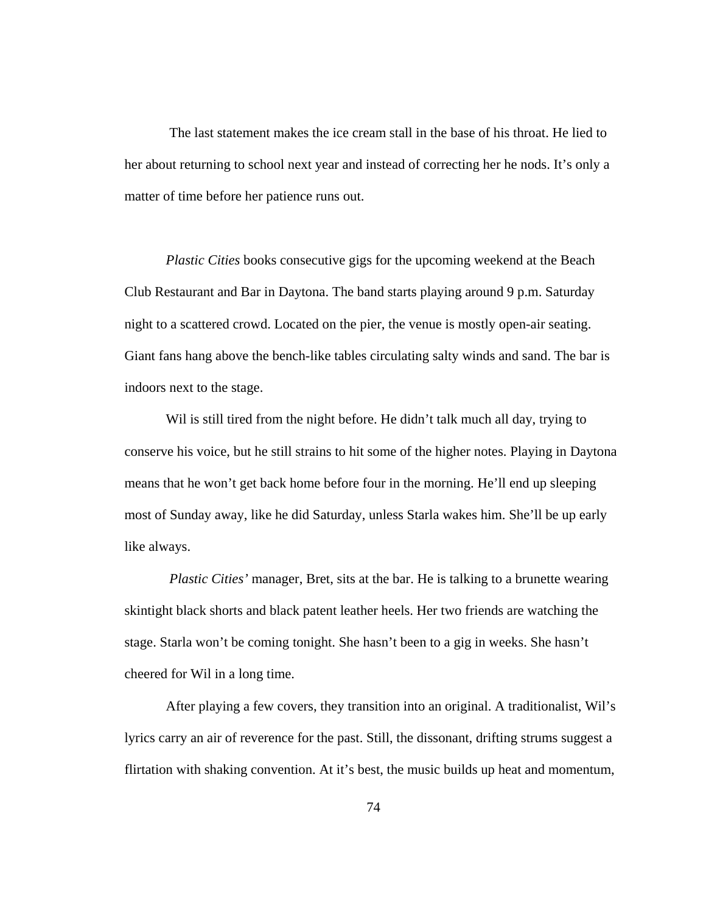The last statement makes the ice cream stall in the base of his throat. He lied to her about returning to school next year and instead of correcting her he nods. It's only a matter of time before her patience runs out.

*Plastic Cities* books consecutive gigs for the upcoming weekend at the Beach Club Restaurant and Bar in Daytona. The band starts playing around 9 p.m. Saturday night to a scattered crowd. Located on the pier, the venue is mostly open-air seating. Giant fans hang above the bench-like tables circulating salty winds and sand. The bar is indoors next to the stage.

Wil is still tired from the night before. He didn't talk much all day, trying to conserve his voice, but he still strains to hit some of the higher notes. Playing in Daytona means that he won't get back home before four in the morning. He'll end up sleeping most of Sunday away, like he did Saturday, unless Starla wakes him. She'll be up early like always.

*Plastic Cities'* manager, Bret, sits at the bar. He is talking to a brunette wearing skintight black shorts and black patent leather heels. Her two friends are watching the stage. Starla won't be coming tonight. She hasn't been to a gig in weeks. She hasn't cheered for Wil in a long time.

After playing a few covers, they transition into an original. A traditionalist, Wil's lyrics carry an air of reverence for the past. Still, the dissonant, drifting strums suggest a flirtation with shaking convention. At it's best, the music builds up heat and momentum,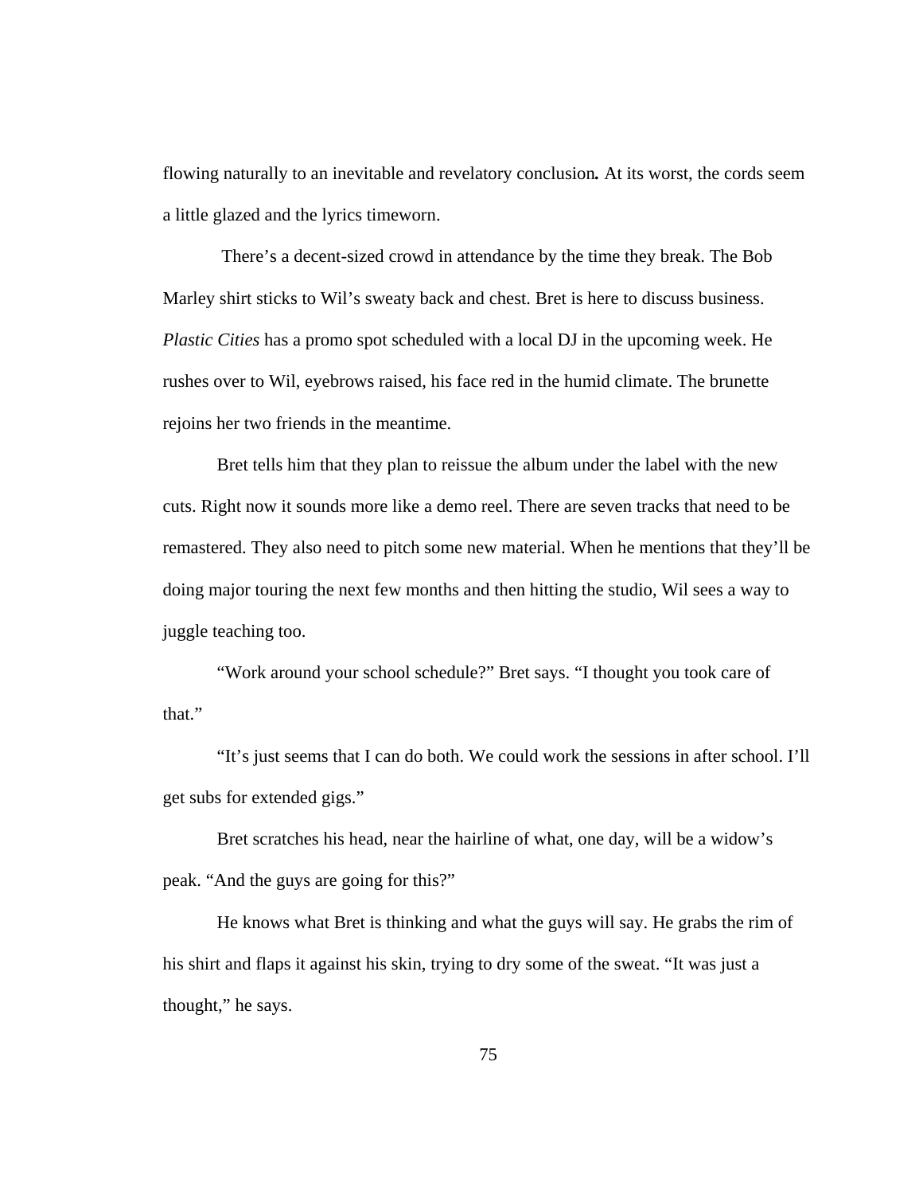flowing naturally to an inevitable and revelatory conclusion. At its worst, the cords seem a little glazed and the lyrics timeworn.

There's a decent-sized crowd in attendance by the time they break. The Bob Marley shirt sticks to Wil's sweaty back and chest. Bret is here to discuss business. *Plastic Cities* has a promo spot scheduled with a local DJ in the upcoming week. He rushes over to Wil, eyebrows raised, his face red in the humid climate. The brunette rejoins her two friends in the meantime.

Bret tells him that they plan to reissue the album under the label with the new cuts. Right now it sounds more like a demo reel. There are seven tracks that need to be remastered. They also need to pitch some new material. When he mentions that they'll be doing major touring the next few months and then hitting the studio, Wil sees a way to juggle teaching too.

"Work around your school schedule?" Bret says. "I thought you took care of that."

"It's just seems that I can do both. We could work the sessions in after school. I'll get subs for extended gigs."

Bret scratches his head, near the hairline of what, one day, will be a widow's peak. "And the guys are going for this?"

He knows what Bret is thinking and what the guys will say. He grabs the rim of his shirt and flaps it against his skin, trying to dry some of the sweat. "It was just a thought," he says.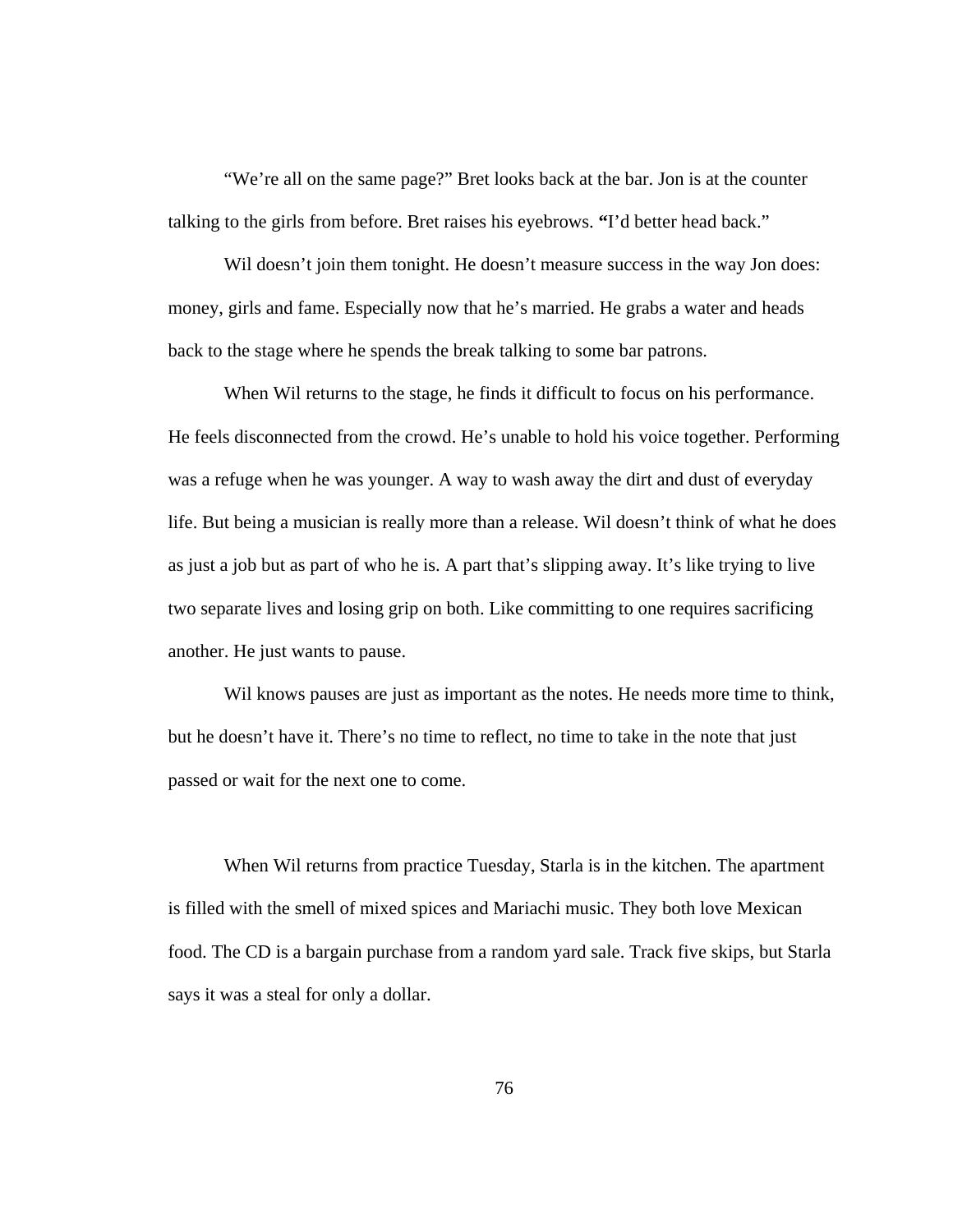"We're all on the same page?" Bret looks back at the bar. Jon is at the counter talking to the girls from before. Bret raises his eyebrows. "I'd better head back."

Wil doesn't join them tonight. He doesn't measure success in the way Jon does: money, girls and fame. Especially now that he's married. He grabs a water and heads back to the stage where he spends the break talking to some bar patrons.

When Wil returns to the stage, he finds it difficult to focus on his performance. He feels disconnected from the crowd. He's unable to hold his voice together. Performing was a refuge when he was younger. A way to wash away the dirt and dust of everyday life. But being a musician is really more than a release. Wil doesn't think of what he does as just a job but as part of who he is. A part that's slipping away. It's like trying to live two separate lives and losing grip on both. Like committing to one requires sacrificing another. He just wants to pause.

Wil knows pauses are just as important as the notes. He needs more time to think, but he doesn't have it. There's no time to reflect, no time to take in the note that just passed or wait for the next one to come.

When Wil returns from practice Tuesday, Starla is in the kitchen. The apartment is filled with the smell of mixed spices and Mariachi music. They both love Mexican food. The CD is a bargain purchase from a random yard sale. Track five skips, but Starla says it was a steal for only a dollar.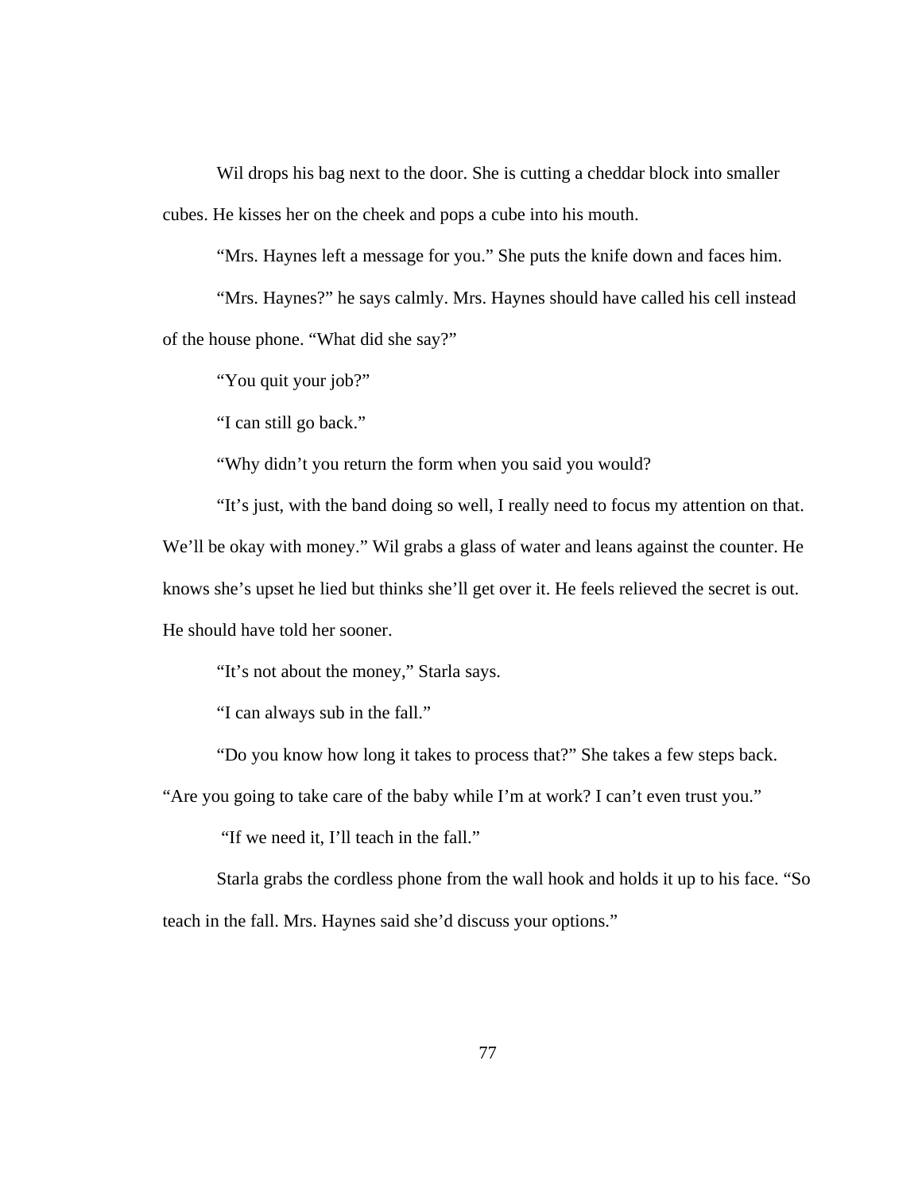Wil drops his bag next to the door. She is cutting a cheddar block into smaller cubes. He kisses her on the cheek and pops a cube into his mouth.

"Mrs. Haynes left a message for you." She puts the knife down and faces him.

"Mrs. Haynes?" he says calmly. Mrs. Haynes should have called his cell instead of the house phone. "What did she say?"

"You quit your job?"

"I can still go back."

"Why didn't you return the form when you said you would?

"It's just, with the band doing so well, I really need to focus my attention on that. We'll be okay with money." Wil grabs a glass of water and leans against the counter. He knows she's upset he lied but thinks she'll get over it. He feels relieved the secret is out. He should have told her sooner.

"It's not about the money," Starla says.

"I can always sub in the fall."

"Do you know how long it takes to process that?" She takes a few steps back. "Are you going to take care of the baby while I'm at work? I can't even trust you."

"If we need it, I'll teach in the fall."

Starla grabs the cordless phone from the wall hook and holds it up to his face. "So teach in the fall. Mrs. Haynes said she'd discuss your options."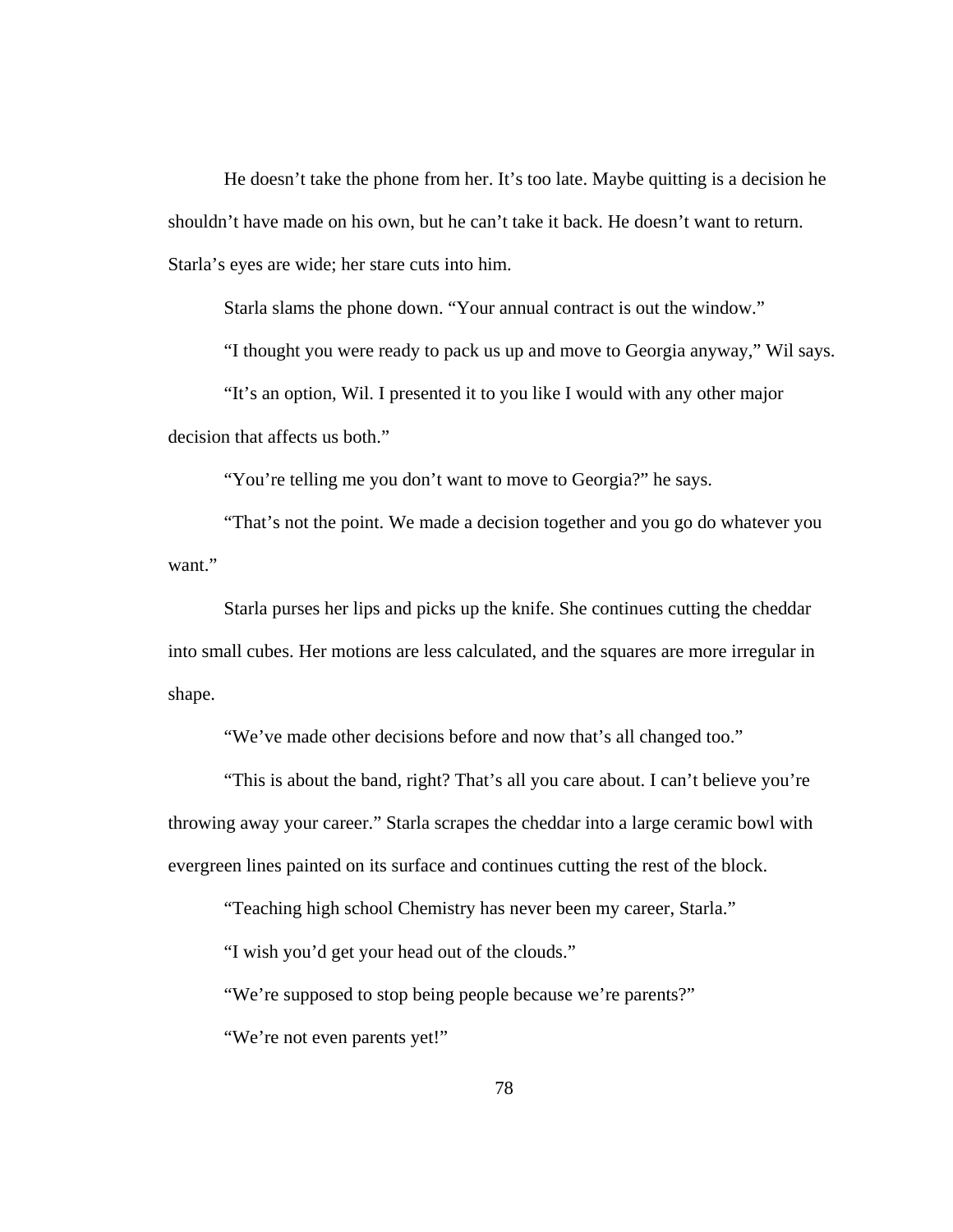He doesn’t take the phone from her. It’s too late. Maybe quitting is a decision he shouldn’t have made on his own, but he can’t take it back. He doesn’t want to return. Starla’s eyes are wide; her stare cuts into him.

Starla slams the phone down. “Your annual contract is out the window.”

“I thought you were ready to pack us up and move to Georgia anyway,” Wil says.

“It’s an option, Wil. I presented it to you like I would with any other major decision that affects us both.”

“You’re telling me you don’t want to move to Georgia?” he says.

“That’s not the point. We made a decision together and you go do whatever you want.”

Starla purses her lips and picks up the knife. She continues cutting the cheddar into small cubes. Her motions are less calculated, and the squares are more irregular in shape.

“We’ve made other decisions before and now that’s all changed too.”

“This is about the band, right? That’s all you care about. I can’t believe you’re throwing away your career.” Starla scrapes the cheddar into a large ceramic bowl with evergreen lines painted on its surface and continues cutting the rest of the block.

“Teaching high school Chemistry has never been my career, Starla.”

“I wish you’d get your head out of the clouds.”

“We’re supposed to stop being people because we’re parents?”

“We’re not even parents yet!”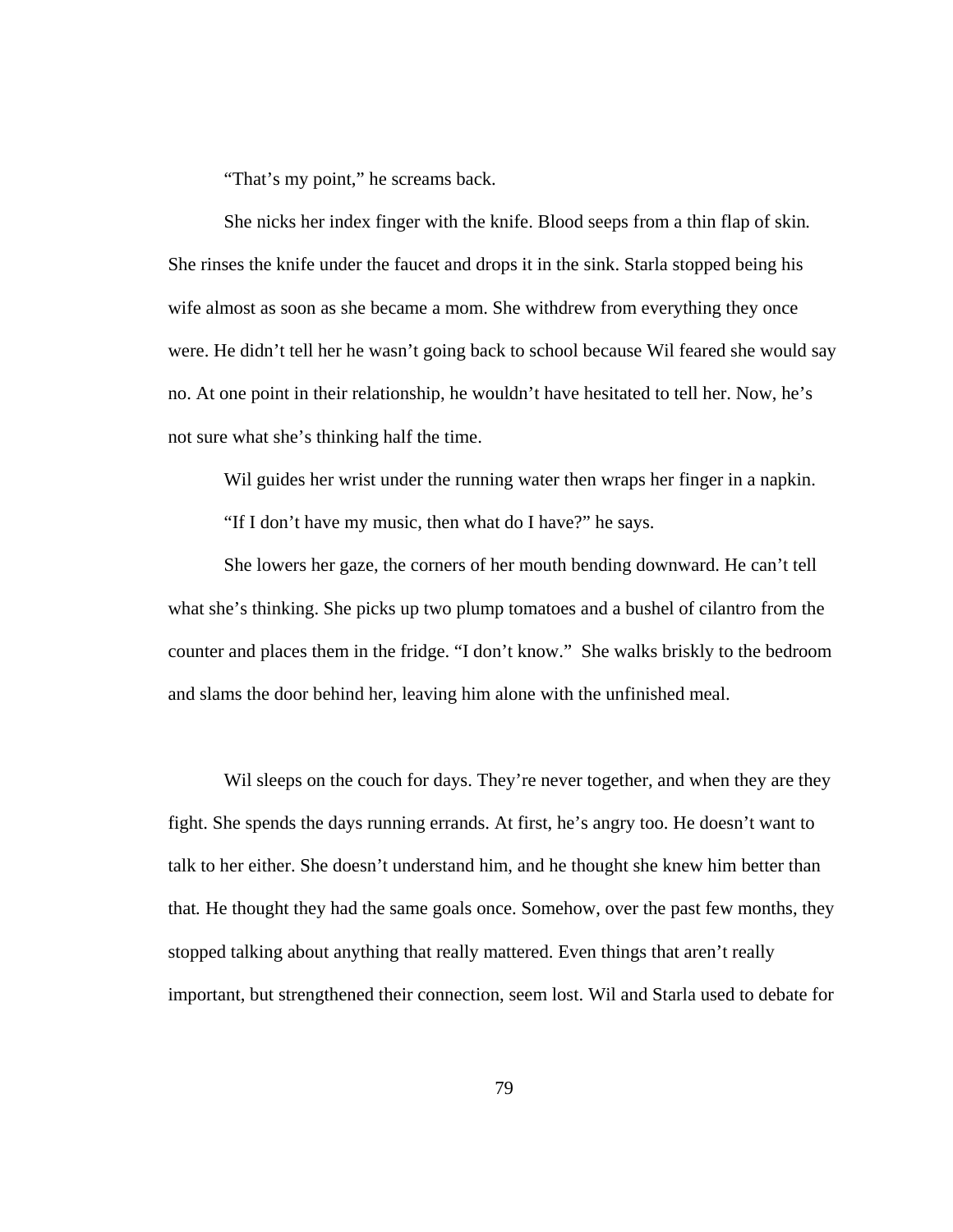"That's my point," he screams back.

She nicks her index finger with the knife. Blood seeps from a thin flap of skin. She rinses the knife under the faucet and drops it in the sink. Starla stopped being his wife almost as soon as she became a mom. She withdrew from everything they once were. He didn't tell her he wasn't going back to school because Wil feared she would say no. At one point in their relationship, he wouldn't have hesitated to tell her. Now, he's not sure what she's thinking half the time.

Wil guides her wrist under the running water then wraps her finger in a napkin.

"If I don't have my music, then what do I have?" he says.

She lowers her gaze, the corners of her mouth bending downward. He can't tell what she's thinking. She picks up two plump tomatoes and a bushel of cilantro from the counter and places them in the fridge. "I don't know." She walks briskly to the bedroom and slams the door behind her, leaving him alone with the unfinished meal.

Wil sleeps on the couch for days. They're never together, and when they are they fight. She spends the days running errands. At first, he's angry too. He doesn't want to talk to her either. She doesn't understand him, and he thought she knew him better than that. He thought they had the same goals once. Somehow, over the past few months, they stopped talking about anything that really mattered. Even things that aren't really important, but strengthened their connection, seem lost. Wil and Starla used to debate for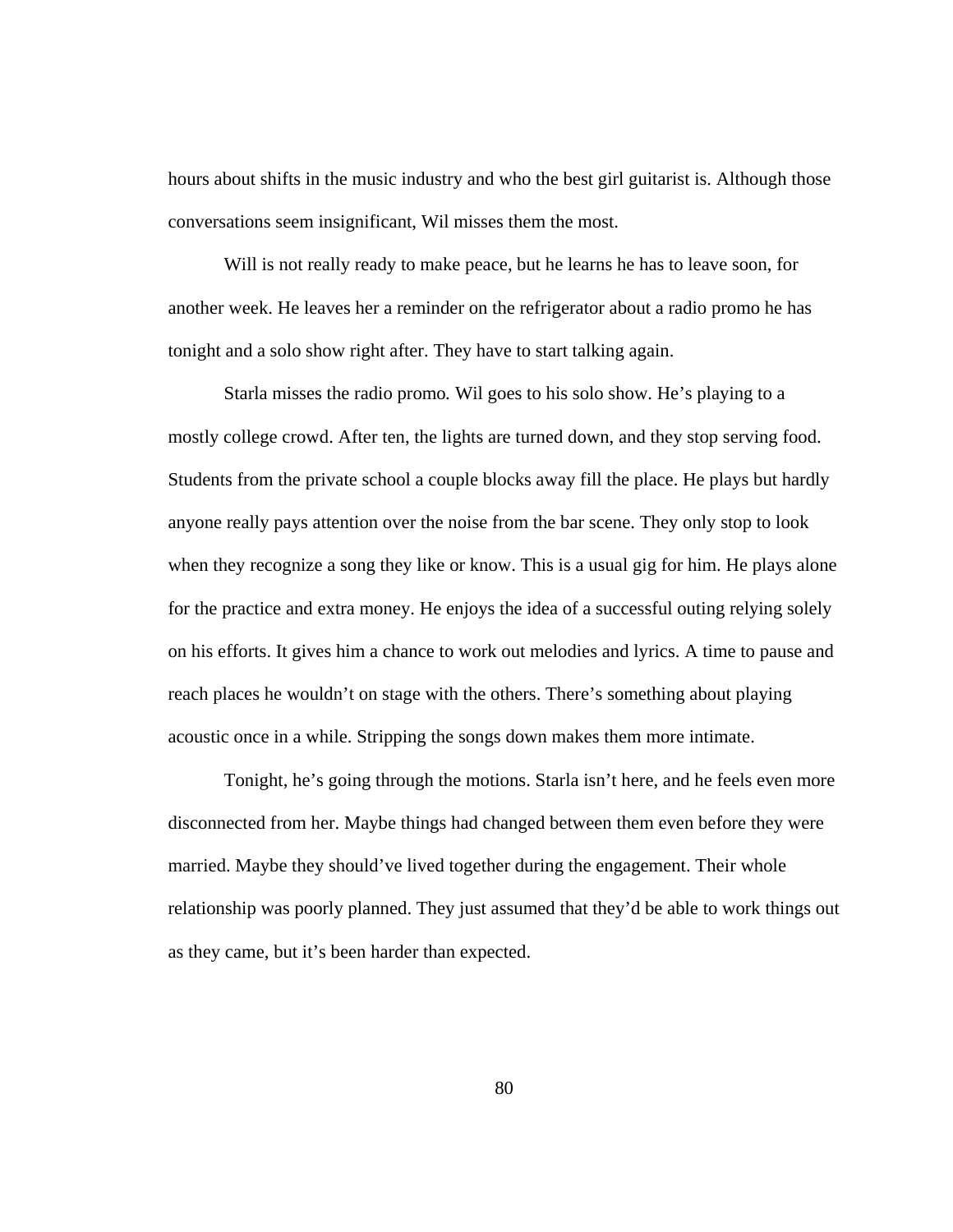hours about shifts in the music industry and who the best girl guitarist is. Although those conversations seem insignificant, Wil misses them the most.

Will is not really ready to make peace, but he learns he has to leave soon, for another week. He leaves her a reminder on the refrigerator about a radio promo he has tonight and a solo show right after. They have to start talking again.

Starla misses the radio promo. Wil goes to his solo show. He's playing to a mostly college crowd. After ten, the lights are turned down, and they stop serving food. Students from the private school a couple blocks away fill the place. He plays but hardly anyone really pays attention over the noise from the bar scene. They only stop to look when they recognize a song they like or know. This is a usual gig for him. He plays alone for the practice and extra money. He enjoys the idea of a successful outing relying solely on his efforts. It gives him a chance to work out melodies and lyrics. A time to pause and reach places he wouldn't on stage with the others. There's something about playing acoustic once in a while. Stripping the songs down makes them more intimate.

Tonight, he's going through the motions. Starla isn't here, and he feels even more disconnected from her. Maybe things had changed between them even before they were married. Maybe they should've lived together during the engagement. Their whole relationship was poorly planned. They just assumed that they'd be able to work things out as they came, but it's been harder than expected.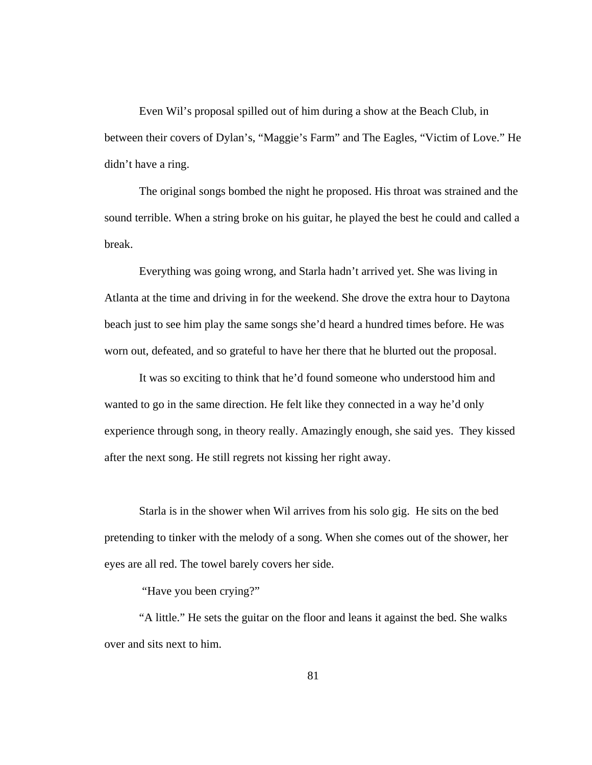Even Wil's proposal spilled out of him during a show at the Beach Club, in between their covers of Dylan's, "Maggie's Farm" and The Eagles, "Victim of Love." He didn't have a ring.

The original songs bombed the night he proposed. His throat was strained and the sound terrible. When a string broke on his guitar, he played the best he could and called a break.

Everything was going wrong, and Starla hadn't arrived yet. She was living in Atlanta at the time and driving in for the weekend. She drove the extra hour to Daytona beach just to see him play the same songs she'd heard a hundred times before. He was worn out, defeated, and so grateful to have her there that he blurted out the proposal.

It was so exciting to think that he'd found someone who understood him and wanted to go in the same direction. He felt like they connected in a way he'd only experience through song, in theory really. Amazingly enough, she said yes. They kissed after the next song. He still regrets not kissing her right away.

Starla is in the shower when Wil arrives from his solo gig. He sits on the bed pretending to tinker with the melody of a song. When she comes out of the shower, her eyes are all red. The towel barely covers her side.

"Have you been crying?"

"A little." He sets the guitar on the floor and leans it against the bed. She walks over and sits next to him.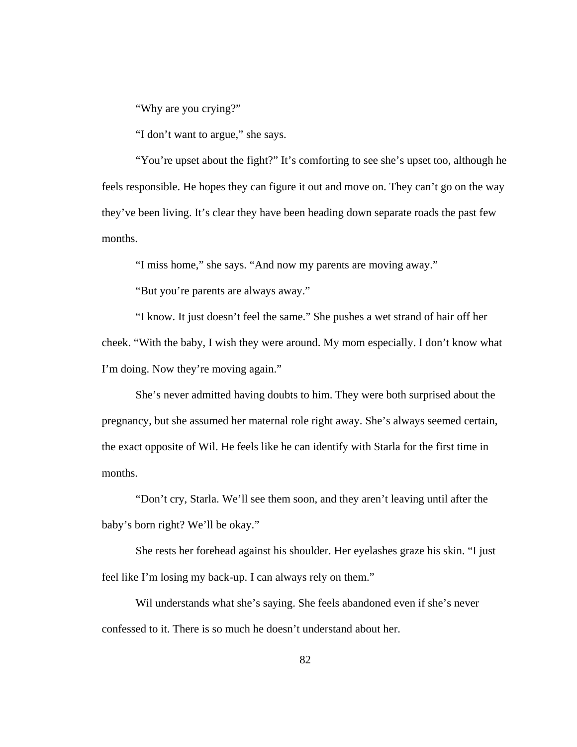"Why are you crying?"

"I don't want to argue," she says.

"You're upset about the fight?" It's comforting to see she's upset too, although he feels responsible. He hopes they can figure it out and move on. They can't go on the way they've been living. It's clear they have been heading down separate roads the past few months.

"I miss home," she says. "And now my parents are moving away."

"But you're parents are always away."

"I know. It just doesn't feel the same." She pushes a wet strand of hair off her cheek. "With the baby, I wish they were around. My mom especially. I don't know what I'm doing. Now they're moving again."

She's never admitted having doubts to him. They were both surprised about the pregnancy, but she assumed her maternal role right away. She's always seemed certain, the exact opposite of Wil. He feels like he can identify with Starla for the first time in months.

"Don't cry, Starla. We'll see them soon, and they aren't leaving until after the baby's born right? We'll be okay."

She rests her forehead against his shoulder. Her eyelashes graze his skin. "I just feel like I'm losing my back-up. I can always rely on them."

Wil understands what she's saying. She feels abandoned even if she's never confessed to it. There is so much he doesn't understand about her.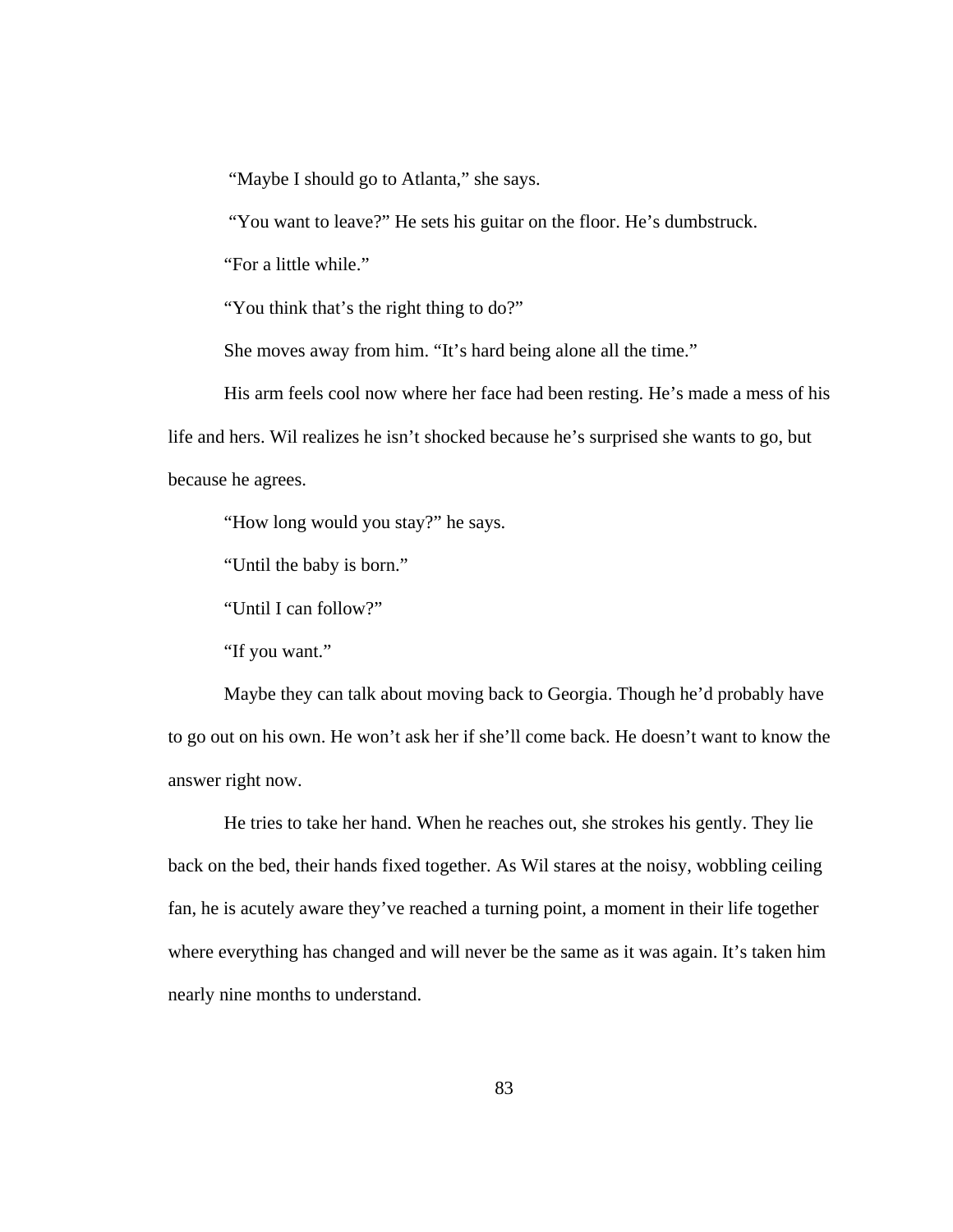"Maybe I should go to Atlanta," she says.

"You want to leave?" He sets his guitar on the floor. He's dumbstruck.

"For a little while."

"You think that's the right thing to do?"

She moves away from him. "It's hard being alone all the time."

His arm feels cool now where her face had been resting. He's made a mess of his life and hers. Wil realizes he isn't shocked because he's surprised she wants to go, but because he agrees.

"How long would you stay?" he says.

"Until the baby is born."

"Until I can follow?"

"If you want."

Maybe they can talk about moving back to Georgia. Though he'd probably have to go out on his own. He won't ask her if she'll come back. He doesn't want to know the answer right now.

He tries to take her hand. When he reaches out, she strokes his gently. They lie back on the bed, their hands fixed together. As Wil stares at the noisy, wobbling ceiling fan, he is acutely aware they've reached a turning point, a moment in their life together where everything has changed and will never be the same as it was again. It's taken him nearly nine months to understand.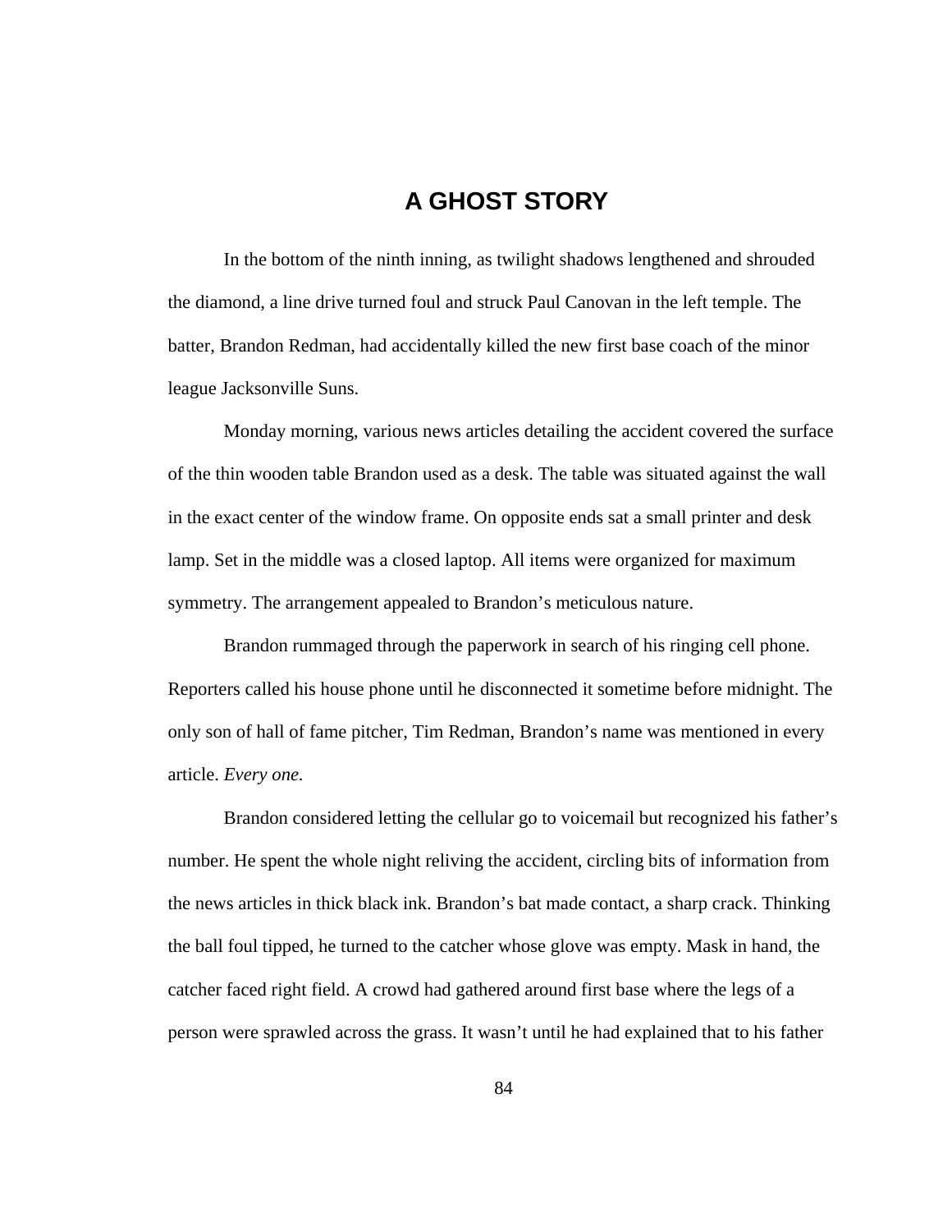# A GHOST STORY

In the bottom of the ninth inning, as twilight shadows lengthened and shrouded the diamond, a line drive turned foul and struck Paul Canovan in the left temple. The batter, Brandon Redman, had accidentally killed the new first base coach of the minor league Jacksonville Suns.

Monday morning, various news articles detailing the accident covered the surface of the thin wooden table Brandon used as a desk. The table was situated against the wall in the exact center of the window frame. On opposite ends sat a small printer and desk lamp. Set in the middle was a closed laptop. All items were organized for maximum symmetry. The arrangement appealed to Brandon's meticulous nature.

Brandon rummaged through the paperwork in search of his ringing cell phone. Reporters called his house phone until he disconnected it sometime before midnight. The only son of hall of fame pitcher, Tim Redman, Brandon's name was mentioned in every article. *Every one.*

Brandon considered letting the cellular go to voicemail but recognized his father's number. He spent the whole night reliving the accident, circling bits of information from the news articles in thick black ink. Brandon's bat made contact, a sharp crack. Thinking the ball foul tipped, he turned to the catcher whose glove was empty. Mask in hand, the catcher faced right field. A crowd had gathered around first base where the legs of a person were sprawled across the grass. It wasn't until he had explained that to his father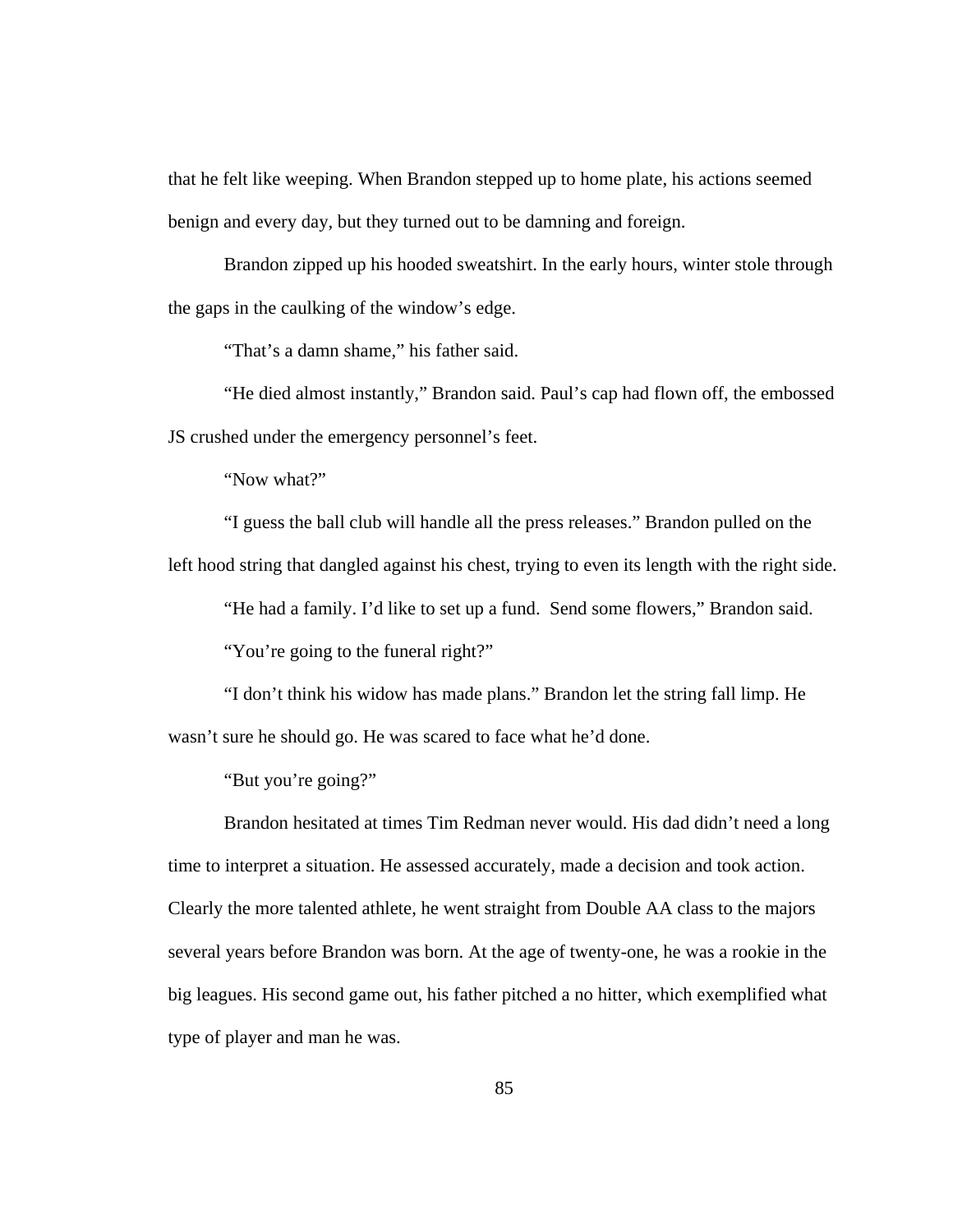that he felt like weeping. When Brandon stepped up to home plate, his actions seemed benign and every day, but they turned out to be damning and foreign.

Brandon zipped up his hooded sweatshirt. In the early hours, winter stole through the gaps in the caulking of the window's edge.

"That's a damn shame," his father said.

"He died almost instantly," Brandon said. Paul's cap had flown off, the embossed JS crushed under the emergency personnel's feet.

"Now what?"

"I guess the ball club will handle all the press releases." Brandon pulled on the left hood string that dangled against his chest, trying to even its length with the right side.

"He had a family. I'd like to set up a fund.  Send some flowers," Brandon said.

"You're going to the funeral right?"

"I don't think his widow has made plans." Brandon let the string fall limp. He wasn't sure he should go. He was scared to face what he'd done.

"But you're going?"

Brandon hesitated at times Tim Redman never would. His dad didn't need a long time to interpret a situation. He assessed accurately, made a decision and took action. Clearly the more talented athlete, he went straight from Double AA class to the majors several years before Brandon was born. At the age of twenty-one, he was a rookie in the big leagues. His second game out, his father pitched a no hitter, which exemplified what type of player and man he was.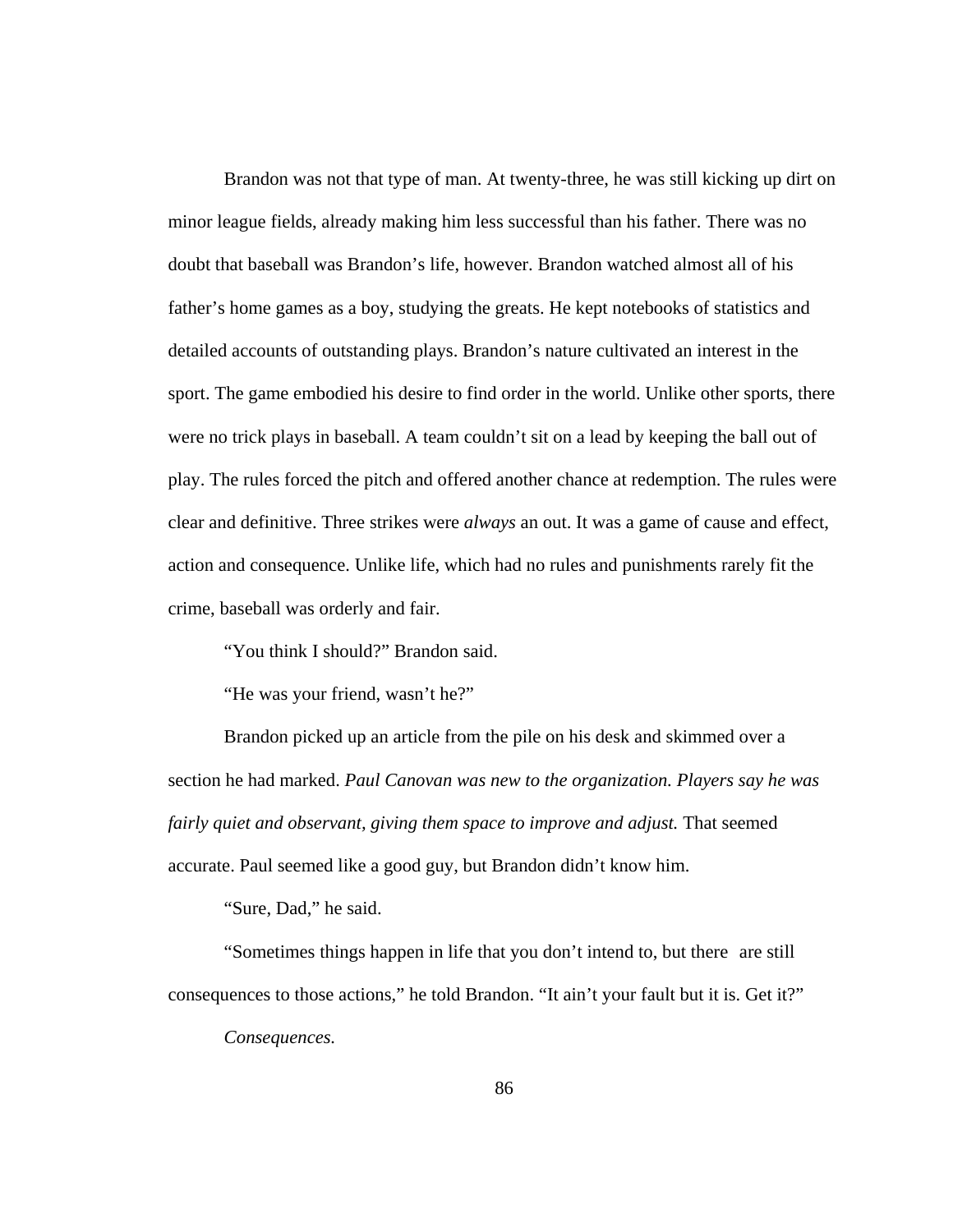Brandon was not that type of man. At twenty-three, he was still kicking up dirt on minor league fields, already making him less successful than his father. There was no doubt that baseball was Brandon's life, however. Brandon watched almost all of his father's home games as a boy, studying the greats. He kept notebooks of statistics and detailed accounts of outstanding plays. Brandon's nature cultivated an interest in the sport. The game embodied his desire to find order in the world. Unlike other sports, there were no trick plays in baseball. A team couldn't sit on a lead by keeping the ball out of play. The rules forced the pitch and offered another chance at redemption. The rules were clear and definitive. Three strikes were *always* an out. It was a game of cause and effect, action and consequence. Unlike life, which had no rules and punishments rarely fit the crime, baseball was orderly and fair.

"You think I should?" Brandon said.

"He was your friend, wasn't he?"

Brandon picked up an article from the pile on his desk and skimmed over a section he had marked. *Paul Canovan was new to the organization. Players say he was fairly quiet and observant, giving them space to improve and adjust.* That seemed accurate. Paul seemed like a good guy, but Brandon didn't know him.

"Sure, Dad," he said.

"Sometimes things happen in life that you don't intend to, but there are still consequences to those actions," he told Brandon. "It ain't your fault but it is. Get it?"

*Consequences.*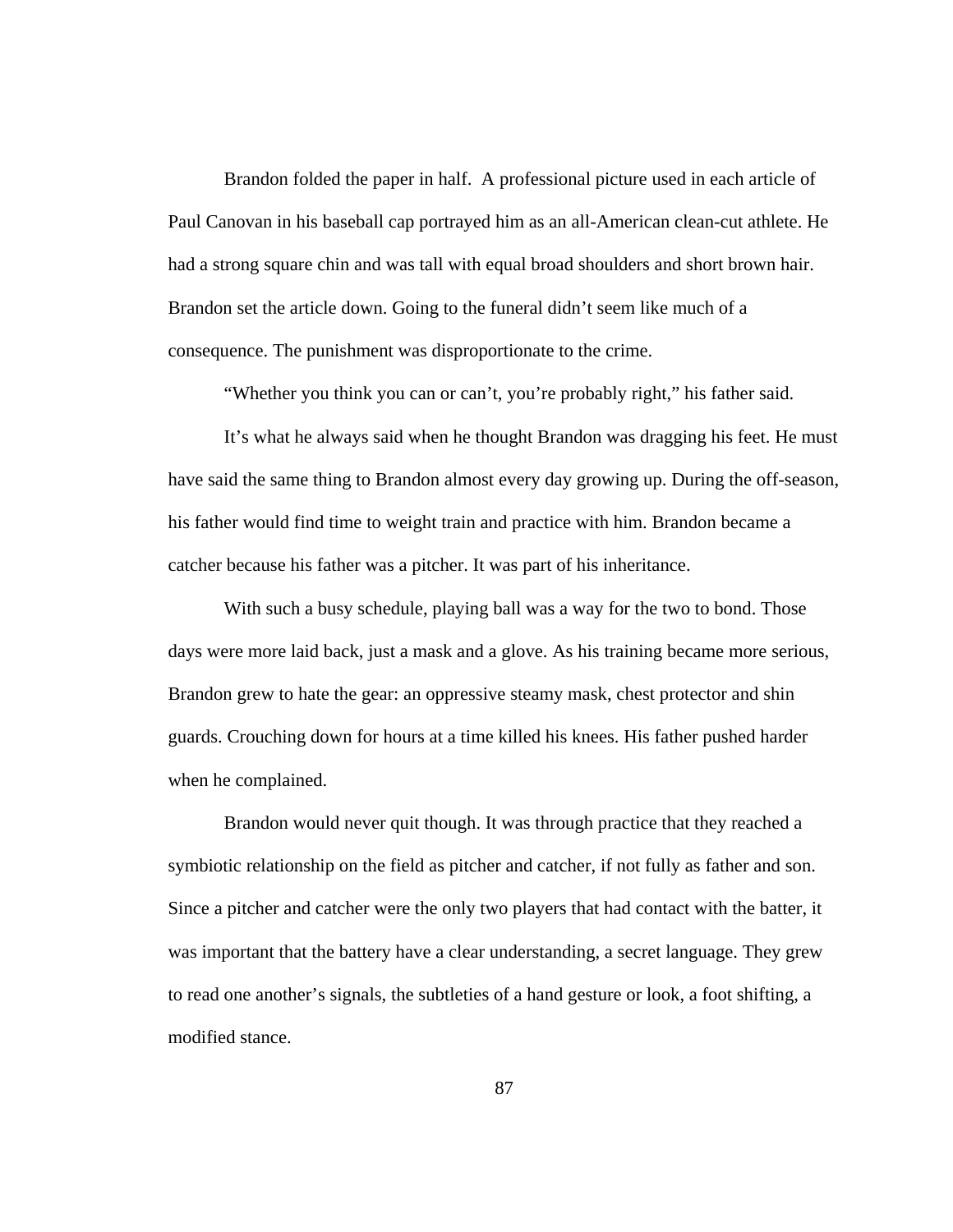Brandon folded the paper in half. A professional picture used in each article of Paul Canovan in his baseball cap portrayed him as an all-American clean-cut athlete. He had a strong square chin and was tall with equal broad shoulders and short brown hair. Brandon set the article down. Going to the funeral didn't seem like much of a consequence. The punishment was disproportionate to the crime.

"Whether you think you can or can't, you're probably right," his father said.

It's what he always said when he thought Brandon was dragging his feet. He must have said the same thing to Brandon almost every day growing up. During the off-season, his father would find time to weight train and practice with him. Brandon became a catcher because his father was a pitcher. It was part of his inheritance.

With such a busy schedule, playing ball was a way for the two to bond. Those days were more laid back, just a mask and a glove. As his training became more serious, Brandon grew to hate the gear: an oppressive steamy mask, chest protector and shin guards. Crouching down for hours at a time killed his knees. His father pushed harder when he complained.

Brandon would never quit though. It was through practice that they reached a symbiotic relationship on the field as pitcher and catcher, if not fully as father and son. Since a pitcher and catcher were the only two players that had contact with the batter, it was important that the battery have a clear understanding, a secret language. They grew to read one another's signals, the subtleties of a hand gesture or look, a foot shifting, a modified stance.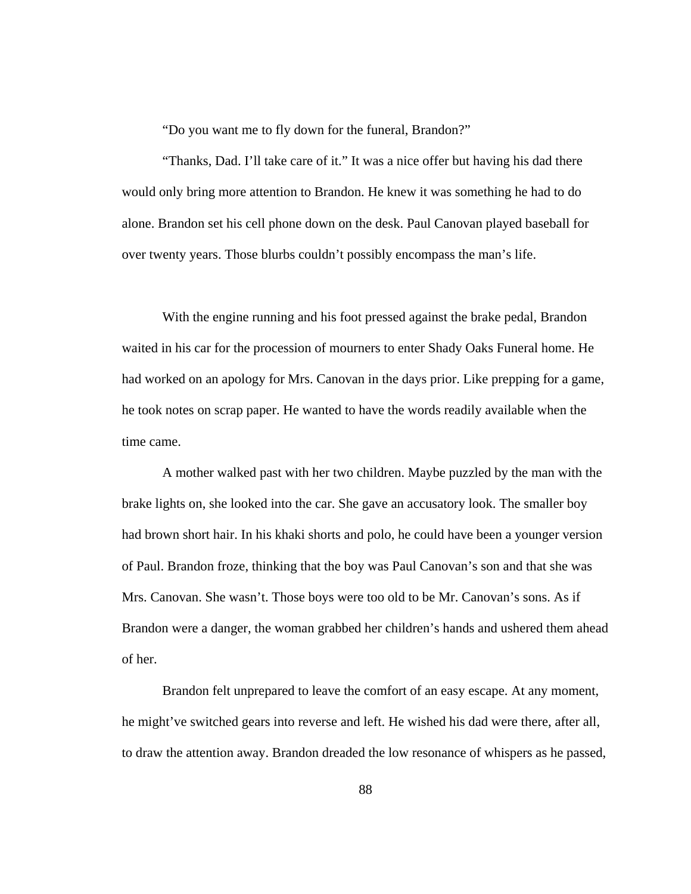"Do you want me to fly down for the funeral, Brandon?"

"Thanks, Dad. I'll take care of it." It was a nice offer but having his dad there would only bring more attention to Brandon. He knew it was something he had to do alone. Brandon set his cell phone down on the desk. Paul Canovan played baseball for over twenty years. Those blurbs couldn't possibly encompass the man's life.

With the engine running and his foot pressed against the brake pedal, Brandon waited in his car for the procession of mourners to enter Shady Oaks Funeral home. He had worked on an apology for Mrs. Canovan in the days prior. Like prepping for a game, he took notes on scrap paper. He wanted to have the words readily available when the time came.

A mother walked past with her two children. Maybe puzzled by the man with the brake lights on, she looked into the car. She gave an accusatory look. The smaller boy had brown short hair. In his khaki shorts and polo, he could have been a younger version of Paul. Brandon froze, thinking that the boy was Paul Canovan's son and that she was Mrs. Canovan. She wasn't. Those boys were too old to be Mr. Canovan's sons. As if Brandon were a danger, the woman grabbed her children's hands and ushered them ahead of her.

Brandon felt unprepared to leave the comfort of an easy escape. At any moment, he might've switched gears into reverse and left. He wished his dad were there, after all, to draw the attention away. Brandon dreaded the low resonance of whispers as he passed,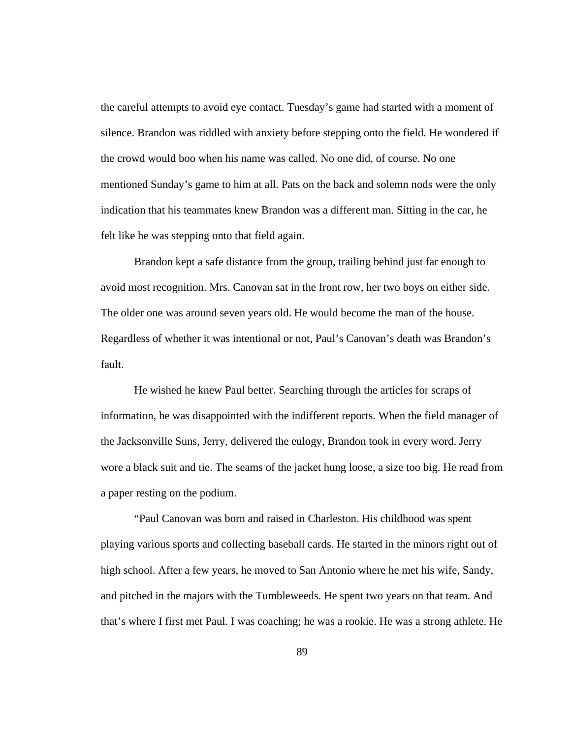the careful attempts to avoid eye contact. Tuesday's game had started with a moment of silence. Brandon was riddled with anxiety before stepping onto the field. He wondered if the crowd would boo when his name was called. No one did, of course. No one mentioned Sunday's game to him at all. Pats on the back and solemn nods were the only indication that his teammates knew Brandon was a different man. Sitting in the car, he felt like he was stepping onto that field again.

Brandon kept a safe distance from the group, trailing behind just far enough to avoid most recognition. Mrs. Canovan sat in the front row, her two boys on either side. The older one was around seven years old. He would become the man of the house. Regardless of whether it was intentional or not, Paul's Canovan's death was Brandon's fault.

He wished he knew Paul better. Searching through the articles for scraps of information, he was disappointed with the indifferent reports. When the field manager of the Jacksonville Suns, Jerry, delivered the eulogy, Brandon took in every word. Jerry wore a black suit and tie. The seams of the jacket hung loose, a size too big. He read from a paper resting on the podium.

"Paul Canovan was born and raised in Charleston. His childhood was spent playing various sports and collecting baseball cards. He started in the minors right out of high school. After a few years, he moved to San Antonio where he met his wife, Sandy, and pitched in the majors with the Tumbleweeds. He spent two years on that team. And that's where I first met Paul. I was coaching; he was a rookie. He was a strong athlete. He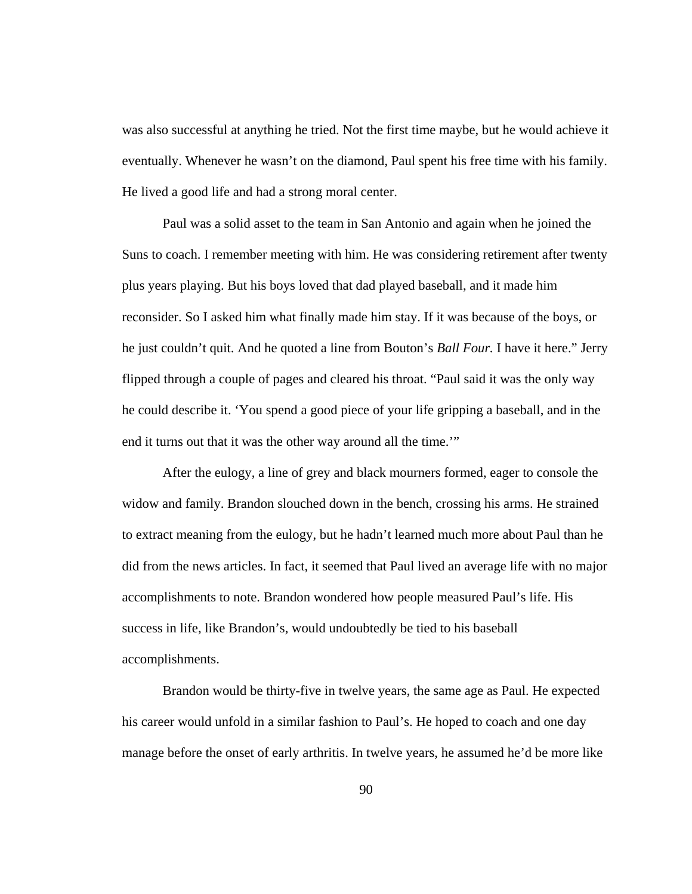was also successful at anything he tried. Not the first time maybe, but he would achieve it eventually. Whenever he wasn't on the diamond, Paul spent his free time with his family. He lived a good life and had a strong moral center.

Paul was a solid asset to the team in San Antonio and again when he joined the Suns to coach. I remember meeting with him. He was considering retirement after twenty plus years playing. But his boys loved that dad played baseball, and it made him reconsider. So I asked him what finally made him stay. If it was because of the boys, or he just couldn't quit. And he quoted a line from Bouton's *Ball Four.* I have it here." Jerry flipped through a couple of pages and cleared his throat. "Paul said it was the only way he could describe it. 'You spend a good piece of your life gripping a baseball, and in the end it turns out that it was the other way around all the time.'"

After the eulogy, a line of grey and black mourners formed, eager to console the widow and family. Brandon slouched down in the bench, crossing his arms. He strained to extract meaning from the eulogy, but he hadn't learned much more about Paul than he did from the news articles. In fact, it seemed that Paul lived an average life with no major accomplishments to note. Brandon wondered how people measured Paul's life. His success in life, like Brandon's, would undoubtedly be tied to his baseball accomplishments.

Brandon would be thirty-five in twelve years, the same age as Paul. He expected his career would unfold in a similar fashion to Paul's. He hoped to coach and one day manage before the onset of early arthritis. In twelve years, he assumed he'd be more like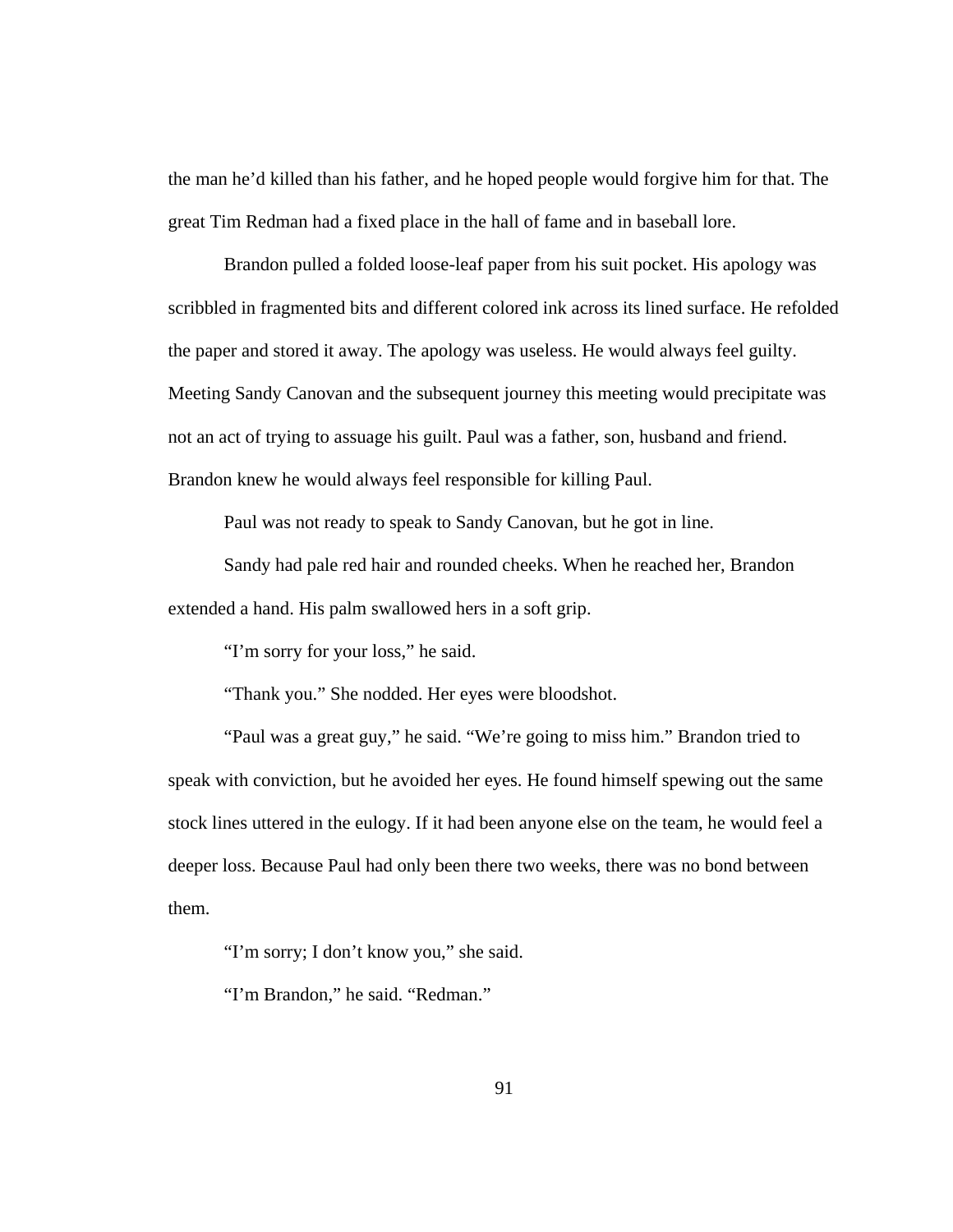the man he'd killed than his father, and he hoped people would forgive him for that. The great Tim Redman had a fixed place in the hall of fame and in baseball lore.

Brandon pulled a folded loose-leaf paper from his suit pocket. His apology was scribbled in fragmented bits and different colored ink across its lined surface. He refolded the paper and stored it away. The apology was useless. He would always feel guilty. Meeting Sandy Canovan and the subsequent journey this meeting would precipitate was not an act of trying to assuage his guilt. Paul was a father, son, husband and friend. Brandon knew he would always feel responsible for killing Paul.

Paul was not ready to speak to Sandy Canovan, but he got in line.

Sandy had pale red hair and rounded cheeks. When he reached her, Brandon extended a hand. His palm swallowed hers in a soft grip.

"I'm sorry for your loss," he said.

"Thank you." She nodded. Her eyes were bloodshot.

"Paul was a great guy," he said. "We're going to miss him." Brandon tried to speak with conviction, but he avoided her eyes. He found himself spewing out the same stock lines uttered in the eulogy. If it had been anyone else on the team, he would feel a deeper loss. Because Paul had only been there two weeks, there was no bond between them.

"I'm sorry; I don't know you," she said.

"I'm Brandon," he said. "Redman."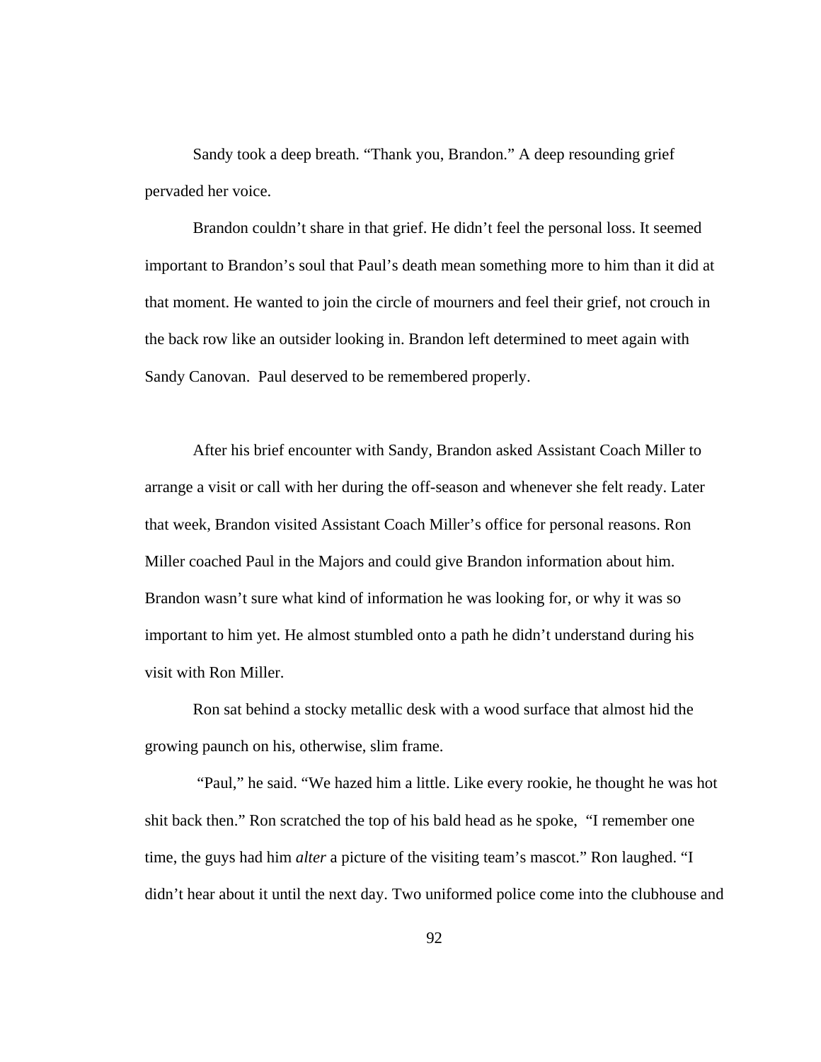Sandy took a deep breath. "Thank you, Brandon." A deep resounding grief pervaded her voice.

Brandon couldn't share in that grief. He didn't feel the personal loss. It seemed important to Brandon's soul that Paul's death mean something more to him than it did at that moment. He wanted to join the circle of mourners and feel their grief, not crouch in the back row like an outsider looking in. Brandon left determined to meet again with Sandy Canovan. Paul deserved to be remembered properly.

After his brief encounter with Sandy, Brandon asked Assistant Coach Miller to arrange a visit or call with her during the off-season and whenever she felt ready. Later that week, Brandon visited Assistant Coach Miller's office for personal reasons. Ron Miller coached Paul in the Majors and could give Brandon information about him. Brandon wasn't sure what kind of information he was looking for, or why it was so important to him yet. He almost stumbled onto a path he didn't understand during his visit with Ron Miller.

Ron sat behind a stocky metallic desk with a wood surface that almost hid the growing paunch on his, otherwise, slim frame.

"Paul," he said. "We hazed him a little. Like every rookie, he thought he was hot shit back then." Ron scratched the top of his bald head as he spoke, "I remember one time, the guys had him *alter* a picture of the visiting team's mascot." Ron laughed. "I didn't hear about it until the next day. Two uniformed police come into the clubhouse and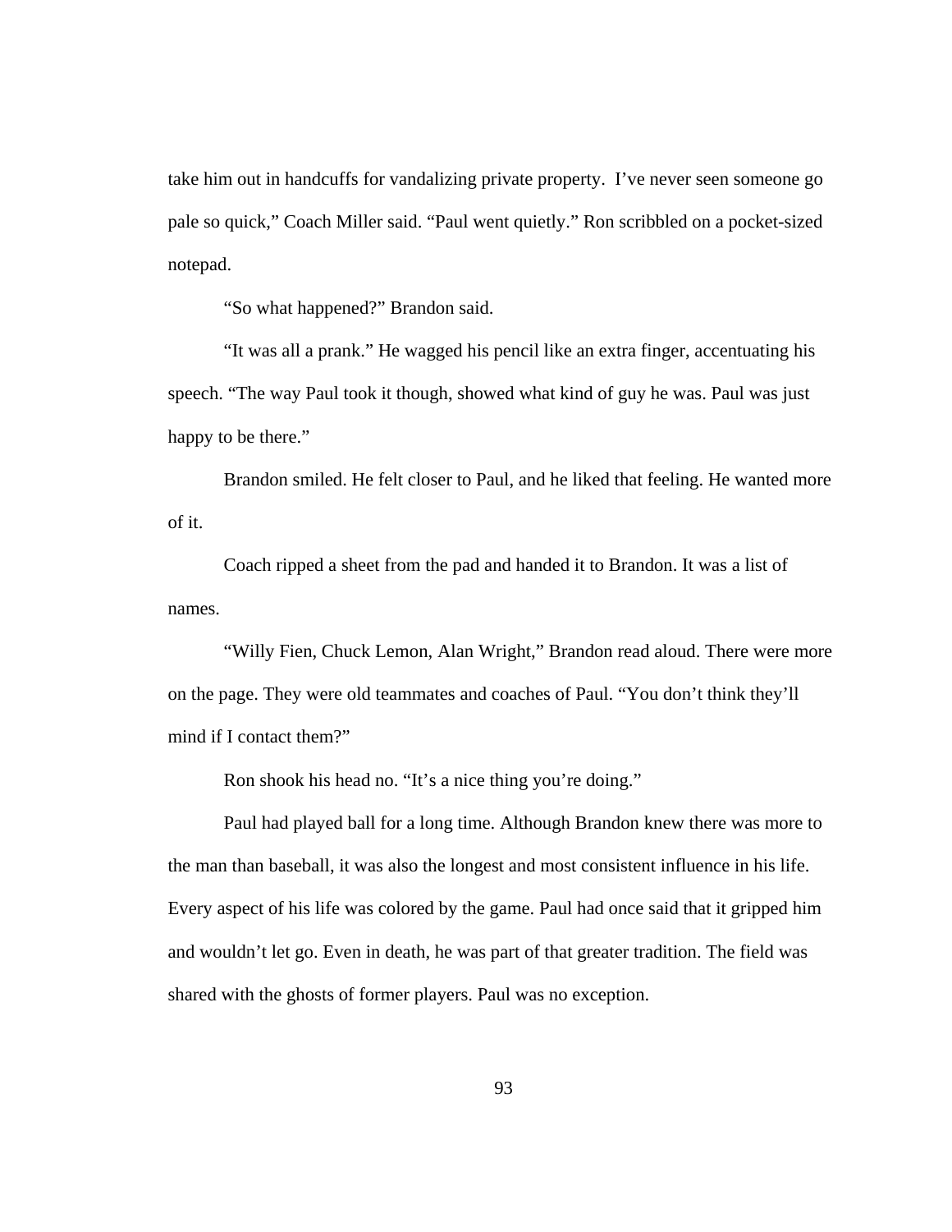take him out in handcuffs for vandalizing private property.  I've never seen someone go pale so quick," Coach Miller said. "Paul went quietly." Ron scribbled on a pocket-sized notepad.

"So what happened?" Brandon said.

"It was all a prank." He wagged his pencil like an extra finger, accentuating his speech. "The way Paul took it though, showed what kind of guy he was. Paul was just happy to be there."

Brandon smiled. He felt closer to Paul, and he liked that feeling. He wanted more of it.

Coach ripped a sheet from the pad and handed it to Brandon. It was a list of names.

"Willy Fien, Chuck Lemon, Alan Wright," Brandon read aloud. There were more on the page. They were old teammates and coaches of Paul. "You don't think they'll mind if I contact them?"

Ron shook his head no. "It's a nice thing you're doing."

Paul had played ball for a long time. Although Brandon knew there was more to the man than baseball, it was also the longest and most consistent influence in his life. Every aspect of his life was colored by the game. Paul had once said that it gripped him and wouldn't let go. Even in death, he was part of that greater tradition. The field was shared with the ghosts of former players. Paul was no exception.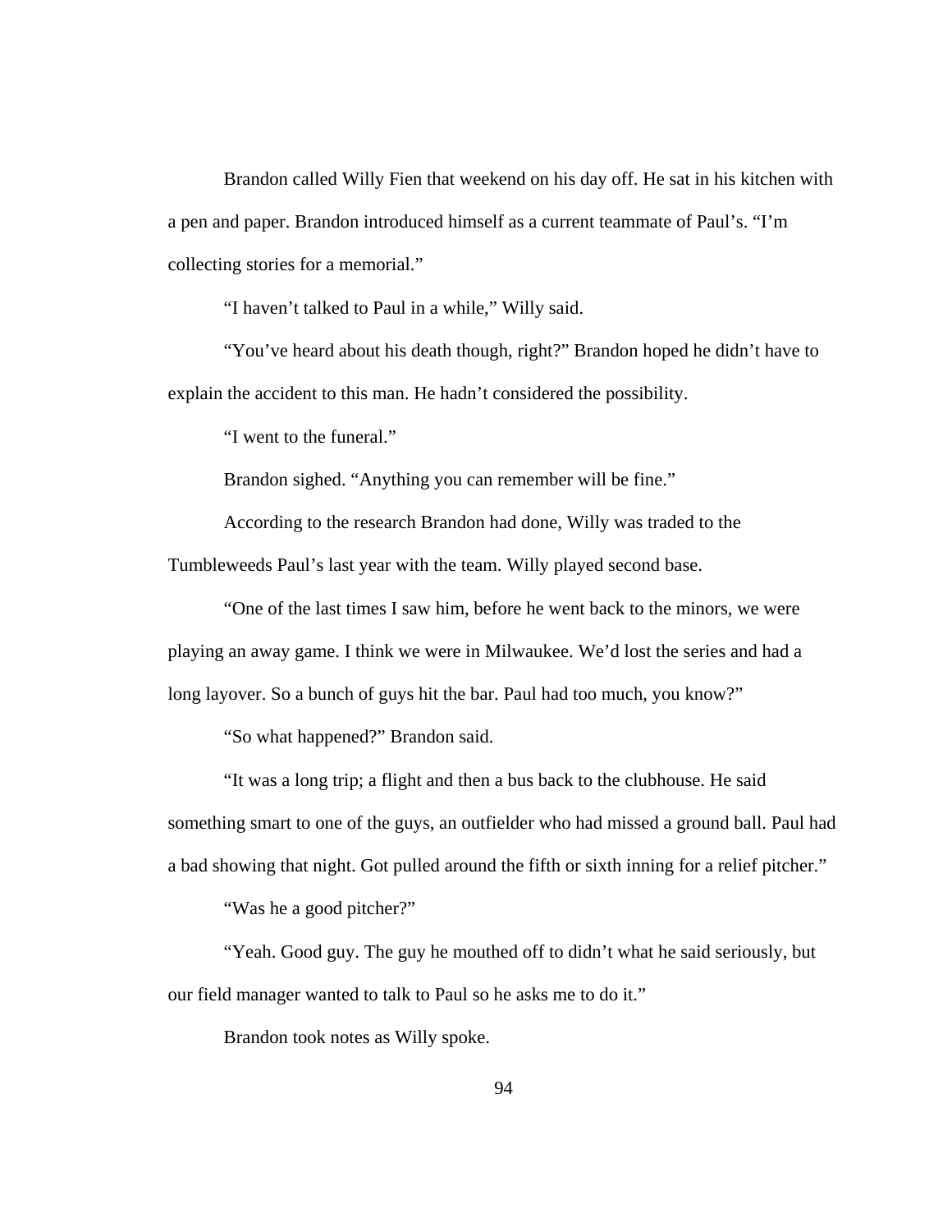Brandon called Willy Fien that weekend on his day off. He sat in his kitchen with a pen and paper. Brandon introduced himself as a current teammate of Paul's. "I'm collecting stories for a memorial."

"I haven't talked to Paul in a while," Willy said.

"You've heard about his death though, right?" Brandon hoped he didn't have to explain the accident to this man. He hadn't considered the possibility.

"I went to the funeral."

Brandon sighed. "Anything you can remember will be fine."

According to the research Brandon had done, Willy was traded to the Tumbleweeds Paul's last year with the team. Willy played second base.

"One of the last times I saw him, before he went back to the minors, we were playing an away game. I think we were in Milwaukee. We'd lost the series and had a long layover. So a bunch of guys hit the bar. Paul had too much, you know?"

"So what happened?" Brandon said.

"It was a long trip; a flight and then a bus back to the clubhouse. He said something smart to one of the guys, an outfielder who had missed a ground ball. Paul had a bad showing that night. Got pulled around the fifth or sixth inning for a relief pitcher."

"Was he a good pitcher?"

"Yeah. Good guy. The guy he mouthed off to didn't what he said seriously, but our field manager wanted to talk to Paul so he asks me to do it."

Brandon took notes as Willy spoke.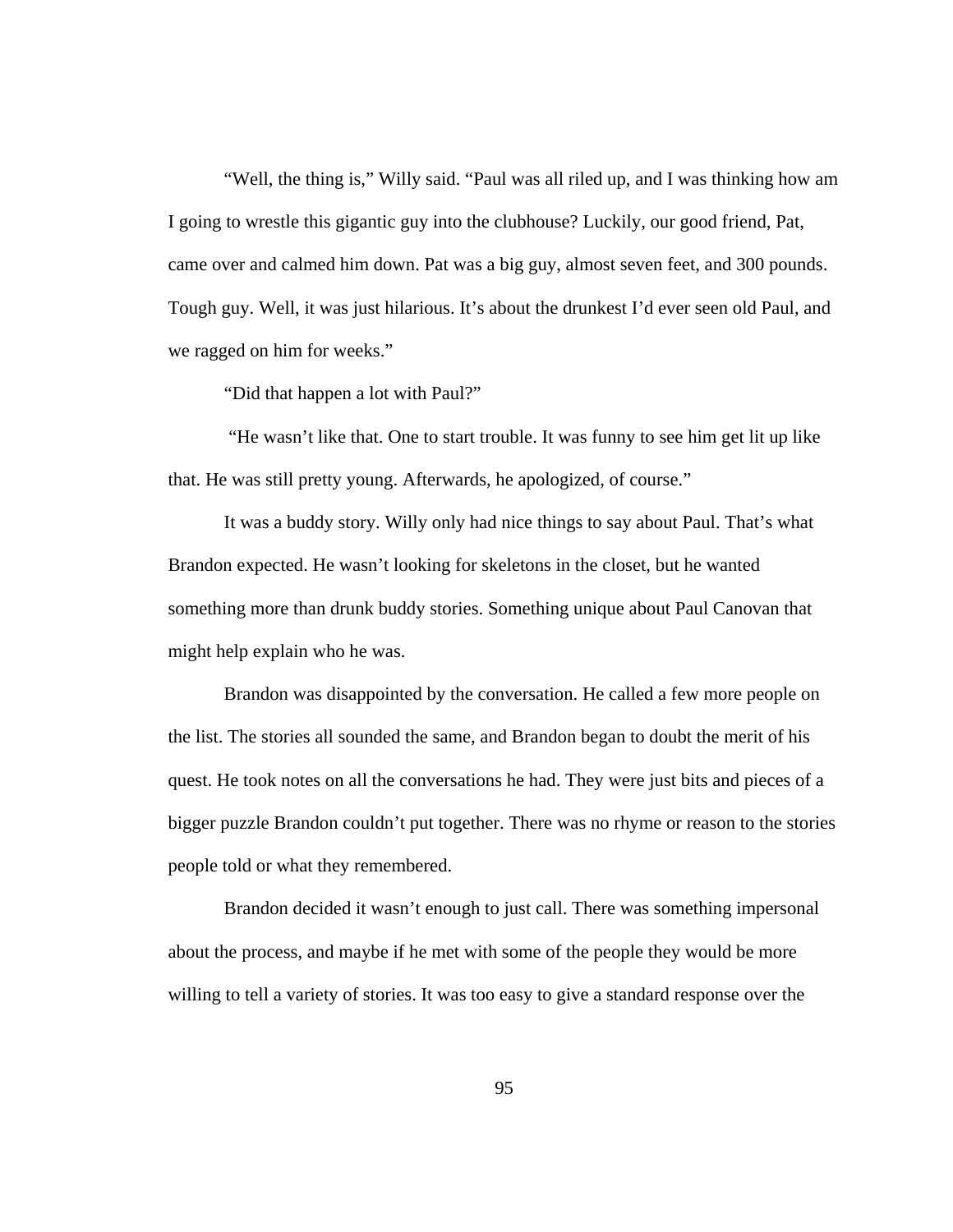"Well, the thing is," Willy said. "Paul was all riled up, and I was thinking how am I going to wrestle this gigantic guy into the clubhouse? Luckily, our good friend, Pat, came over and calmed him down. Pat was a big guy, almost seven feet, and 300 pounds. Tough guy. Well, it was just hilarious. It's about the drunkest I'd ever seen old Paul, and we ragged on him for weeks."

"Did that happen a lot with Paul?"

"He wasn't like that. One to start trouble. It was funny to see him get lit up like that. He was still pretty young. Afterwards, he apologized, of course."

It was a buddy story. Willy only had nice things to say about Paul. That's what Brandon expected. He wasn't looking for skeletons in the closet, but he wanted something more than drunk buddy stories. Something unique about Paul Canovan that might help explain who he was.

Brandon was disappointed by the conversation. He called a few more people on the list. The stories all sounded the same, and Brandon began to doubt the merit of his quest. He took notes on all the conversations he had. They were just bits and pieces of a bigger puzzle Brandon couldn't put together. There was no rhyme or reason to the stories people told or what they remembered.

Brandon decided it wasn't enough to just call. There was something impersonal about the process, and maybe if he met with some of the people they would be more willing to tell a variety of stories. It was too easy to give a standard response over the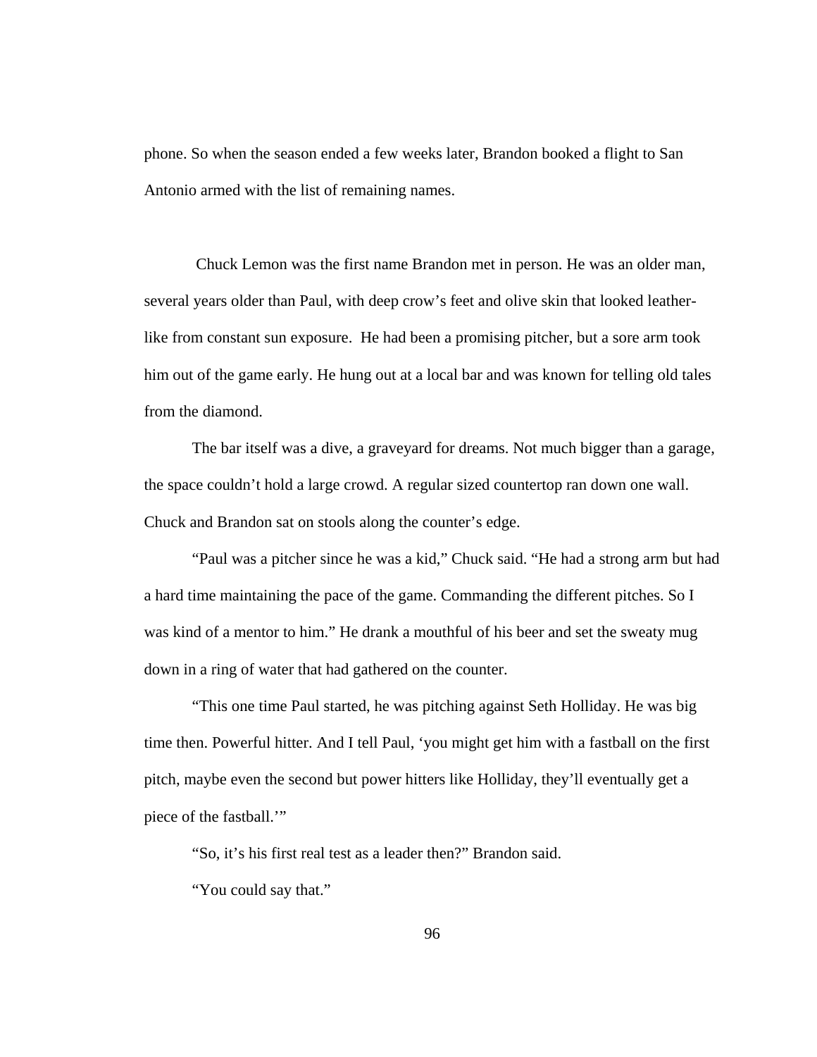phone. So when the season ended a few weeks later, Brandon booked a flight to San Antonio armed with the list of remaining names.

Chuck Lemon was the first name Brandon met in person. He was an older man, several years older than Paul, with deep crow's feet and olive skin that looked leather-like from constant sun exposure. He had been a promising pitcher, but a sore arm took him out of the game early. He hung out at a local bar and was known for telling old tales from the diamond.

The bar itself was a dive, a graveyard for dreams. Not much bigger than a garage, the space couldn't hold a large crowd. A regular sized countertop ran down one wall. Chuck and Brandon sat on stools along the counter's edge.

"Paul was a pitcher since he was a kid," Chuck said. "He had a strong arm but had a hard time maintaining the pace of the game. Commanding the different pitches. So I was kind of a mentor to him." He drank a mouthful of his beer and set the sweaty mug down in a ring of water that had gathered on the counter.

"This one time Paul started, he was pitching against Seth Holliday. He was big time then. Powerful hitter. And I tell Paul, 'you might get him with a fastball on the first pitch, maybe even the second but power hitters like Holliday, they'll eventually get a piece of the fastball.'"

"So, it's his first real test as a leader then?" Brandon said.

"You could say that."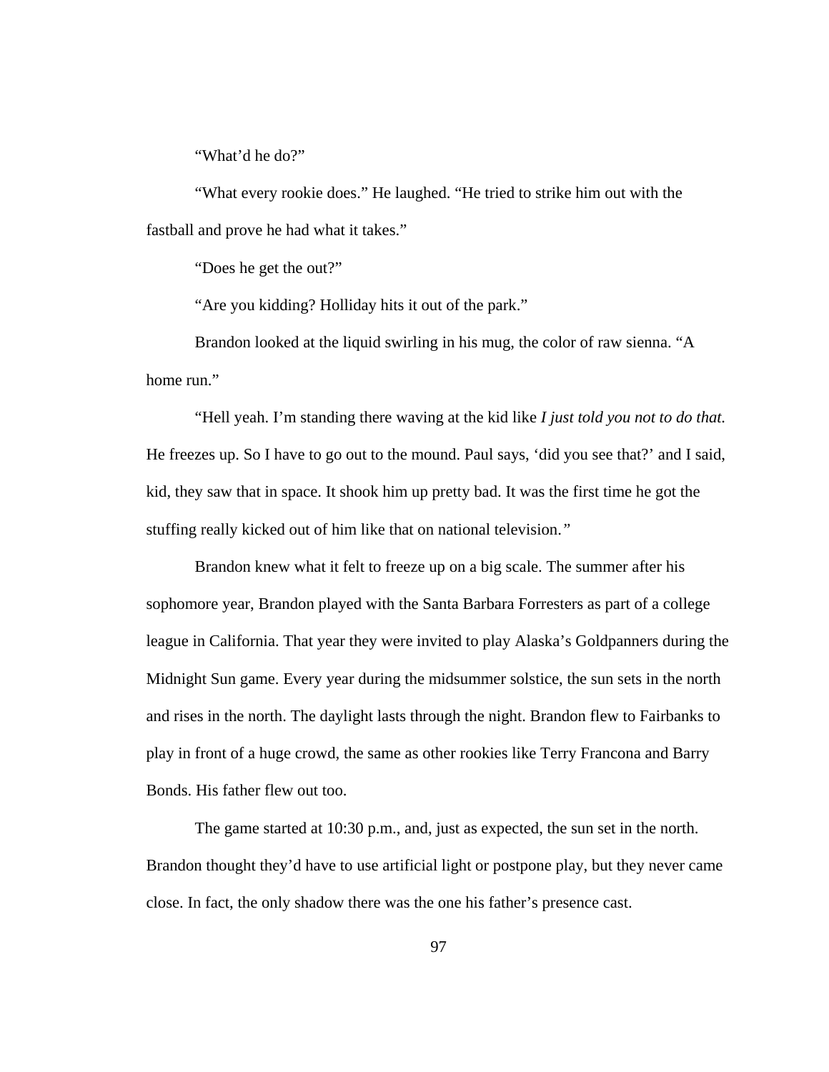"What'd he do?"

"What every rookie does." He laughed. "He tried to strike him out with the fastball and prove he had what it takes."

"Does he get the out?"

"Are you kidding? Holliday hits it out of the park."

Brandon looked at the liquid swirling in his mug, the color of raw sienna. "A home run."

"Hell yeah. I'm standing there waving at the kid like *I just told you not to do that.* He freezes up. So I have to go out to the mound. Paul says, 'did you see that?' and I said, kid, they saw that in space. It shook him up pretty bad. It was the first time he got the stuffing really kicked out of him like that on national television."

Brandon knew what it felt to freeze up on a big scale. The summer after his sophomore year, Brandon played with the Santa Barbara Forresters as part of a college league in California. That year they were invited to play Alaska's Goldpanners during the Midnight Sun game. Every year during the midsummer solstice, the sun sets in the north and rises in the north. The daylight lasts through the night. Brandon flew to Fairbanks to play in front of a huge crowd, the same as other rookies like Terry Francona and Barry Bonds. His father flew out too.

The game started at 10:30 p.m., and, just as expected, the sun set in the north. Brandon thought they'd have to use artificial light or postpone play, but they never came close. In fact, the only shadow there was the one his father's presence cast.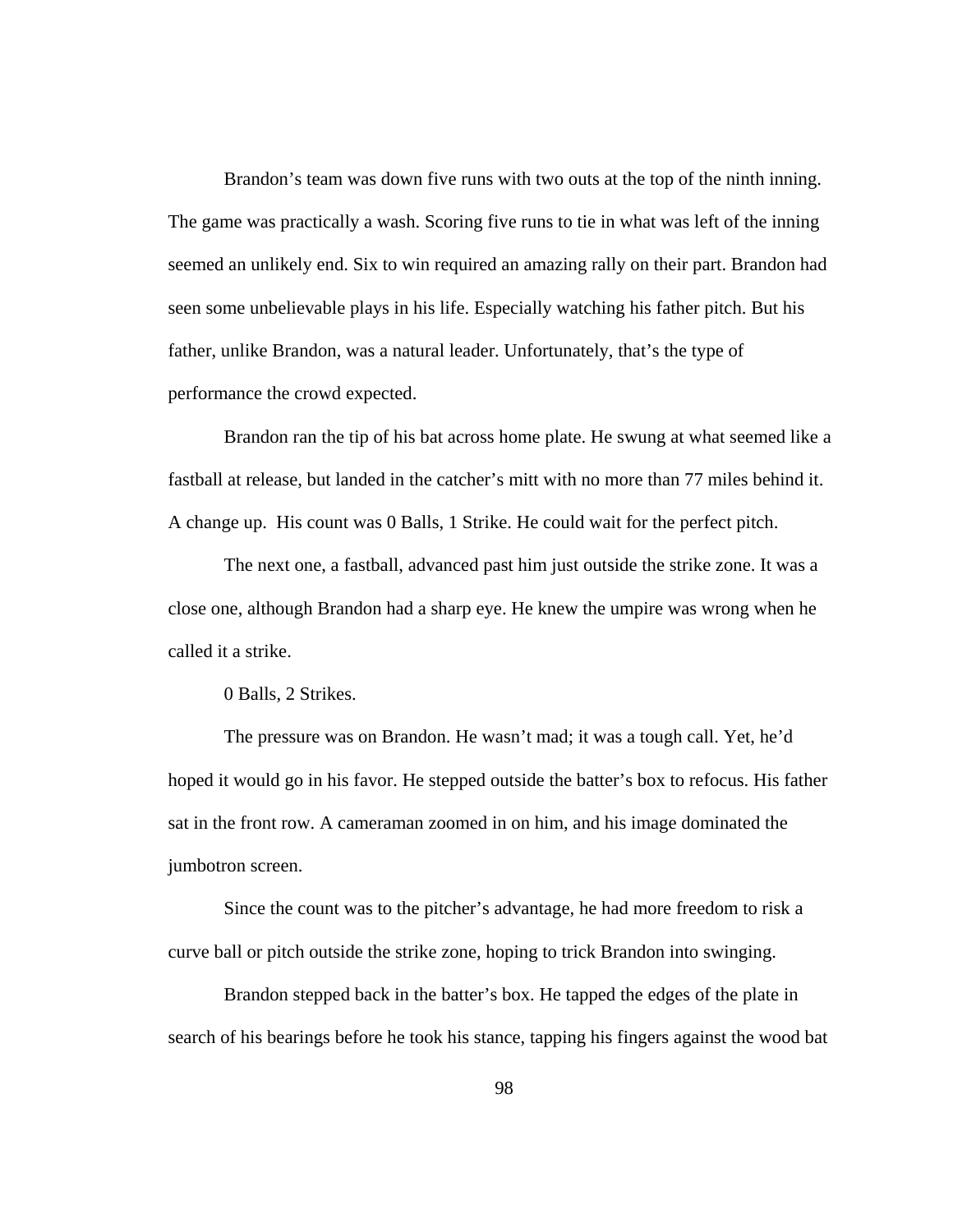Brandon's team was down five runs with two outs at the top of the ninth inning. The game was practically a wash. Scoring five runs to tie in what was left of the inning seemed an unlikely end. Six to win required an amazing rally on their part. Brandon had seen some unbelievable plays in his life. Especially watching his father pitch. But his father, unlike Brandon, was a natural leader. Unfortunately, that's the type of performance the crowd expected.

Brandon ran the tip of his bat across home plate. He swung at what seemed like a fastball at release, but landed in the catcher's mitt with no more than 77 miles behind it. A change up. His count was 0 Balls, 1 Strike. He could wait for the perfect pitch.

The next one, a fastball, advanced past him just outside the strike zone. It was a close one, although Brandon had a sharp eye. He knew the umpire was wrong when he called it a strike.

0 Balls, 2 Strikes.

The pressure was on Brandon. He wasn't mad; it was a tough call. Yet, he'd hoped it would go in his favor. He stepped outside the batter's box to refocus. His father sat in the front row. A cameraman zoomed in on him, and his image dominated the jumbotron screen.

Since the count was to the pitcher's advantage, he had more freedom to risk a curve ball or pitch outside the strike zone, hoping to trick Brandon into swinging.

Brandon stepped back in the batter's box. He tapped the edges of the plate in search of his bearings before he took his stance, tapping his fingers against the wood bat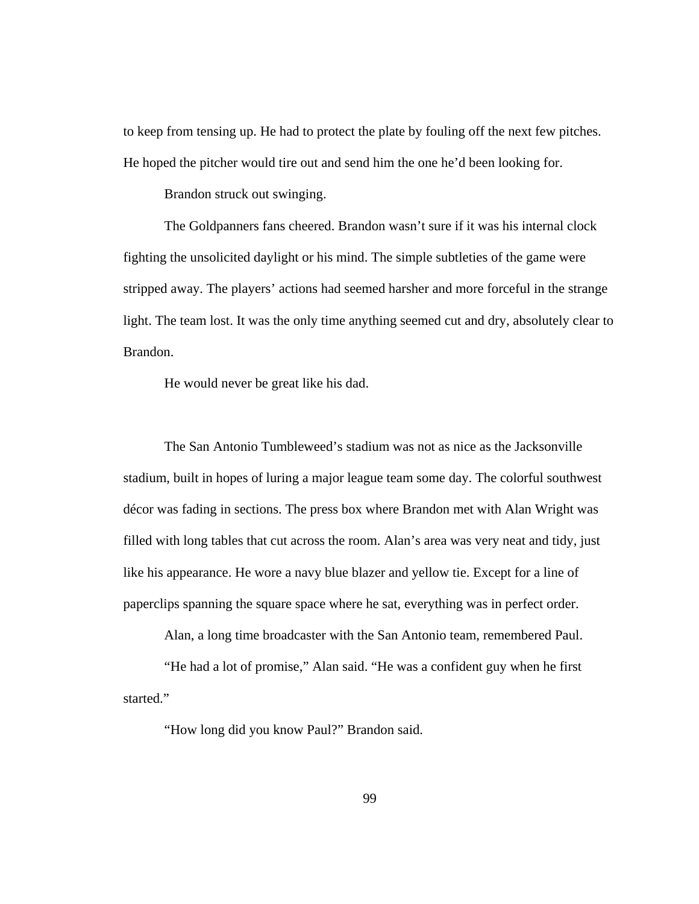to keep from tensing up. He had to protect the plate by fouling off the next few pitches. He hoped the pitcher would tire out and send him the one he'd been looking for.

Brandon struck out swinging.

The Goldpanners fans cheered. Brandon wasn't sure if it was his internal clock fighting the unsolicited daylight or his mind. The simple subtleties of the game were stripped away. The players' actions had seemed harsher and more forceful in the strange light. The team lost. It was the only time anything seemed cut and dry, absolutely clear to Brandon.

He would never be great like his dad.

The San Antonio Tumbleweed's stadium was not as nice as the Jacksonville stadium, built in hopes of luring a major league team some day. The colorful southwest décor was fading in sections. The press box where Brandon met with Alan Wright was filled with long tables that cut across the room. Alan's area was very neat and tidy, just like his appearance. He wore a navy blue blazer and yellow tie. Except for a line of paperclips spanning the square space where he sat, everything was in perfect order.

Alan, a long time broadcaster with the San Antonio team, remembered Paul.

"He had a lot of promise," Alan said. "He was a confident guy when he first started."

"How long did you know Paul?" Brandon said.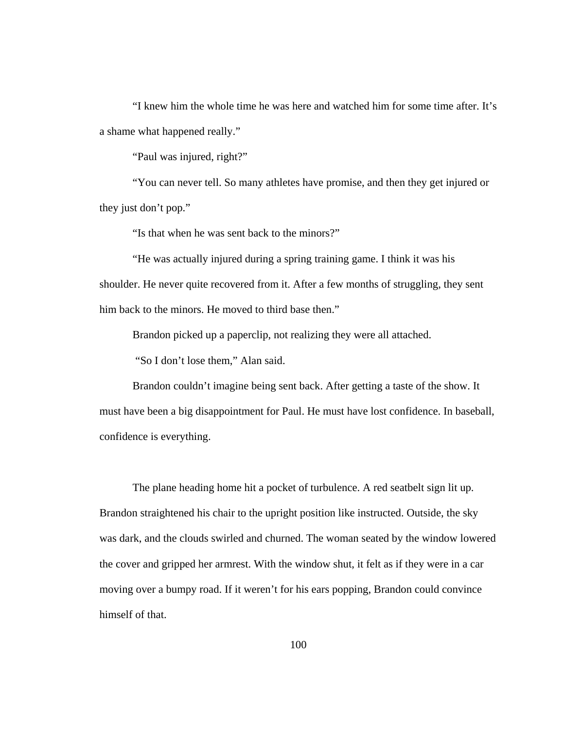"I knew him the whole time he was here and watched him for some time after. It's a shame what happened really."

"Paul was injured, right?"

"You can never tell. So many athletes have promise, and then they get injured or they just don't pop."

"Is that when he was sent back to the minors?"

"He was actually injured during a spring training game. I think it was his shoulder. He never quite recovered from it. After a few months of struggling, they sent him back to the minors. He moved to third base then."

Brandon picked up a paperclip, not realizing they were all attached.

"So I don't lose them," Alan said.

Brandon couldn't imagine being sent back. After getting a taste of the show. It must have been a big disappointment for Paul. He must have lost confidence. In baseball, confidence is everything.

The plane heading home hit a pocket of turbulence. A red seatbelt sign lit up. Brandon straightened his chair to the upright position like instructed. Outside, the sky was dark, and the clouds swirled and churned. The woman seated by the window lowered the cover and gripped her armrest. With the window shut, it felt as if they were in a car moving over a bumpy road. If it weren't for his ears popping, Brandon could convince himself of that.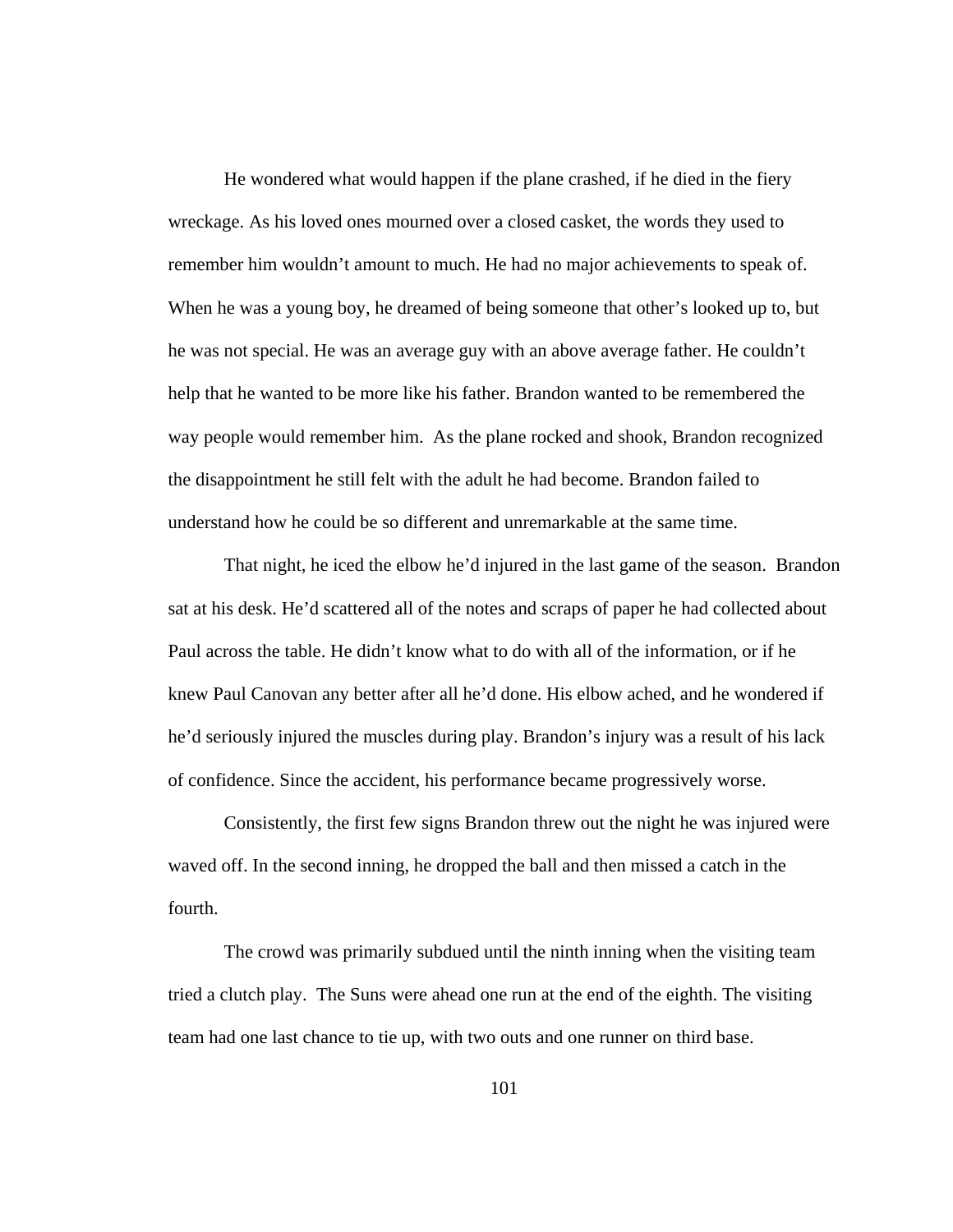He wondered what would happen if the plane crashed, if he died in the fiery wreckage. As his loved ones mourned over a closed casket, the words they used to remember him wouldn't amount to much. He had no major achievements to speak of. When he was a young boy, he dreamed of being someone that other's looked up to, but he was not special. He was an average guy with an above average father. He couldn't help that he wanted to be more like his father. Brandon wanted to be remembered the way people would remember him. As the plane rocked and shook, Brandon recognized the disappointment he still felt with the adult he had become. Brandon failed to understand how he could be so different and unremarkable at the same time.

That night, he iced the elbow he'd injured in the last game of the season. Brandon sat at his desk. He'd scattered all of the notes and scraps of paper he had collected about Paul across the table. He didn't know what to do with all of the information, or if he knew Paul Canovan any better after all he'd done. His elbow ached, and he wondered if he'd seriously injured the muscles during play. Brandon's injury was a result of his lack of confidence. Since the accident, his performance became progressively worse.

Consistently, the first few signs Brandon threw out the night he was injured were waved off. In the second inning, he dropped the ball and then missed a catch in the fourth.

The crowd was primarily subdued until the ninth inning when the visiting team tried a clutch play. The Suns were ahead one run at the end of the eighth. The visiting team had one last chance to tie up, with two outs and one runner on third base.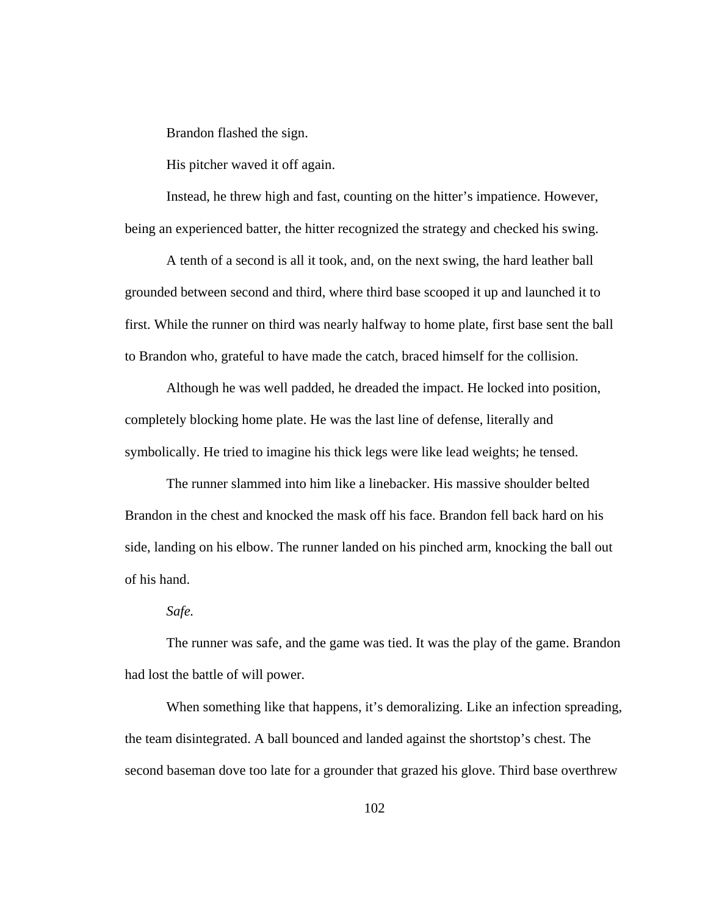Brandon flashed the sign.

His pitcher waved it off again.

Instead, he threw high and fast, counting on the hitter's impatience. However, being an experienced batter, the hitter recognized the strategy and checked his swing.

A tenth of a second is all it took, and, on the next swing, the hard leather ball grounded between second and third, where third base scooped it up and launched it to first. While the runner on third was nearly halfway to home plate, first base sent the ball to Brandon who, grateful to have made the catch, braced himself for the collision.

Although he was well padded, he dreaded the impact. He locked into position, completely blocking home plate. He was the last line of defense, literally and symbolically. He tried to imagine his thick legs were like lead weights; he tensed.

The runner slammed into him like a linebacker. His massive shoulder belted Brandon in the chest and knocked the mask off his face. Brandon fell back hard on his side, landing on his elbow. The runner landed on his pinched arm, knocking the ball out of his hand.

*Safe.*

The runner was safe, and the game was tied. It was the play of the game. Brandon had lost the battle of will power.

When something like that happens, it's demoralizing. Like an infection spreading, the team disintegrated. A ball bounced and landed against the shortstop's chest. The second baseman dove too late for a grounder that grazed his glove. Third base overthrew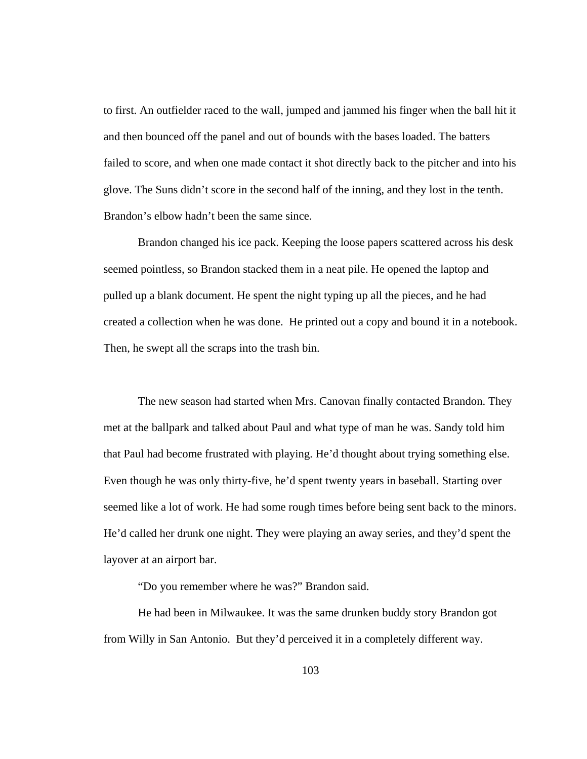to first. An outfielder raced to the wall, jumped and jammed his finger when the ball hit it and then bounced off the panel and out of bounds with the bases loaded. The batters failed to score, and when one made contact it shot directly back to the pitcher and into his glove. The Suns didn't score in the second half of the inning, and they lost in the tenth. Brandon's elbow hadn't been the same since.

Brandon changed his ice pack. Keeping the loose papers scattered across his desk seemed pointless, so Brandon stacked them in a neat pile. He opened the laptop and pulled up a blank document. He spent the night typing up all the pieces, and he had created a collection when he was done. He printed out a copy and bound it in a notebook. Then, he swept all the scraps into the trash bin.

The new season had started when Mrs. Canovan finally contacted Brandon. They met at the ballpark and talked about Paul and what type of man he was. Sandy told him that Paul had become frustrated with playing. He'd thought about trying something else. Even though he was only thirty-five, he'd spent twenty years in baseball. Starting over seemed like a lot of work. He had some rough times before being sent back to the minors. He'd called her drunk one night. They were playing an away series, and they'd spent the layover at an airport bar.

"Do you remember where he was?" Brandon said.

He had been in Milwaukee. It was the same drunken buddy story Brandon got from Willy in San Antonio. But they'd perceived it in a completely different way.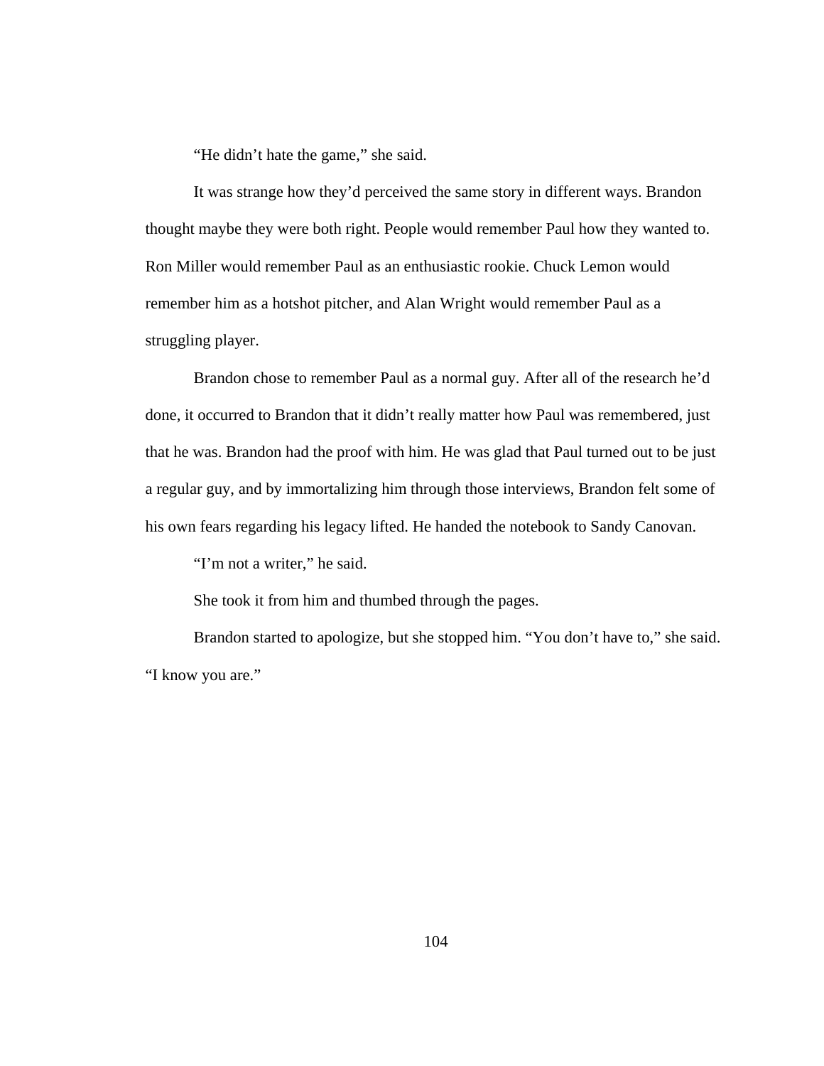"He didn't hate the game," she said.

It was strange how they'd perceived the same story in different ways. Brandon thought maybe they were both right. People would remember Paul how they wanted to. Ron Miller would remember Paul as an enthusiastic rookie. Chuck Lemon would remember him as a hotshot pitcher, and Alan Wright would remember Paul as a struggling player.

Brandon chose to remember Paul as a normal guy. After all of the research he'd done, it occurred to Brandon that it didn't really matter how Paul was remembered, just that he was. Brandon had the proof with him. He was glad that Paul turned out to be just a regular guy, and by immortalizing him through those interviews, Brandon felt some of his own fears regarding his legacy lifted. He handed the notebook to Sandy Canovan.

"I'm not a writer," he said.

She took it from him and thumbed through the pages.

Brandon started to apologize, but she stopped him. "You don't have to," she said. "I know you are."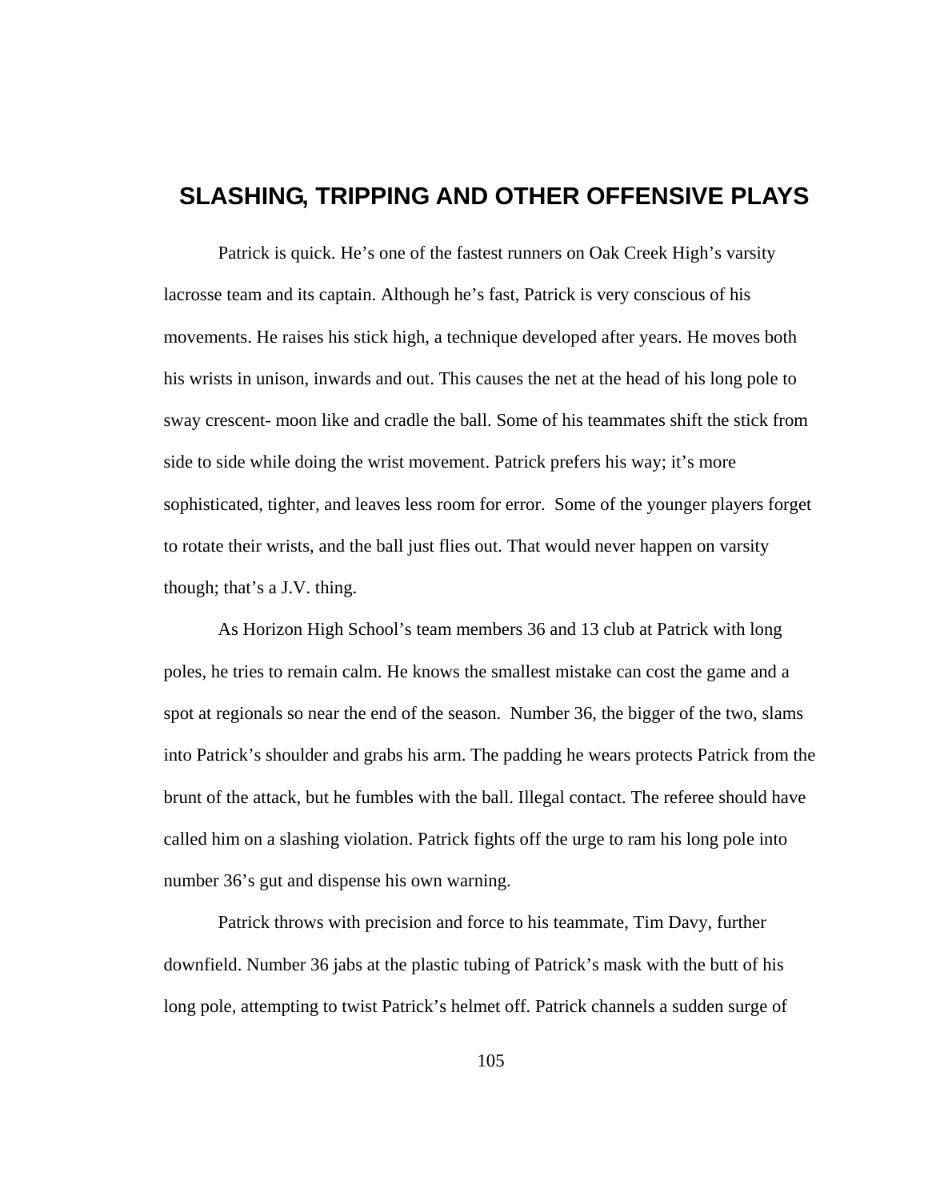# SLASHING, TRIPPING AND OTHER OFFENSIVE PLAYS

Patrick is quick. He's one of the fastest runners on Oak Creek High's varsity lacrosse team and its captain. Although he's fast, Patrick is very conscious of his movements. He raises his stick high, a technique developed after years. He moves both his wrists in unison, inwards and out. This causes the net at the head of his long pole to sway crescent- moon like and cradle the ball. Some of his teammates shift the stick from side to side while doing the wrist movement. Patrick prefers his way; it's more sophisticated, tighter, and leaves less room for error. Some of the younger players forget to rotate their wrists, and the ball just flies out. That would never happen on varsity though; that's a J.V. thing.

As Horizon High School's team members 36 and 13 club at Patrick with long poles, he tries to remain calm. He knows the smallest mistake can cost the game and a spot at regionals so near the end of the season. Number 36, the bigger of the two, slams into Patrick's shoulder and grabs his arm. The padding he wears protects Patrick from the brunt of the attack, but he fumbles with the ball. Illegal contact. The referee should have called him on a slashing violation. Patrick fights off the urge to ram his long pole into number 36's gut and dispense his own warning.

Patrick throws with precision and force to his teammate, Tim Davy, further downfield. Number 36 jabs at the plastic tubing of Patrick's mask with the butt of his long pole, attempting to twist Patrick's helmet off. Patrick channels a sudden surge of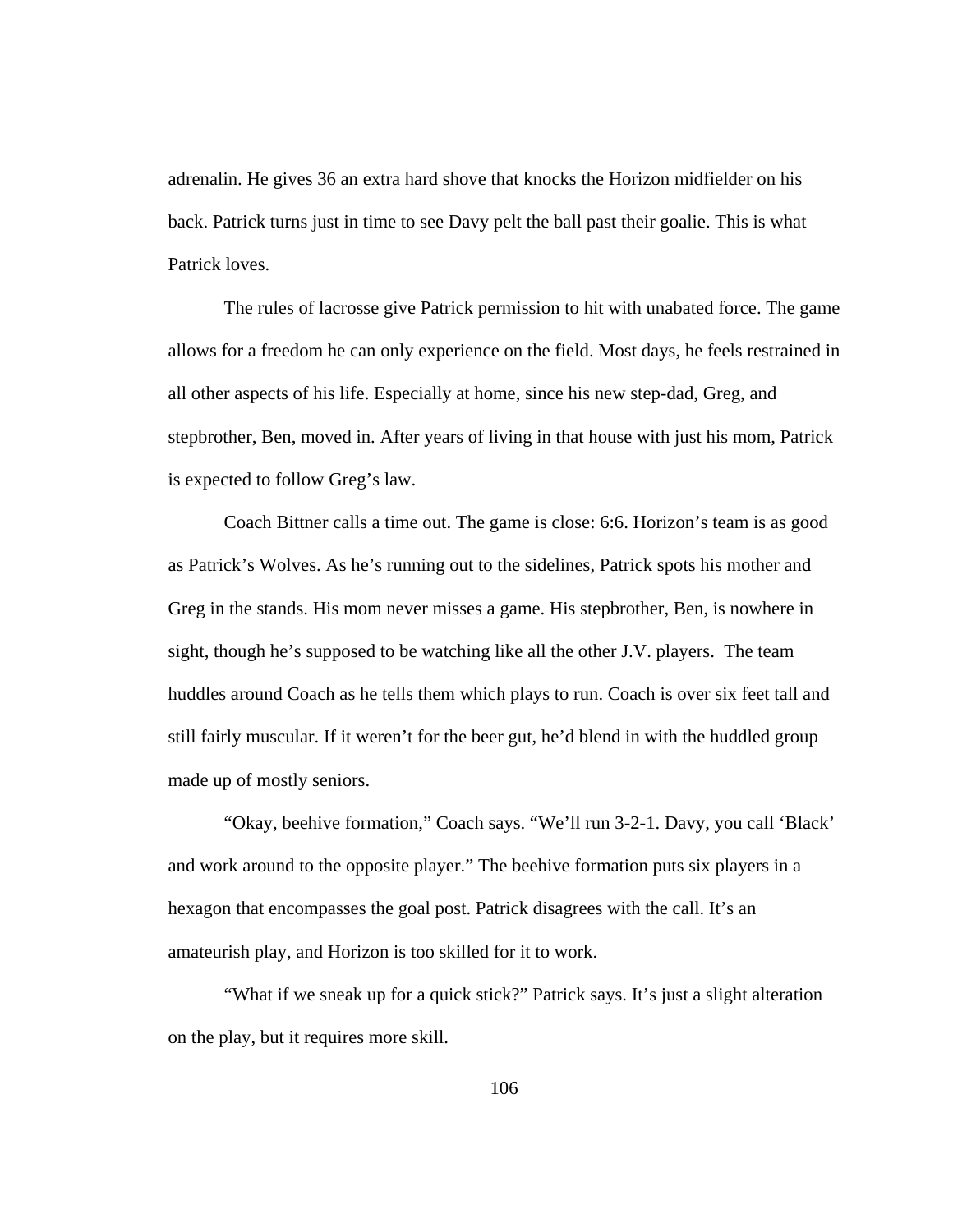adrenalin. He gives 36 an extra hard shove that knocks the Horizon midfielder on his back. Patrick turns just in time to see Davy pelt the ball past their goalie. This is what Patrick loves.

The rules of lacrosse give Patrick permission to hit with unabated force. The game allows for a freedom he can only experience on the field. Most days, he feels restrained in all other aspects of his life. Especially at home, since his new step-dad, Greg, and stepbrother, Ben, moved in. After years of living in that house with just his mom, Patrick is expected to follow Greg's law.

Coach Bittner calls a time out. The game is close: 6:6. Horizon's team is as good as Patrick's Wolves. As he's running out to the sidelines, Patrick spots his mother and Greg in the stands. His mom never misses a game. His stepbrother, Ben, is nowhere in sight, though he's supposed to be watching like all the other J.V. players. The team huddles around Coach as he tells them which plays to run. Coach is over six feet tall and still fairly muscular. If it weren't for the beer gut, he'd blend in with the huddled group made up of mostly seniors.

"Okay, beehive formation," Coach says. "We'll run 3-2-1. Davy, you call 'Black' and work around to the opposite player." The beehive formation puts six players in a hexagon that encompasses the goal post. Patrick disagrees with the call. It's an amateurish play, and Horizon is too skilled for it to work.

"What if we sneak up for a quick stick?" Patrick says. It's just a slight alteration on the play, but it requires more skill.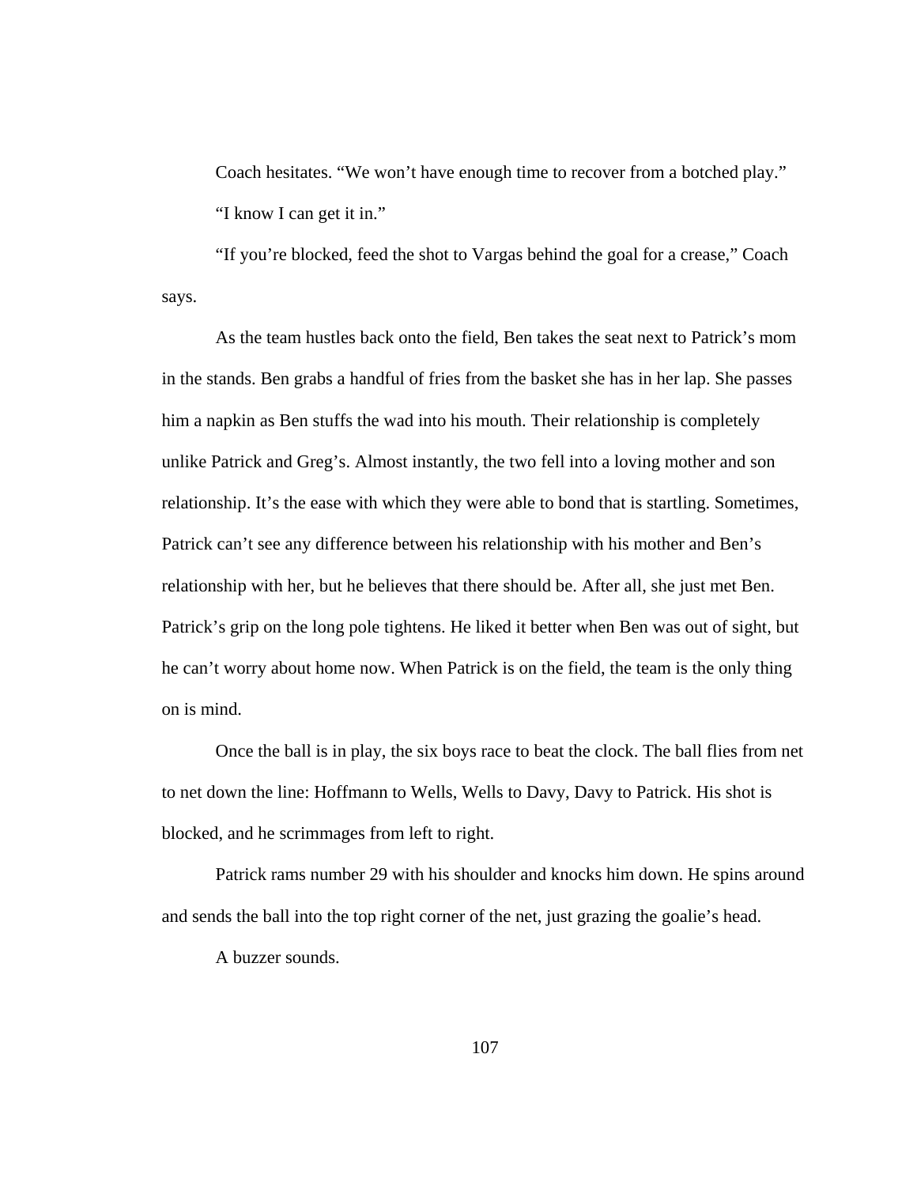Coach hesitates. "We won't have enough time to recover from a botched play."

"I know I can get it in."

"If you're blocked, feed the shot to Vargas behind the goal for a crease," Coach says.

As the team hustles back onto the field, Ben takes the seat next to Patrick's mom in the stands. Ben grabs a handful of fries from the basket she has in her lap. She passes him a napkin as Ben stuffs the wad into his mouth. Their relationship is completely unlike Patrick and Greg's. Almost instantly, the two fell into a loving mother and son relationship. It's the ease with which they were able to bond that is startling. Sometimes, Patrick can't see any difference between his relationship with his mother and Ben's relationship with her, but he believes that there should be. After all, she just met Ben. Patrick's grip on the long pole tightens. He liked it better when Ben was out of sight, but he can't worry about home now. When Patrick is on the field, the team is the only thing on is mind.

Once the ball is in play, the six boys race to beat the clock. The ball flies from net to net down the line: Hoffmann to Wells, Wells to Davy, Davy to Patrick. His shot is blocked, and he scrimmages from left to right.

Patrick rams number 29 with his shoulder and knocks him down. He spins around and sends the ball into the top right corner of the net, just grazing the goalie's head.

A buzzer sounds.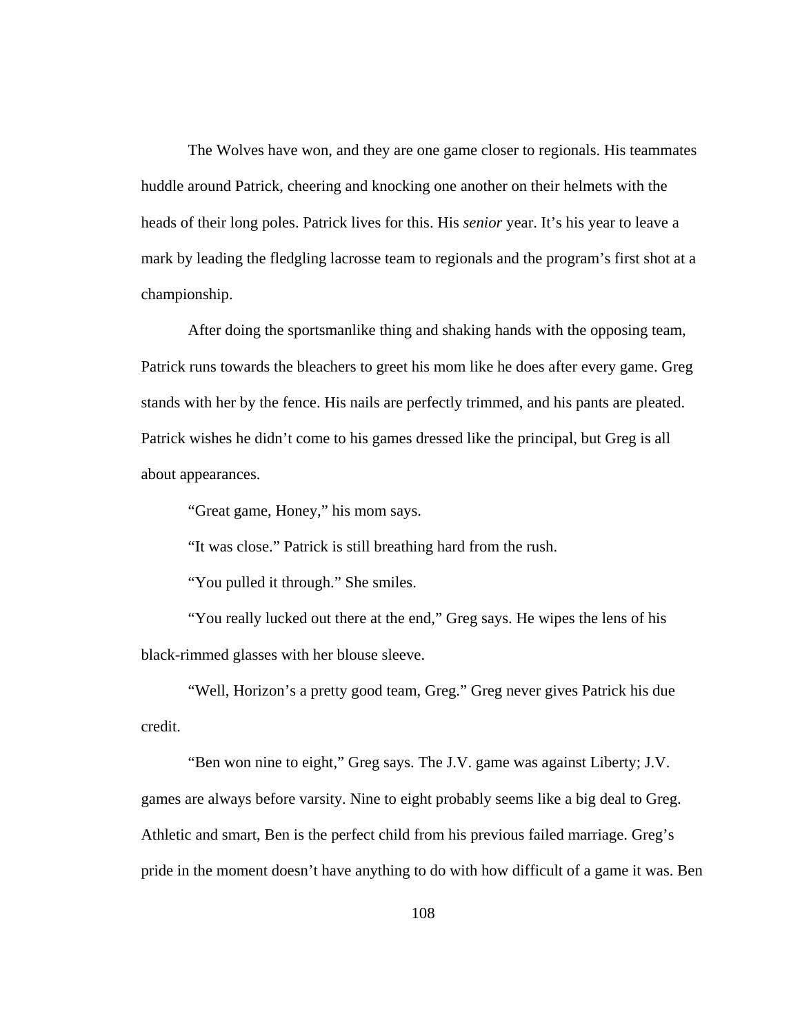The Wolves have won, and they are one game closer to regionals. His teammates huddle around Patrick, cheering and knocking one another on their helmets with the heads of their long poles. Patrick lives for this. His *senior* year. It's his year to leave a mark by leading the fledgling lacrosse team to regionals and the program's first shot at a championship.

After doing the sportsmanlike thing and shaking hands with the opposing team, Patrick runs towards the bleachers to greet his mom like he does after every game. Greg stands with her by the fence. His nails are perfectly trimmed, and his pants are pleated. Patrick wishes he didn't come to his games dressed like the principal, but Greg is all about appearances.

"Great game, Honey," his mom says.

"It was close." Patrick is still breathing hard from the rush.

"You pulled it through." She smiles.

"You really lucked out there at the end," Greg says. He wipes the lens of his black-rimmed glasses with her blouse sleeve.

"Well, Horizon's a pretty good team, Greg." Greg never gives Patrick his due credit.

"Ben won nine to eight," Greg says. The J.V. game was against Liberty; J.V. games are always before varsity. Nine to eight probably seems like a big deal to Greg. Athletic and smart, Ben is the perfect child from his previous failed marriage. Greg's pride in the moment doesn't have anything to do with how difficult of a game it was. Ben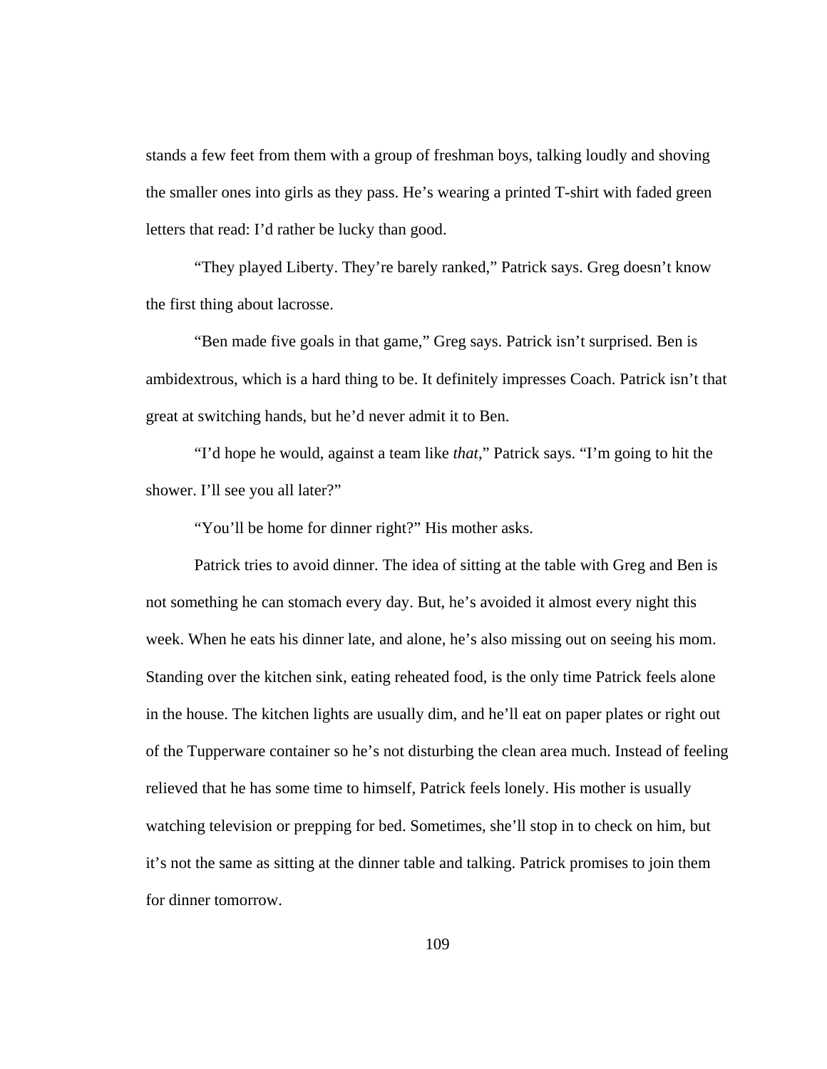stands a few feet from them with a group of freshman boys, talking loudly and shoving the smaller ones into girls as they pass. He's wearing a printed T-shirt with faded green letters that read: I'd rather be lucky than good.

"They played Liberty. They're barely ranked," Patrick says. Greg doesn't know the first thing about lacrosse.

"Ben made five goals in that game," Greg says. Patrick isn't surprised. Ben is ambidextrous, which is a hard thing to be. It definitely impresses Coach. Patrick isn't that great at switching hands, but he'd never admit it to Ben.

"I'd hope he would, against a team like *that*," Patrick says. "I'm going to hit the shower. I'll see you all later?"

"You'll be home for dinner right?" His mother asks.

Patrick tries to avoid dinner. The idea of sitting at the table with Greg and Ben is not something he can stomach every day. But, he's avoided it almost every night this week. When he eats his dinner late, and alone, he's also missing out on seeing his mom. Standing over the kitchen sink, eating reheated food, is the only time Patrick feels alone in the house. The kitchen lights are usually dim, and he'll eat on paper plates or right out of the Tupperware container so he's not disturbing the clean area much. Instead of feeling relieved that he has some time to himself, Patrick feels lonely. His mother is usually watching television or prepping for bed. Sometimes, she'll stop in to check on him, but it's not the same as sitting at the dinner table and talking. Patrick promises to join them for dinner tomorrow.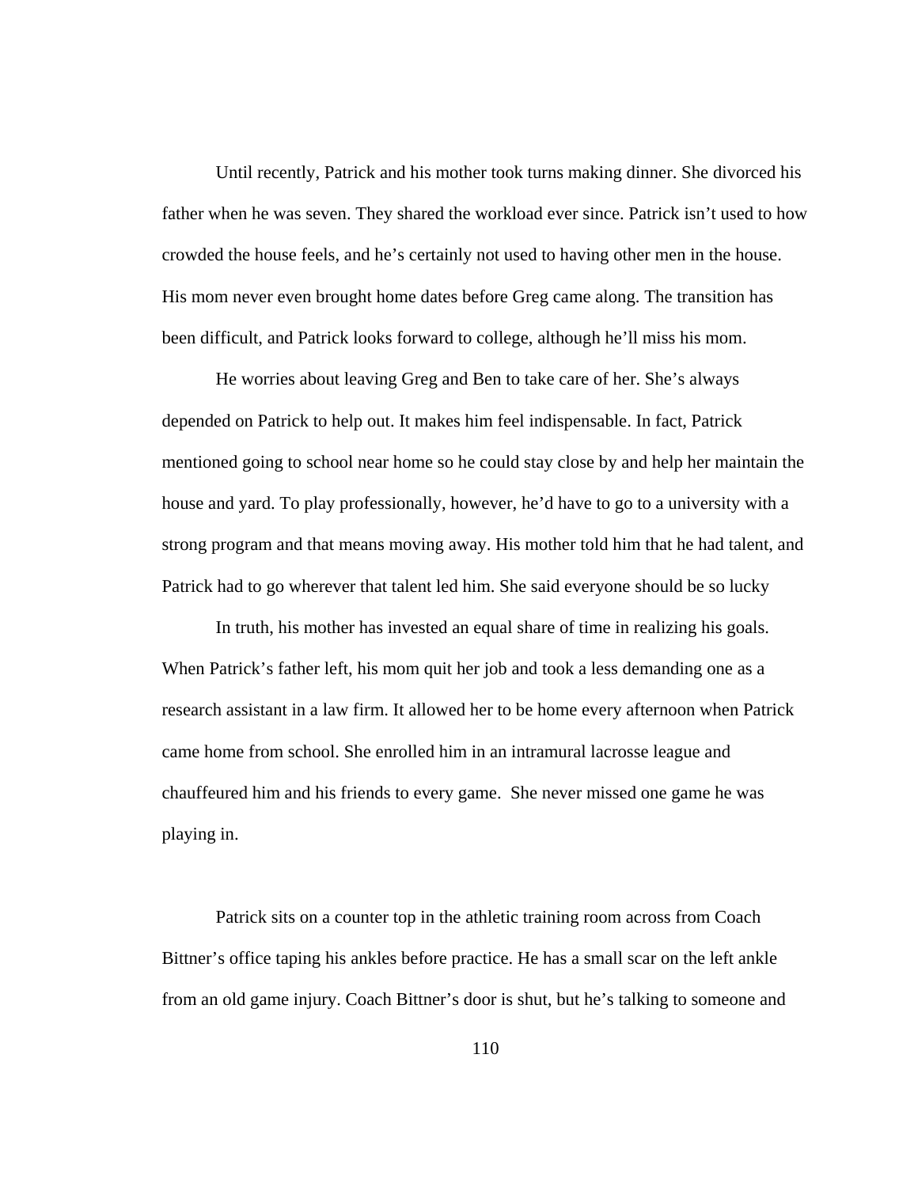Until recently, Patrick and his mother took turns making dinner. She divorced his father when he was seven. They shared the workload ever since. Patrick isn't used to how crowded the house feels, and he's certainly not used to having other men in the house. His mom never even brought home dates before Greg came along. The transition has been difficult, and Patrick looks forward to college, although he'll miss his mom.

He worries about leaving Greg and Ben to take care of her. She's always depended on Patrick to help out. It makes him feel indispensable. In fact, Patrick mentioned going to school near home so he could stay close by and help her maintain the house and yard. To play professionally, however, he'd have to go to a university with a strong program and that means moving away. His mother told him that he had talent, and Patrick had to go wherever that talent led him. She said everyone should be so lucky

In truth, his mother has invested an equal share of time in realizing his goals. When Patrick's father left, his mom quit her job and took a less demanding one as a research assistant in a law firm. It allowed her to be home every afternoon when Patrick came home from school. She enrolled him in an intramural lacrosse league and chauffeured him and his friends to every game. She never missed one game he was playing in.

Patrick sits on a counter top in the athletic training room across from Coach Bittner's office taping his ankles before practice. He has a small scar on the left ankle from an old game injury. Coach Bittner's door is shut, but he's talking to someone and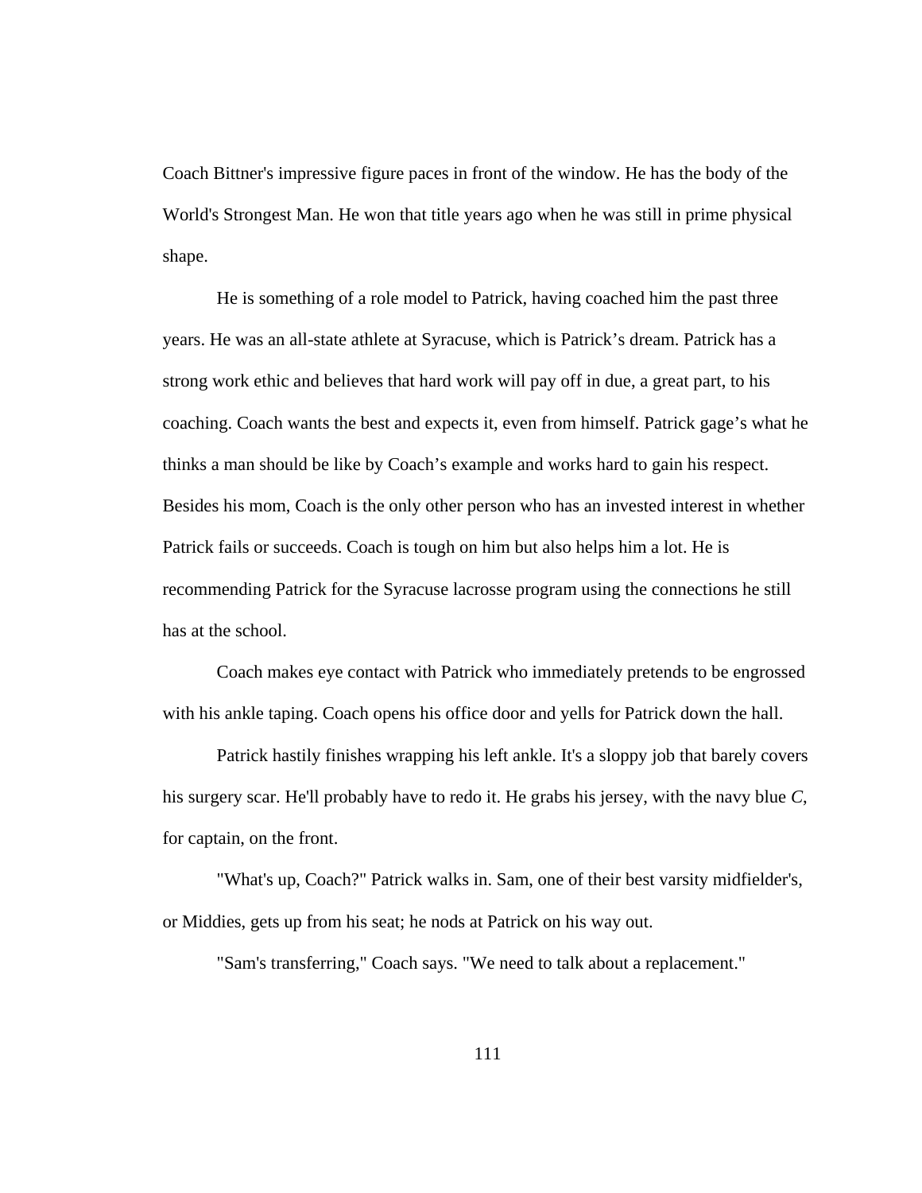Coach Bittner's impressive figure paces in front of the window. He has the body of the World's Strongest Man. He won that title years ago when he was still in prime physical shape.

He is something of a role model to Patrick, having coached him the past three years. He was an all-state athlete at Syracuse, which is Patrick's dream. Patrick has a strong work ethic and believes that hard work will pay off in due, a great part, to his coaching. Coach wants the best and expects it, even from himself. Patrick gage's what he thinks a man should be like by Coach's example and works hard to gain his respect. Besides his mom, Coach is the only other person who has an invested interest in whether Patrick fails or succeeds. Coach is tough on him but also helps him a lot. He is recommending Patrick for the Syracuse lacrosse program using the connections he still has at the school.

Coach makes eye contact with Patrick who immediately pretends to be engrossed with his ankle taping. Coach opens his office door and yells for Patrick down the hall.

Patrick hastily finishes wrapping his left ankle. It's a sloppy job that barely covers his surgery scar. He'll probably have to redo it. He grabs his jersey, with the navy blue *C*, for captain, on the front.

"What's up, Coach?" Patrick walks in. Sam, one of their best varsity midfielder's, or Middies, gets up from his seat; he nods at Patrick on his way out.

"Sam's transferring," Coach says. "We need to talk about a replacement."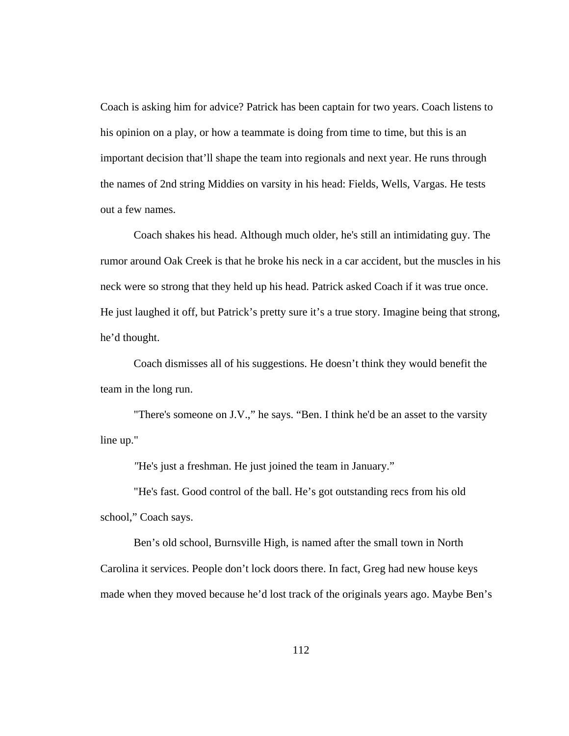Coach is asking him for advice? Patrick has been captain for two years. Coach listens to his opinion on a play, or how a teammate is doing from time to time, but this is an important decision that'll shape the team into regionals and next year. He runs through the names of 2nd string Middies on varsity in his head: Fields, Wells, Vargas. He tests out a few names.

Coach shakes his head. Although much older, he's still an intimidating guy. The rumor around Oak Creek is that he broke his neck in a car accident, but the muscles in his neck were so strong that they held up his head. Patrick asked Coach if it was true once. He just laughed it off, but Patrick's pretty sure it's a true story. Imagine being that strong, he'd thought.

Coach dismisses all of his suggestions. He doesn't think they would benefit the team in the long run.

"There's someone on J.V.," he says. "Ben. I think he'd be an asset to the varsity line up."

"He's just a freshman. He just joined the team in January."

"He's fast. Good control of the ball. He's got outstanding recs from his old school," Coach says.

Ben's old school, Burnsville High, is named after the small town in North Carolina it services. People don't lock doors there. In fact, Greg had new house keys made when they moved because he'd lost track of the originals years ago. Maybe Ben's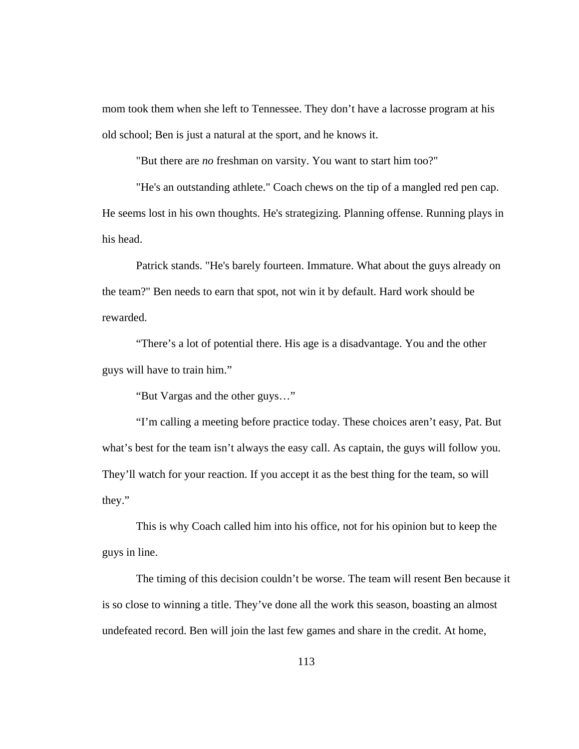mom took them when she left to Tennessee. They don't have a lacrosse program at his old school; Ben is just a natural at the sport, and he knows it.

"But there are *no* freshman on varsity. You want to start him too?"

"He's an outstanding athlete." Coach chews on the tip of a mangled red pen cap. He seems lost in his own thoughts. He's strategizing. Planning offense. Running plays in his head.

Patrick stands. "He's barely fourteen. Immature. What about the guys already on the team?" Ben needs to earn that spot, not win it by default. Hard work should be rewarded.

"There's a lot of potential there. His age is a disadvantage. You and the other guys will have to train him."

"But Vargas and the other guys…"

"I'm calling a meeting before practice today. These choices aren't easy, Pat. But what's best for the team isn't always the easy call. As captain, the guys will follow you. They'll watch for your reaction. If you accept it as the best thing for the team, so will they."

This is why Coach called him into his office, not for his opinion but to keep the guys in line.

The timing of this decision couldn't be worse. The team will resent Ben because it is so close to winning a title. They've done all the work this season, boasting an almost undefeated record. Ben will join the last few games and share in the credit. At home,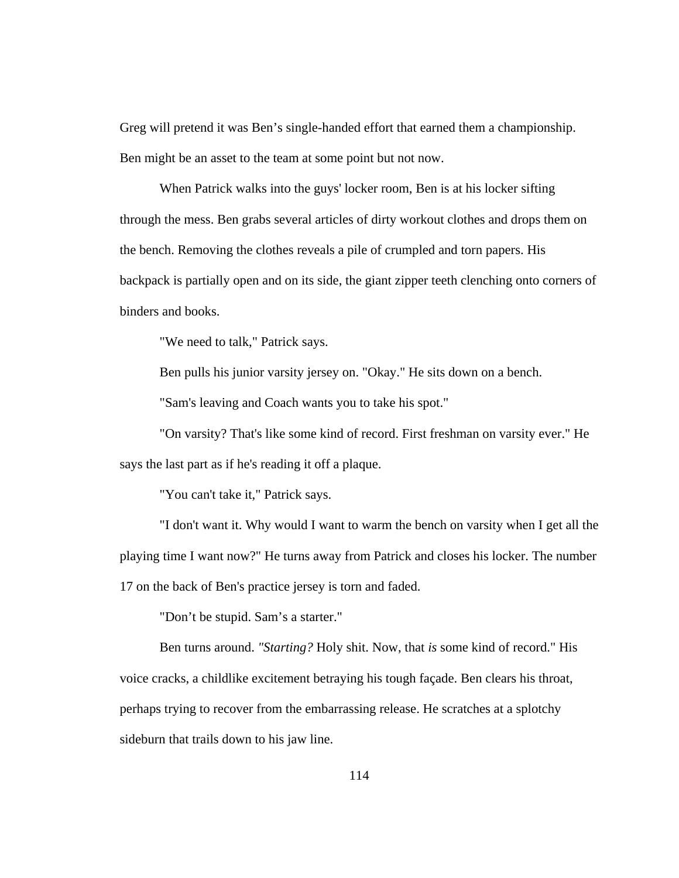Greg will pretend it was Ben's single-handed effort that earned them a championship. Ben might be an asset to the team at some point but not now.

When Patrick walks into the guys' locker room, Ben is at his locker sifting through the mess. Ben grabs several articles of dirty workout clothes and drops them on the bench. Removing the clothes reveals a pile of crumpled and torn papers. His backpack is partially open and on its side, the giant zipper teeth clenching onto corners of binders and books.

"We need to talk," Patrick says.

Ben pulls his junior varsity jersey on. "Okay." He sits down on a bench.

"Sam's leaving and Coach wants you to take his spot."

"On varsity? That's like some kind of record. First freshman on varsity ever." He says the last part as if he's reading it off a plaque.

"You can't take it," Patrick says.

"I don't want it. Why would I want to warm the bench on varsity when I get all the playing time I want now?" He turns away from Patrick and closes his locker. The number 17 on the back of Ben's practice jersey is torn and faded.

"Don't be stupid. Sam's a starter."

Ben turns around. *"Starting?* Holy shit. Now, that *is* some kind of record." His voice cracks, a childlike excitement betraying his tough façade. Ben clears his throat, perhaps trying to recover from the embarrassing release. He scratches at a splotchy sideburn that trails down to his jaw line.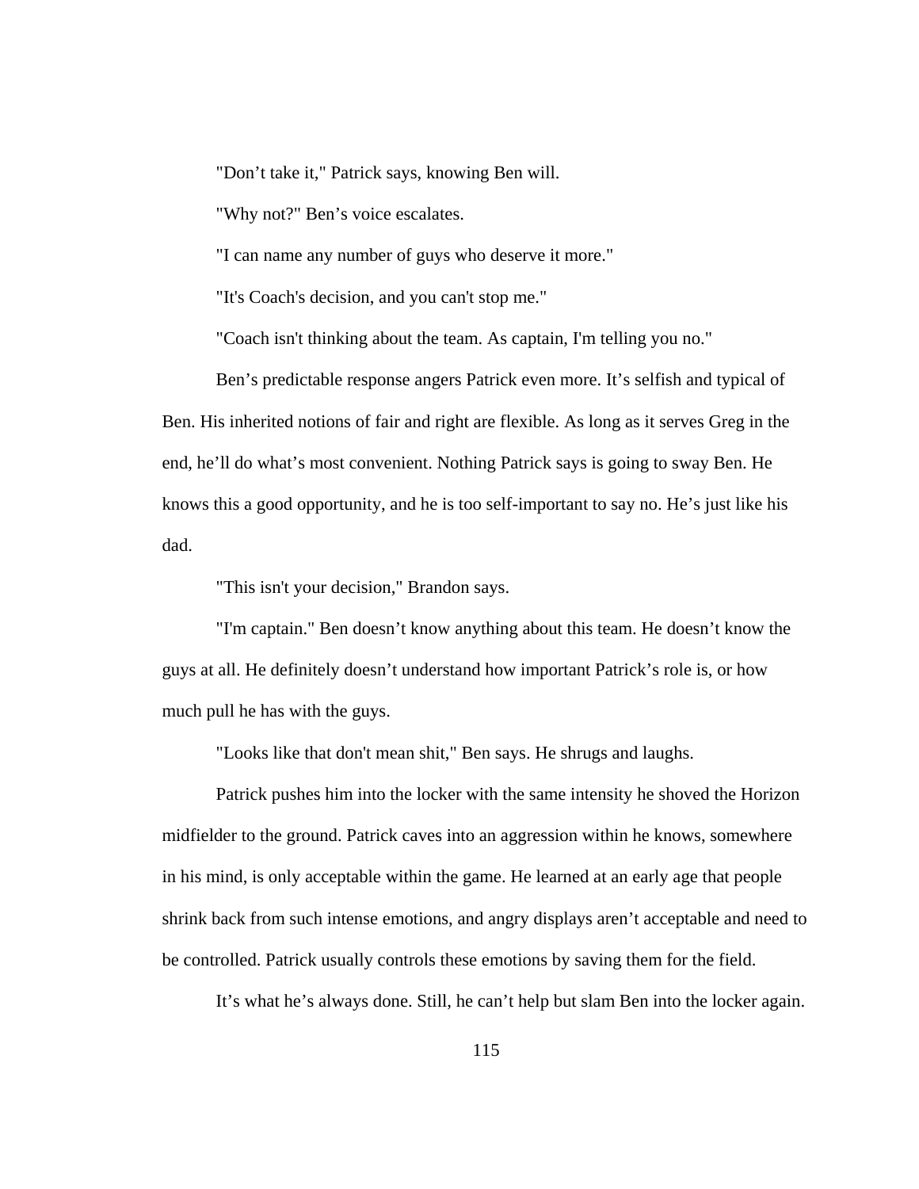"Don't take it," Patrick says, knowing Ben will.

"Why not?" Ben's voice escalates.

"I can name any number of guys who deserve it more."

"It's Coach's decision, and you can't stop me."

"Coach isn't thinking about the team. As captain, I'm telling you no."

Ben's predictable response angers Patrick even more. It's selfish and typical of Ben. His inherited notions of fair and right are flexible. As long as it serves Greg in the end, he'll do what's most convenient. Nothing Patrick says is going to sway Ben. He knows this a good opportunity, and he is too self-important to say no. He's just like his dad.

"This isn't your decision," Brandon says.

"I'm captain." Ben doesn't know anything about this team. He doesn't know the guys at all. He definitely doesn't understand how important Patrick's role is, or how much pull he has with the guys.

"Looks like that don't mean shit," Ben says. He shrugs and laughs.

Patrick pushes him into the locker with the same intensity he shoved the Horizon midfielder to the ground. Patrick caves into an aggression within he knows, somewhere in his mind, is only acceptable within the game. He learned at an early age that people shrink back from such intense emotions, and angry displays aren't acceptable and need to be controlled. Patrick usually controls these emotions by saving them for the field.

It's what he's always done. Still, he can't help but slam Ben into the locker again.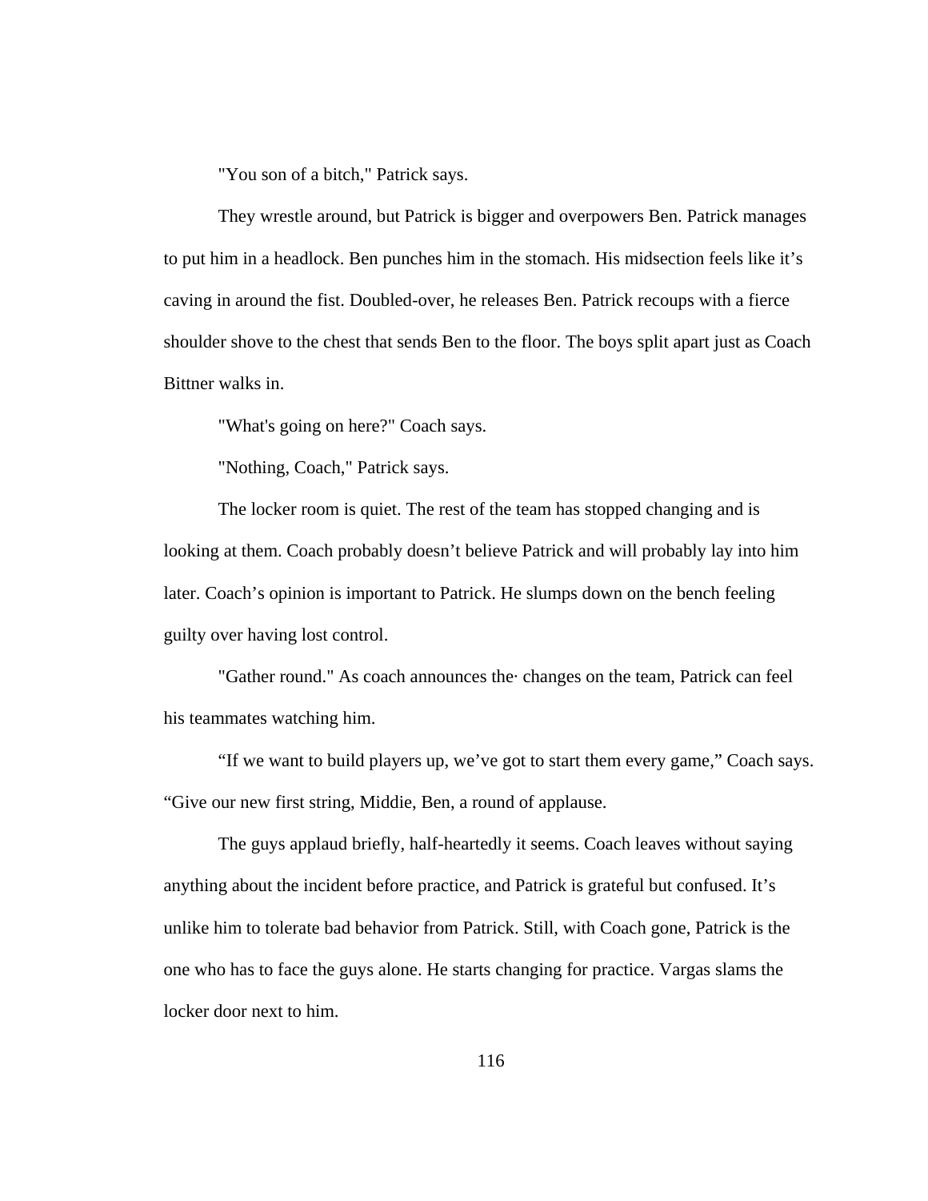"You son of a bitch," Patrick says.

They wrestle around, but Patrick is bigger and overpowers Ben. Patrick manages to put him in a headlock. Ben punches him in the stomach. His midsection feels like it's caving in around the fist. Doubled-over, he releases Ben. Patrick recoups with a fierce shoulder shove to the chest that sends Ben to the floor. The boys split apart just as Coach Bittner walks in.

"What's going on here?" Coach says.

"Nothing, Coach," Patrick says.

The locker room is quiet. The rest of the team has stopped changing and is looking at them. Coach probably doesn't believe Patrick and will probably lay into him later. Coach's opinion is important to Patrick. He slumps down on the bench feeling guilty over having lost control.

"Gather round." As coach announces the· changes on the team, Patrick can feel his teammates watching him.

"If we want to build players up, we've got to start them every game," Coach says. "Give our new first string, Middie, Ben, a round of applause.

The guys applaud briefly, half-heartedly it seems. Coach leaves without saying anything about the incident before practice, and Patrick is grateful but confused. It's unlike him to tolerate bad behavior from Patrick. Still, with Coach gone, Patrick is the one who has to face the guys alone. He starts changing for practice. Vargas slams the locker door next to him.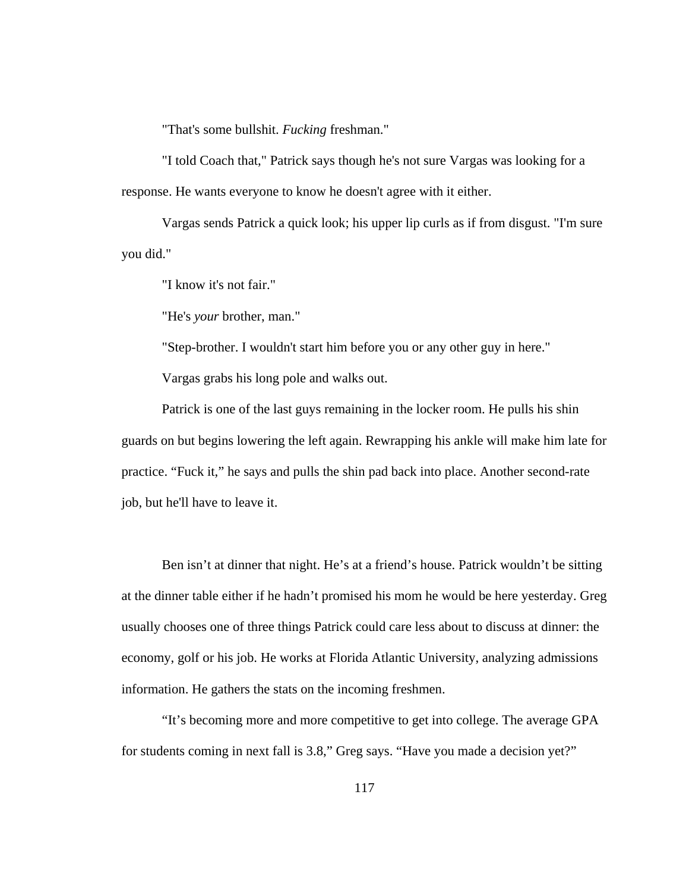"That's some bullshit. *Fucking* freshman."

"I told Coach that," Patrick says though he's not sure Vargas was looking for a response. He wants everyone to know he doesn't agree with it either.

Vargas sends Patrick a quick look; his upper lip curls as if from disgust. "I'm sure you did."

"I know it's not fair."

"He's *your* brother, man."

"Step-brother. I wouldn't start him before you or any other guy in here."

Vargas grabs his long pole and walks out.

Patrick is one of the last guys remaining in the locker room. He pulls his shin guards on but begins lowering the left again. Rewrapping his ankle will make him late for practice. "Fuck it," he says and pulls the shin pad back into place. Another second-rate job, but he'll have to leave it.

Ben isn't at dinner that night. He's at a friend's house. Patrick wouldn't be sitting at the dinner table either if he hadn't promised his mom he would be here yesterday. Greg usually chooses one of three things Patrick could care less about to discuss at dinner: the economy, golf or his job. He works at Florida Atlantic University, analyzing admissions information. He gathers the stats on the incoming freshmen.

"It's becoming more and more competitive to get into college. The average GPA for students coming in next fall is 3.8," Greg says. "Have you made a decision yet?"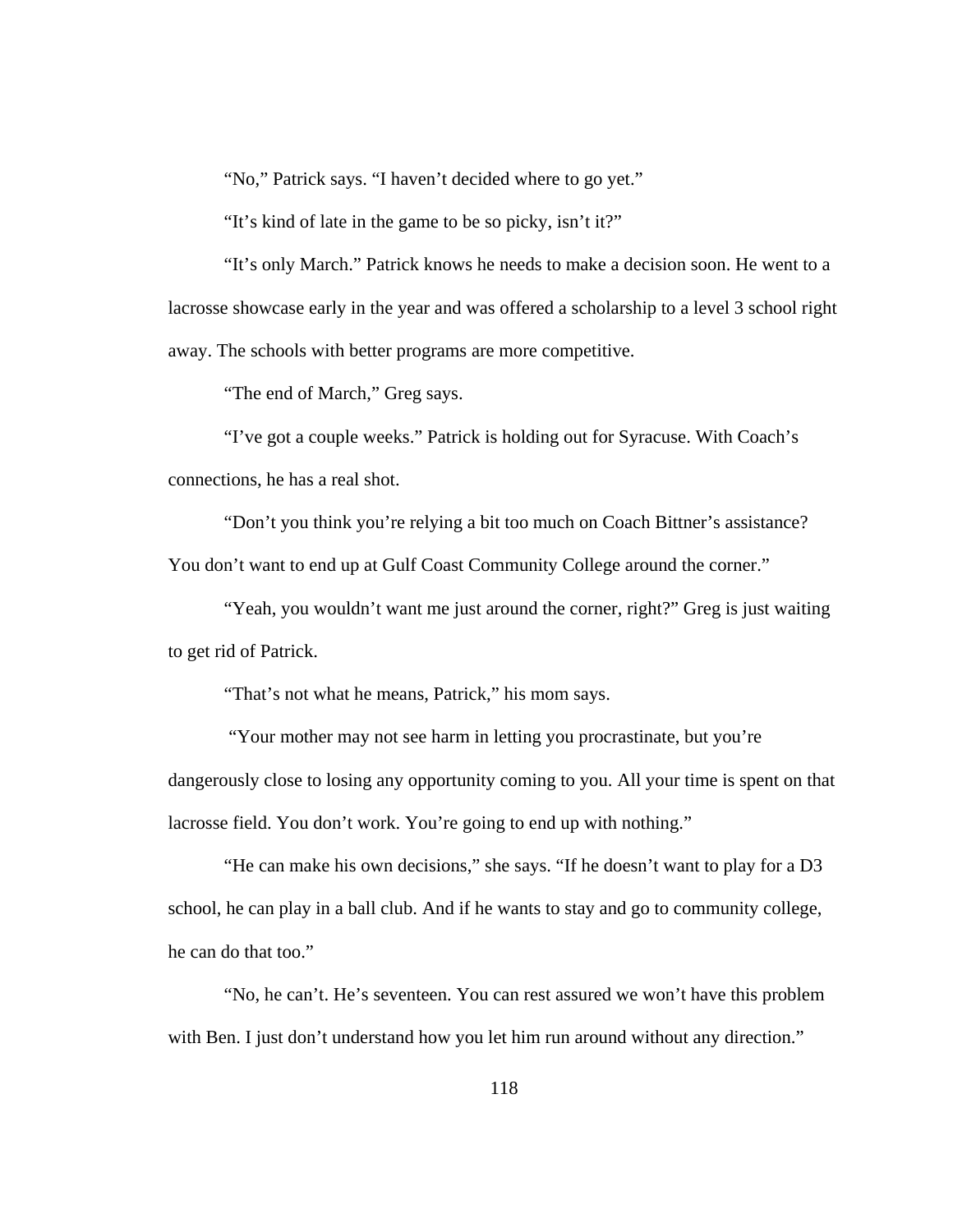"No," Patrick says. "I haven't decided where to go yet."

"It's kind of late in the game to be so picky, isn't it?"

"It's only March." Patrick knows he needs to make a decision soon. He went to a lacrosse showcase early in the year and was offered a scholarship to a level 3 school right away. The schools with better programs are more competitive.

"The end of March," Greg says.

"I've got a couple weeks." Patrick is holding out for Syracuse. With Coach's connections, he has a real shot.

"Don't you think you're relying a bit too much on Coach Bittner's assistance? You don't want to end up at Gulf Coast Community College around the corner."

"Yeah, you wouldn't want me just around the corner, right?" Greg is just waiting to get rid of Patrick.

"That's not what he means, Patrick," his mom says.

"Your mother may not see harm in letting you procrastinate, but you're dangerously close to losing any opportunity coming to you. All your time is spent on that lacrosse field. You don't work. You're going to end up with nothing."

"He can make his own decisions," she says. "If he doesn't want to play for a D3 school, he can play in a ball club. And if he wants to stay and go to community college, he can do that too."

"No, he can't. He's seventeen. You can rest assured we won't have this problem with Ben. I just don't understand how you let him run around without any direction."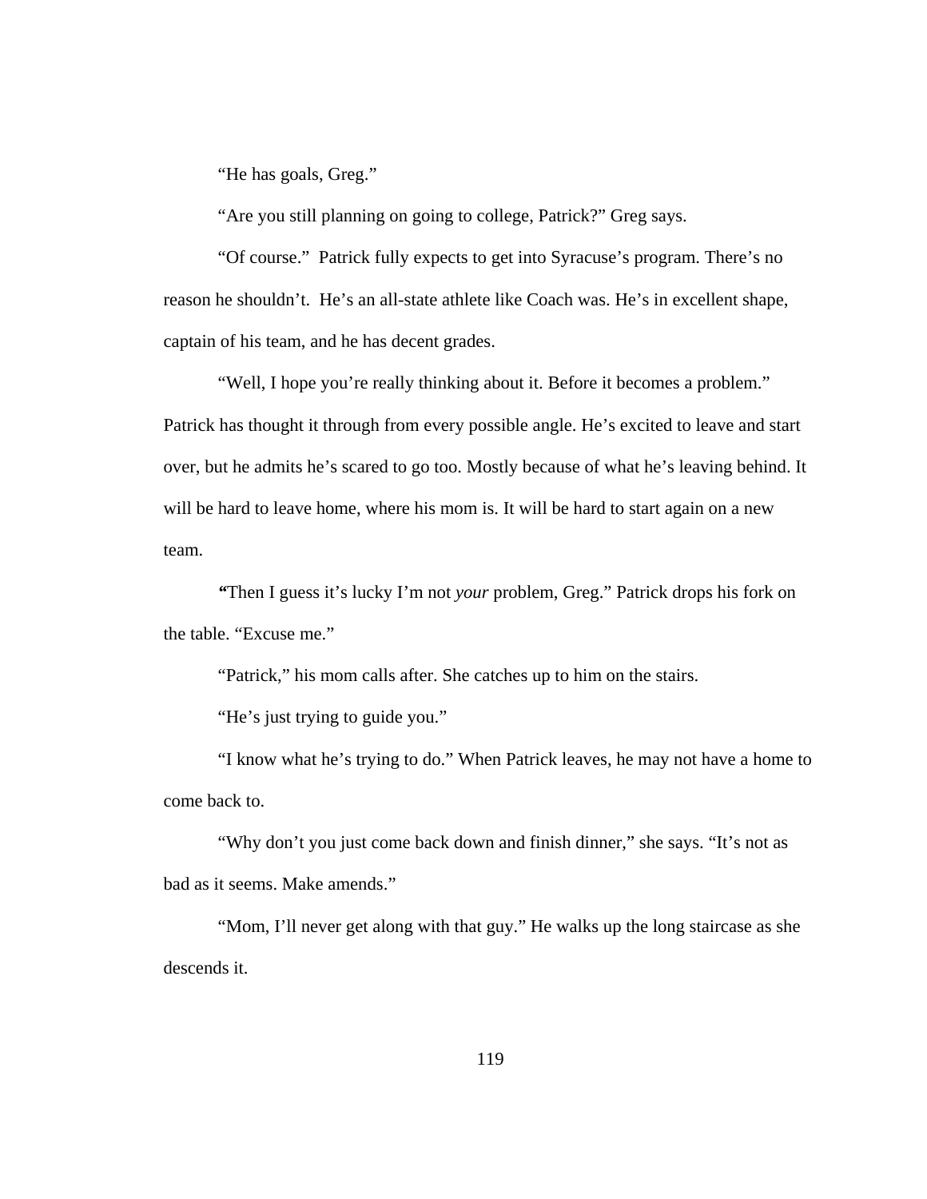"He has goals, Greg."

"Are you still planning on going to college, Patrick?" Greg says.

"Of course." Patrick fully expects to get into Syracuse's program. There's no reason he shouldn't. He's an all-state athlete like Coach was. He's in excellent shape, captain of his team, and he has decent grades.

"Well, I hope you're really thinking about it. Before it becomes a problem." Patrick has thought it through from every possible angle. He's excited to leave and start over, but he admits he's scared to go too. Mostly because of what he's leaving behind. It will be hard to leave home, where his mom is. It will be hard to start again on a new team.

"Then I guess it's lucky I'm not *your* problem, Greg." Patrick drops his fork on the table. "Excuse me."

"Patrick," his mom calls after. She catches up to him on the stairs.

"He's just trying to guide you."

"I know what he's trying to do." When Patrick leaves, he may not have a home to come back to.

"Why don't you just come back down and finish dinner," she says. "It's not as bad as it seems. Make amends."

"Mom, I'll never get along with that guy." He walks up the long staircase as she descends it.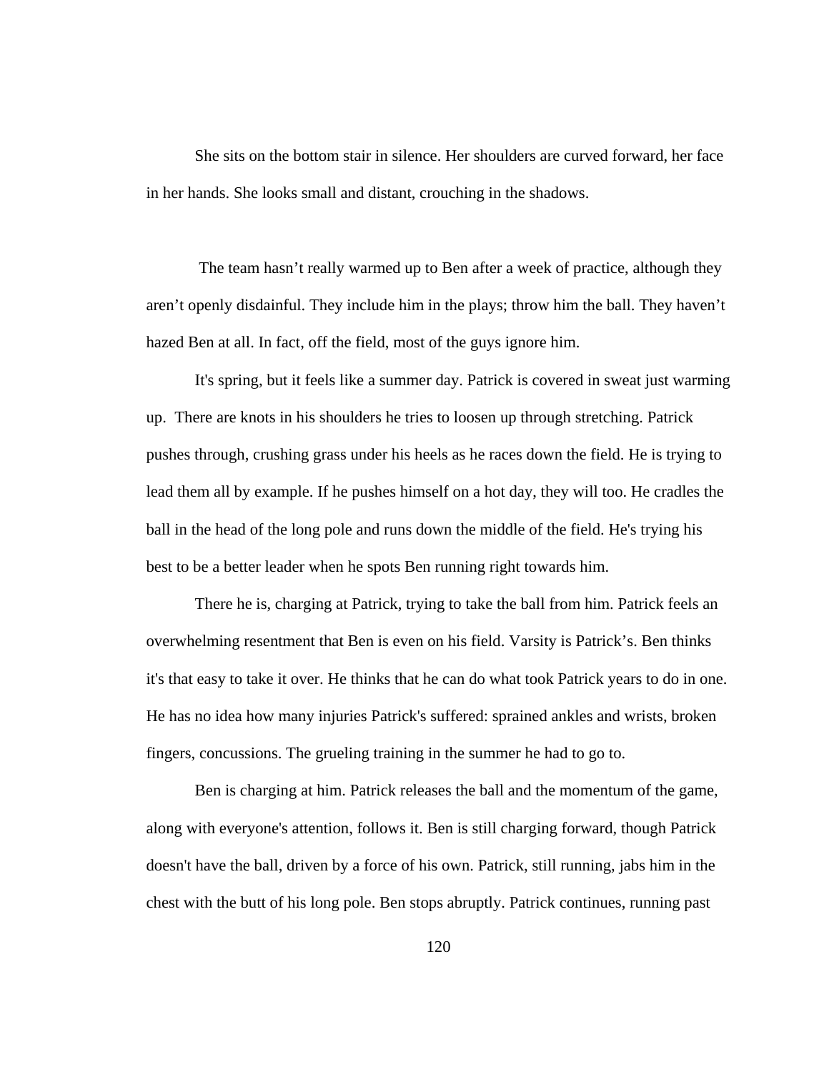She sits on the bottom stair in silence. Her shoulders are curved forward, her face in her hands. She looks small and distant, crouching in the shadows.

The team hasn't really warmed up to Ben after a week of practice, although they aren't openly disdainful. They include him in the plays; throw him the ball. They haven't hazed Ben at all. In fact, off the field, most of the guys ignore him.

It's spring, but it feels like a summer day. Patrick is covered in sweat just warming up. There are knots in his shoulders he tries to loosen up through stretching. Patrick pushes through, crushing grass under his heels as he races down the field. He is trying to lead them all by example. If he pushes himself on a hot day, they will too. He cradles the ball in the head of the long pole and runs down the middle of the field. He's trying his best to be a better leader when he spots Ben running right towards him.

There he is, charging at Patrick, trying to take the ball from him. Patrick feels an overwhelming resentment that Ben is even on his field. Varsity is Patrick's. Ben thinks it's that easy to take it over. He thinks that he can do what took Patrick years to do in one. He has no idea how many injuries Patrick's suffered: sprained ankles and wrists, broken fingers, concussions. The grueling training in the summer he had to go to.

Ben is charging at him. Patrick releases the ball and the momentum of the game, along with everyone's attention, follows it. Ben is still charging forward, though Patrick doesn't have the ball, driven by a force of his own. Patrick, still running, jabs him in the chest with the butt of his long pole. Ben stops abruptly. Patrick continues, running past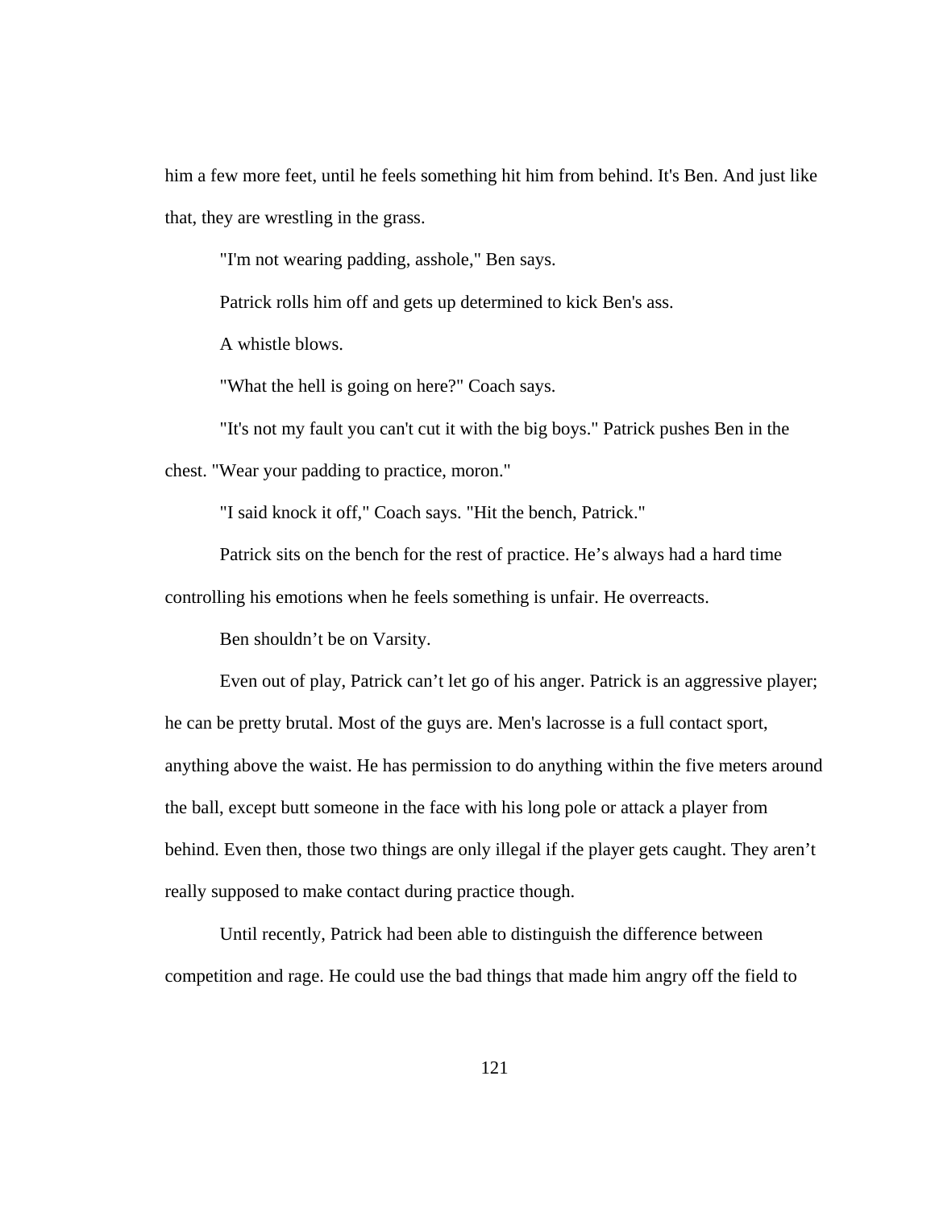him a few more feet, until he feels something hit him from behind. It's Ben. And just like that, they are wrestling in the grass.

"I'm not wearing padding, asshole," Ben says.

Patrick rolls him off and gets up determined to kick Ben's ass.

A whistle blows.

"What the hell is going on here?" Coach says.

"It's not my fault you can't cut it with the big boys." Patrick pushes Ben in the chest. "Wear your padding to practice, moron."

"I said knock it off," Coach says. "Hit the bench, Patrick."

Patrick sits on the bench for the rest of practice. He’s always had a hard time controlling his emotions when he feels something is unfair. He overreacts.

Ben shouldn’t be on Varsity.

Even out of play, Patrick can’t let go of his anger. Patrick is an aggressive player; he can be pretty brutal. Most of the guys are. Men's lacrosse is a full contact sport, anything above the waist. He has permission to do anything within the five meters around the ball, except butt someone in the face with his long pole or attack a player from behind. Even then, those two things are only illegal if the player gets caught. They aren’t really supposed to make contact during practice though.

Until recently, Patrick had been able to distinguish the difference between competition and rage. He could use the bad things that made him angry off the field to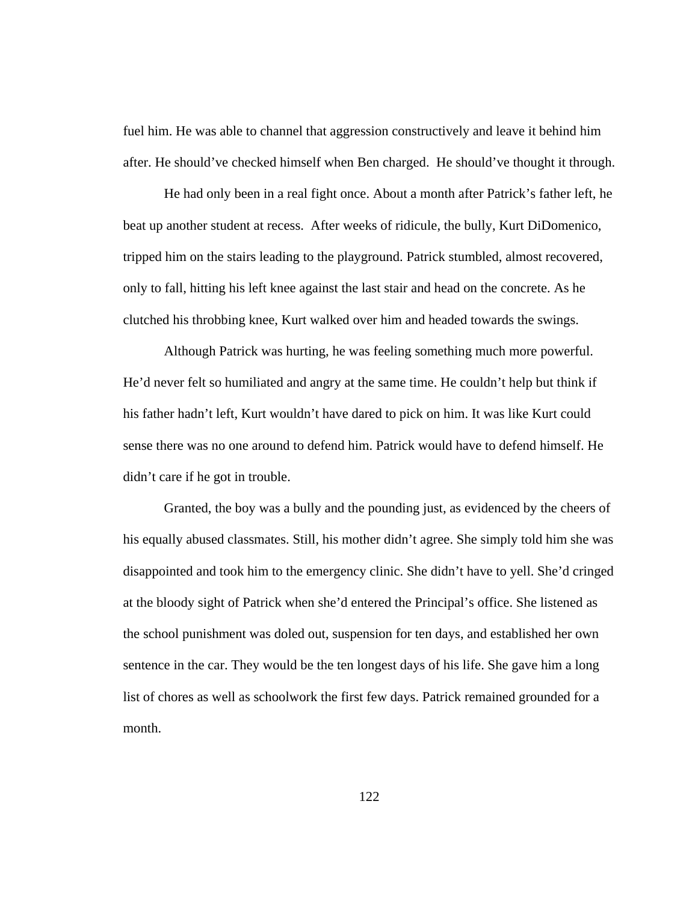fuel him. He was able to channel that aggression constructively and leave it behind him after. He should've checked himself when Ben charged.  He should've thought it through.

He had only been in a real fight once. About a month after Patrick's father left, he beat up another student at recess.  After weeks of ridicule, the bully, Kurt DiDomenico, tripped him on the stairs leading to the playground. Patrick stumbled, almost recovered, only to fall, hitting his left knee against the last stair and head on the concrete. As he clutched his throbbing knee, Kurt walked over him and headed towards the swings.

Although Patrick was hurting, he was feeling something much more powerful. He'd never felt so humiliated and angry at the same time. He couldn't help but think if his father hadn't left, Kurt wouldn't have dared to pick on him. It was like Kurt could sense there was no one around to defend him. Patrick would have to defend himself. He didn't care if he got in trouble.

Granted, the boy was a bully and the pounding just, as evidenced by the cheers of his equally abused classmates. Still, his mother didn't agree. She simply told him she was disappointed and took him to the emergency clinic. She didn't have to yell. She'd cringed at the bloody sight of Patrick when she'd entered the Principal's office. She listened as the school punishment was doled out, suspension for ten days, and established her own sentence in the car. They would be the ten longest days of his life. She gave him a long list of chores as well as schoolwork the first few days. Patrick remained grounded for a month.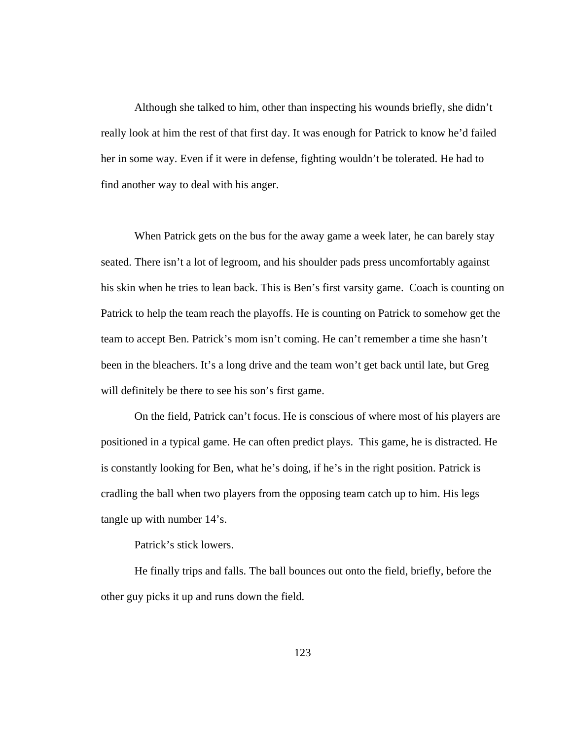Although she talked to him, other than inspecting his wounds briefly, she didn't really look at him the rest of that first day. It was enough for Patrick to know he'd failed her in some way. Even if it were in defense, fighting wouldn't be tolerated. He had to find another way to deal with his anger.

When Patrick gets on the bus for the away game a week later, he can barely stay seated. There isn't a lot of legroom, and his shoulder pads press uncomfortably against his skin when he tries to lean back. This is Ben's first varsity game. Coach is counting on Patrick to help the team reach the playoffs. He is counting on Patrick to somehow get the team to accept Ben. Patrick's mom isn't coming. He can't remember a time she hasn't been in the bleachers. It's a long drive and the team won't get back until late, but Greg will definitely be there to see his son's first game.

On the field, Patrick can't focus. He is conscious of where most of his players are positioned in a typical game. He can often predict plays. This game, he is distracted. He is constantly looking for Ben, what he's doing, if he's in the right position. Patrick is cradling the ball when two players from the opposing team catch up to him. His legs tangle up with number 14's.

Patrick's stick lowers.

He finally trips and falls. The ball bounces out onto the field, briefly, before the other guy picks it up and runs down the field.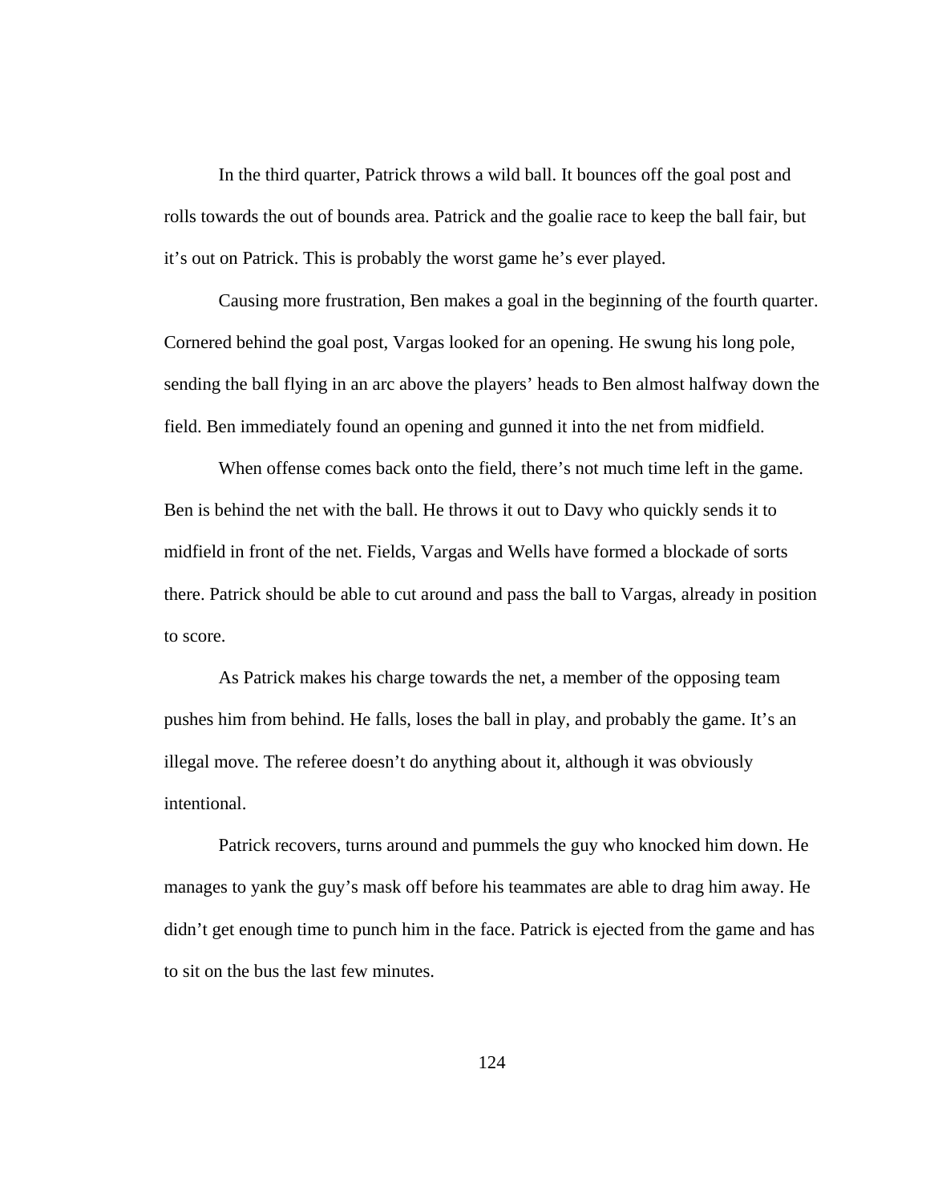In the third quarter, Patrick throws a wild ball. It bounces off the goal post and rolls towards the out of bounds area. Patrick and the goalie race to keep the ball fair, but it's out on Patrick. This is probably the worst game he's ever played.

Causing more frustration, Ben makes a goal in the beginning of the fourth quarter. Cornered behind the goal post, Vargas looked for an opening. He swung his long pole, sending the ball flying in an arc above the players' heads to Ben almost halfway down the field. Ben immediately found an opening and gunned it into the net from midfield.

When offense comes back onto the field, there's not much time left in the game. Ben is behind the net with the ball. He throws it out to Davy who quickly sends it to midfield in front of the net. Fields, Vargas and Wells have formed a blockade of sorts there. Patrick should be able to cut around and pass the ball to Vargas, already in position to score.

As Patrick makes his charge towards the net, a member of the opposing team pushes him from behind. He falls, loses the ball in play, and probably the game. It's an illegal move. The referee doesn't do anything about it, although it was obviously intentional.

Patrick recovers, turns around and pummels the guy who knocked him down. He manages to yank the guy's mask off before his teammates are able to drag him away. He didn't get enough time to punch him in the face. Patrick is ejected from the game and has to sit on the bus the last few minutes.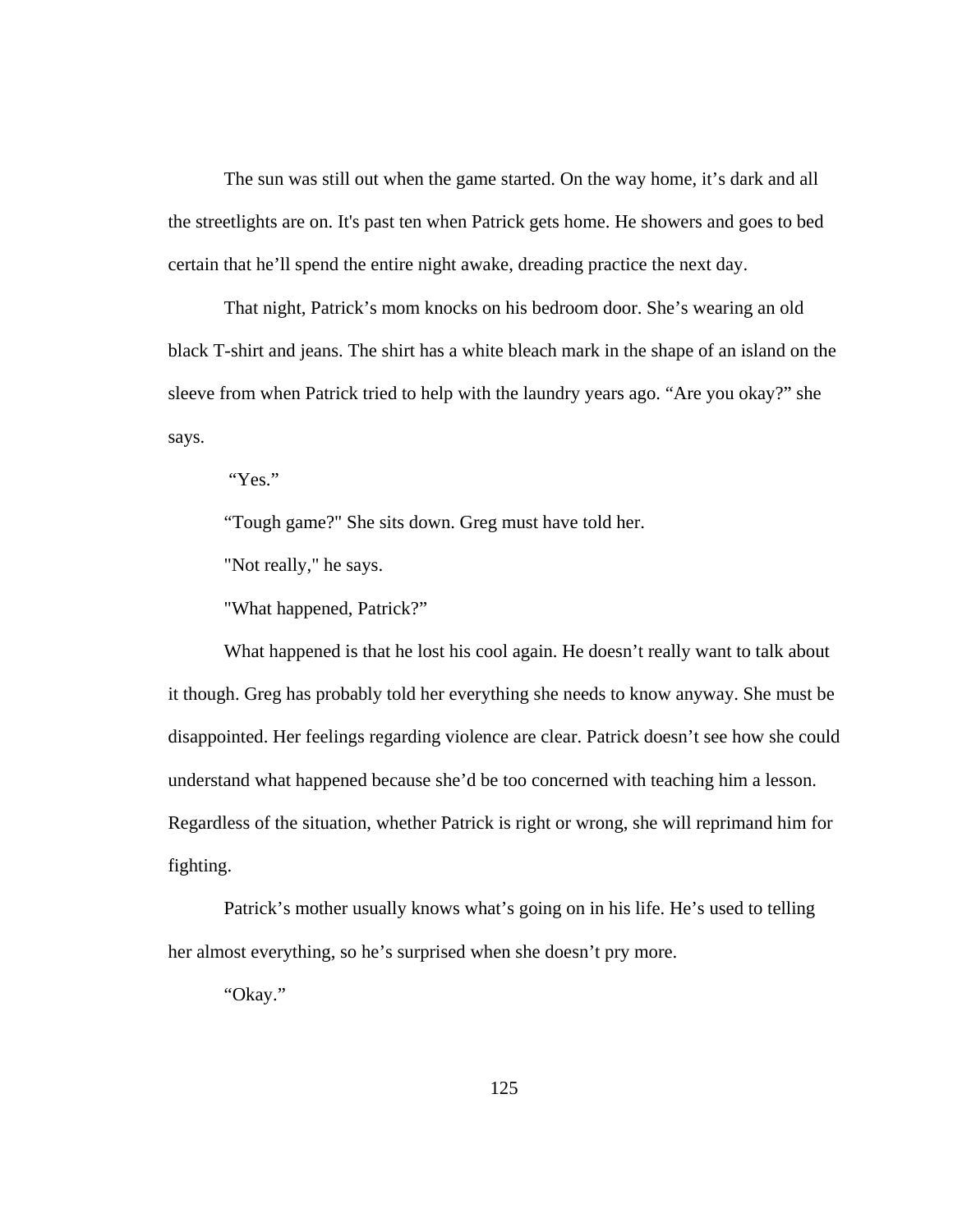The sun was still out when the game started. On the way home, it's dark and all the streetlights are on. It's past ten when Patrick gets home. He showers and goes to bed certain that he'll spend the entire night awake, dreading practice the next day.

That night, Patrick's mom knocks on his bedroom door. She's wearing an old black T-shirt and jeans. The shirt has a white bleach mark in the shape of an island on the sleeve from when Patrick tried to help with the laundry years ago. "Are you okay?" she says.

"Yes."

"Tough game?" She sits down. Greg must have told her.

"Not really," he says.

"What happened, Patrick?"

What happened is that he lost his cool again. He doesn't really want to talk about it though. Greg has probably told her everything she needs to know anyway. She must be disappointed. Her feelings regarding violence are clear. Patrick doesn't see how she could understand what happened because she'd be too concerned with teaching him a lesson. Regardless of the situation, whether Patrick is right or wrong, she will reprimand him for fighting.

Patrick's mother usually knows what's going on in his life. He's used to telling her almost everything, so he's surprised when she doesn't pry more.

"Okay."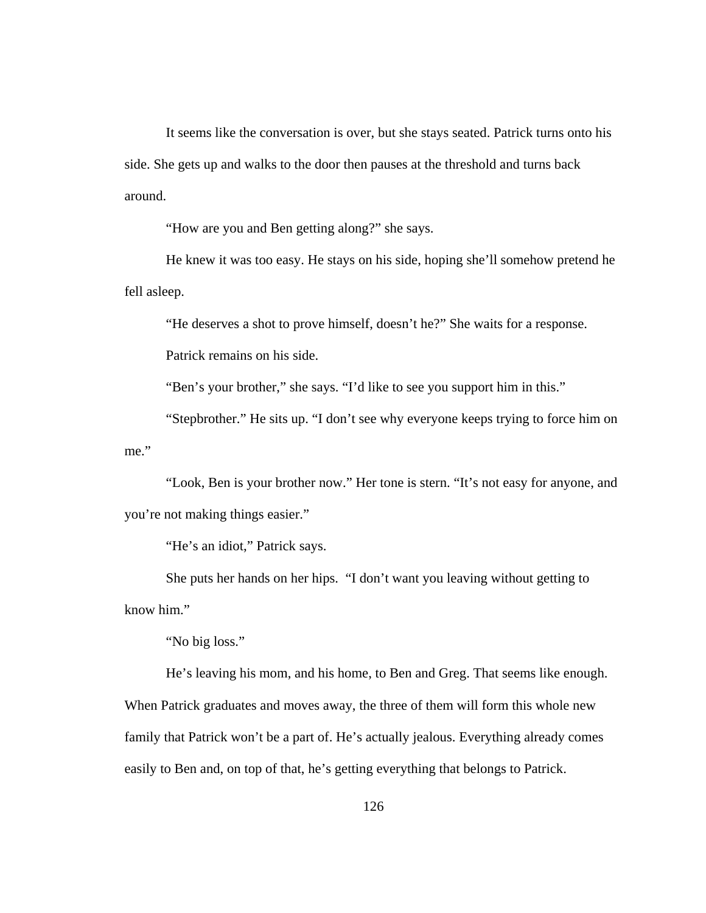It seems like the conversation is over, but she stays seated. Patrick turns onto his side. She gets up and walks to the door then pauses at the threshold and turns back around.

"How are you and Ben getting along?" she says.

He knew it was too easy. He stays on his side, hoping she'll somehow pretend he fell asleep.

"He deserves a shot to prove himself, doesn't he?" She waits for a response.

Patrick remains on his side.

"Ben's your brother," she says. "I'd like to see you support him in this."

"Stepbrother." He sits up. "I don't see why everyone keeps trying to force him on me."

"Look, Ben is your brother now." Her tone is stern. "It's not easy for anyone, and you're not making things easier."

"He's an idiot," Patrick says.

She puts her hands on her hips. "I don't want you leaving without getting to know him."

"No big loss."

He's leaving his mom, and his home, to Ben and Greg. That seems like enough. When Patrick graduates and moves away, the three of them will form this whole new family that Patrick won't be a part of. He's actually jealous. Everything already comes easily to Ben and, on top of that, he's getting everything that belongs to Patrick.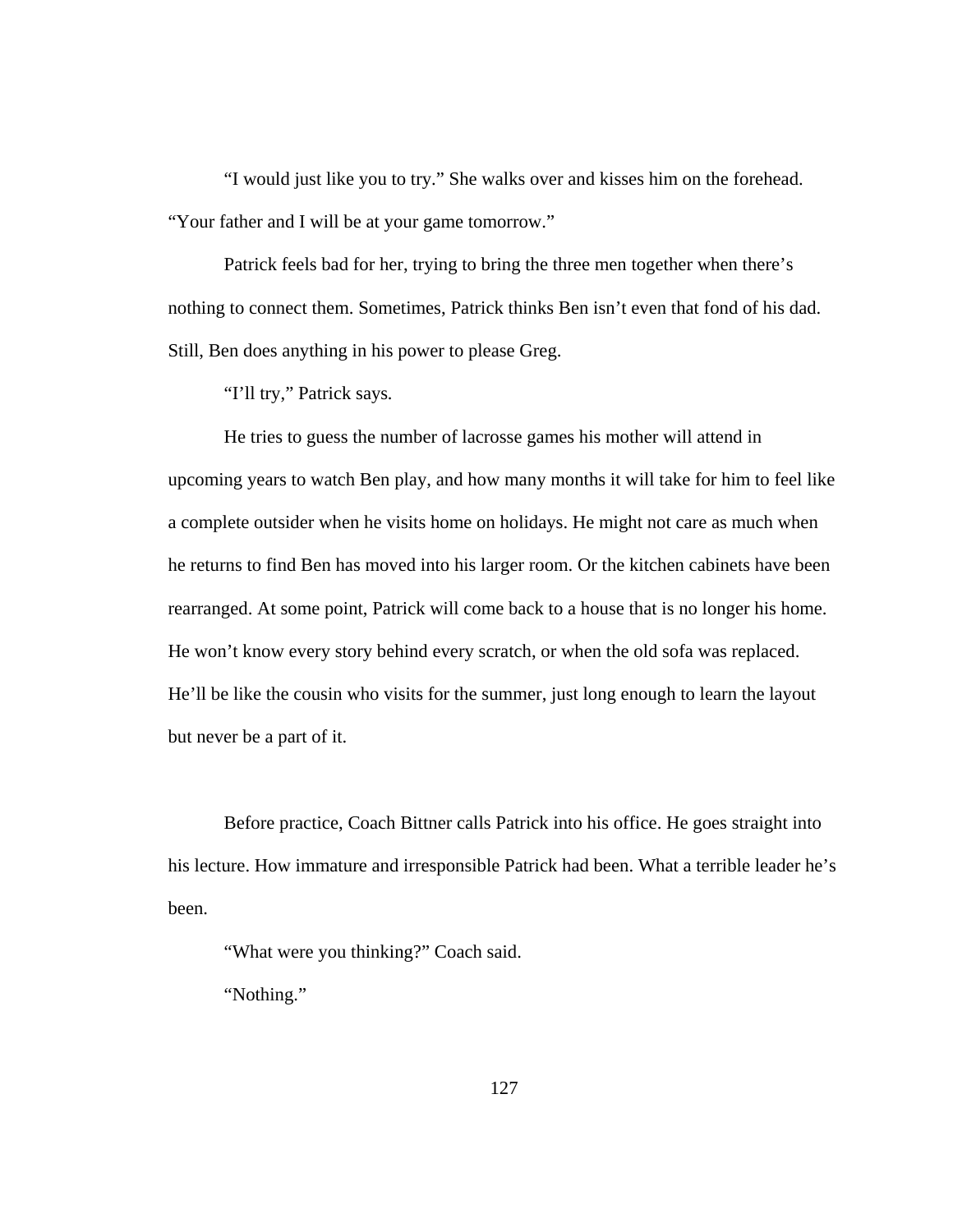"I would just like you to try." She walks over and kisses him on the forehead. "Your father and I will be at your game tomorrow."

Patrick feels bad for her, trying to bring the three men together when there's nothing to connect them. Sometimes, Patrick thinks Ben isn't even that fond of his dad. Still, Ben does anything in his power to please Greg.

"I'll try," Patrick says.

He tries to guess the number of lacrosse games his mother will attend in upcoming years to watch Ben play, and how many months it will take for him to feel like a complete outsider when he visits home on holidays. He might not care as much when he returns to find Ben has moved into his larger room. Or the kitchen cabinets have been rearranged. At some point, Patrick will come back to a house that is no longer his home. He won't know every story behind every scratch, or when the old sofa was replaced. He'll be like the cousin who visits for the summer, just long enough to learn the layout but never be a part of it.

Before practice, Coach Bittner calls Patrick into his office. He goes straight into his lecture. How immature and irresponsible Patrick had been. What a terrible leader he's been.

"What were you thinking?" Coach said.

"Nothing."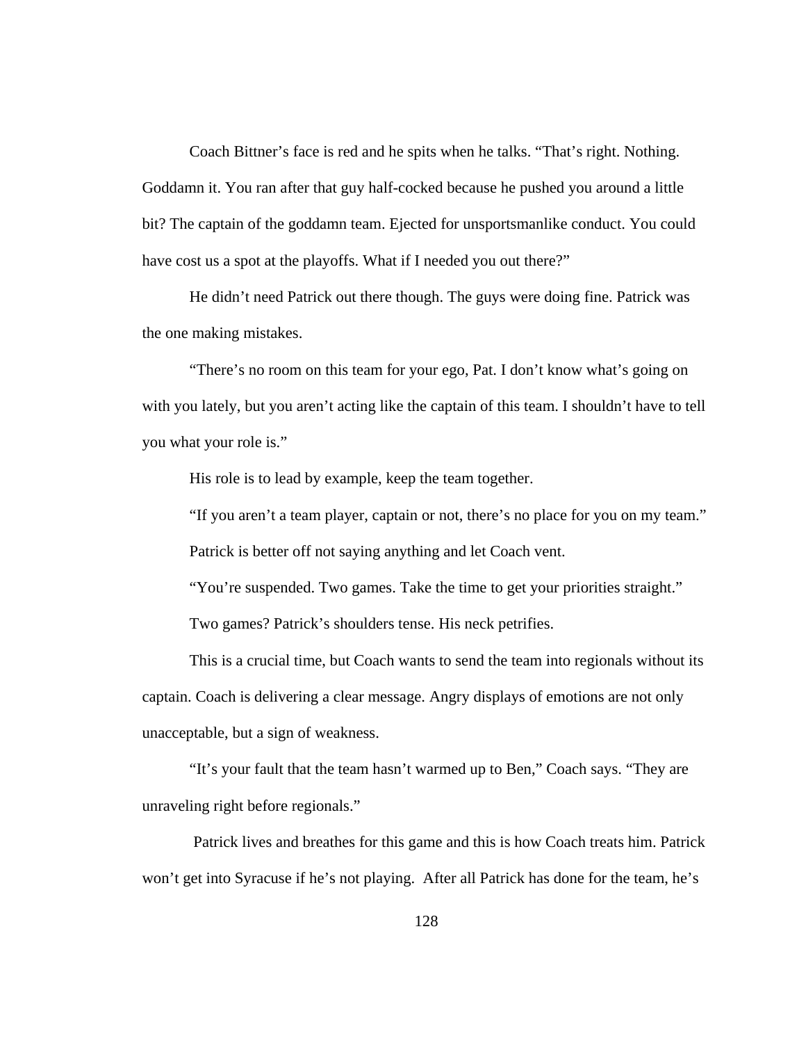Coach Bittner's face is red and he spits when he talks. "That's right. Nothing. Goddamn it. You ran after that guy half-cocked because he pushed you around a little bit? The captain of the goddamn team. Ejected for unsportsmanlike conduct. You could have cost us a spot at the playoffs. What if I needed you out there?"

He didn't need Patrick out there though. The guys were doing fine. Patrick was the one making mistakes.

"There's no room on this team for your ego, Pat. I don't know what's going on with you lately, but you aren't acting like the captain of this team. I shouldn't have to tell you what your role is."

His role is to lead by example, keep the team together.

"If you aren't a team player, captain or not, there's no place for you on my team."

Patrick is better off not saying anything and let Coach vent.

"You're suspended. Two games. Take the time to get your priorities straight."

Two games? Patrick's shoulders tense. His neck petrifies.

This is a crucial time, but Coach wants to send the team into regionals without its captain. Coach is delivering a clear message. Angry displays of emotions are not only unacceptable, but a sign of weakness.

"It's your fault that the team hasn't warmed up to Ben," Coach says. "They are unraveling right before regionals."

Patrick lives and breathes for this game and this is how Coach treats him. Patrick won't get into Syracuse if he's not playing. After all Patrick has done for the team, he's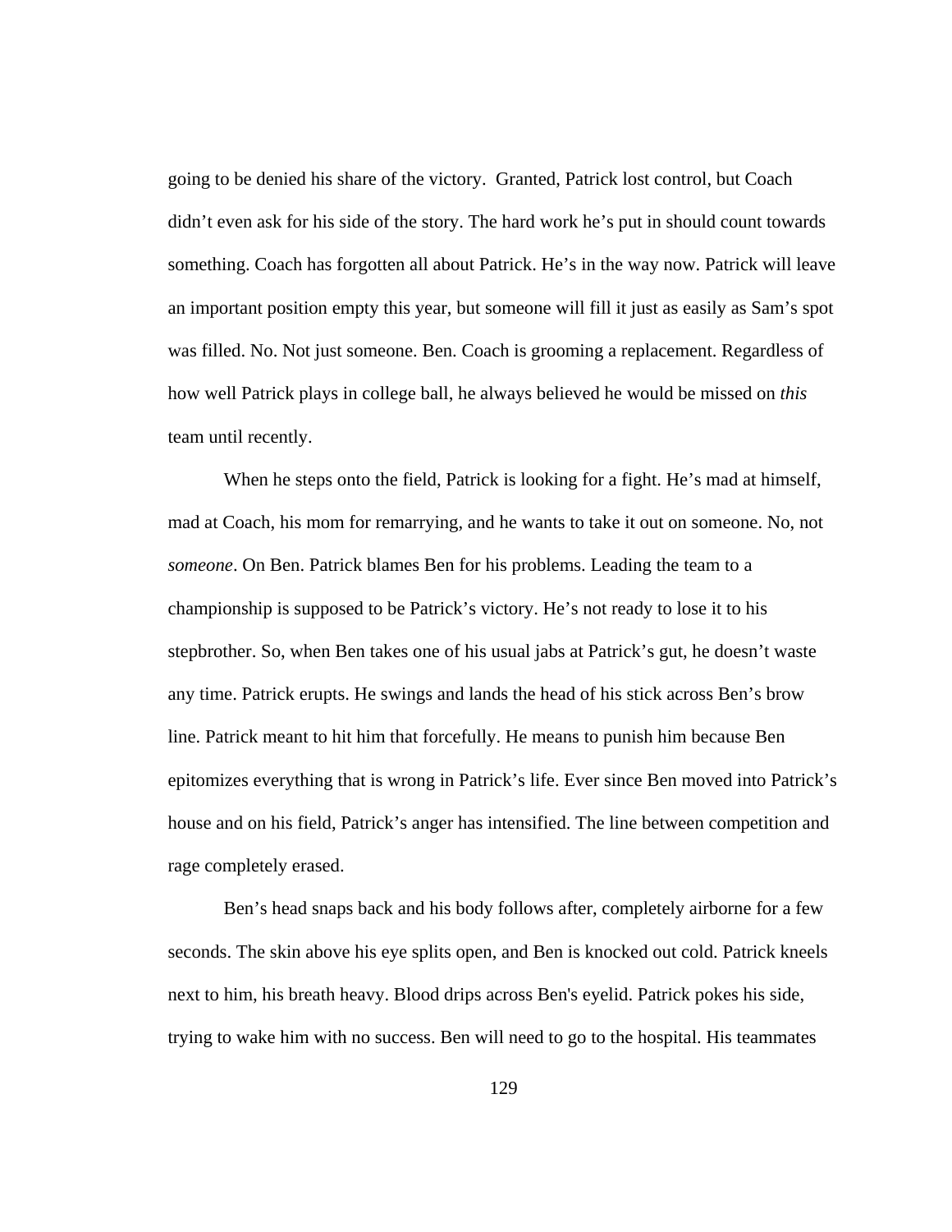going to be denied his share of the victory.  Granted, Patrick lost control, but Coach didn't even ask for his side of the story. The hard work he's put in should count towards something. Coach has forgotten all about Patrick. He's in the way now. Patrick will leave an important position empty this year, but someone will fill it just as easily as Sam's spot was filled. No. Not just someone. Ben. Coach is grooming a replacement. Regardless of how well Patrick plays in college ball, he always believed he would be missed on *this* team until recently.

When he steps onto the field, Patrick is looking for a fight. He's mad at himself, mad at Coach, his mom for remarrying, and he wants to take it out on someone. No, not *someone*. On Ben. Patrick blames Ben for his problems. Leading the team to a championship is supposed to be Patrick's victory. He's not ready to lose it to his stepbrother. So, when Ben takes one of his usual jabs at Patrick's gut, he doesn't waste any time. Patrick erupts. He swings and lands the head of his stick across Ben's brow line. Patrick meant to hit him that forcefully. He means to punish him because Ben epitomizes everything that is wrong in Patrick's life. Ever since Ben moved into Patrick's house and on his field, Patrick's anger has intensified. The line between competition and rage completely erased.

Ben's head snaps back and his body follows after, completely airborne for a few seconds. The skin above his eye splits open, and Ben is knocked out cold. Patrick kneels next to him, his breath heavy. Blood drips across Ben's eyelid. Patrick pokes his side, trying to wake him with no success. Ben will need to go to the hospital. His teammates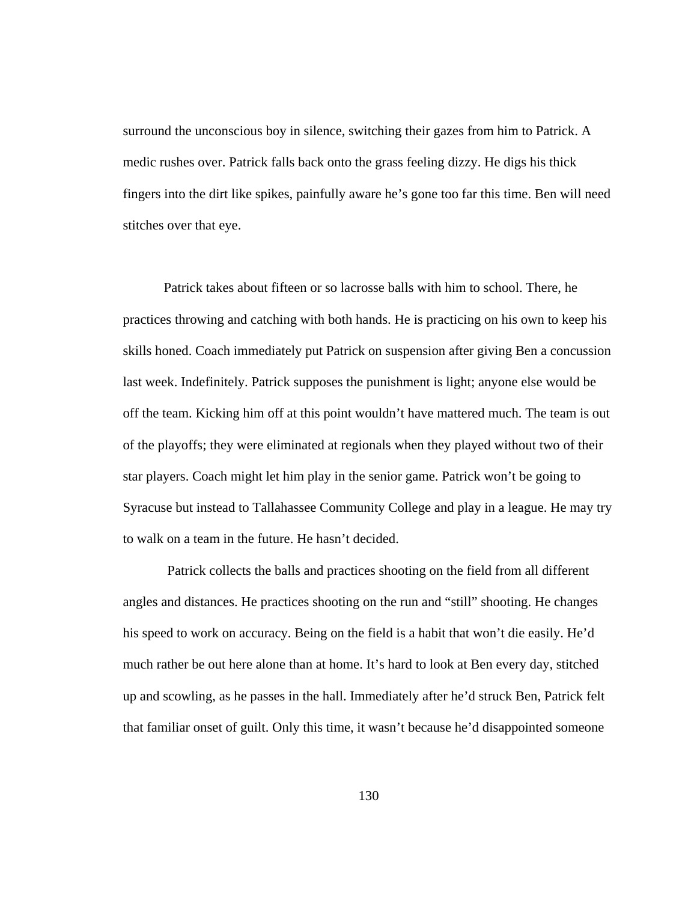surround the unconscious boy in silence, switching their gazes from him to Patrick. A medic rushes over. Patrick falls back onto the grass feeling dizzy. He digs his thick fingers into the dirt like spikes, painfully aware he's gone too far this time. Ben will need stitches over that eye.

Patrick takes about fifteen or so lacrosse balls with him to school. There, he practices throwing and catching with both hands. He is practicing on his own to keep his skills honed. Coach immediately put Patrick on suspension after giving Ben a concussion last week. Indefinitely. Patrick supposes the punishment is light; anyone else would be off the team. Kicking him off at this point wouldn't have mattered much. The team is out of the playoffs; they were eliminated at regionals when they played without two of their star players. Coach might let him play in the senior game. Patrick won't be going to Syracuse but instead to Tallahassee Community College and play in a league. He may try to walk on a team in the future. He hasn't decided.

Patrick collects the balls and practices shooting on the field from all different angles and distances. He practices shooting on the run and "still" shooting. He changes his speed to work on accuracy. Being on the field is a habit that won't die easily. He'd much rather be out here alone than at home. It's hard to look at Ben every day, stitched up and scowling, as he passes in the hall. Immediately after he'd struck Ben, Patrick felt that familiar onset of guilt. Only this time, it wasn't because he'd disappointed someone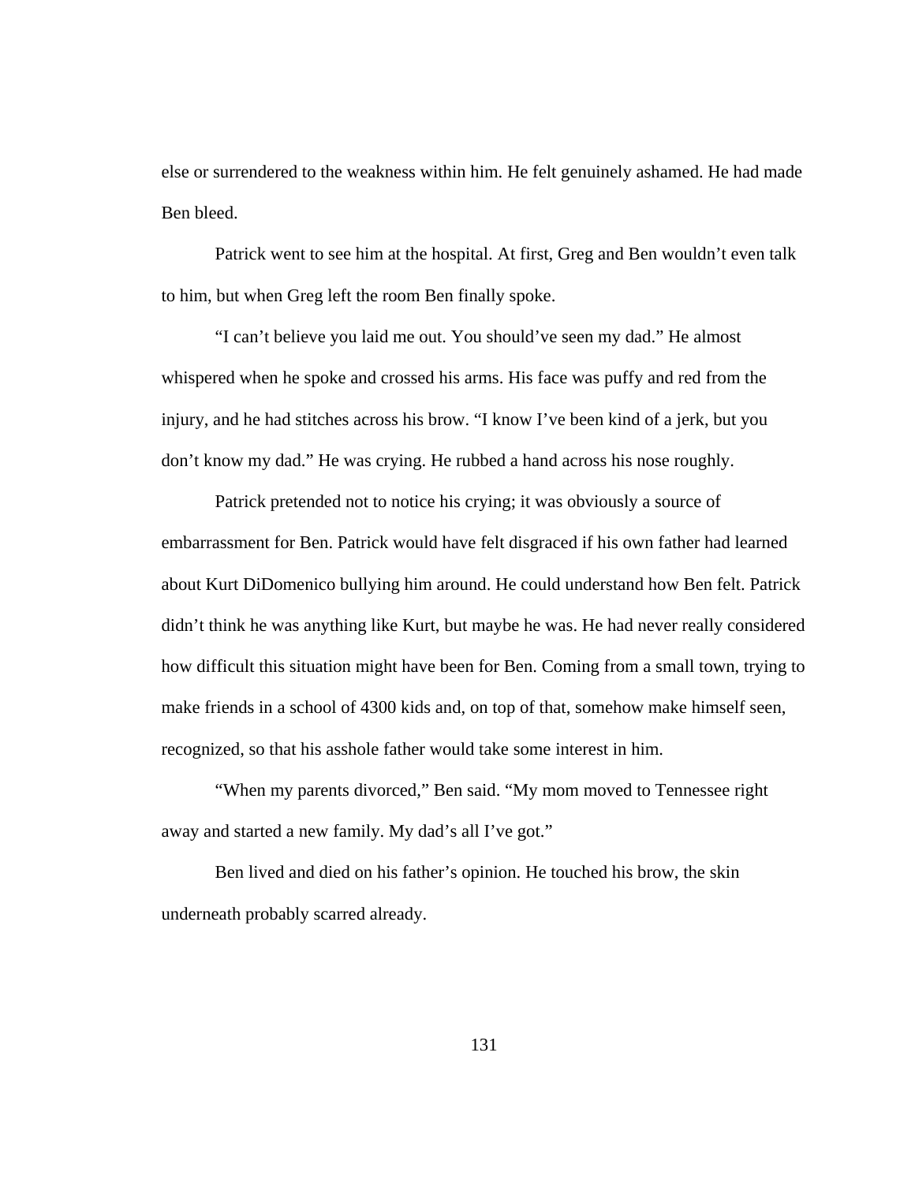else or surrendered to the weakness within him. He felt genuinely ashamed. He had made Ben bleed.

Patrick went to see him at the hospital. At first, Greg and Ben wouldn't even talk to him, but when Greg left the room Ben finally spoke.

"I can't believe you laid me out. You should've seen my dad." He almost whispered when he spoke and crossed his arms. His face was puffy and red from the injury, and he had stitches across his brow. "I know I've been kind of a jerk, but you don't know my dad." He was crying. He rubbed a hand across his nose roughly.

Patrick pretended not to notice his crying; it was obviously a source of embarrassment for Ben. Patrick would have felt disgraced if his own father had learned about Kurt DiDomenico bullying him around. He could understand how Ben felt. Patrick didn't think he was anything like Kurt, but maybe he was. He had never really considered how difficult this situation might have been for Ben. Coming from a small town, trying to make friends in a school of 4300 kids and, on top of that, somehow make himself seen, recognized, so that his asshole father would take some interest in him.

"When my parents divorced," Ben said. "My mom moved to Tennessee right away and started a new family. My dad's all I've got."

Ben lived and died on his father's opinion. He touched his brow, the skin underneath probably scarred already.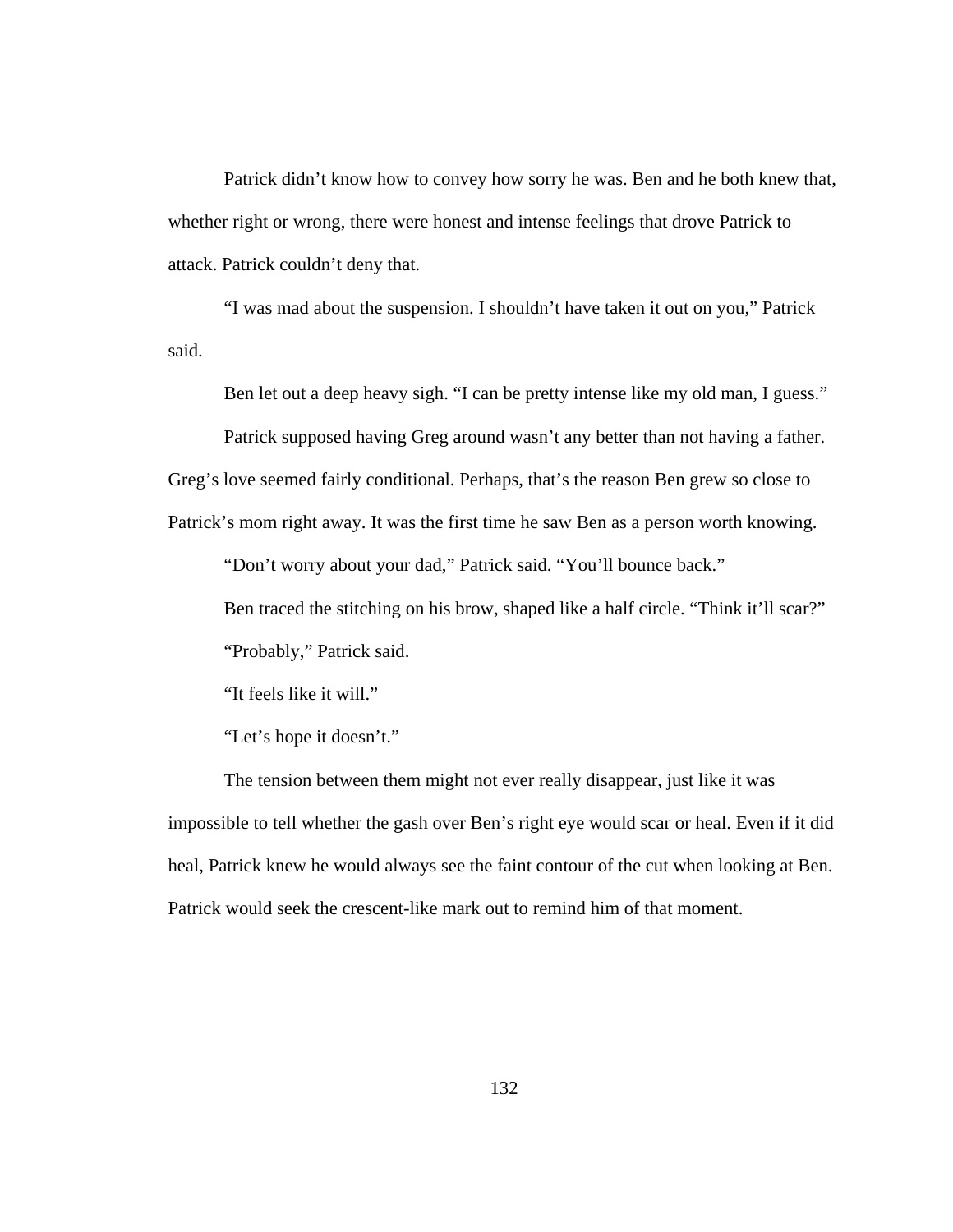Patrick didn't know how to convey how sorry he was. Ben and he both knew that, whether right or wrong, there were honest and intense feelings that drove Patrick to attack. Patrick couldn't deny that.

"I was mad about the suspension. I shouldn't have taken it out on you," Patrick said.

Ben let out a deep heavy sigh. "I can be pretty intense like my old man, I guess."

Patrick supposed having Greg around wasn't any better than not having a father. Greg's love seemed fairly conditional. Perhaps, that's the reason Ben grew so close to Patrick's mom right away. It was the first time he saw Ben as a person worth knowing.

"Don't worry about your dad," Patrick said. "You'll bounce back."

Ben traced the stitching on his brow, shaped like a half circle. "Think it'll scar?"

"Probably," Patrick said.

"It feels like it will."

"Let's hope it doesn't."

The tension between them might not ever really disappear, just like it was impossible to tell whether the gash over Ben's right eye would scar or heal. Even if it did heal, Patrick knew he would always see the faint contour of the cut when looking at Ben. Patrick would seek the crescent-like mark out to remind him of that moment.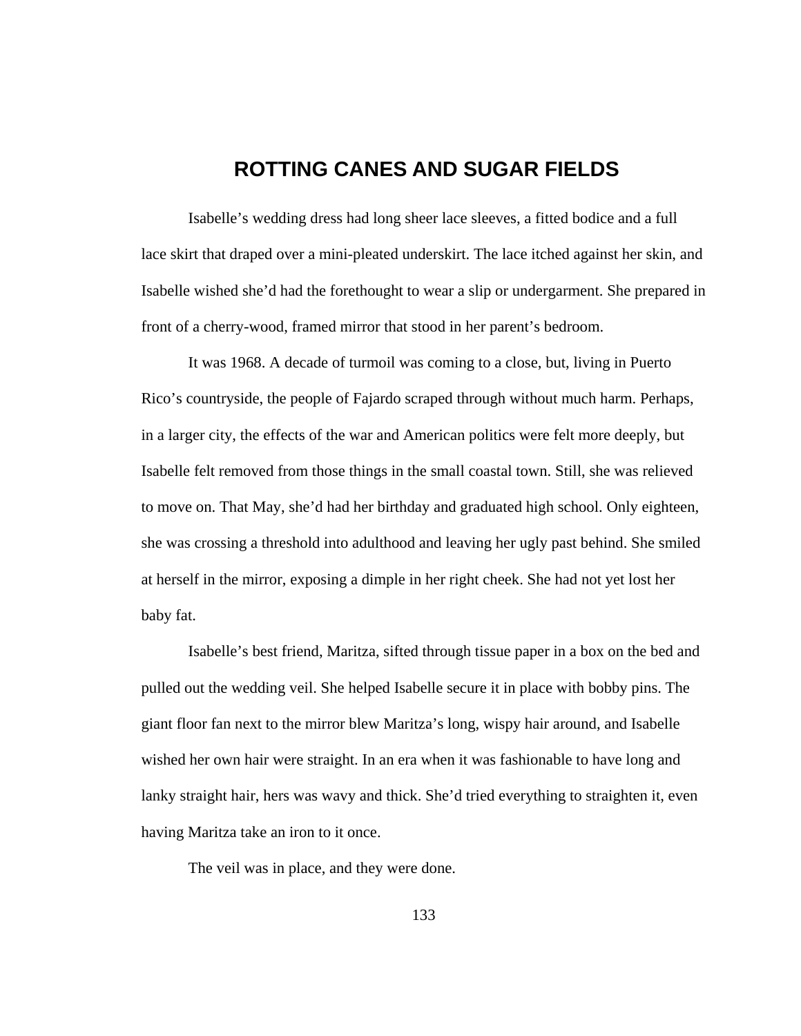# ROTTING CANES AND SUGAR FIELDS

Isabelle's wedding dress had long sheer lace sleeves, a fitted bodice and a full lace skirt that draped over a mini-pleated underskirt. The lace itched against her skin, and Isabelle wished she'd had the forethought to wear a slip or undergarment. She prepared in front of a cherry-wood, framed mirror that stood in her parent's bedroom.

It was 1968. A decade of turmoil was coming to a close, but, living in Puerto Rico's countryside, the people of Fajardo scraped through without much harm. Perhaps, in a larger city, the effects of the war and American politics were felt more deeply, but Isabelle felt removed from those things in the small coastal town. Still, she was relieved to move on. That May, she'd had her birthday and graduated high school. Only eighteen, she was crossing a threshold into adulthood and leaving her ugly past behind. She smiled at herself in the mirror, exposing a dimple in her right cheek. She had not yet lost her baby fat.

Isabelle's best friend, Maritza, sifted through tissue paper in a box on the bed and pulled out the wedding veil. She helped Isabelle secure it in place with bobby pins. The giant floor fan next to the mirror blew Maritza's long, wispy hair around, and Isabelle wished her own hair were straight. In an era when it was fashionable to have long and lanky straight hair, hers was wavy and thick. She'd tried everything to straighten it, even having Maritza take an iron to it once.

The veil was in place, and they were done.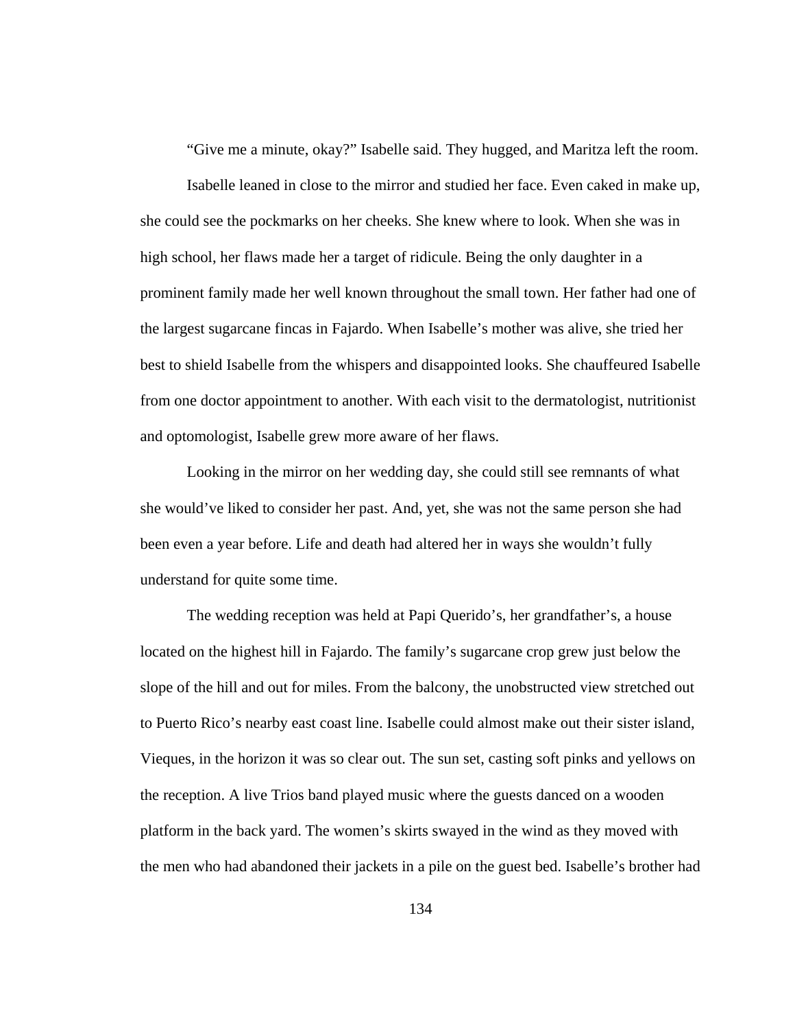“Give me a minute, okay?” Isabelle said. They hugged, and Maritza left the room.

Isabelle leaned in close to the mirror and studied her face. Even caked in make up, she could see the pockmarks on her cheeks. She knew where to look. When she was in high school, her flaws made her a target of ridicule. Being the only daughter in a prominent family made her well known throughout the small town. Her father had one of the largest sugarcane fincas in Fajardo. When Isabelle’s mother was alive, she tried her best to shield Isabelle from the whispers and disappointed looks. She chauffeured Isabelle from one doctor appointment to another. With each visit to the dermatologist, nutritionist and optomologist, Isabelle grew more aware of her flaws.

Looking in the mirror on her wedding day, she could still see remnants of what she would’ve liked to consider her past. And, yet, she was not the same person she had been even a year before. Life and death had altered her in ways she wouldn’t fully understand for quite some time.

The wedding reception was held at Papi Querido’s, her grandfather’s, a house located on the highest hill in Fajardo. The family’s sugarcane crop grew just below the slope of the hill and out for miles. From the balcony, the unobstructed view stretched out to Puerto Rico’s nearby east coast line. Isabelle could almost make out their sister island, Vieques, in the horizon it was so clear out. The sun set, casting soft pinks and yellows on the reception. A live Trios band played music where the guests danced on a wooden platform in the back yard. The women’s skirts swayed in the wind as they moved with the men who had abandoned their jackets in a pile on the guest bed. Isabelle’s brother had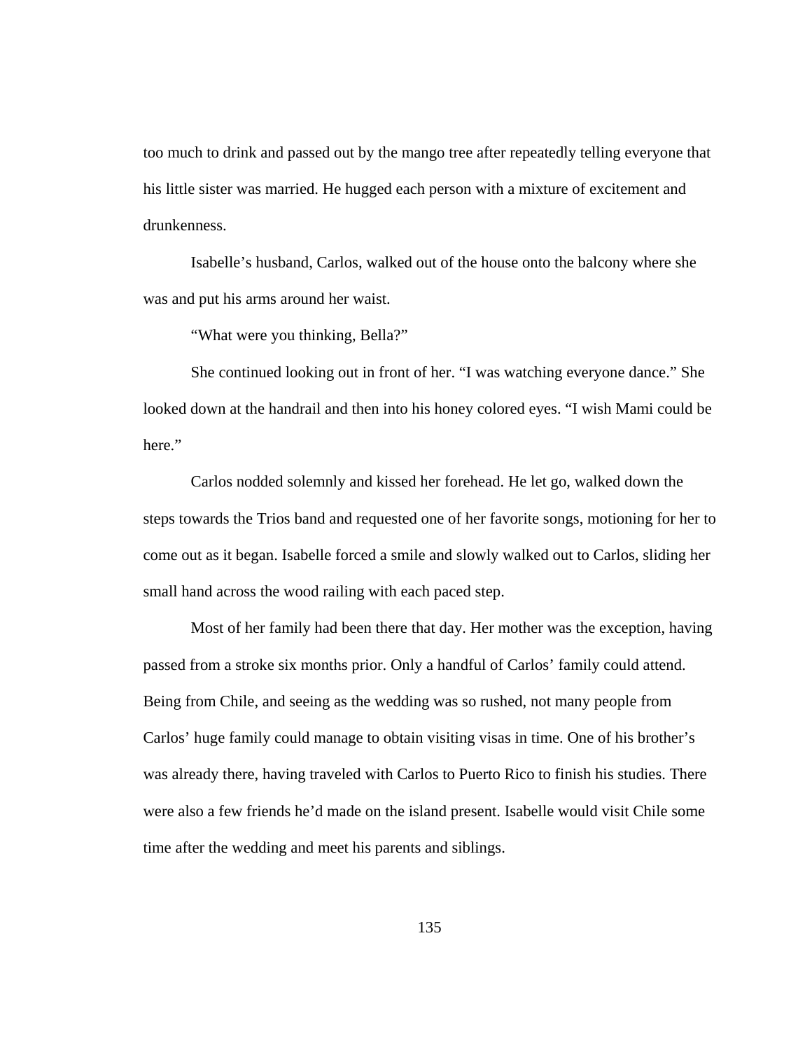too much to drink and passed out by the mango tree after repeatedly telling everyone that his little sister was married. He hugged each person with a mixture of excitement and drunkenness.

Isabelle's husband, Carlos, walked out of the house onto the balcony where she was and put his arms around her waist.

"What were you thinking, Bella?"

She continued looking out in front of her. "I was watching everyone dance." She looked down at the handrail and then into his honey colored eyes. "I wish Mami could be here."

Carlos nodded solemnly and kissed her forehead. He let go, walked down the steps towards the Trios band and requested one of her favorite songs, motioning for her to come out as it began. Isabelle forced a smile and slowly walked out to Carlos, sliding her small hand across the wood railing with each paced step.

Most of her family had been there that day. Her mother was the exception, having passed from a stroke six months prior. Only a handful of Carlos' family could attend. Being from Chile, and seeing as the wedding was so rushed, not many people from Carlos' huge family could manage to obtain visiting visas in time. One of his brother's was already there, having traveled with Carlos to Puerto Rico to finish his studies. There were also a few friends he'd made on the island present. Isabelle would visit Chile some time after the wedding and meet his parents and siblings.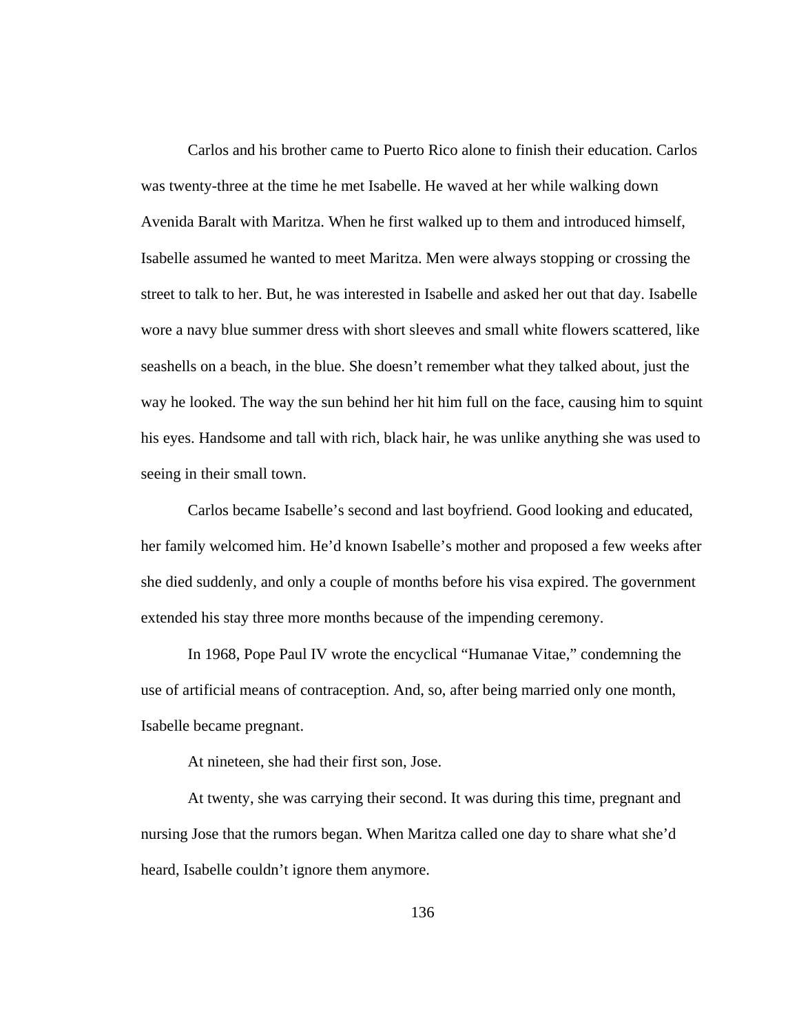Carlos and his brother came to Puerto Rico alone to finish their education. Carlos was twenty-three at the time he met Isabelle. He waved at her while walking down Avenida Baralt with Maritza. When he first walked up to them and introduced himself, Isabelle assumed he wanted to meet Maritza. Men were always stopping or crossing the street to talk to her. But, he was interested in Isabelle and asked her out that day. Isabelle wore a navy blue summer dress with short sleeves and small white flowers scattered, like seashells on a beach, in the blue. She doesn't remember what they talked about, just the way he looked. The way the sun behind her hit him full on the face, causing him to squint his eyes. Handsome and tall with rich, black hair, he was unlike anything she was used to seeing in their small town.

Carlos became Isabelle's second and last boyfriend. Good looking and educated, her family welcomed him. He'd known Isabelle's mother and proposed a few weeks after she died suddenly, and only a couple of months before his visa expired. The government extended his stay three more months because of the impending ceremony.

In 1968, Pope Paul IV wrote the encyclical "Humanae Vitae," condemning the use of artificial means of contraception. And, so, after being married only one month, Isabelle became pregnant.

At nineteen, she had their first son, Jose.

At twenty, she was carrying their second. It was during this time, pregnant and nursing Jose that the rumors began. When Maritza called one day to share what she'd heard, Isabelle couldn't ignore them anymore.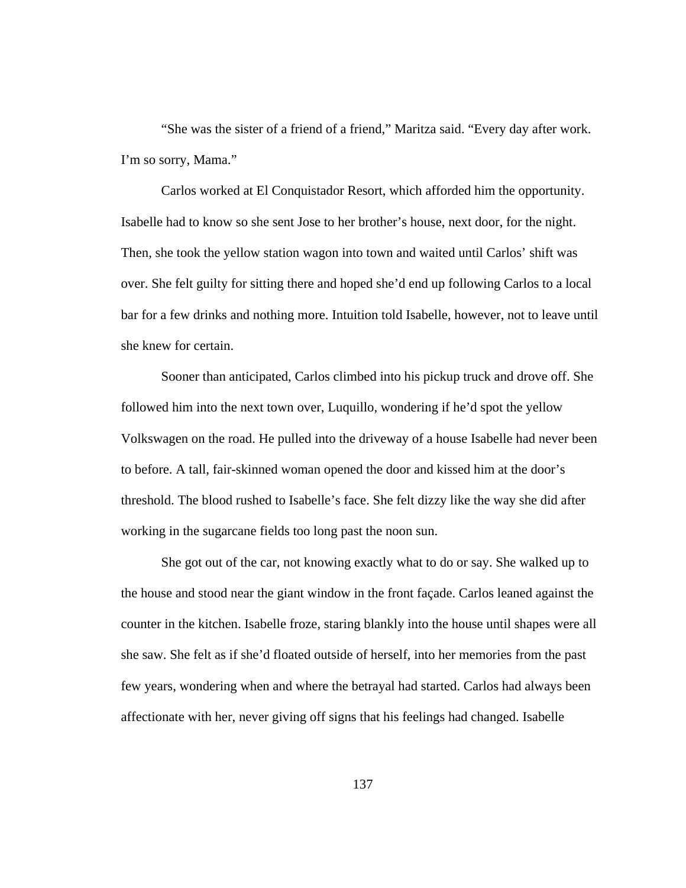"She was the sister of a friend of a friend," Maritza said. "Every day after work. I'm so sorry, Mama."

Carlos worked at El Conquistador Resort, which afforded him the opportunity. Isabelle had to know so she sent Jose to her brother's house, next door, for the night. Then, she took the yellow station wagon into town and waited until Carlos' shift was over. She felt guilty for sitting there and hoped she'd end up following Carlos to a local bar for a few drinks and nothing more. Intuition told Isabelle, however, not to leave until she knew for certain.

Sooner than anticipated, Carlos climbed into his pickup truck and drove off. She followed him into the next town over, Luquillo, wondering if he'd spot the yellow Volkswagen on the road. He pulled into the driveway of a house Isabelle had never been to before. A tall, fair-skinned woman opened the door and kissed him at the door's threshold. The blood rushed to Isabelle's face. She felt dizzy like the way she did after working in the sugarcane fields too long past the noon sun.

She got out of the car, not knowing exactly what to do or say. She walked up to the house and stood near the giant window in the front façade. Carlos leaned against the counter in the kitchen. Isabelle froze, staring blankly into the house until shapes were all she saw. She felt as if she'd floated outside of herself, into her memories from the past few years, wondering when and where the betrayal had started. Carlos had always been affectionate with her, never giving off signs that his feelings had changed. Isabelle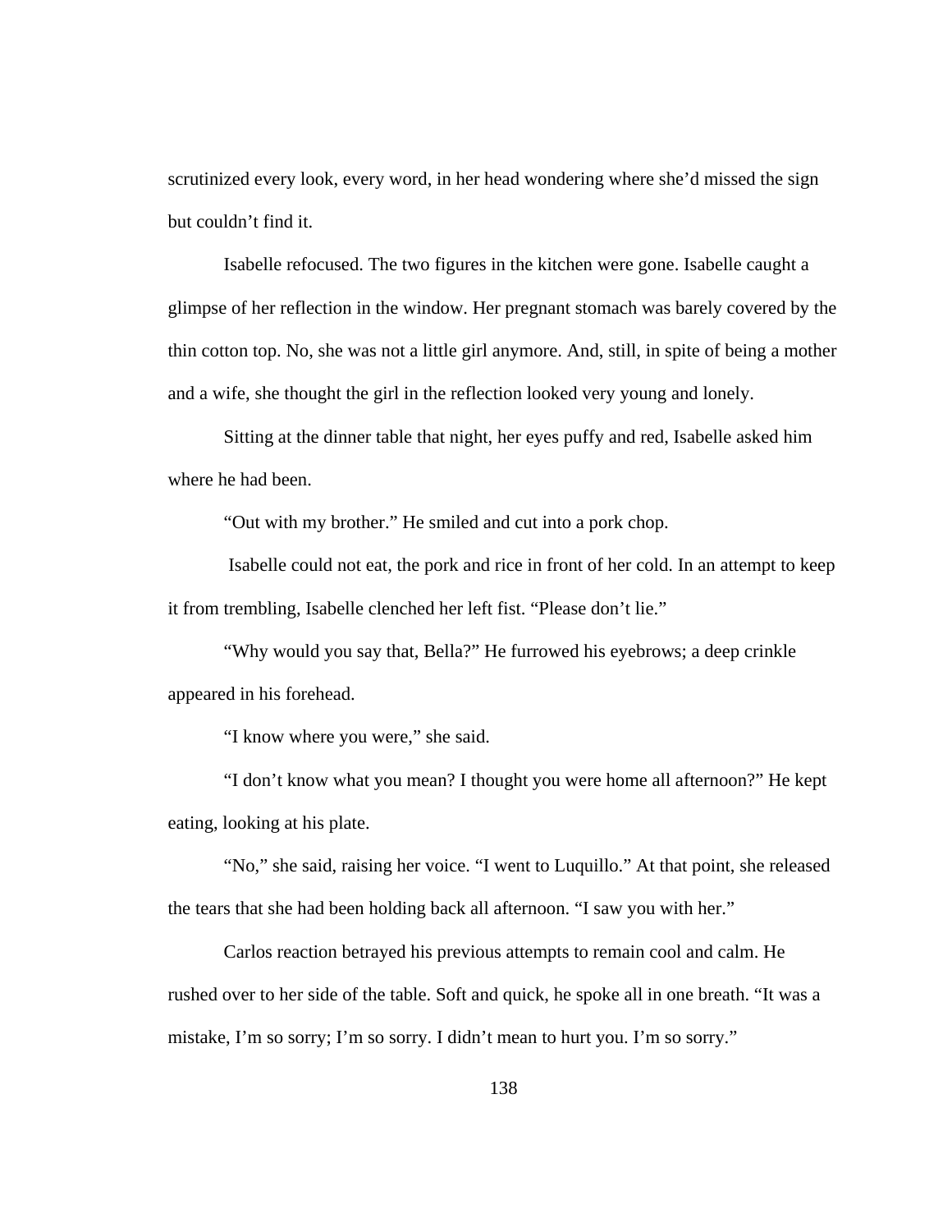scrutinized every look, every word, in her head wondering where she'd missed the sign but couldn't find it.

Isabelle refocused. The two figures in the kitchen were gone. Isabelle caught a glimpse of her reflection in the window. Her pregnant stomach was barely covered by the thin cotton top. No, she was not a little girl anymore. And, still, in spite of being a mother and a wife, she thought the girl in the reflection looked very young and lonely.

Sitting at the dinner table that night, her eyes puffy and red, Isabelle asked him where he had been.

"Out with my brother." He smiled and cut into a pork chop.

Isabelle could not eat, the pork and rice in front of her cold. In an attempt to keep it from trembling, Isabelle clenched her left fist. "Please don't lie."

"Why would you say that, Bella?" He furrowed his eyebrows; a deep crinkle appeared in his forehead.

"I know where you were," she said.

"I don't know what you mean? I thought you were home all afternoon?" He kept eating, looking at his plate.

"No," she said, raising her voice. "I went to Luquillo." At that point, she released the tears that she had been holding back all afternoon. "I saw you with her."

Carlos reaction betrayed his previous attempts to remain cool and calm. He rushed over to her side of the table. Soft and quick, he spoke all in one breath. "It was a mistake, I'm so sorry; I'm so sorry. I didn't mean to hurt you. I'm so sorry."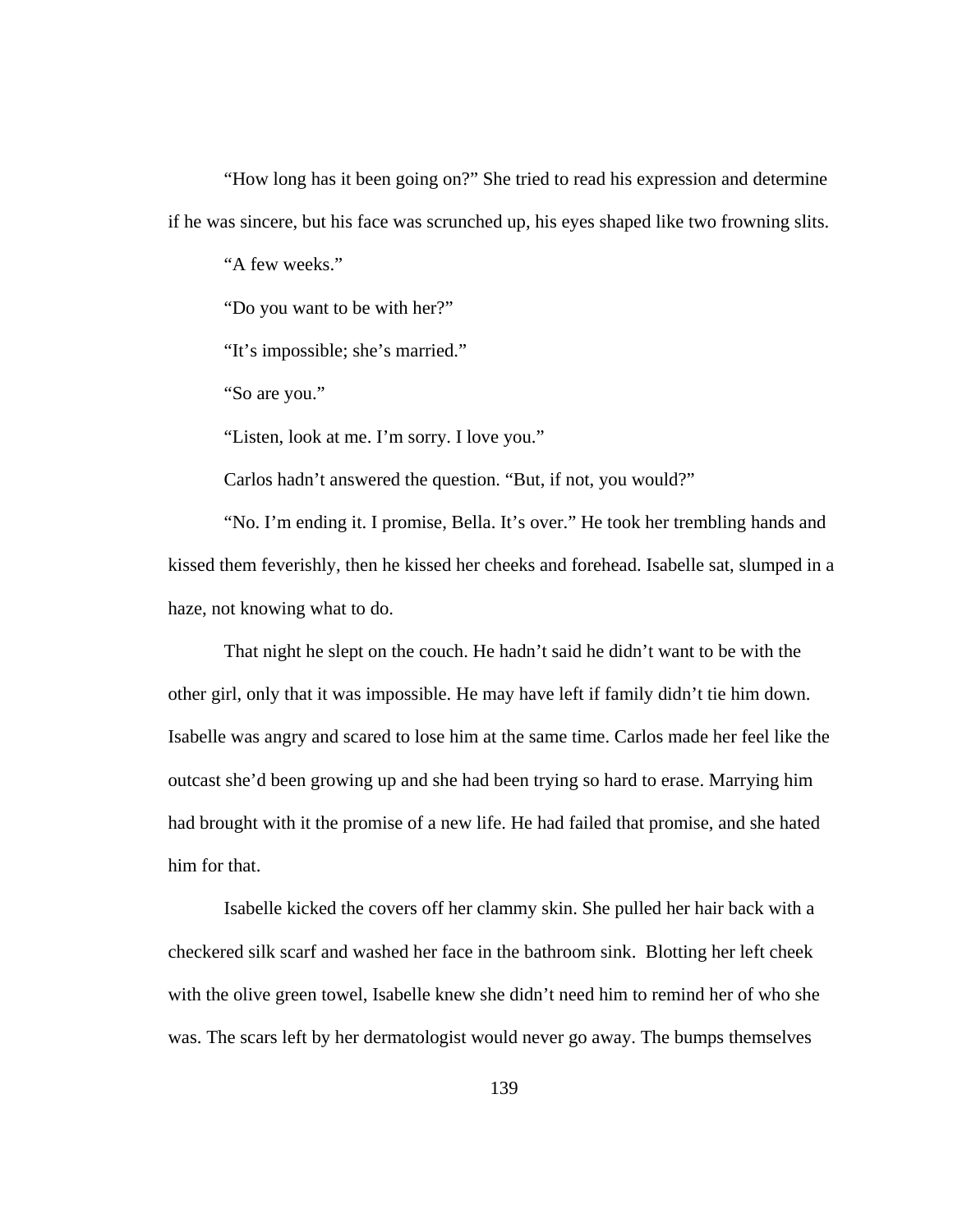"How long has it been going on?" She tried to read his expression and determine if he was sincere, but his face was scrunched up, his eyes shaped like two frowning slits.

"A few weeks."

"Do you want to be with her?"

"It's impossible; she's married."

"So are you."

"Listen, look at me. I'm sorry. I love you."

Carlos hadn't answered the question. "But, if not, you would?"

"No. I'm ending it. I promise, Bella. It's over." He took her trembling hands and kissed them feverishly, then he kissed her cheeks and forehead. Isabelle sat, slumped in a haze, not knowing what to do.

That night he slept on the couch. He hadn't said he didn't want to be with the other girl, only that it was impossible. He may have left if family didn't tie him down. Isabelle was angry and scared to lose him at the same time. Carlos made her feel like the outcast she'd been growing up and she had been trying so hard to erase. Marrying him had brought with it the promise of a new life. He had failed that promise, and she hated him for that.

Isabelle kicked the covers off her clammy skin. She pulled her hair back with a checkered silk scarf and washed her face in the bathroom sink. Blotting her left cheek with the olive green towel, Isabelle knew she didn't need him to remind her of who she was. The scars left by her dermatologist would never go away. The bumps themselves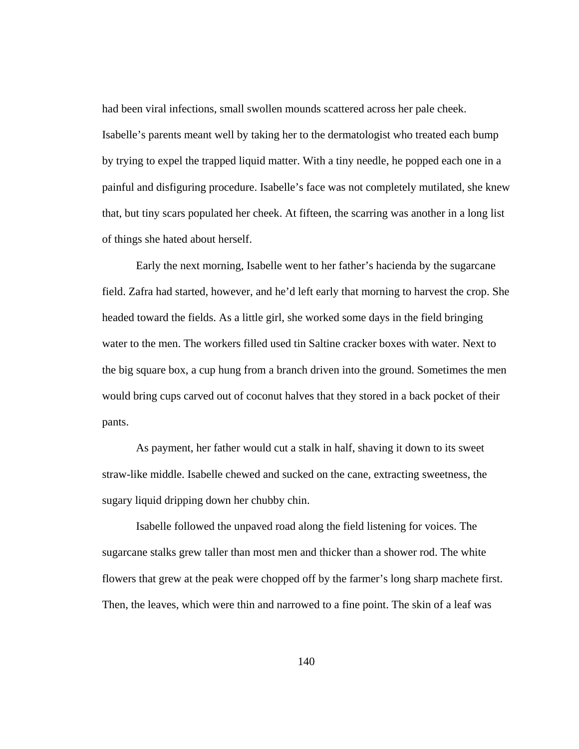had been viral infections, small swollen mounds scattered across her pale cheek. Isabelle's parents meant well by taking her to the dermatologist who treated each bump by trying to expel the trapped liquid matter. With a tiny needle, he popped each one in a painful and disfiguring procedure. Isabelle's face was not completely mutilated, she knew that, but tiny scars populated her cheek. At fifteen, the scarring was another in a long list of things she hated about herself.

Early the next morning, Isabelle went to her father's hacienda by the sugarcane field. Zafra had started, however, and he'd left early that morning to harvest the crop. She headed toward the fields. As a little girl, she worked some days in the field bringing water to the men. The workers filled used tin Saltine cracker boxes with water. Next to the big square box, a cup hung from a branch driven into the ground. Sometimes the men would bring cups carved out of coconut halves that they stored in a back pocket of their pants.

As payment, her father would cut a stalk in half, shaving it down to its sweet straw-like middle. Isabelle chewed and sucked on the cane, extracting sweetness, the sugary liquid dripping down her chubby chin.

Isabelle followed the unpaved road along the field listening for voices. The sugarcane stalks grew taller than most men and thicker than a shower rod. The white flowers that grew at the peak were chopped off by the farmer's long sharp machete first. Then, the leaves, which were thin and narrowed to a fine point. The skin of a leaf was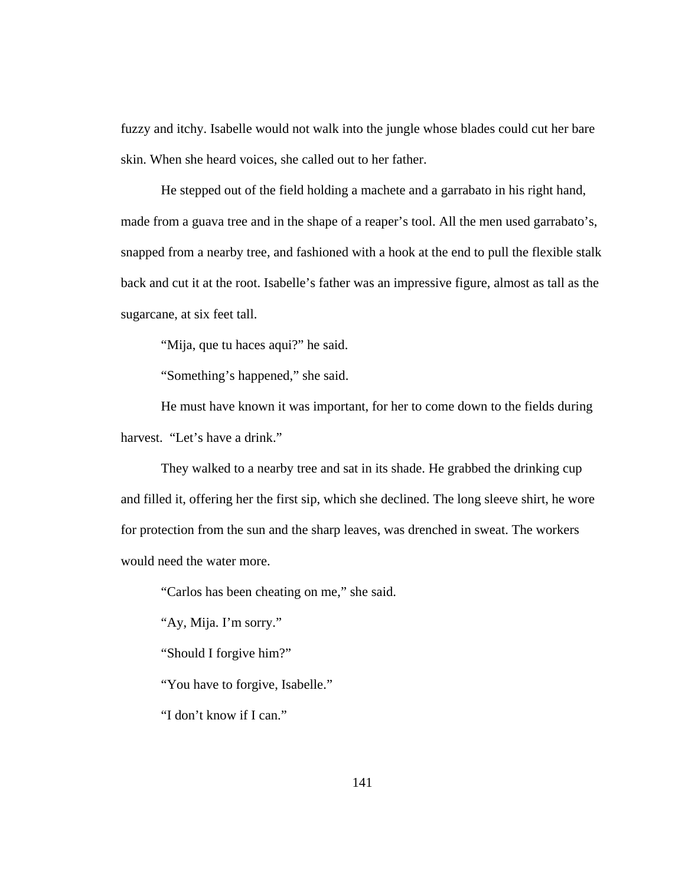fuzzy and itchy. Isabelle would not walk into the jungle whose blades could cut her bare skin. When she heard voices, she called out to her father.

He stepped out of the field holding a machete and a garrabato in his right hand, made from a guava tree and in the shape of a reaper's tool. All the men used garrabato's, snapped from a nearby tree, and fashioned with a hook at the end to pull the flexible stalk back and cut it at the root. Isabelle's father was an impressive figure, almost as tall as the sugarcane, at six feet tall.

"Mija, que tu haces aqui?" he said.

"Something's happened," she said.

He must have known it was important, for her to come down to the fields during harvest. "Let's have a drink."

They walked to a nearby tree and sat in its shade. He grabbed the drinking cup and filled it, offering her the first sip, which she declined. The long sleeve shirt, he wore for protection from the sun and the sharp leaves, was drenched in sweat. The workers would need the water more.

"Carlos has been cheating on me," she said.

"Ay, Mija. I'm sorry."

"Should I forgive him?"

"You have to forgive, Isabelle."

"I don't know if I can."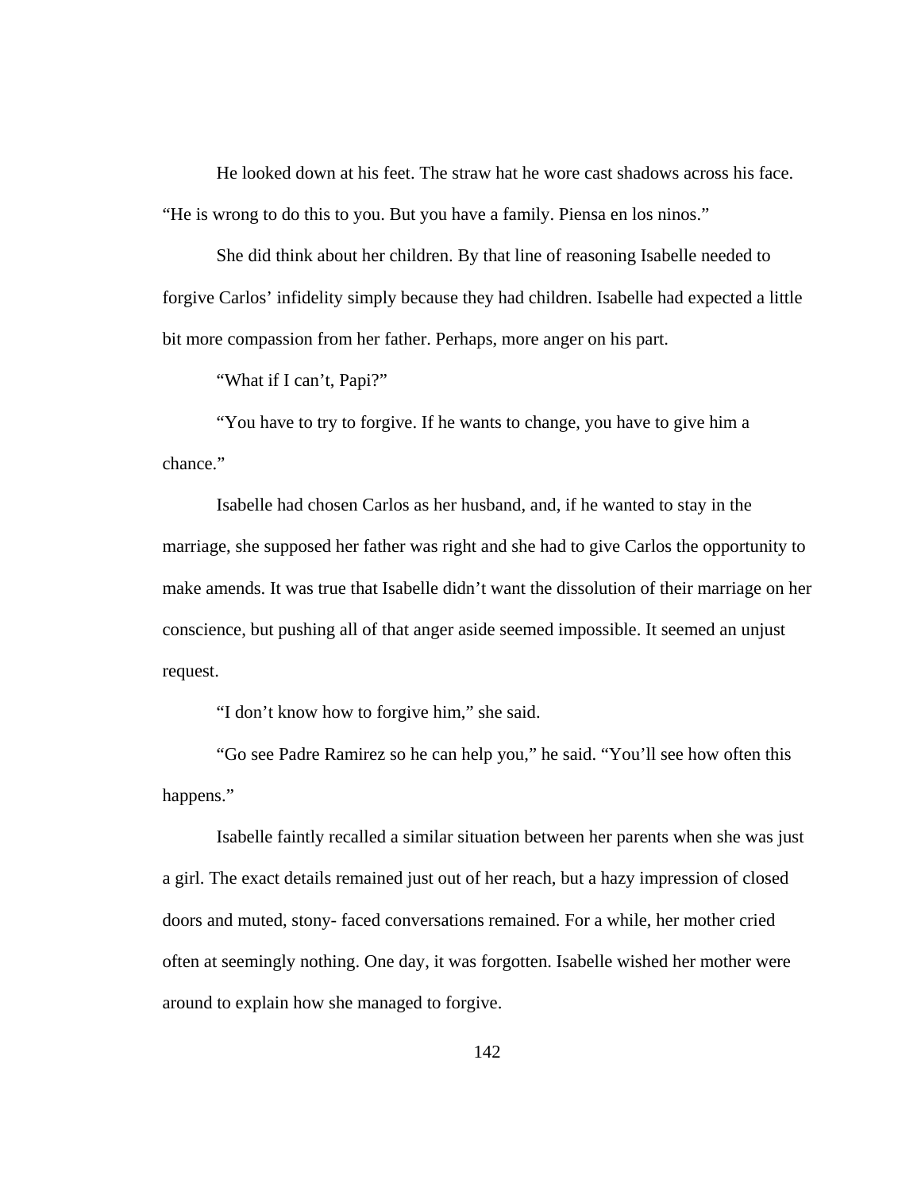He looked down at his feet. The straw hat he wore cast shadows across his face. "He is wrong to do this to you. But you have a family. Piensa en los ninos."

She did think about her children. By that line of reasoning Isabelle needed to forgive Carlos' infidelity simply because they had children. Isabelle had expected a little bit more compassion from her father. Perhaps, more anger on his part.

"What if I can't, Papi?"

"You have to try to forgive. If he wants to change, you have to give him a chance."

Isabelle had chosen Carlos as her husband, and, if he wanted to stay in the marriage, she supposed her father was right and she had to give Carlos the opportunity to make amends. It was true that Isabelle didn't want the dissolution of their marriage on her conscience, but pushing all of that anger aside seemed impossible. It seemed an unjust request.

"I don't know how to forgive him," she said.

"Go see Padre Ramirez so he can help you," he said. "You'll see how often this happens."

Isabelle faintly recalled a similar situation between her parents when she was just a girl. The exact details remained just out of her reach, but a hazy impression of closed doors and muted, stony- faced conversations remained. For a while, her mother cried often at seemingly nothing. One day, it was forgotten. Isabelle wished her mother were around to explain how she managed to forgive.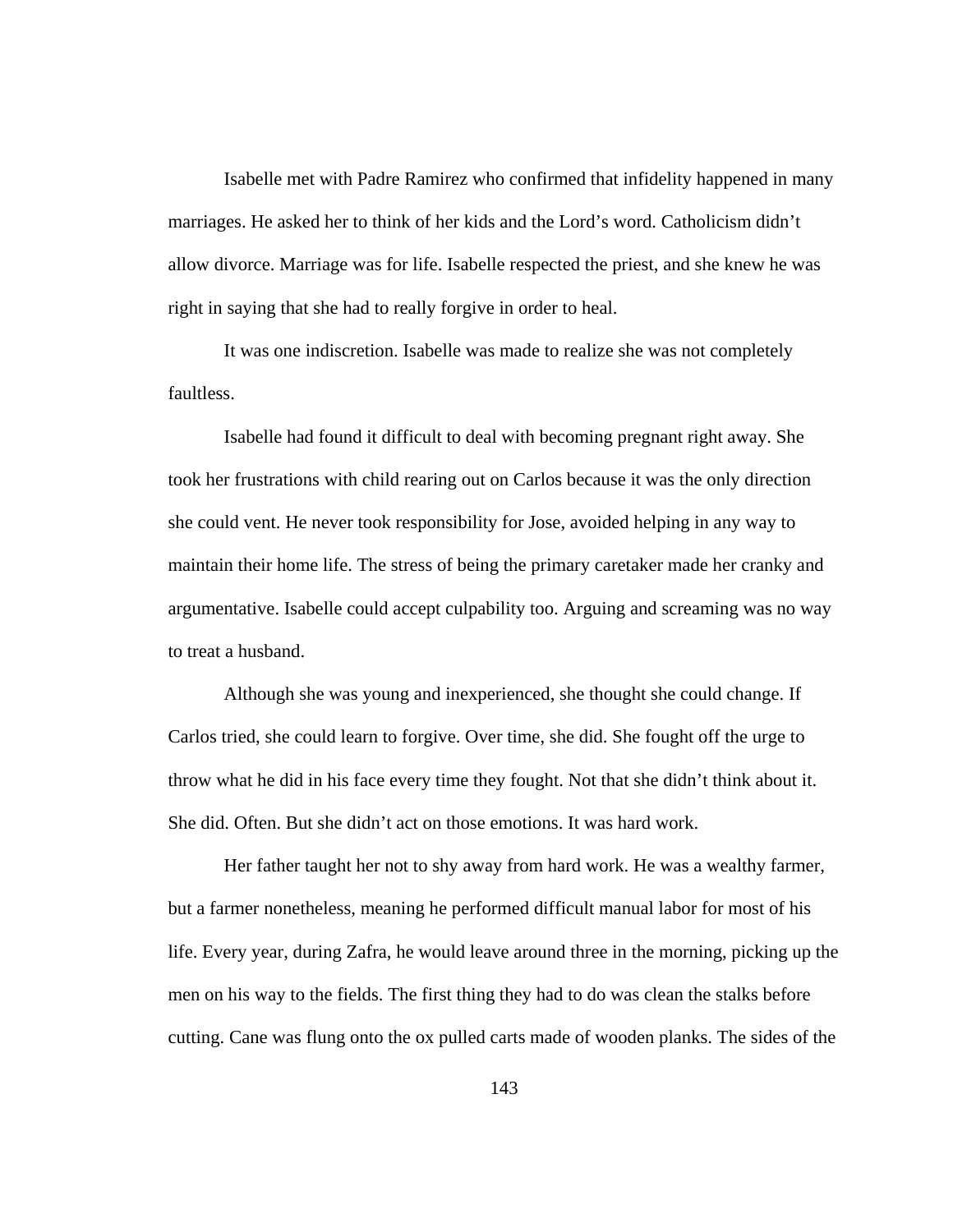Isabelle met with Padre Ramirez who confirmed that infidelity happened in many marriages. He asked her to think of her kids and the Lord's word. Catholicism didn't allow divorce. Marriage was for life. Isabelle respected the priest, and she knew he was right in saying that she had to really forgive in order to heal.

It was one indiscretion. Isabelle was made to realize she was not completely faultless.

Isabelle had found it difficult to deal with becoming pregnant right away. She took her frustrations with child rearing out on Carlos because it was the only direction she could vent. He never took responsibility for Jose, avoided helping in any way to maintain their home life. The stress of being the primary caretaker made her cranky and argumentative. Isabelle could accept culpability too. Arguing and screaming was no way to treat a husband.

Although she was young and inexperienced, she thought she could change. If Carlos tried, she could learn to forgive. Over time, she did. She fought off the urge to throw what he did in his face every time they fought. Not that she didn't think about it. She did. Often. But she didn't act on those emotions. It was hard work.

Her father taught her not to shy away from hard work. He was a wealthy farmer, but a farmer nonetheless, meaning he performed difficult manual labor for most of his life. Every year, during Zafra, he would leave around three in the morning, picking up the men on his way to the fields. The first thing they had to do was clean the stalks before cutting. Cane was flung onto the ox pulled carts made of wooden planks. The sides of the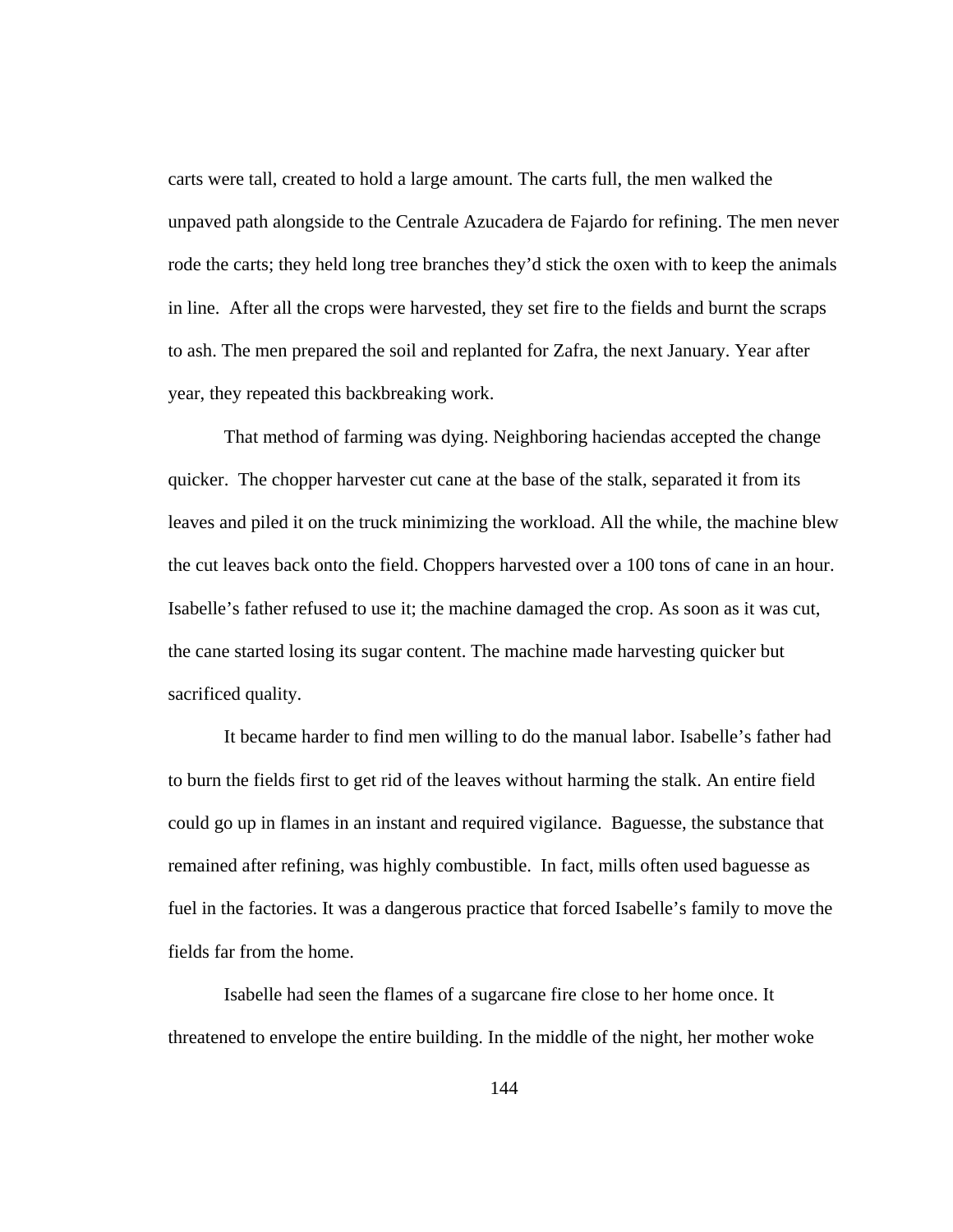carts were tall, created to hold a large amount. The carts full, the men walked the unpaved path alongside to the Centrale Azucadera de Fajardo for refining. The men never rode the carts; they held long tree branches they'd stick the oxen with to keep the animals in line.  After all the crops were harvested, they set fire to the fields and burnt the scraps to ash. The men prepared the soil and replanted for Zafra, the next January. Year after year, they repeated this backbreaking work.

That method of farming was dying. Neighboring haciendas accepted the change quicker.  The chopper harvester cut cane at the base of the stalk, separated it from its leaves and piled it on the truck minimizing the workload. All the while, the machine blew the cut leaves back onto the field. Choppers harvested over a 100 tons of cane in an hour. Isabelle's father refused to use it; the machine damaged the crop. As soon as it was cut, the cane started losing its sugar content. The machine made harvesting quicker but sacrificed quality.

It became harder to find men willing to do the manual labor. Isabelle's father had to burn the fields first to get rid of the leaves without harming the stalk. An entire field could go up in flames in an instant and required vigilance.  Baguesse, the substance that remained after refining, was highly combustible.  In fact, mills often used baguesse as fuel in the factories. It was a dangerous practice that forced Isabelle's family to move the fields far from the home.

Isabelle had seen the flames of a sugarcane fire close to her home once. It threatened to envelope the entire building. In the middle of the night, her mother woke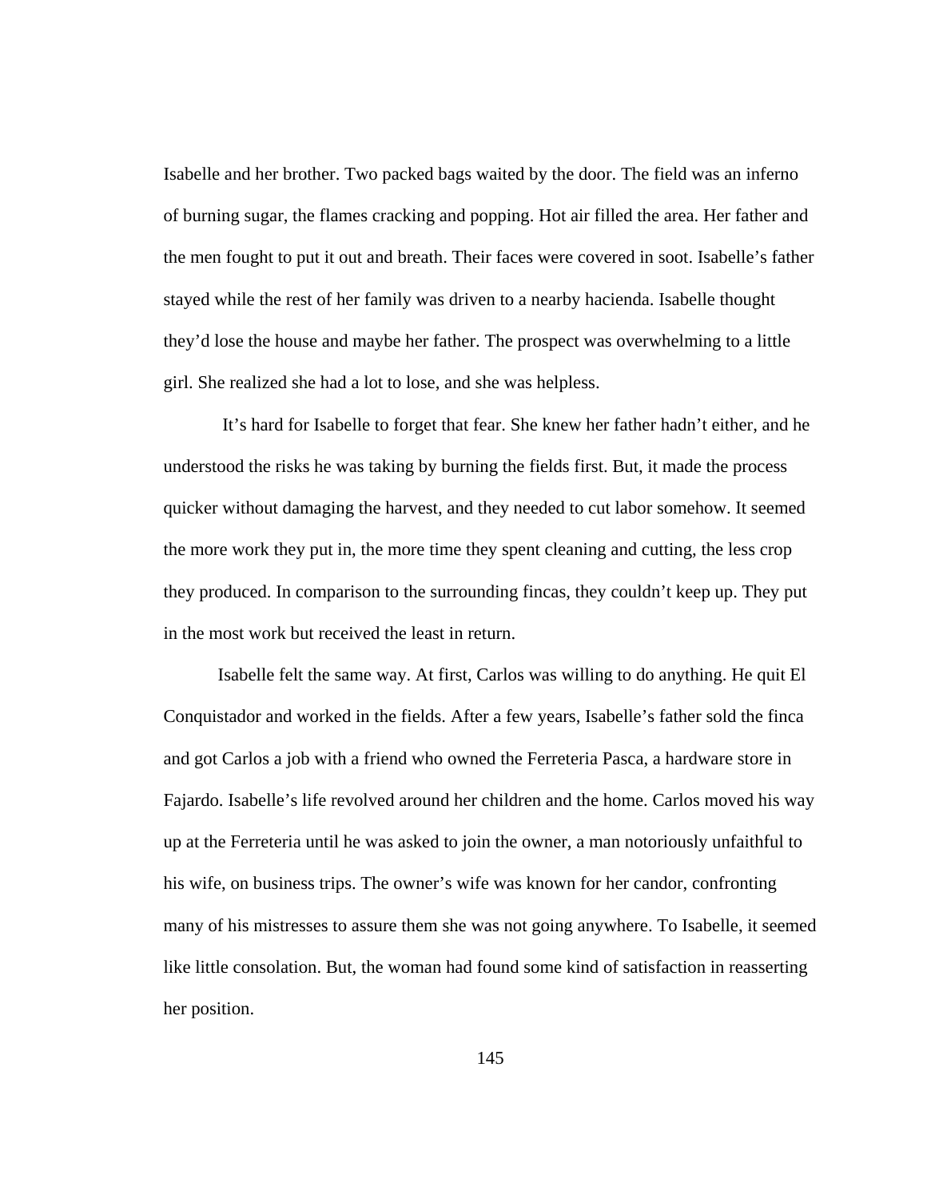Isabelle and her brother. Two packed bags waited by the door. The field was an inferno of burning sugar, the flames cracking and popping. Hot air filled the area. Her father and the men fought to put it out and breath. Their faces were covered in soot. Isabelle's father stayed while the rest of her family was driven to a nearby hacienda. Isabelle thought they'd lose the house and maybe her father. The prospect was overwhelming to a little girl. She realized she had a lot to lose, and she was helpless.

It's hard for Isabelle to forget that fear. She knew her father hadn't either, and he understood the risks he was taking by burning the fields first. But, it made the process quicker without damaging the harvest, and they needed to cut labor somehow. It seemed the more work they put in, the more time they spent cleaning and cutting, the less crop they produced. In comparison to the surrounding fincas, they couldn't keep up. They put in the most work but received the least in return.

Isabelle felt the same way. At first, Carlos was willing to do anything. He quit El Conquistador and worked in the fields. After a few years, Isabelle's father sold the finca and got Carlos a job with a friend who owned the Ferreteria Pasca, a hardware store in Fajardo. Isabelle's life revolved around her children and the home. Carlos moved his way up at the Ferreteria until he was asked to join the owner, a man notoriously unfaithful to his wife, on business trips. The owner's wife was known for her candor, confronting many of his mistresses to assure them she was not going anywhere. To Isabelle, it seemed like little consolation. But, the woman had found some kind of satisfaction in reasserting her position.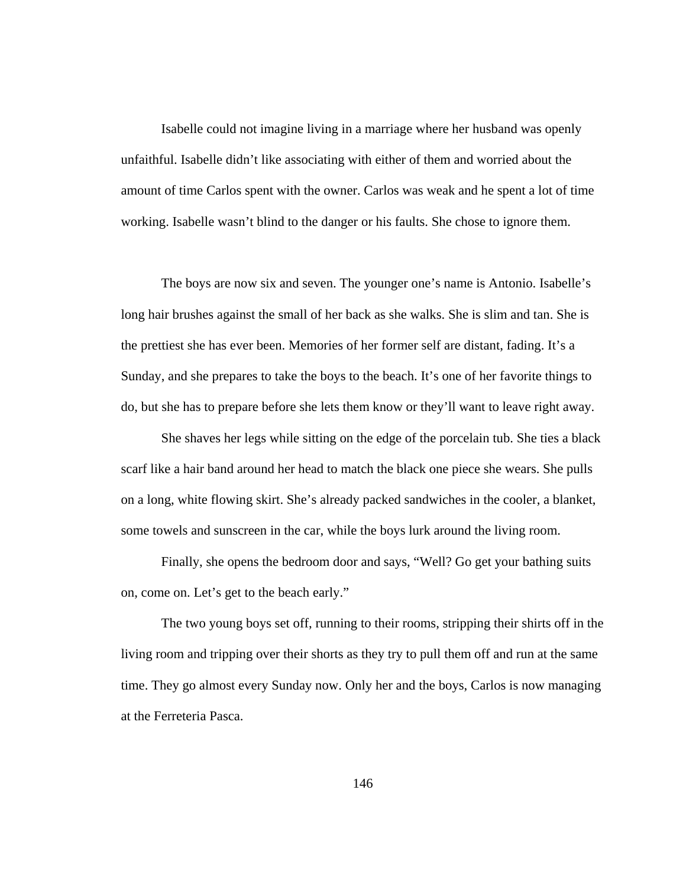Isabelle could not imagine living in a marriage where her husband was openly unfaithful. Isabelle didn't like associating with either of them and worried about the amount of time Carlos spent with the owner. Carlos was weak and he spent a lot of time working. Isabelle wasn't blind to the danger or his faults. She chose to ignore them.

The boys are now six and seven. The younger one's name is Antonio. Isabelle's long hair brushes against the small of her back as she walks. She is slim and tan. She is the prettiest she has ever been. Memories of her former self are distant, fading. It's a Sunday, and she prepares to take the boys to the beach. It's one of her favorite things to do, but she has to prepare before she lets them know or they'll want to leave right away.

She shaves her legs while sitting on the edge of the porcelain tub. She ties a black scarf like a hair band around her head to match the black one piece she wears. She pulls on a long, white flowing skirt. She's already packed sandwiches in the cooler, a blanket, some towels and sunscreen in the car, while the boys lurk around the living room.

Finally, she opens the bedroom door and says, "Well? Go get your bathing suits on, come on. Let's get to the beach early."

The two young boys set off, running to their rooms, stripping their shirts off in the living room and tripping over their shorts as they try to pull them off and run at the same time. They go almost every Sunday now. Only her and the boys, Carlos is now managing at the Ferreteria Pasca.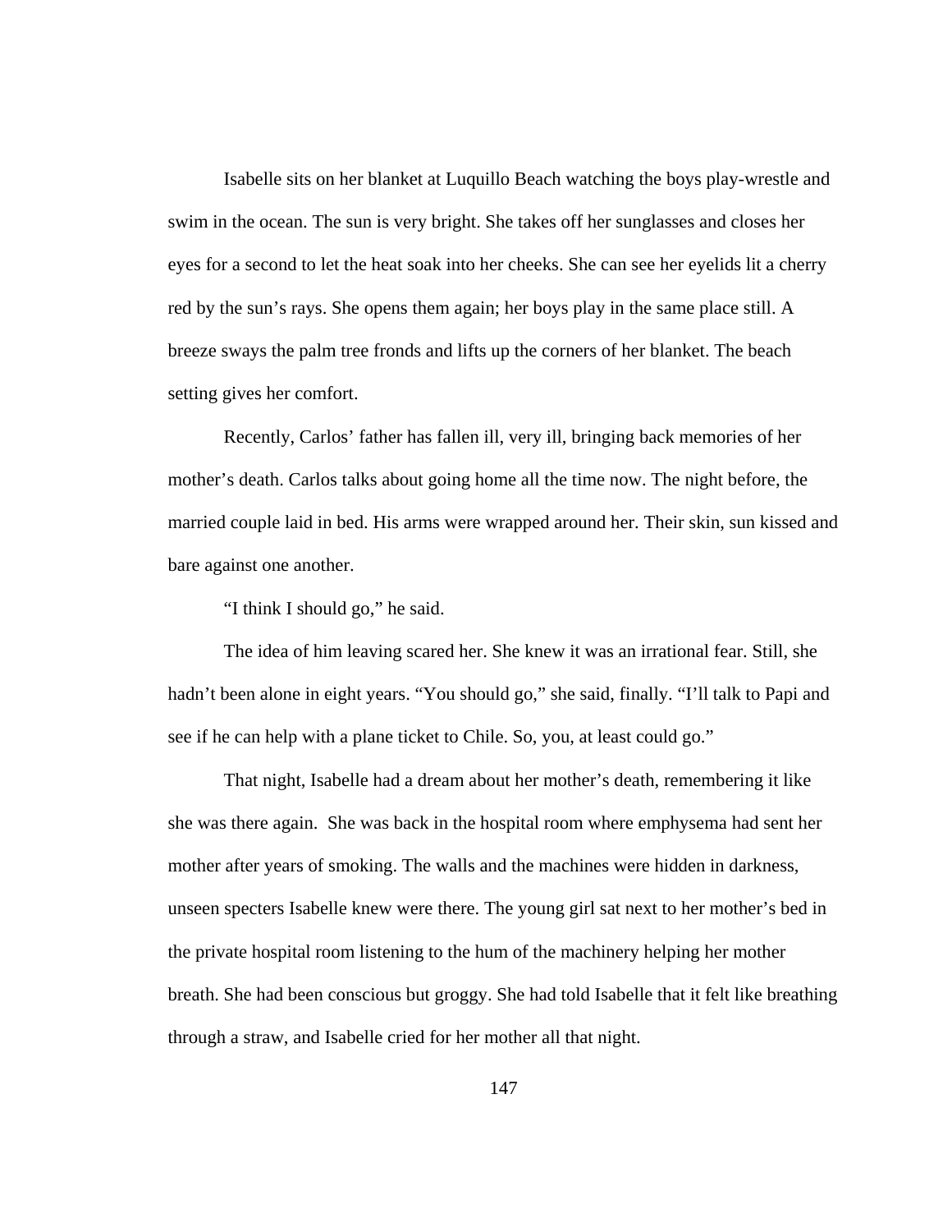Isabelle sits on her blanket at Luquillo Beach watching the boys play-wrestle and swim in the ocean. The sun is very bright. She takes off her sunglasses and closes her eyes for a second to let the heat soak into her cheeks. She can see her eyelids lit a cherry red by the sun's rays. She opens them again; her boys play in the same place still. A breeze sways the palm tree fronds and lifts up the corners of her blanket. The beach setting gives her comfort.

Recently, Carlos' father has fallen ill, very ill, bringing back memories of her mother's death. Carlos talks about going home all the time now. The night before, the married couple laid in bed. His arms were wrapped around her. Their skin, sun kissed and bare against one another.

"I think I should go," he said.

The idea of him leaving scared her. She knew it was an irrational fear. Still, she hadn't been alone in eight years. "You should go," she said, finally. "I'll talk to Papi and see if he can help with a plane ticket to Chile. So, you, at least could go."

That night, Isabelle had a dream about her mother's death, remembering it like she was there again.  She was back in the hospital room where emphysema had sent her mother after years of smoking. The walls and the machines were hidden in darkness, unseen specters Isabelle knew were there. The young girl sat next to her mother's bed in the private hospital room listening to the hum of the machinery helping her mother breath. She had been conscious but groggy. She had told Isabelle that it felt like breathing through a straw, and Isabelle cried for her mother all that night.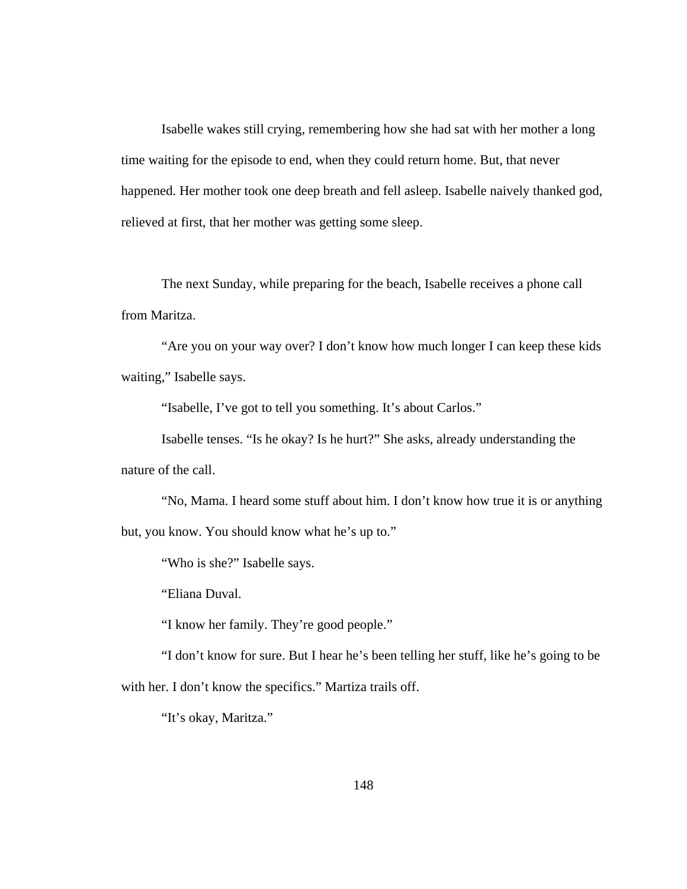Isabelle wakes still crying, remembering how she had sat with her mother a long time waiting for the episode to end, when they could return home. But, that never happened. Her mother took one deep breath and fell asleep. Isabelle naively thanked god, relieved at first, that her mother was getting some sleep.

The next Sunday, while preparing for the beach, Isabelle receives a phone call from Maritza.

"Are you on your way over? I don't know how much longer I can keep these kids waiting," Isabelle says.

"Isabelle, I've got to tell you something. It's about Carlos."

Isabelle tenses. "Is he okay? Is he hurt?" She asks, already understanding the nature of the call.

"No, Mama. I heard some stuff about him. I don't know how true it is or anything but, you know. You should know what he's up to."

"Who is she?" Isabelle says.

"Eliana Duval.

"I know her family. They're good people."

"I don't know for sure. But I hear he's been telling her stuff, like he's going to be with her. I don't know the specifics." Martiza trails off.

"It's okay, Maritza."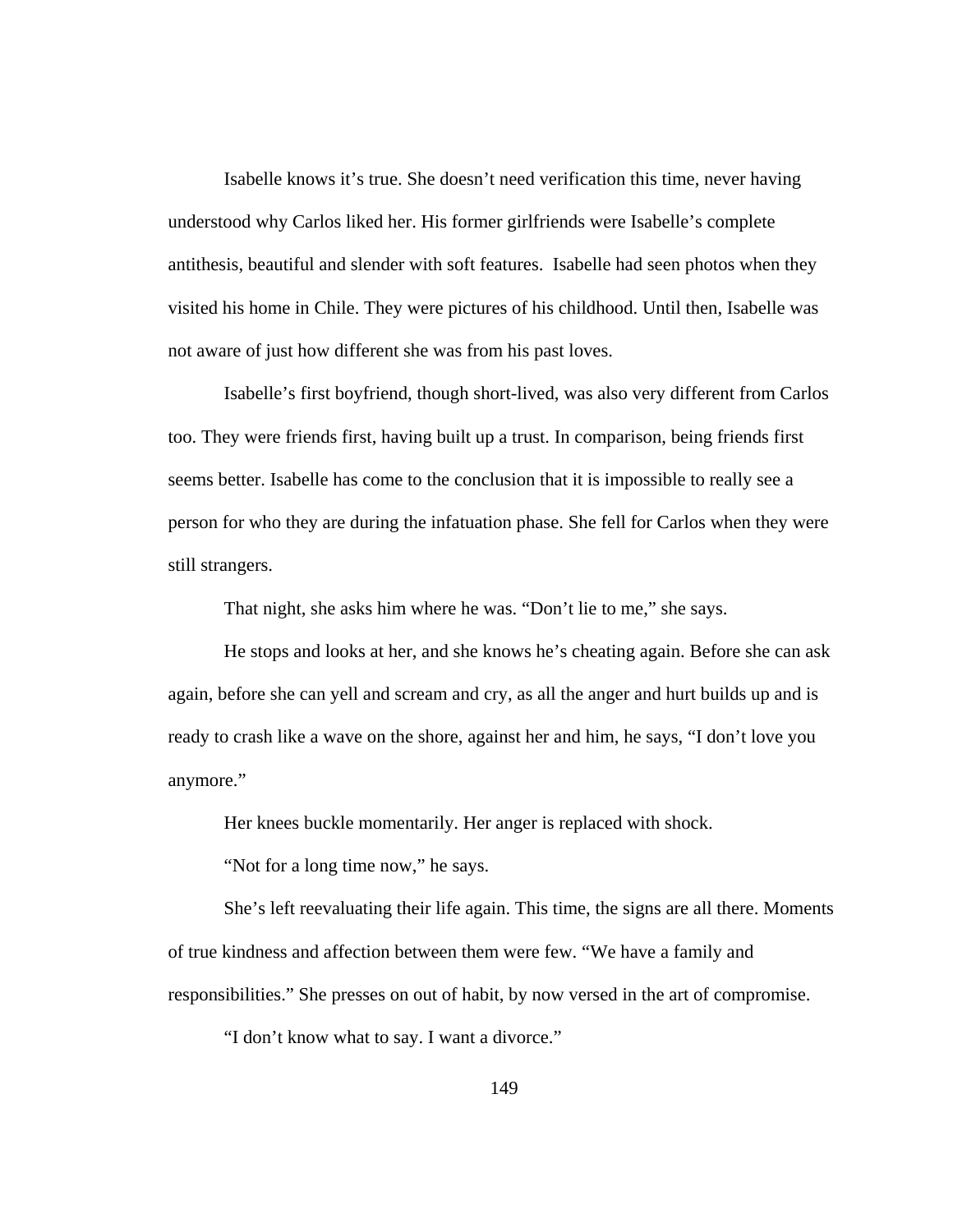Isabelle knows it's true. She doesn't need verification this time, never having understood why Carlos liked her. His former girlfriends were Isabelle's complete antithesis, beautiful and slender with soft features.  Isabelle had seen photos when they visited his home in Chile. They were pictures of his childhood. Until then, Isabelle was not aware of just how different she was from his past loves.

Isabelle's first boyfriend, though short-lived, was also very different from Carlos too. They were friends first, having built up a trust. In comparison, being friends first seems better. Isabelle has come to the conclusion that it is impossible to really see a person for who they are during the infatuation phase. She fell for Carlos when they were still strangers.

That night, she asks him where he was. "Don't lie to me," she says.

He stops and looks at her, and she knows he's cheating again. Before she can ask again, before she can yell and scream and cry, as all the anger and hurt builds up and is ready to crash like a wave on the shore, against her and him, he says, "I don't love you anymore."

Her knees buckle momentarily. Her anger is replaced with shock.

"Not for a long time now," he says.

She's left reevaluating their life again. This time, the signs are all there. Moments of true kindness and affection between them were few. "We have a family and responsibilities." She presses on out of habit, by now versed in the art of compromise.

"I don't know what to say. I want a divorce."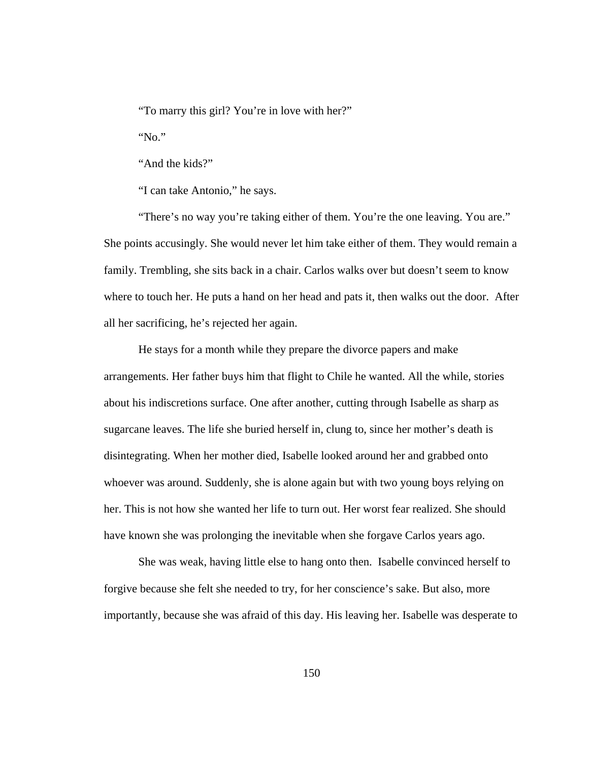"To marry this girl? You're in love with her?"

"No."

"And the kids?"

"I can take Antonio," he says.

"There's no way you're taking either of them. You're the one leaving. You are." She points accusingly. She would never let him take either of them. They would remain a family. Trembling, she sits back in a chair. Carlos walks over but doesn't seem to know where to touch her. He puts a hand on her head and pats it, then walks out the door. After all her sacrificing, he's rejected her again.

He stays for a month while they prepare the divorce papers and make arrangements. Her father buys him that flight to Chile he wanted. All the while, stories about his indiscretions surface. One after another, cutting through Isabelle as sharp as sugarcane leaves. The life she buried herself in, clung to, since her mother's death is disintegrating. When her mother died, Isabelle looked around her and grabbed onto whoever was around. Suddenly, she is alone again but with two young boys relying on her. This is not how she wanted her life to turn out. Her worst fear realized. She should have known she was prolonging the inevitable when she forgave Carlos years ago.

She was weak, having little else to hang onto then. Isabelle convinced herself to forgive because she felt she needed to try, for her conscience's sake. But also, more importantly, because she was afraid of this day. His leaving her. Isabelle was desperate to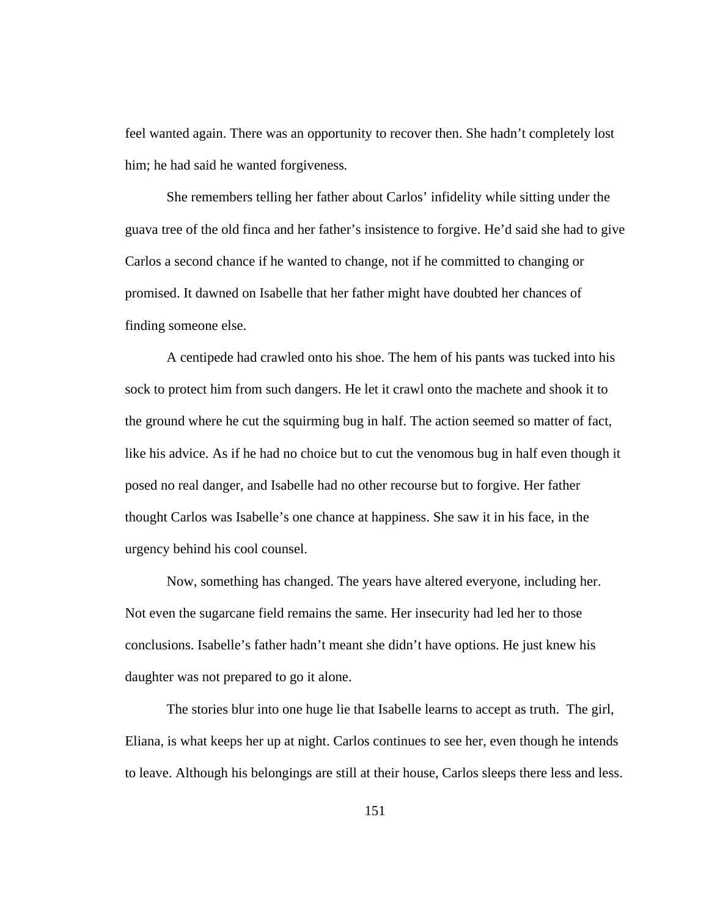feel wanted again. There was an opportunity to recover then. She hadn't completely lost him; he had said he wanted forgiveness.

She remembers telling her father about Carlos' infidelity while sitting under the guava tree of the old finca and her father's insistence to forgive. He'd said she had to give Carlos a second chance if he wanted to change, not if he committed to changing or promised. It dawned on Isabelle that her father might have doubted her chances of finding someone else.

A centipede had crawled onto his shoe. The hem of his pants was tucked into his sock to protect him from such dangers. He let it crawl onto the machete and shook it to the ground where he cut the squirming bug in half. The action seemed so matter of fact, like his advice. As if he had no choice but to cut the venomous bug in half even though it posed no real danger, and Isabelle had no other recourse but to forgive. Her father thought Carlos was Isabelle's one chance at happiness. She saw it in his face, in the urgency behind his cool counsel.

Now, something has changed. The years have altered everyone, including her. Not even the sugarcane field remains the same. Her insecurity had led her to those conclusions. Isabelle's father hadn't meant she didn't have options. He just knew his daughter was not prepared to go it alone.

The stories blur into one huge lie that Isabelle learns to accept as truth. The girl, Eliana, is what keeps her up at night. Carlos continues to see her, even though he intends to leave. Although his belongings are still at their house, Carlos sleeps there less and less.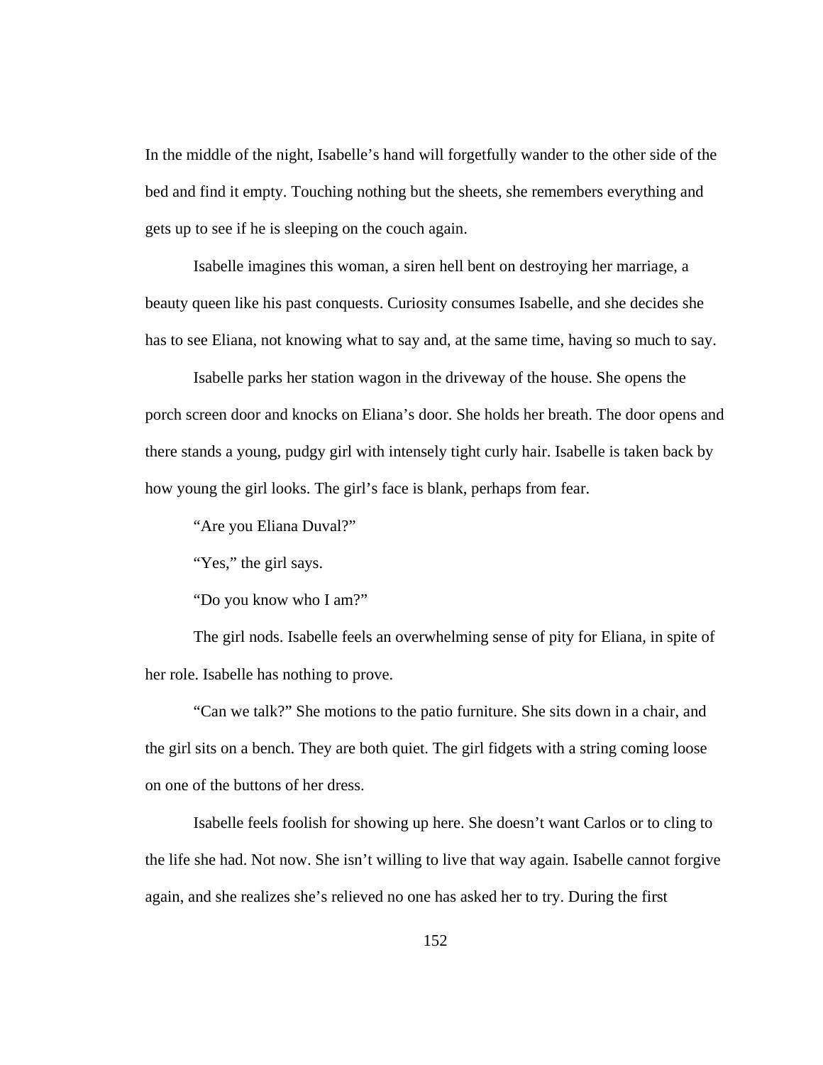In the middle of the night, Isabelle's hand will forgetfully wander to the other side of the bed and find it empty. Touching nothing but the sheets, she remembers everything and gets up to see if he is sleeping on the couch again.

Isabelle imagines this woman, a siren hell bent on destroying her marriage, a beauty queen like his past conquests. Curiosity consumes Isabelle, and she decides she has to see Eliana, not knowing what to say and, at the same time, having so much to say.

Isabelle parks her station wagon in the driveway of the house. She opens the porch screen door and knocks on Eliana's door. She holds her breath. The door opens and there stands a young, pudgy girl with intensely tight curly hair. Isabelle is taken back by how young the girl looks. The girl's face is blank, perhaps from fear.

"Are you Eliana Duval?"

"Yes," the girl says.

"Do you know who I am?"

The girl nods. Isabelle feels an overwhelming sense of pity for Eliana, in spite of her role. Isabelle has nothing to prove.

"Can we talk?" She motions to the patio furniture. She sits down in a chair, and the girl sits on a bench. They are both quiet. The girl fidgets with a string coming loose on one of the buttons of her dress.

Isabelle feels foolish for showing up here. She doesn't want Carlos or to cling to the life she had. Not now. She isn't willing to live that way again. Isabelle cannot forgive again, and she realizes she's relieved no one has asked her to try. During the first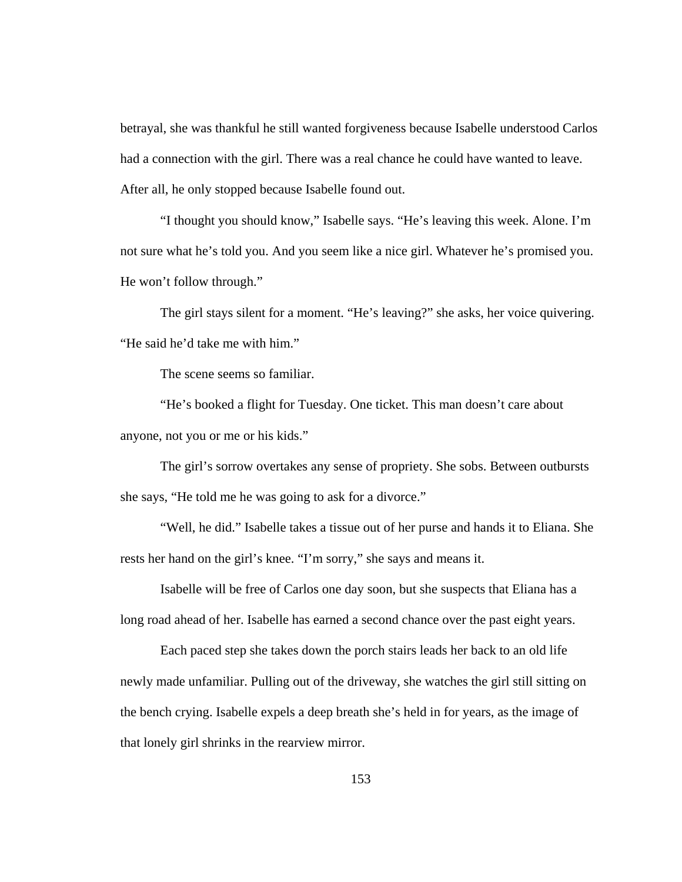betrayal, she was thankful he still wanted forgiveness because Isabelle understood Carlos had a connection with the girl. There was a real chance he could have wanted to leave. After all, he only stopped because Isabelle found out.

"I thought you should know," Isabelle says. "He's leaving this week. Alone. I'm not sure what he's told you. And you seem like a nice girl. Whatever he's promised you. He won't follow through."

The girl stays silent for a moment. "He's leaving?" she asks, her voice quivering. "He said he'd take me with him."

The scene seems so familiar.

"He's booked a flight for Tuesday. One ticket. This man doesn't care about anyone, not you or me or his kids."

The girl's sorrow overtakes any sense of propriety. She sobs. Between outbursts she says, "He told me he was going to ask for a divorce."

"Well, he did." Isabelle takes a tissue out of her purse and hands it to Eliana. She rests her hand on the girl's knee. "I'm sorry," she says and means it.

Isabelle will be free of Carlos one day soon, but she suspects that Eliana has a long road ahead of her. Isabelle has earned a second chance over the past eight years.

Each paced step she takes down the porch stairs leads her back to an old life newly made unfamiliar. Pulling out of the driveway, she watches the girl still sitting on the bench crying. Isabelle expels a deep breath she's held in for years, as the image of that lonely girl shrinks in the rearview mirror.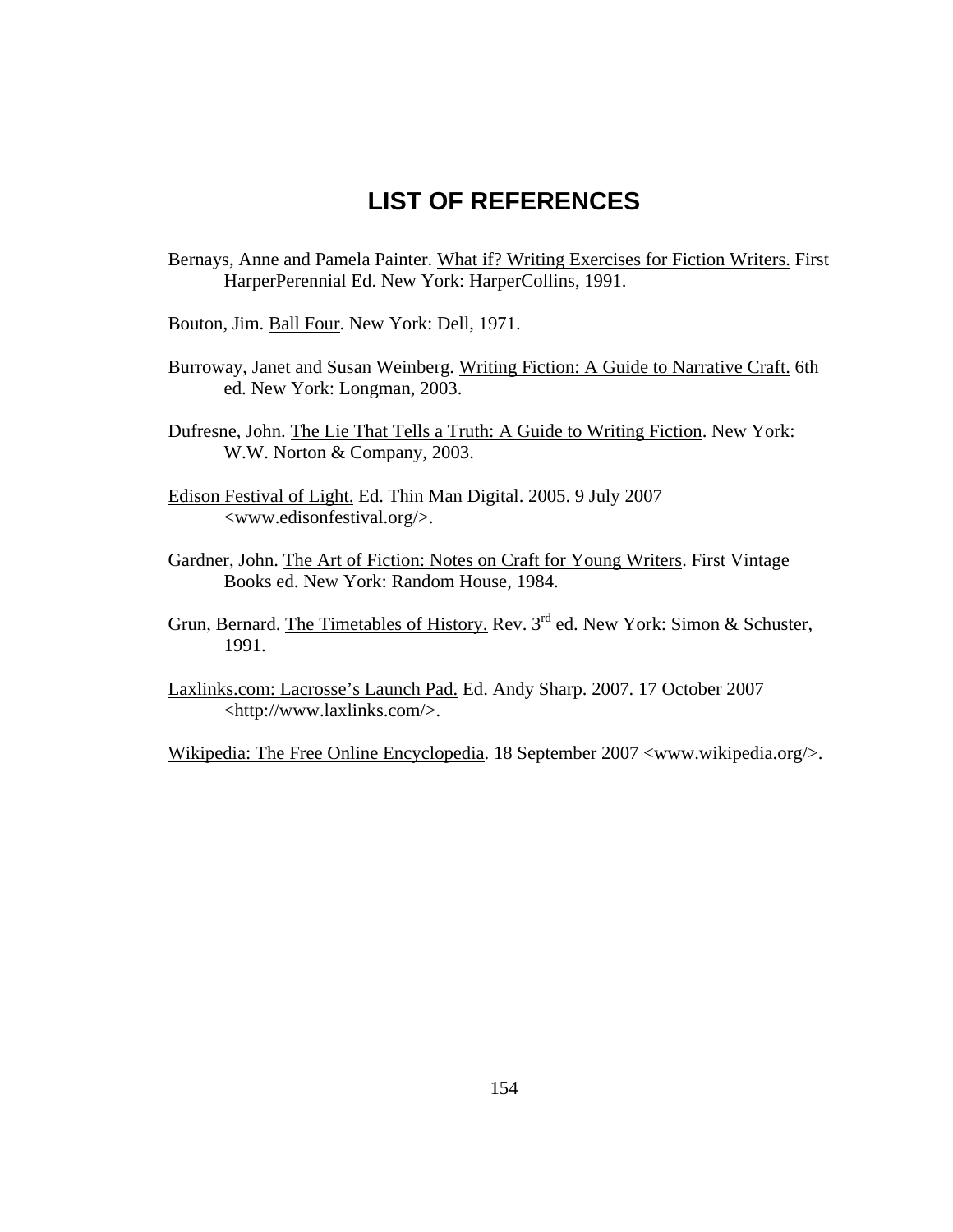# LIST OF REFERENCES

Bernays, Anne and Pamela Painter. What if? Writing Exercises for Fiction Writers. First HarperPerennial Ed. New York: HarperCollins, 1991.

Bouton, Jim. Ball Four. New York: Dell, 1971.

Burroway, Janet and Susan Weinberg. Writing Fiction: A Guide to Narrative Craft. 6th ed. New York: Longman, 2003.

Dufresne, John. The Lie That Tells a Truth: A Guide to Writing Fiction. New York: W.W. Norton & Company, 2003.

Edison Festival of Light. Ed. Thin Man Digital. 2005. 9 July 2007 <www.edisonfestival.org/>.

Gardner, John. The Art of Fiction: Notes on Craft for Young Writers. First Vintage Books ed. New York: Random House, 1984.

Grun, Bernard. The Timetables of History. Rev. 3rd ed. New York: Simon & Schuster, 1991.

Laxlinks.com: Lacrosse's Launch Pad. Ed. Andy Sharp. 2007. 17 October 2007 <http://www.laxlinks.com/>.

Wikipedia: The Free Online Encyclopedia. 18 September 2007 <www.wikipedia.org/>.